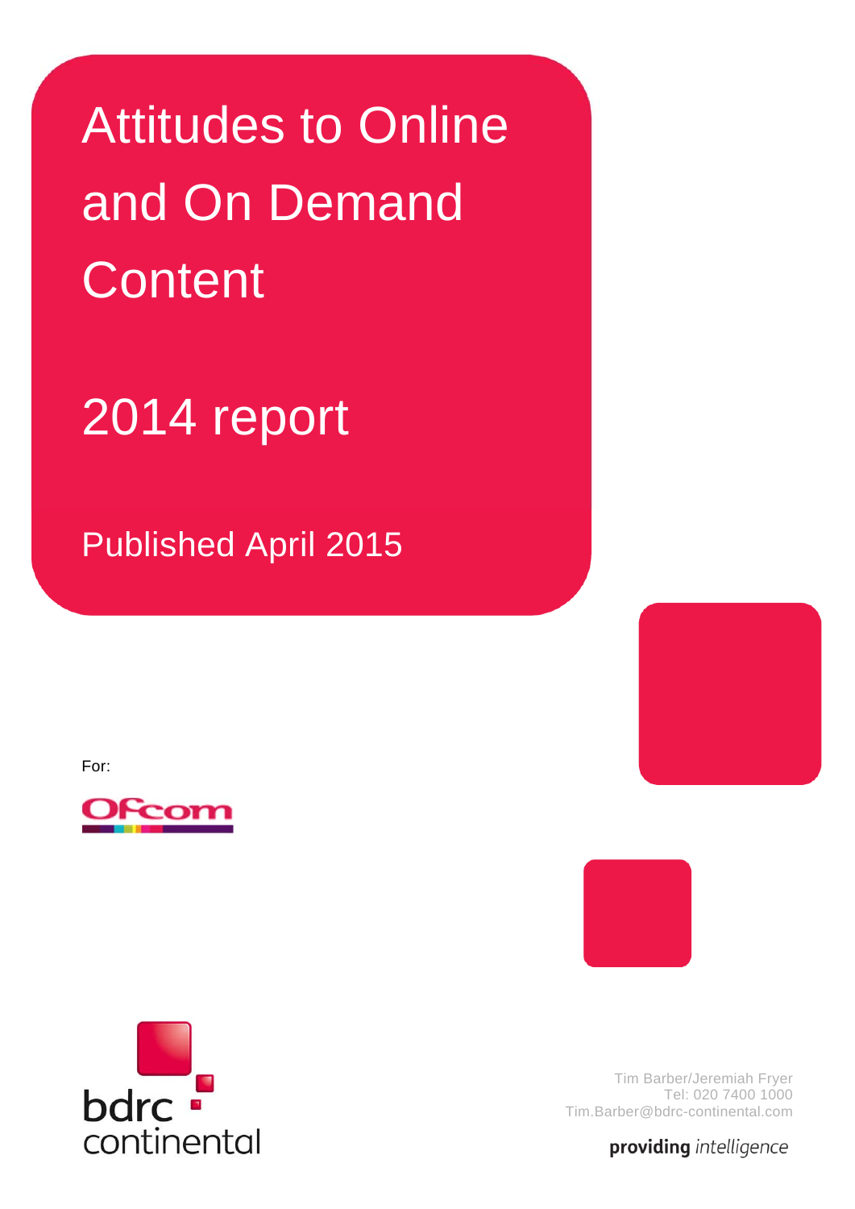# Attitudes to Online and On Demand Content

## 2014 report

Published April 2015

For:

Ofcom

bdrc continental

Tim Barber/Jeremiah Fryer
Tel: 020 7400 1000
Tim.Barber@bdrc-continental.com

**providing** *intelligence*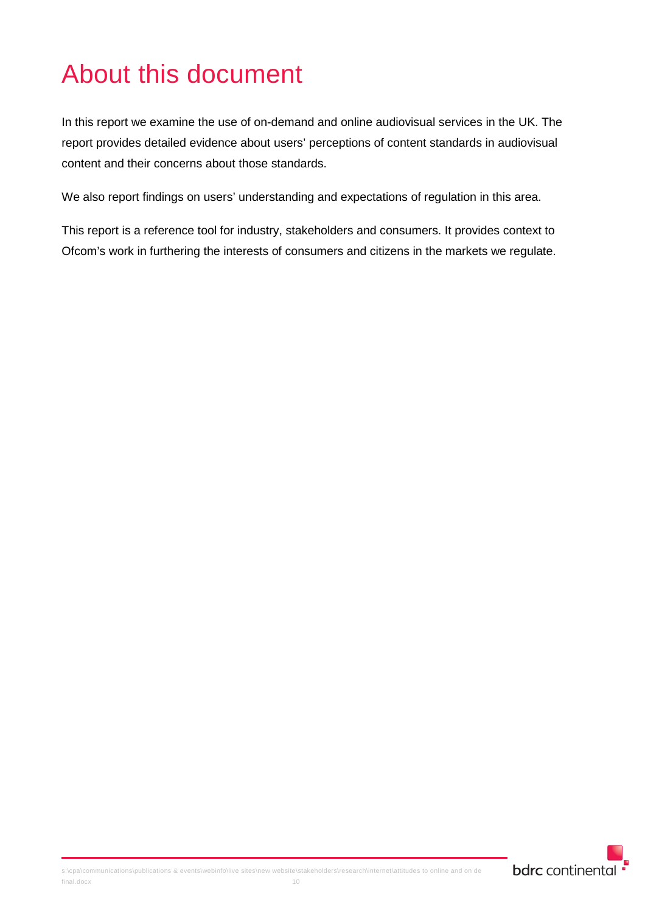# About this document

In this report we examine the use of on-demand and online audiovisual services in the UK. The report provides detailed evidence about users' perceptions of content standards in audiovisual content and their concerns about those standards.

We also report findings on users' understanding and expectations of regulation in this area.

This report is a reference tool for industry, stakeholders and consumers. It provides context to Ofcom's work in furthering the interests of consumers and citizens in the markets we regulate.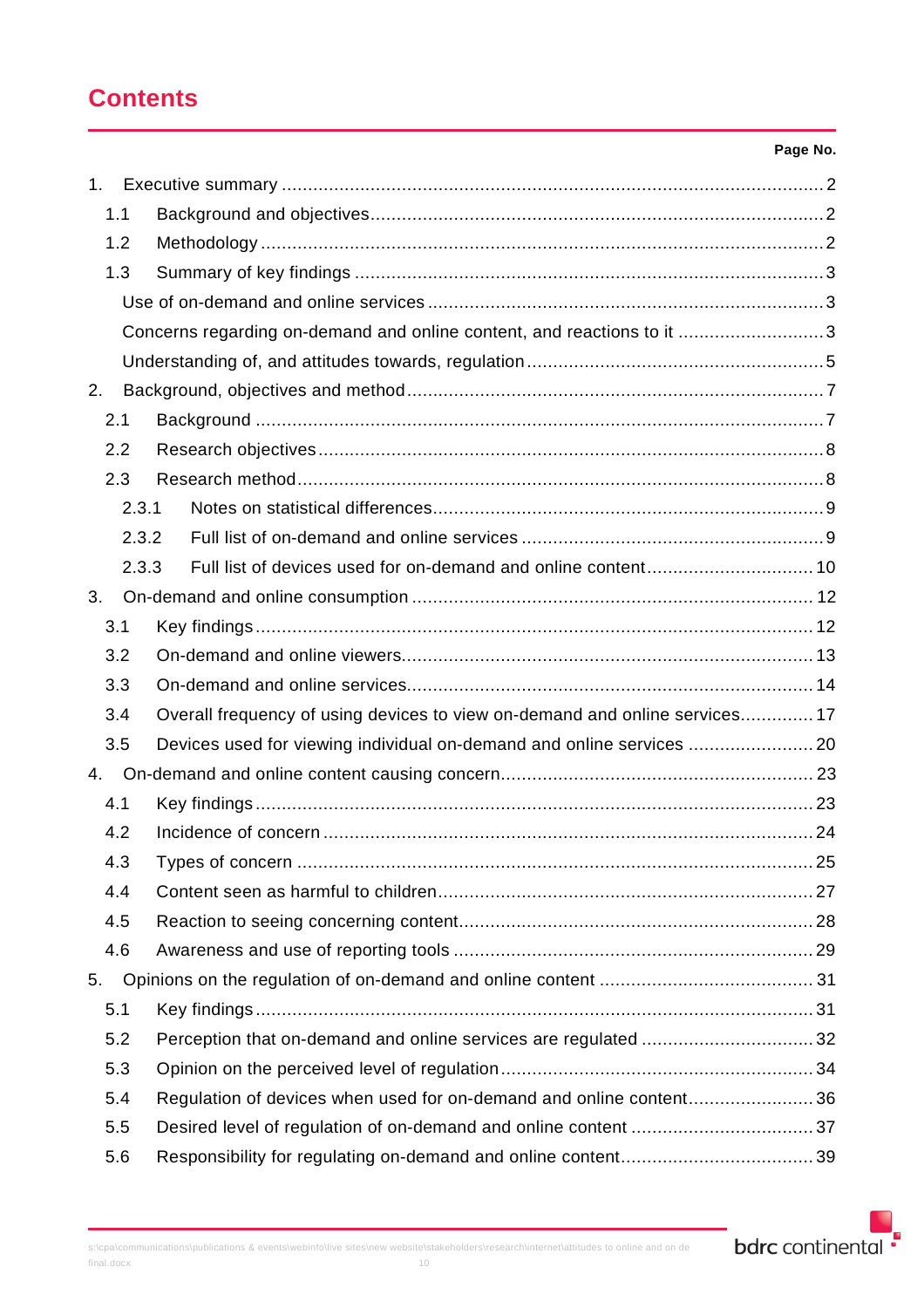# Contents

**Page No.**

1. Executive summary ........................................................................................................ 2
   - 1.1 Background and objectives ...................................................................................... 2
   - 1.2 Methodology ........................................................................................................... 2
   - 1.3 Summary of key findings ......................................................................................... 3
     - Use of on-demand and online services ........................................................................... 3
     - Concerns regarding on-demand and online content, and reactions to it ............................ 3
     - Understanding of, and attitudes towards, regulation ......................................................... 5
2. Background, objectives and method ................................................................................ 7
   - 2.1 Background ............................................................................................................ 7
   - 2.2 Research objectives ................................................................................................ 8
   - 2.3 Research method .................................................................................................... 8
     - 2.3.1 Notes on statistical differences ........................................................................... 9
     - 2.3.2 Full list of on-demand and online services .......................................................... 9
     - 2.3.3 Full list of devices used for on-demand and online content ................................. 10
3. On-demand and online consumption ............................................................................ 12
   - 3.1 Key findings .......................................................................................................... 12
   - 3.2 On-demand and online viewers .............................................................................. 13
   - 3.3 On-demand and online services ............................................................................. 14
   - 3.4 Overall frequency of using devices to view on-demand and online services .............. 17
   - 3.5 Devices used for viewing individual on-demand and online services ........................ 20
4. On-demand and online content causing concern ........................................................... 23
   - 4.1 Key findings .......................................................................................................... 23
   - 4.2 Incidence of concern ............................................................................................. 24
   - 4.3 Types of concern .................................................................................................. 25
   - 4.4 Content seen as harmful to children ....................................................................... 27
   - 4.5 Reaction to seeing concerning content .................................................................... 28
   - 4.6 Awareness and use of reporting tools ..................................................................... 29
5. Opinions on the regulation of on-demand and online content ......................................... 31
   - 5.1 Key findings .......................................................................................................... 31
   - 5.2 Perception that on-demand and online services are regulated ................................. 32
   - 5.3 Opinion on the perceived level of regulation ............................................................ 34
   - 5.4 Regulation of devices when used for on-demand and online content ........................ 36
   - 5.5 Desired level of regulation of on-demand and online content ................................... 37
   - 5.6 Responsibility for regulating on-demand and online content ..................................... 39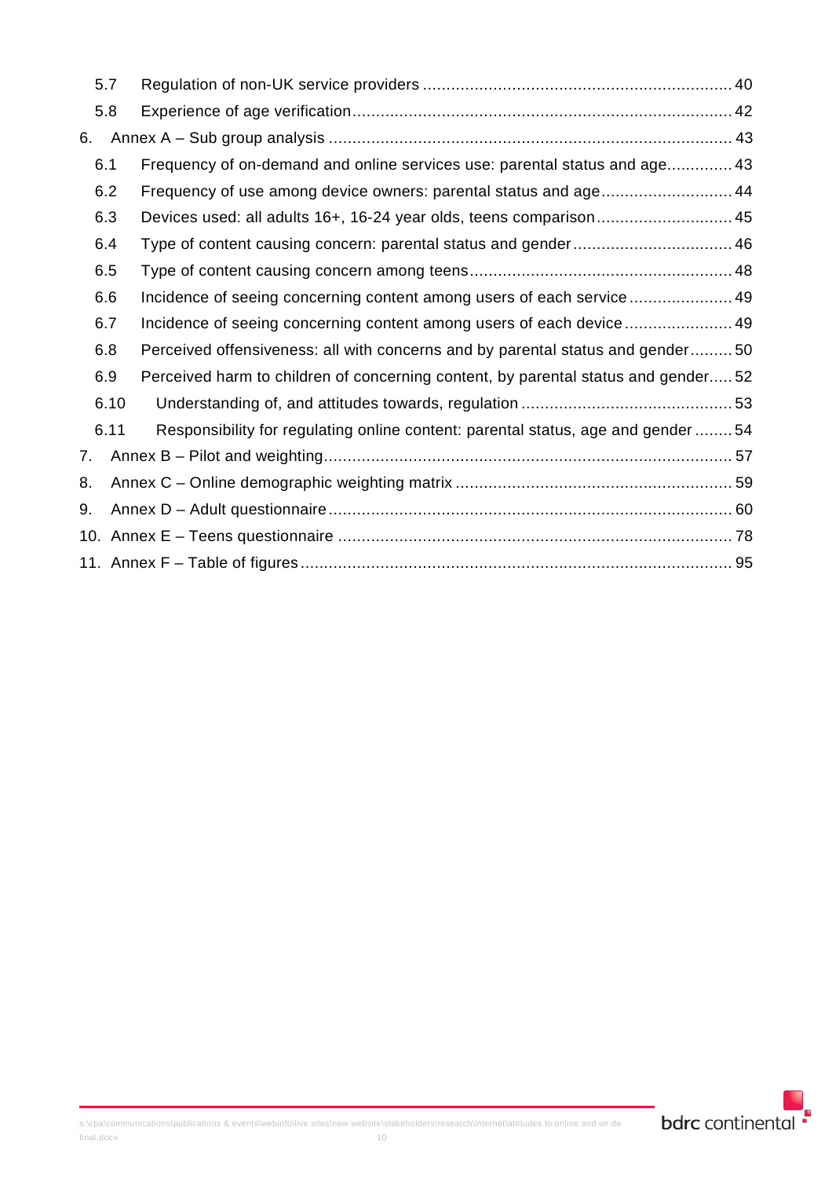- 5.7 Regulation of non-UK service providers ........ 40
- 5.8 Experience of age verification ........ 42

6. Annex A – Sub group analysis ........ 43
   - 6.1 Frequency of on-demand and online services use: parental status and age ........ 43
   - 6.2 Frequency of use among device owners: parental status and age ........ 44
   - 6.3 Devices used: all adults 16+, 16-24 year olds, teens comparison ........ 45
   - 6.4 Type of content causing concern: parental status and gender ........ 46
   - 6.5 Type of content causing concern among teens ........ 48
   - 6.6 Incidence of seeing concerning content among users of each service ........ 49
   - 6.7 Incidence of seeing concerning content among users of each device ........ 49
   - 6.8 Perceived offensiveness: all with concerns and by parental status and gender ........ 50
   - 6.9 Perceived harm to children of concerning content, by parental status and gender ........ 52
   - 6.10 Understanding of, and attitudes towards, regulation ........ 53
   - 6.11 Responsibility for regulating online content: parental status, age and gender ........ 54
7. Annex B – Pilot and weighting ........ 57
8. Annex C – Online demographic weighting matrix ........ 59
9. Annex D – Adult questionnaire ........ 60
10. Annex E – Teens questionnaire ........ 78
11. Annex F – Table of figures ........ 95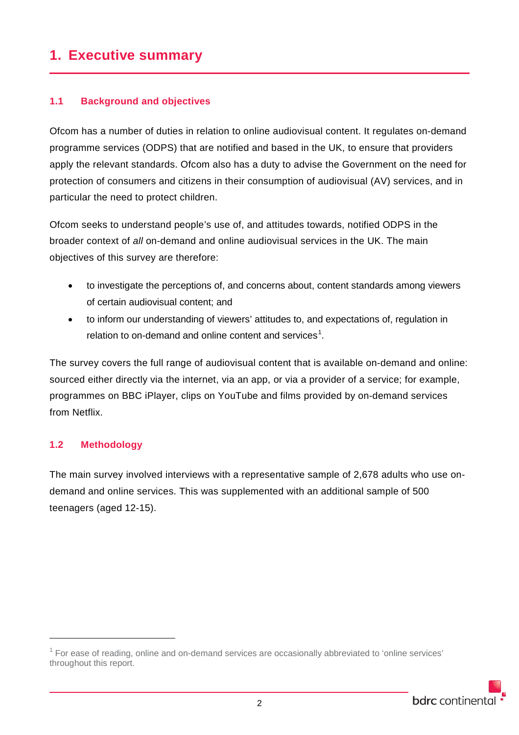# 1. Executive summary

## 1.1 Background and objectives

Ofcom has a number of duties in relation to online audiovisual content. It regulates on-demand programme services (ODPS) that are notified and based in the UK, to ensure that providers apply the relevant standards. Ofcom also has a duty to advise the Government on the need for protection of consumers and citizens in their consumption of audiovisual (AV) services, and in particular the need to protect children.

Ofcom seeks to understand people's use of, and attitudes towards, notified ODPS in the broader context of *all* on-demand and online audiovisual services in the UK. The main objectives of this survey are therefore:

- to investigate the perceptions of, and concerns about, content standards among viewers of certain audiovisual content; and
- to inform our understanding of viewers' attitudes to, and expectations of, regulation in relation to on-demand and online content and services[1].

The survey covers the full range of audiovisual content that is available on-demand and online: sourced either directly via the internet, via an app, or via a provider of a service; for example, programmes on BBC iPlayer, clips on YouTube and films provided by on-demand services from Netflix.

## 1.2 Methodology

The main survey involved interviews with a representative sample of 2,678 adults who use on-demand and online services. This was supplemented with an additional sample of 500 teenagers (aged 12-15).

[1] For ease of reading, online and on-demand services are occasionally abbreviated to 'online services' throughout this report.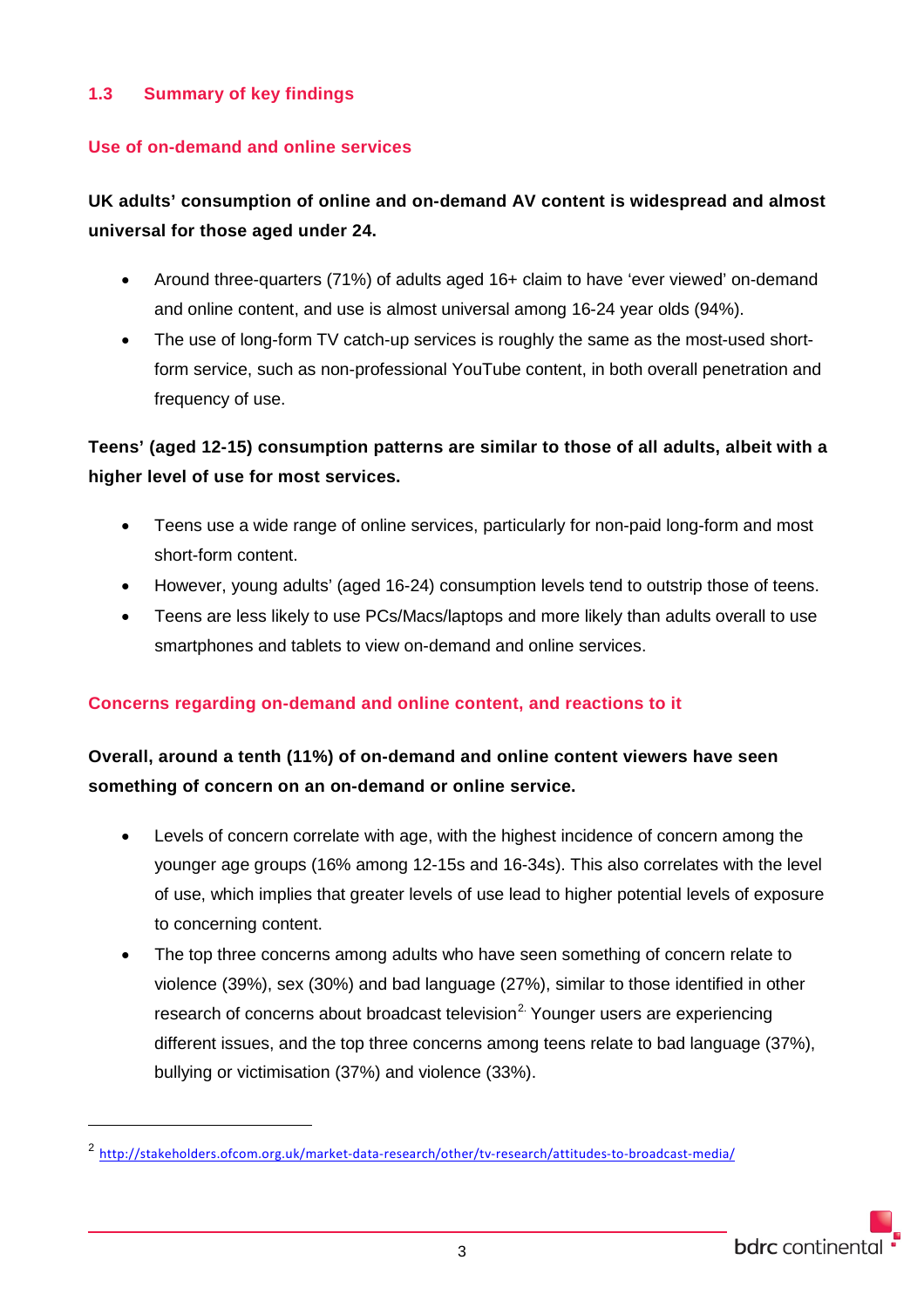## 1.3 Summary of key findings

### Use of on-demand and online services

**UK adults' consumption of online and on-demand AV content is widespread and almost universal for those aged under 24.**

- Around three-quarters (71%) of adults aged 16+ claim to have 'ever viewed' on-demand and online content, and use is almost universal among 16-24 year olds (94%).
- The use of long-form TV catch-up services is roughly the same as the most-used short-form service, such as non-professional YouTube content, in both overall penetration and frequency of use.

**Teens' (aged 12-15) consumption patterns are similar to those of all adults, albeit with a higher level of use for most services.**

- Teens use a wide range of online services, particularly for non-paid long-form and most short-form content.
- However, young adults' (aged 16-24) consumption levels tend to outstrip those of teens.
- Teens are less likely to use PCs/Macs/laptops and more likely than adults overall to use smartphones and tablets to view on-demand and online services.

### Concerns regarding on-demand and online content, and reactions to it

**Overall, around a tenth (11%) of on-demand and online content viewers have seen something of concern on an on-demand or online service.**

- Levels of concern correlate with age, with the highest incidence of concern among the younger age groups (16% among 12-15s and 16-34s). This also correlates with the level of use, which implies that greater levels of use lead to higher potential levels of exposure to concerning content.
- The top three concerns among adults who have seen something of concern relate to violence (39%), sex (30%) and bad language (27%), similar to those identified in other research of concerns about broadcast television[2]. Younger users are experiencing different issues, and the top three concerns among teens relate to bad language (37%), bullying or victimisation (37%) and violence (33%).

---

[2] http://stakeholders.ofcom.org.uk/market-data-research/other/tv-research/attitudes-to-broadcast-media/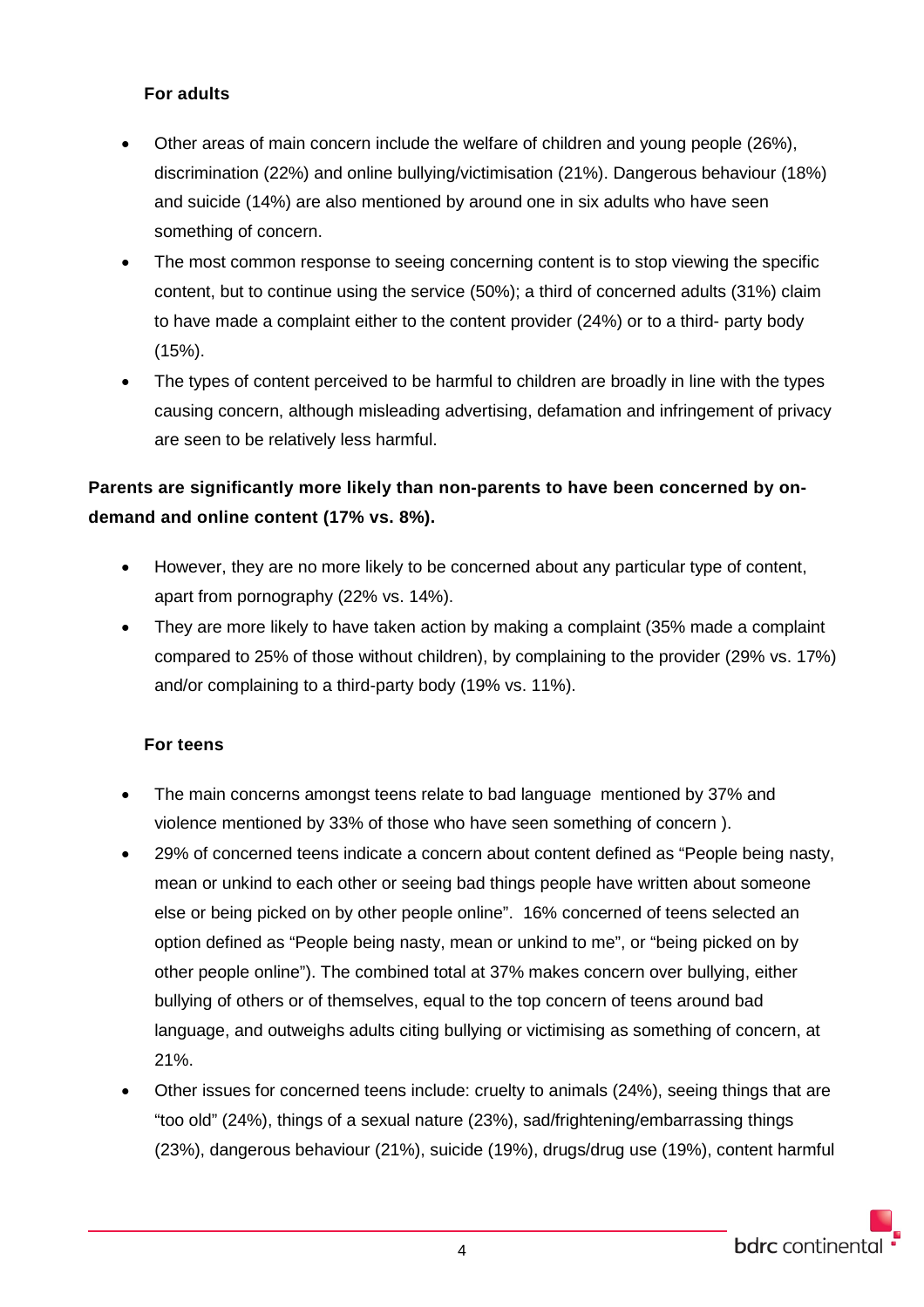### For adults

- Other areas of main concern include the welfare of children and young people (26%), discrimination (22%) and online bullying/victimisation (21%). Dangerous behaviour (18%) and suicide (14%) are also mentioned by around one in six adults who have seen something of concern.
- The most common response to seeing concerning content is to stop viewing the specific content, but to continue using the service (50%); a third of concerned adults (31%) claim to have made a complaint either to the content provider (24%) or to a third- party body (15%).
- The types of content perceived to be harmful to children are broadly in line with the types causing concern, although misleading advertising, defamation and infringement of privacy are seen to be relatively less harmful.

**Parents are significantly more likely than non-parents to have been concerned by on-demand and online content (17% vs. 8%).**

- However, they are no more likely to be concerned about any particular type of content, apart from pornography (22% vs. 14%).
- They are more likely to have taken action by making a complaint (35% made a complaint compared to 25% of those without children), by complaining to the provider (29% vs. 17%) and/or complaining to a third-party body (19% vs. 11%).

### For teens

- The main concerns amongst teens relate to bad language mentioned by 37% and violence mentioned by 33% of those who have seen something of concern ).
- 29% of concerned teens indicate a concern about content defined as "People being nasty, mean or unkind to each other or seeing bad things people have written about someone else or being picked on by other people online". 16% concerned of teens selected an option defined as "People being nasty, mean or unkind to me", or "being picked on by other people online"). The combined total at 37% makes concern over bullying, either bullying of others or of themselves, equal to the top concern of teens around bad language, and outweighs adults citing bullying or victimising as something of concern, at 21%.
- Other issues for concerned teens include: cruelty to animals (24%), seeing things that are "too old" (24%), things of a sexual nature (23%), sad/frightening/embarrassing things (23%), dangerous behaviour (21%), suicide (19%), drugs/drug use (19%), content harmful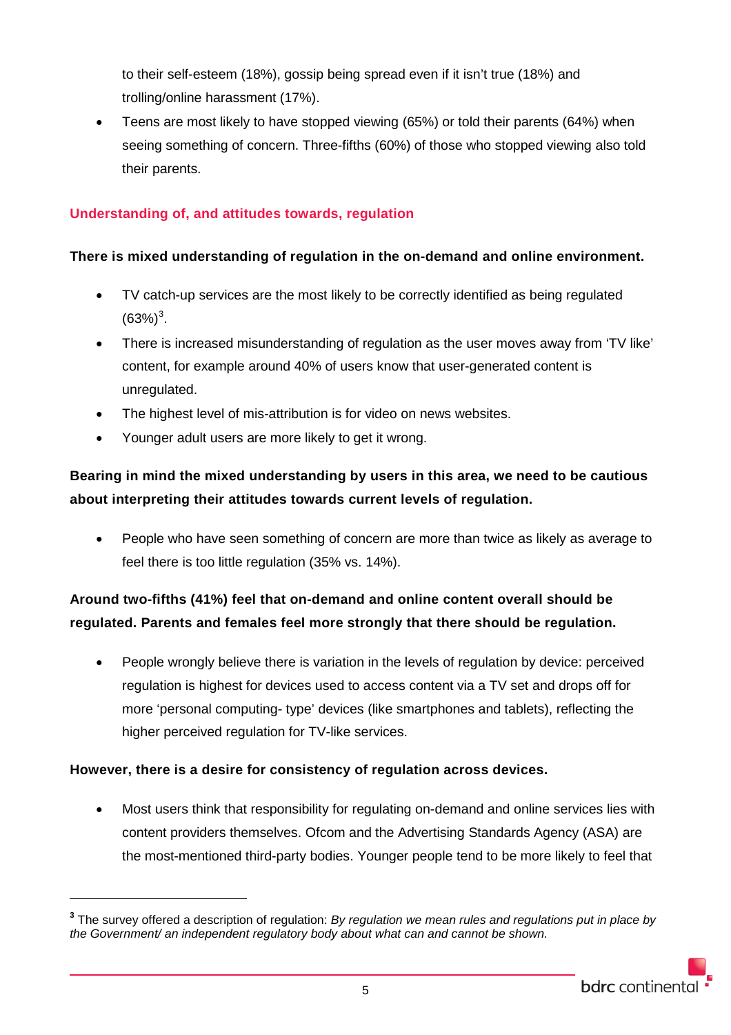to their self-esteem (18%), gossip being spread even if it isn't true (18%) and trolling/online harassment (17%).

- Teens are most likely to have stopped viewing (65%) or told their parents (64%) when seeing something of concern. Three-fifths (60%) of those who stopped viewing also told their parents.

## Understanding of, and attitudes towards, regulation

**There is mixed understanding of regulation in the on-demand and online environment.**

- TV catch-up services are the most likely to be correctly identified as being regulated (63%)[3].
- There is increased misunderstanding of regulation as the user moves away from 'TV like' content, for example around 40% of users know that user-generated content is unregulated.
- The highest level of mis-attribution is for video on news websites.
- Younger adult users are more likely to get it wrong.

**Bearing in mind the mixed understanding by users in this area, we need to be cautious about interpreting their attitudes towards current levels of regulation.**

- People who have seen something of concern are more than twice as likely as average to feel there is too little regulation (35% vs. 14%).

**Around two-fifths (41%) feel that on-demand and online content overall should be regulated. Parents and females feel more strongly that there should be regulation.**

- People wrongly believe there is variation in the levels of regulation by device: perceived regulation is highest for devices used to access content via a TV set and drops off for more 'personal computing- type' devices (like smartphones and tablets), reflecting the higher perceived regulation for TV-like services.

**However, there is a desire for consistency of regulation across devices.**

- Most users think that responsibility for regulating on-demand and online services lies with content providers themselves. Ofcom and the Advertising Standards Agency (ASA) are the most-mentioned third-party bodies. Younger people tend to be more likely to feel that

[3] The survey offered a description of regulation: *By regulation we mean rules and regulations put in place by the Government/ an independent regulatory body about what can and cannot be shown.*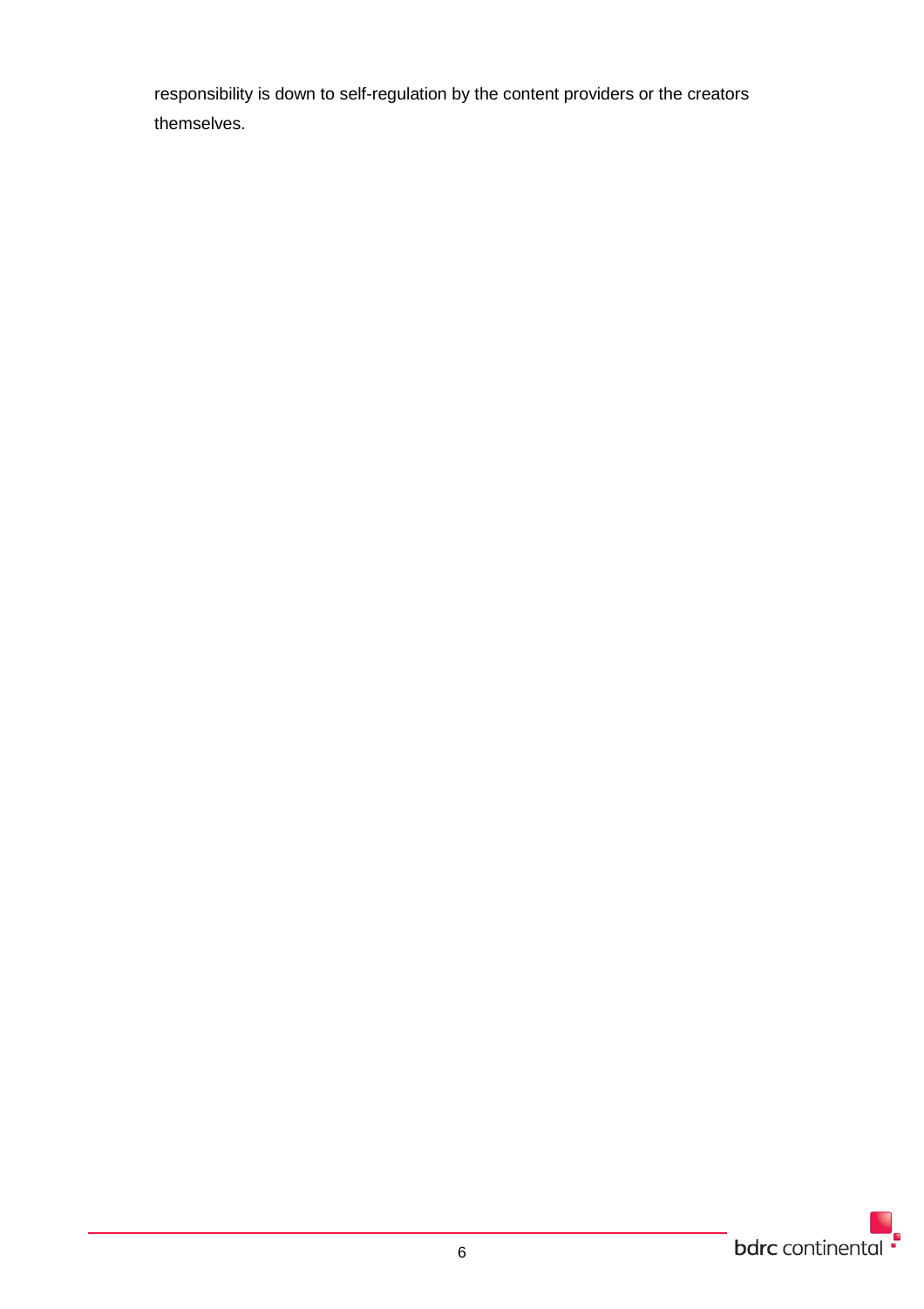responsibility is down to self-regulation by the content providers or the creators themselves.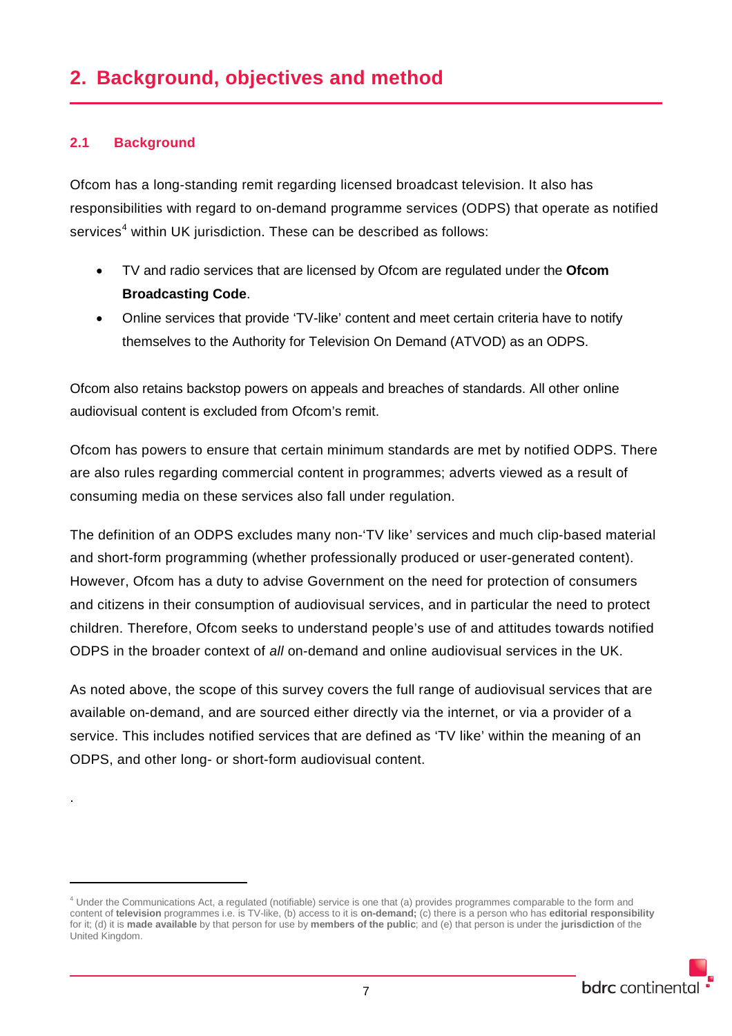# 2. Background, objectives and method

## 2.1 Background

Ofcom has a long-standing remit regarding licensed broadcast television. It also has responsibilities with regard to on-demand programme services (ODPS) that operate as notified services[4] within UK jurisdiction. These can be described as follows:

- TV and radio services that are licensed by Ofcom are regulated under the **Ofcom Broadcasting Code**.
- Online services that provide 'TV-like' content and meet certain criteria have to notify themselves to the Authority for Television On Demand (ATVOD) as an ODPS.

Ofcom also retains backstop powers on appeals and breaches of standards. All other online audiovisual content is excluded from Ofcom's remit.

Ofcom has powers to ensure that certain minimum standards are met by notified ODPS. There are also rules regarding commercial content in programmes; adverts viewed as a result of consuming media on these services also fall under regulation.

The definition of an ODPS excludes many non-'TV like' services and much clip-based material and short-form programming (whether professionally produced or user-generated content). However, Ofcom has a duty to advise Government on the need for protection of consumers and citizens in their consumption of audiovisual services, and in particular the need to protect children. Therefore, Ofcom seeks to understand people's use of and attitudes towards notified ODPS in the broader context of *all* on-demand and online audiovisual services in the UK.

As noted above, the scope of this survey covers the full range of audiovisual services that are available on-demand, and are sourced either directly via the internet, or via a provider of a service. This includes notified services that are defined as 'TV like' within the meaning of an ODPS, and other long- or short-form audiovisual content.

.

[4] Under the Communications Act, a regulated (notifiable) service is one that (a) provides programmes comparable to the form and content of **television** programmes i.e. is TV-like, (b) access to it is **on-demand;** (c) there is a person who has **editorial responsibility** for it; (d) it is **made available** by that person for use by **members of the public**; and (e) that person is under the **jurisdiction** of the United Kingdom.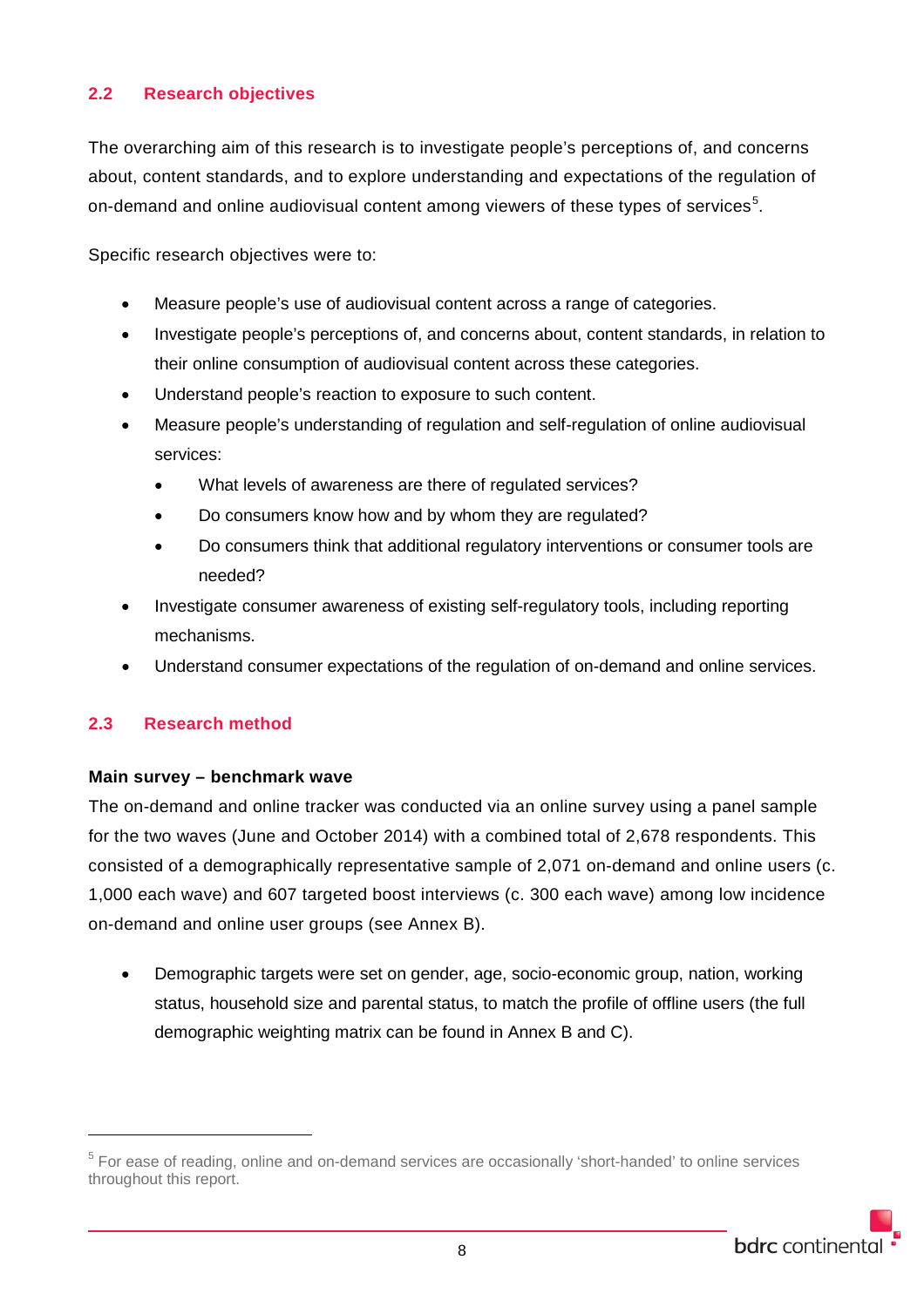## 2.2 Research objectives

The overarching aim of this research is to investigate people's perceptions of, and concerns about, content standards, and to explore understanding and expectations of the regulation of on-demand and online audiovisual content among viewers of these types of services[5].

Specific research objectives were to:

- Measure people's use of audiovisual content across a range of categories.
- Investigate people's perceptions of, and concerns about, content standards, in relation to their online consumption of audiovisual content across these categories.
- Understand people's reaction to exposure to such content.
- Measure people's understanding of regulation and self-regulation of online audiovisual services:
  - What levels of awareness are there of regulated services?
  - Do consumers know how and by whom they are regulated?
  - Do consumers think that additional regulatory interventions or consumer tools are needed?
- Investigate consumer awareness of existing self-regulatory tools, including reporting mechanisms.
- Understand consumer expectations of the regulation of on-demand and online services.

## 2.3 Research method

**Main survey – benchmark wave**

The on-demand and online tracker was conducted via an online survey using a panel sample for the two waves (June and October 2014) with a combined total of 2,678 respondents. This consisted of a demographically representative sample of 2,071 on-demand and online users (c. 1,000 each wave) and 607 targeted boost interviews (c. 300 each wave) among low incidence on-demand and online user groups (see Annex B).

- Demographic targets were set on gender, age, socio-economic group, nation, working status, household size and parental status, to match the profile of offline users (the full demographic weighting matrix can be found in Annex B and C).

[5] For ease of reading, online and on-demand services are occasionally 'short-handed' to online services throughout this report.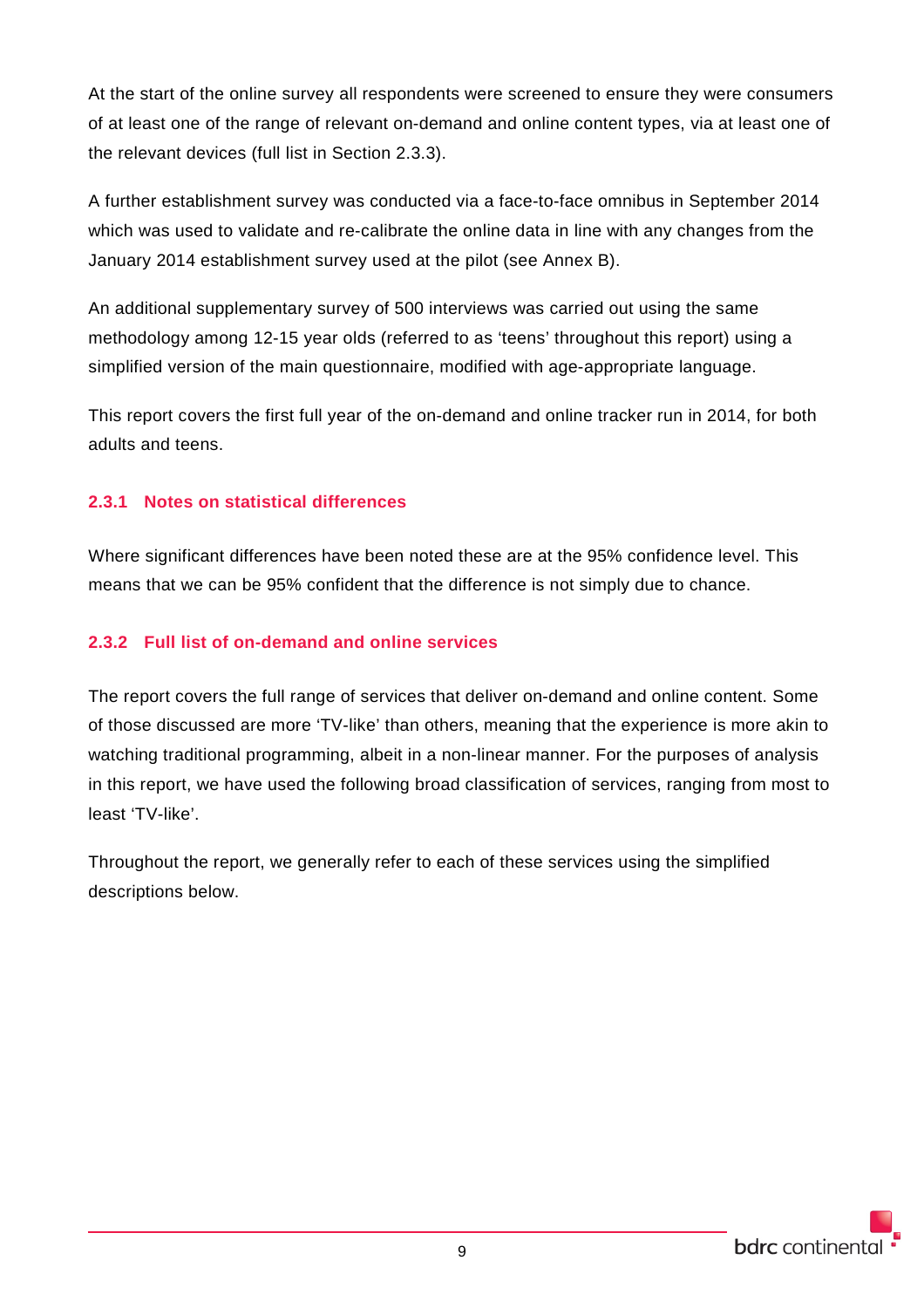At the start of the online survey all respondents were screened to ensure they were consumers of at least one of the range of relevant on-demand and online content types, via at least one of the relevant devices (full list in Section 2.3.3).

A further establishment survey was conducted via a face-to-face omnibus in September 2014 which was used to validate and re-calibrate the online data in line with any changes from the January 2014 establishment survey used at the pilot (see Annex B).

An additional supplementary survey of 500 interviews was carried out using the same methodology among 12-15 year olds (referred to as 'teens' throughout this report) using a simplified version of the main questionnaire, modified with age-appropriate language.

This report covers the first full year of the on-demand and online tracker run in 2014, for both adults and teens.

### 2.3.1 Notes on statistical differences

Where significant differences have been noted these are at the 95% confidence level. This means that we can be 95% confident that the difference is not simply due to chance.

### 2.3.2 Full list of on-demand and online services

The report covers the full range of services that deliver on-demand and online content. Some of those discussed are more 'TV-like' than others, meaning that the experience is more akin to watching traditional programming, albeit in a non-linear manner. For the purposes of analysis in this report, we have used the following broad classification of services, ranging from most to least 'TV-like'.

Throughout the report, we generally refer to each of these services using the simplified descriptions below.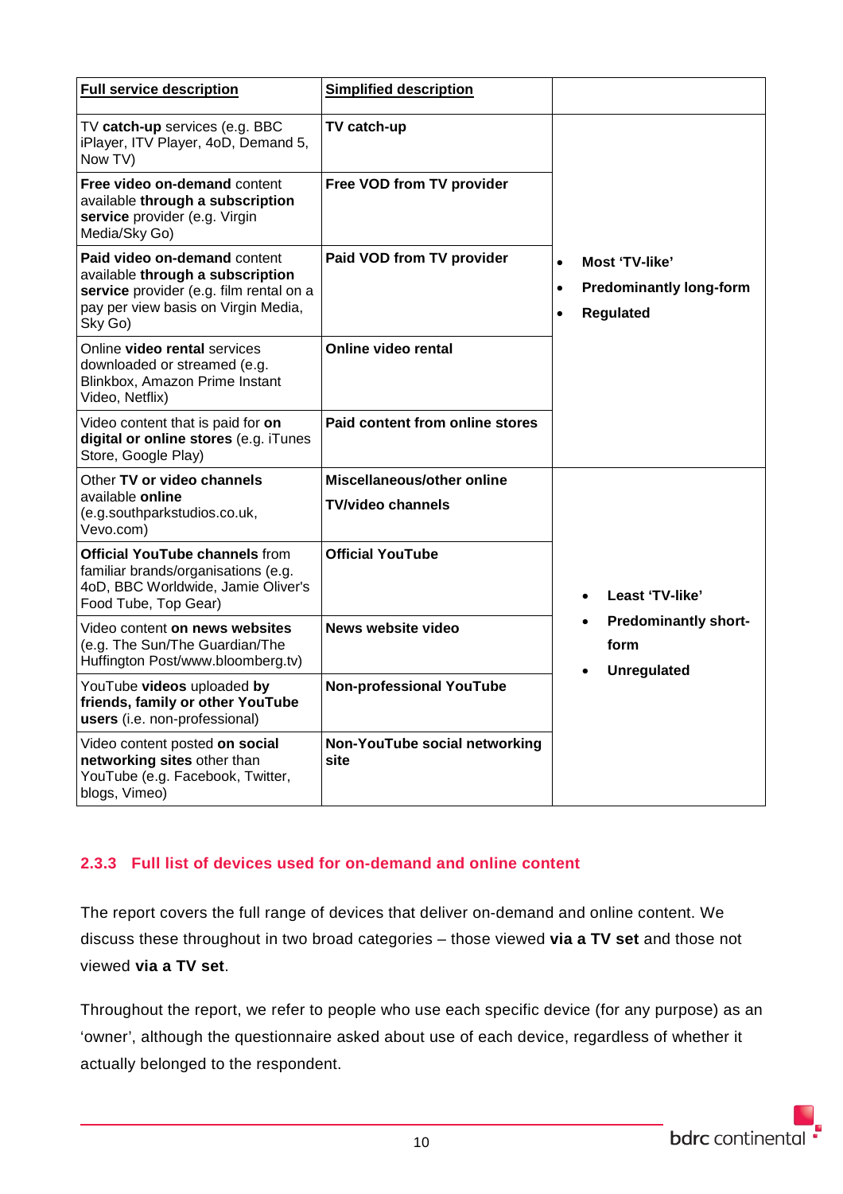| **Full service description** | **Simplified description** | |
|---|---|---|
| TV **catch-up** services (e.g. BBC iPlayer, ITV Player, 4oD, Demand 5, Now TV) | **TV catch-up** | • **Most 'TV-like'** • **Predominantly long-form** • **Regulated** |
| **Free video on-demand** content available **through a subscription service** provider (e.g. Virgin Media/Sky Go) | **Free VOD from TV provider** | |
| **Paid video on-demand** content available **through a subscription service** provider (e.g. film rental on a pay per view basis on Virgin Media, Sky Go) | **Paid VOD from TV provider** | |
| Online **video rental** services downloaded or streamed (e.g. Blinkbox, Amazon Prime Instant Video, Netflix) | **Online video rental** | |
| Video content that is paid for **on digital or online stores** (e.g. iTunes Store, Google Play) | **Paid content from online stores** | |
| Other **TV or video channels** available **online** (e.g.southparkstudios.co.uk, Vevo.com) | **Miscellaneous/other online TV/video channels** | • **Least 'TV-like'** • **Predominantly short-form** • **Unregulated** |
| **Official YouTube channels** from familiar brands/organisations (e.g. 4oD, BBC Worldwide, Jamie Oliver's Food Tube, Top Gear) | **Official YouTube** | |
| Video content **on news websites** (e.g. The Sun/The Guardian/The Huffington Post/www.bloomberg.tv) | **News website video** | |
| YouTube **videos** uploaded **by friends, family or other YouTube users** (i.e. non-professional) | **Non-professional YouTube** | |
| Video content posted **on social networking sites** other than YouTube (e.g. Facebook, Twitter, blogs, Vimeo) | **Non-YouTube social networking site** | |

### 2.3.3 Full list of devices used for on-demand and online content

The report covers the full range of devices that deliver on-demand and online content. We discuss these throughout in two broad categories – those viewed **via a TV set** and those not viewed **via a TV set**.

Throughout the report, we refer to people who use each specific device (for any purpose) as an 'owner', although the questionnaire asked about use of each device, regardless of whether it actually belonged to the respondent.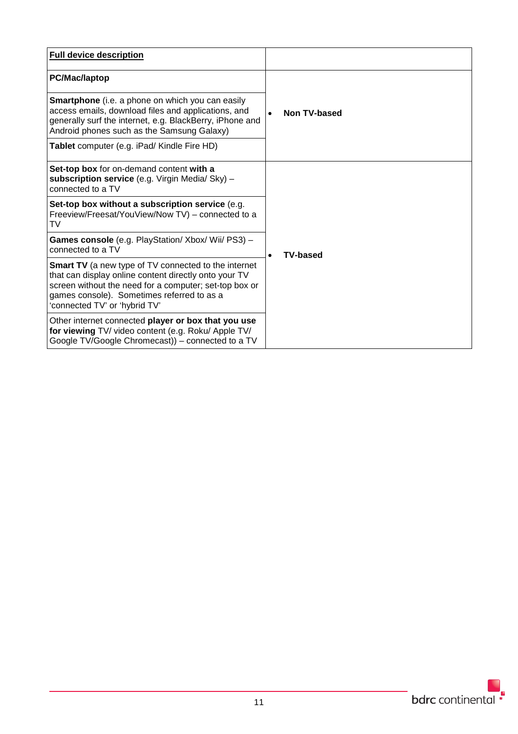| **Full device description** | |
|---|---|
| **PC/Mac/laptop** | |
| **Smartphone** (i.e. a phone on which you can easily access emails, download files and applications, and generally surf the internet, e.g. BlackBerry, iPhone and Android phones such as the Samsung Galaxy) | • **Non TV-based** |
| **Tablet** computer (e.g. iPad/ Kindle Fire HD) | |
| **Set-top box** for on-demand content **with a subscription service** (e.g. Virgin Media/ Sky) – connected to a TV | |
| **Set-top box without a subscription service** (e.g. Freeview/Freesat/YouView/Now TV) – connected to a TV | |
| **Games console** (e.g. PlayStation/ Xbox/ Wii/ PS3) – connected to a TV | • **TV-based** |
| **Smart TV** (a new type of TV connected to the internet that can display online content directly onto your TV screen without the need for a computer; set-top box or games console). Sometimes referred to as a 'connected TV' or 'hybrid TV' | |
| Other internet connected **player or box that you use for viewing** TV/ video content (e.g. Roku/ Apple TV/ Google TV/Google Chromecast)) – connected to a TV | |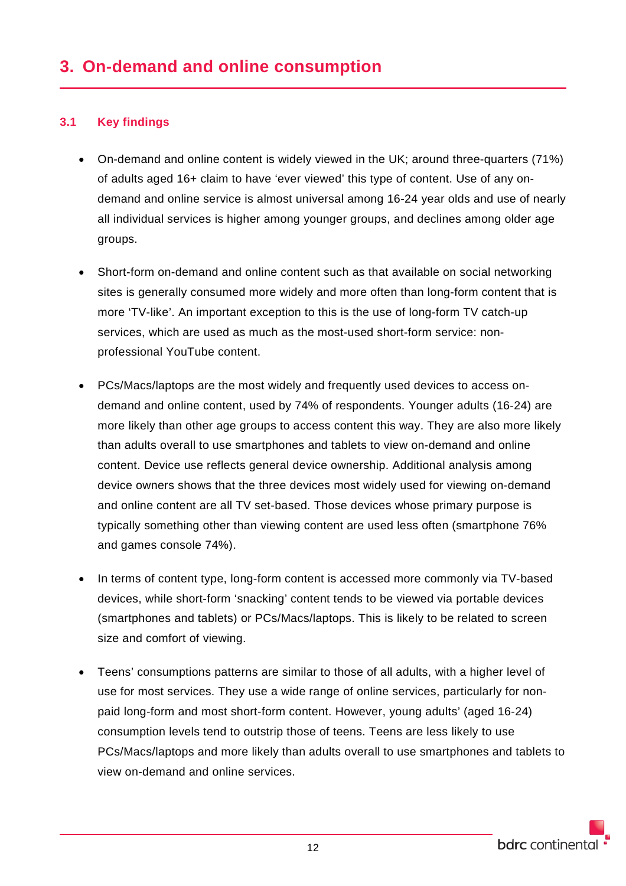# 3. On-demand and online consumption

## 3.1 Key findings

- On-demand and online content is widely viewed in the UK; around three-quarters (71%) of adults aged 16+ claim to have 'ever viewed' this type of content. Use of any on-demand and online service is almost universal among 16-24 year olds and use of nearly all individual services is higher among younger groups, and declines among older age groups.

- Short-form on-demand and online content such as that available on social networking sites is generally consumed more widely and more often than long-form content that is more 'TV-like'. An important exception to this is the use of long-form TV catch-up services, which are used as much as the most-used short-form service: non-professional YouTube content.

- PCs/Macs/laptops are the most widely and frequently used devices to access on-demand and online content, used by 74% of respondents. Younger adults (16-24) are more likely than other age groups to access content this way. They are also more likely than adults overall to use smartphones and tablets to view on-demand and online content. Device use reflects general device ownership. Additional analysis among device owners shows that the three devices most widely used for viewing on-demand and online content are all TV set-based. Those devices whose primary purpose is typically something other than viewing content are used less often (smartphone 76% and games console 74%).

- In terms of content type, long-form content is accessed more commonly via TV-based devices, while short-form 'snacking' content tends to be viewed via portable devices (smartphones and tablets) or PCs/Macs/laptops. This is likely to be related to screen size and comfort of viewing.

- Teens' consumptions patterns are similar to those of all adults, with a higher level of use for most services. They use a wide range of online services, particularly for non-paid long-form and most short-form content. However, young adults' (aged 16-24) consumption levels tend to outstrip those of teens. Teens are less likely to use PCs/Macs/laptops and more likely than adults overall to use smartphones and tablets to view on-demand and online services.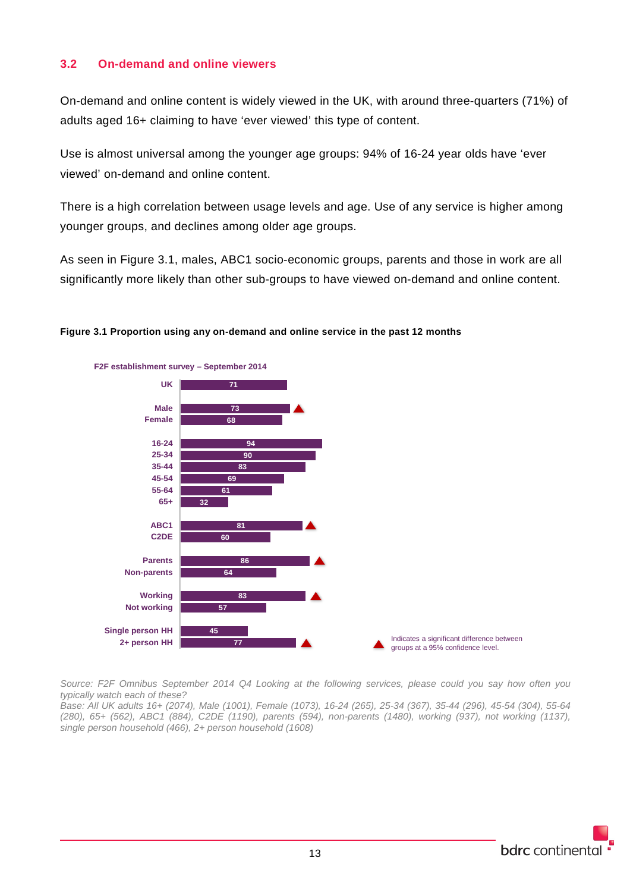## 3.2 On-demand and online viewers

On-demand and online content is widely viewed in the UK, with around three-quarters (71%) of adults aged 16+ claiming to have 'ever viewed' this type of content.

Use is almost universal among the younger age groups: 94% of 16-24 year olds have 'ever viewed' on-demand and online content.

There is a high correlation between usage levels and age. Use of any service is higher among younger groups, and declines among older age groups.

As seen in Figure 3.1, males, ABC1 socio-economic groups, parents and those in work are all significantly more likely than other sub-groups to have viewed on-demand and online content.

**Figure 3.1 Proportion using any on-demand and online service in the past 12 months**

F2F establishment survey – September 2014

| Group | % | Significant difference |
|---|---|---|
| UK | 71 | |
| Male | 73 | ▲ |
| Female | 68 | |
| 16-24 | 94 | |
| 25-34 | 90 | |
| 35-44 | 83 | |
| 45-54 | 69 | |
| 55-64 | 61 | |
| 65+ | 32 | |
| ABC1 | 81 | ▲ |
| C2DE | 60 | |
| Parents | 86 | ▲ |
| Non-parents | 64 | |
| Working | 83 | ▲ |
| Not working | 57 | |
| Single person HH | 45 | |
| 2+ person HH | 77 | ▲ |

▲ Indicates a significant difference between groups at a 95% confidence level.

*Source: F2F Omnibus September 2014 Q4 Looking at the following services, please could you say how often you typically watch each of these?*
*Base: All UK adults 16+ (2074), Male (1001), Female (1073), 16-24 (265), 25-34 (367), 35-44 (296), 45-54 (304), 55-64 (280), 65+ (562), ABC1 (884), C2DE (1190), parents (594), non-parents (1480), working (937), not working (1137), single person household (466), 2+ person household (1608)*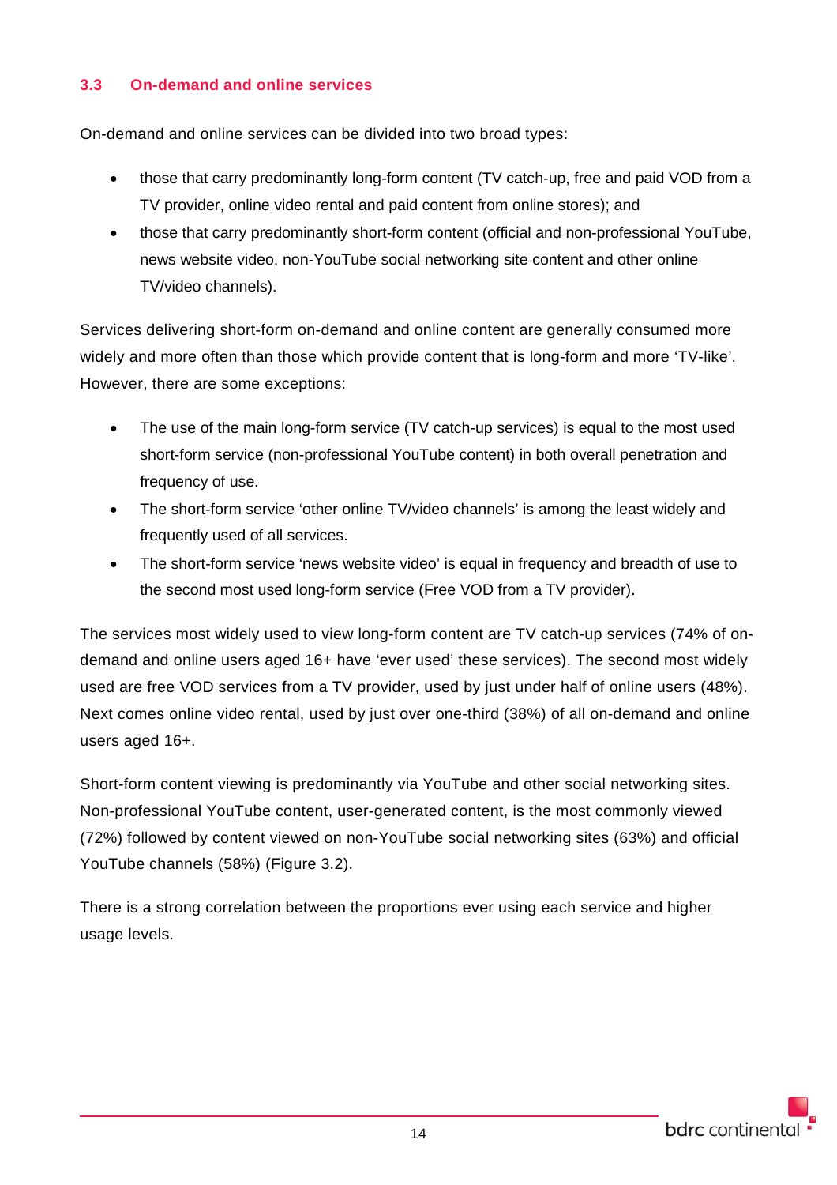## 3.3 On-demand and online services

On-demand and online services can be divided into two broad types:

- those that carry predominantly long-form content (TV catch-up, free and paid VOD from a TV provider, online video rental and paid content from online stores); and
- those that carry predominantly short-form content (official and non-professional YouTube, news website video, non-YouTube social networking site content and other online TV/video channels).

Services delivering short-form on-demand and online content are generally consumed more widely and more often than those which provide content that is long-form and more 'TV-like'. However, there are some exceptions:

- The use of the main long-form service (TV catch-up services) is equal to the most used short-form service (non-professional YouTube content) in both overall penetration and frequency of use.
- The short-form service 'other online TV/video channels' is among the least widely and frequently used of all services.
- The short-form service 'news website video' is equal in frequency and breadth of use to the second most used long-form service (Free VOD from a TV provider).

The services most widely used to view long-form content are TV catch-up services (74% of on-demand and online users aged 16+ have 'ever used' these services). The second most widely used are free VOD services from a TV provider, used by just under half of online users (48%). Next comes online video rental, used by just over one-third (38%) of all on-demand and online users aged 16+.

Short-form content viewing is predominantly via YouTube and other social networking sites. Non-professional YouTube content, user-generated content, is the most commonly viewed (72%) followed by content viewed on non-YouTube social networking sites (63%) and official YouTube channels (58%) (Figure 3.2).

There is a strong correlation between the proportions ever using each service and higher usage levels.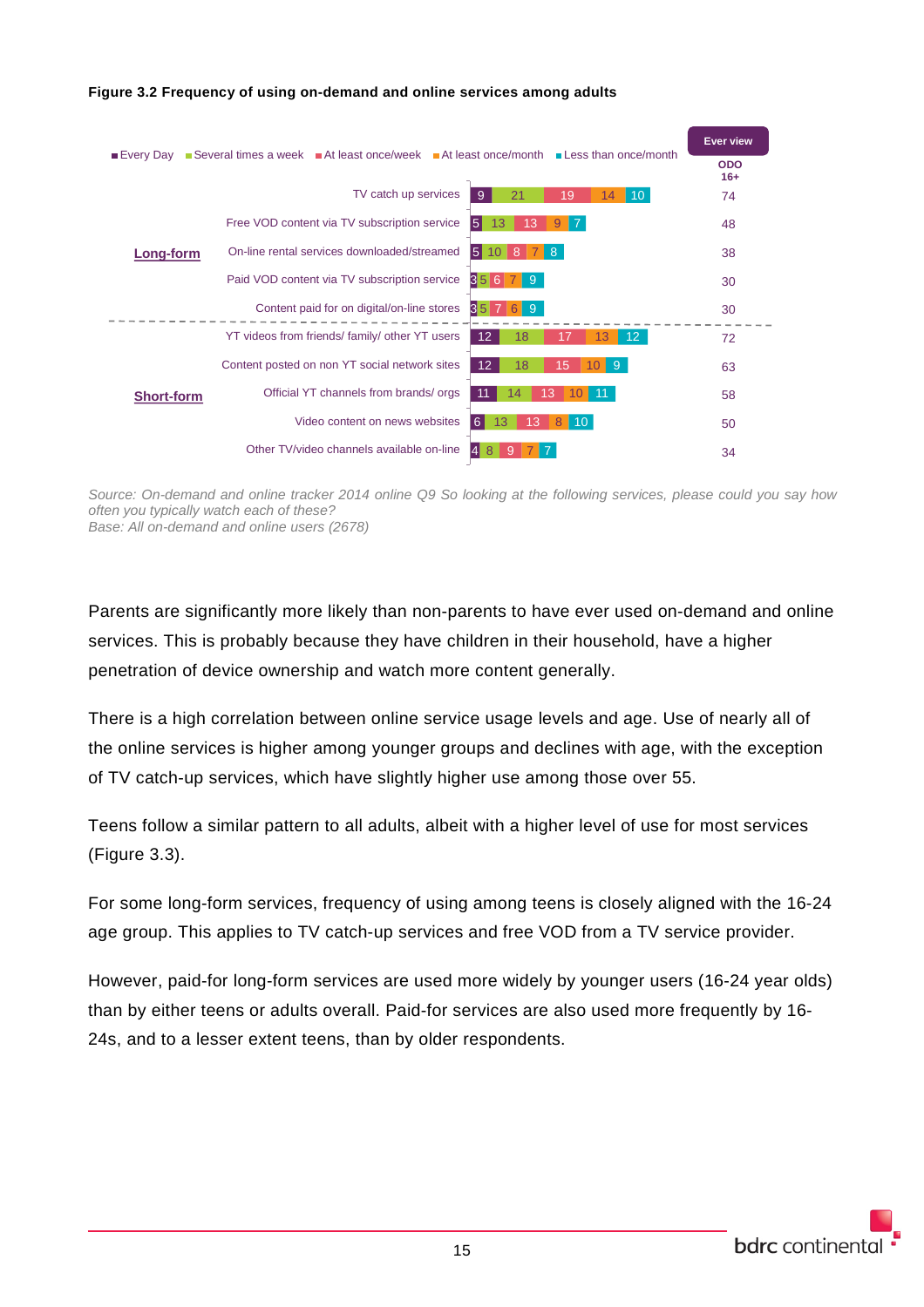**Figure 3.2 Frequency of using on-demand and online services among adults**

| | Service | Every Day | Several times a week | At least once/week | At least once/month | Less than once/month | Ever view ODO 16+ |
|---|---|---|---|---|---|---|---|
| Long-form | TV catch up services | 9 | 21 | 19 | 14 | 10 | 74 |
| | Free VOD content via TV subscription service | 5 | 13 | 13 | 9 | 7 | 48 |
| | On-line rental services downloaded/streamed | 5 | 10 | 8 | 7 | 8 | 38 |
| | Paid VOD content via TV subscription service | 3 | 5 | 6 | 7 | 9 | 30 |
| | Content paid for on digital/on-line stores | 3 | 5 | 7 | 6 | 9 | 30 |
| Short-form | YT videos from friends/ family/ other YT users | 12 | 18 | 17 | 13 | 12 | 72 |
| | Content posted on non YT social network sites | 12 | 18 | 15 | 10 | 9 | 63 |
| | Official YT channels from brands/ orgs | 11 | 14 | 13 | 10 | 11 | 58 |
| | Video content on news websites | 6 | 13 | 13 | 8 | 10 | 50 |
| | Other TV/video channels available on-line | 4 | 8 | 9 | 7 | 7 | 34 |

*Source: On-demand and online tracker 2014 online Q9 So looking at the following services, please could you say how often you typically watch each of these?*
*Base: All on-demand and online users (2678)*

Parents are significantly more likely than non-parents to have ever used on-demand and online services. This is probably because they have children in their household, have a higher penetration of device ownership and watch more content generally.

There is a high correlation between online service usage levels and age. Use of nearly all of the online services is higher among younger groups and declines with age, with the exception of TV catch-up services, which have slightly higher use among those over 55.

Teens follow a similar pattern to all adults, albeit with a higher level of use for most services (Figure 3.3).

For some long-form services, frequency of using among teens is closely aligned with the 16-24 age group. This applies to TV catch-up services and free VOD from a TV service provider.

However, paid-for long-form services are used more widely by younger users (16-24 year olds) than by either teens or adults overall. Paid-for services are also used more frequently by 16-24s, and to a lesser extent teens, than by older respondents.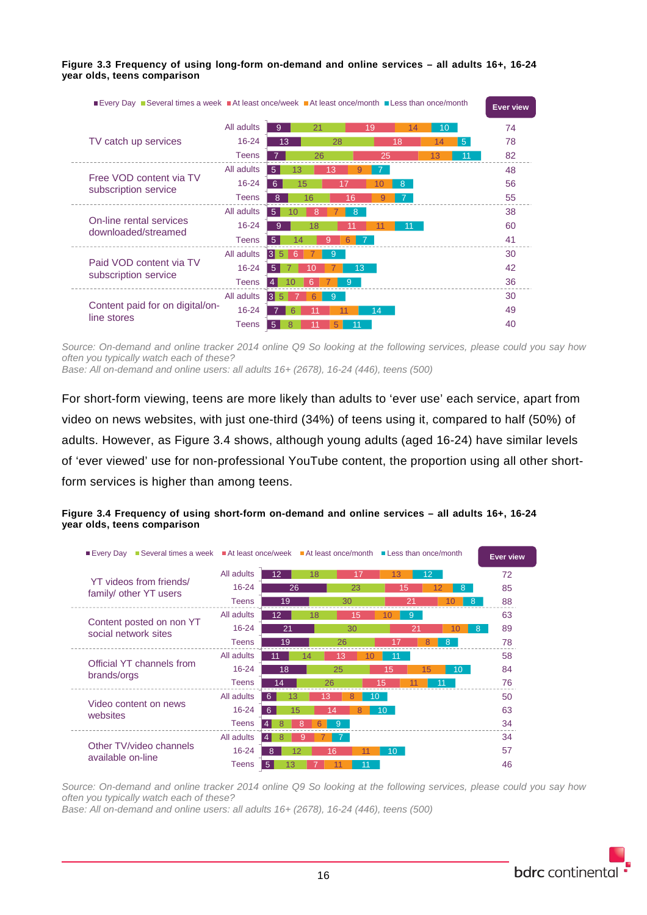**Figure 3.3 Frequency of using long-form on-demand and online services – all adults 16+, 16-24 year olds, teens comparison**

| Service | Group | Every Day | Several times a week | At least once/week | At least once/month | Less than once/month | Ever view |
|---|---|---|---|---|---|---|---|
| TV catch up services | All adults | 9 | 21 | 19 | 14 | 10 | 74 |
| | 16-24 | 13 | 28 | 18 | 14 | 5 | 78 |
| | Teens | 7 | 26 | 25 | 13 | 11 | 82 |
| Free VOD content via TV subscription service | All adults | 5 | 13 | 13 | 9 | 7 | 48 |
| | 16-24 | 6 | 15 | 17 | 10 | 8 | 56 |
| | Teens | 8 | 16 | 16 | 9 | 7 | 55 |
| On-line rental services downloaded/streamed | All adults | 5 | 10 | 8 | 7 | 8 | 38 |
| | 16-24 | 9 | 18 | 11 | 11 | 11 | 60 |
| | Teens | 5 | 14 | 9 | 6 | 7 | 41 |
| Paid VOD content via TV subscription service | All adults | 3 | 5 | 6 | 7 | 9 | 30 |
| | 16-24 | 5 | 7 | 10 | 7 | 13 | 42 |
| | Teens | 4 | 10 | 6 | 7 | 9 | 36 |
| Content paid for on digital/on-line stores | All adults | 3 | 5 | 7 | 6 | 9 | 30 |
| | 16-24 | 7 | 6 | 11 | 11 | 14 | 49 |
| | Teens | 5 | 8 | 11 | 5 | 11 | 40 |

*Source: On-demand and online tracker 2014 online Q9 So looking at the following services, please could you say how often you typically watch each of these?*
*Base: All on-demand and online users: all adults 16+ (2678), 16-24 (446), teens (500)*

For short-form viewing, teens are more likely than adults to 'ever use' each service, apart from video on news websites, with just one-third (34%) of teens using it, compared to half (50%) of adults. However, as Figure 3.4 shows, although young adults (aged 16-24) have similar levels of 'ever viewed' use for non-professional YouTube content, the proportion using all other short-form services is higher than among teens.

**Figure 3.4 Frequency of using short-form on-demand and online services – all adults 16+, 16-24 year olds, teens comparison**

| Service | Group | Every Day | Several times a week | At least once/week | At least once/month | Less than once/month | Ever view |
|---|---|---|---|---|---|---|---|
| YT videos from friends/ family/ other YT users | All adults | 12 | 18 | 17 | 13 | 12 | 72 |
| | 16-24 | 26 | 23 | 15 | 12 | 8 | 85 |
| | Teens | 19 | 30 | 21 | 10 | 8 | 88 |
| Content posted on non YT social network sites | All adults | 12 | 18 | 15 | 10 | 9 | 63 |
| | 16-24 | 21 | 30 | 21 | 10 | 8 | 89 |
| | Teens | 19 | 26 | 17 | 8 | 8 | 78 |
| Official YT channels from brands/orgs | All adults | 11 | 14 | 13 | 10 | 11 | 58 |
| | 16-24 | 18 | 25 | 15 | 15 | 10 | 84 |
| | Teens | 14 | 26 | 15 | 11 | 11 | 76 |
| Video content on news websites | All adults | 6 | 13 | 13 | 8 | 10 | 50 |
| | 16-24 | 6 | 15 | 14 | 8 | 10 | 63 |
| | Teens | 4 | 8 | 8 | 6 | 9 | 34 |
| Other TV/video channels available on-line | All adults | 4 | 8 | 9 | 7 | 7 | 34 |
| | 16-24 | 8 | 12 | 16 | 11 | 10 | 57 |
| | Teens | 5 | 13 | 7 | 11 | 11 | 46 |

*Source: On-demand and online tracker 2014 online Q9 So looking at the following services, please could you say how often you typically watch each of these?*
*Base: All on-demand and online users: all adults 16+ (2678), 16-24 (446), teens (500)*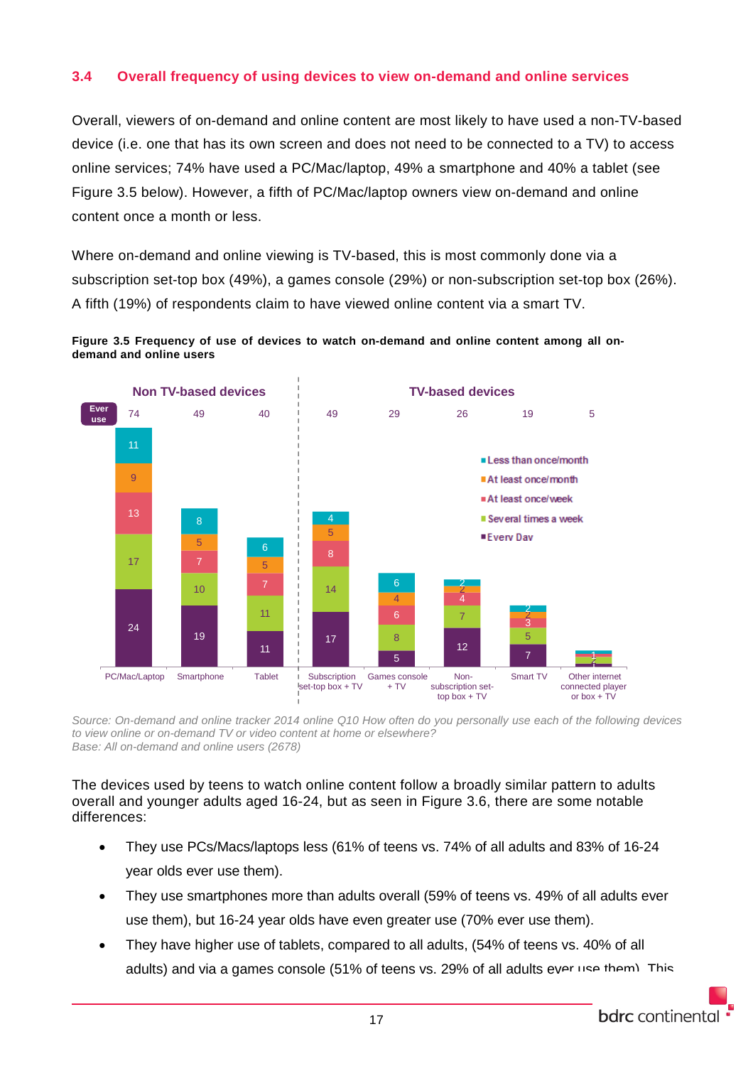### 3.4 Overall frequency of using devices to view on-demand and online services

Overall, viewers of on-demand and online content are most likely to have used a non-TV-based device (i.e. one that has its own screen and does not need to be connected to a TV) to access online services; 74% have used a PC/Mac/laptop, 49% a smartphone and 40% a tablet (see Figure 3.5 below). However, a fifth of PC/Mac/laptop owners view on-demand and online content once a month or less.

Where on-demand and online viewing is TV-based, this is most commonly done via a subscription set-top box (49%), a games console (29%) or non-subscription set-top box (26%). A fifth (19%) of respondents claim to have viewed online content via a smart TV.

**Figure 3.5 Frequency of use of devices to watch on-demand and online content among all on-demand and online users**

| | Non TV-based devices | | | TV-based devices | | | | |
|---|---|---|---|---|---|---|---|---|
| | PC/Mac/Laptop | Smartphone | Tablet | Subscription set-top box + TV | Games console + TV | Non-subscription set-top box + TV | Smart TV | Other internet connected player or box + TV |
| Ever use | 74 | 49 | 40 | 49 | 29 | 26 | 19 | 5 |
| Less than once/month | 11 | 8 | 6 | 4 | 6 | 2 | 2 | |
| At least once/month | 9 | 5 | 5 | 5 | 4 | 2 | 2 | |
| At least once/week | 13 | 7 | 7 | 8 | 6 | 4 | 3 | 1 |
| Several times a week | 17 | 10 | 11 | 14 | 8 | 7 | 5 | 2 |
| Every Day | 24 | 19 | 11 | 17 | 5 | 12 | 7 | 1 |

*Source: On-demand and online tracker 2014 online Q10 How often do you personally use each of the following devices to view online or on-demand TV or video content at home or elsewhere?*
*Base: All on-demand and online users (2678)*

The devices used by teens to watch online content follow a broadly similar pattern to adults overall and younger adults aged 16-24, but as seen in Figure 3.6, there are some notable differences:

- They use PCs/Macs/laptops less (61% of teens vs. 74% of all adults and 83% of 16-24 year olds ever use them).
- They use smartphones more than adults overall (59% of teens vs. 49% of all adults ever use them), but 16-24 year olds have even greater use (70% ever use them).
- They have higher use of tablets, compared to all adults, (54% of teens vs. 40% of all adults) and via a games console (51% of teens vs. 29% of all adults ever use them). This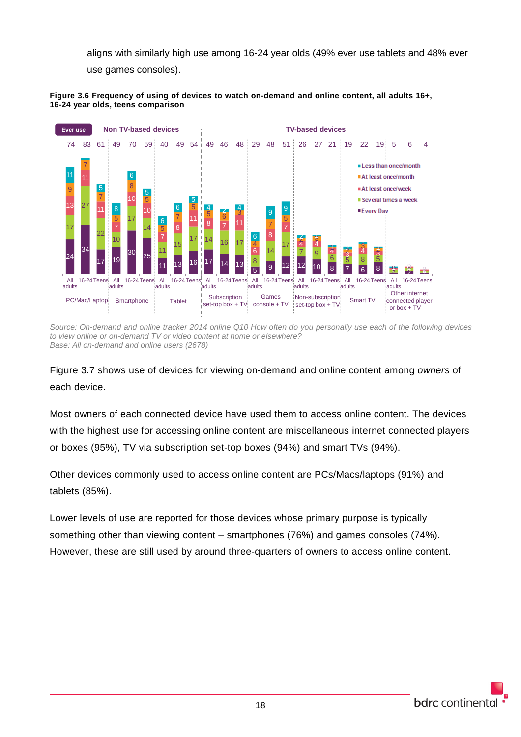aligns with similarly high use among 16-24 year olds (49% ever use tablets and 48% ever use games consoles).

**Figure 3.6 Frequency of using of devices to watch on-demand and online content, all adults 16+, 16-24 year olds, teens comparison**

*Source: On-demand and online tracker 2014 online Q10 How often do you personally use each of the following devices to view online or on-demand TV or video content at home or elsewhere?*
*Base: All on-demand and online users (2678)*

Figure 3.7 shows use of devices for viewing on-demand and online content among *owners* of each device.

Most owners of each connected device have used them to access online content. The devices with the highest use for accessing online content are miscellaneous internet connected players or boxes (95%), TV via subscription set-top boxes (94%) and smart TVs (94%).

Other devices commonly used to access online content are PCs/Macs/laptops (91%) and tablets (85%).

Lower levels of use are reported for those devices whose primary purpose is typically something other than viewing content – smartphones (76%) and games consoles (74%). However, these are still used by around three-quarters of owners to access online content.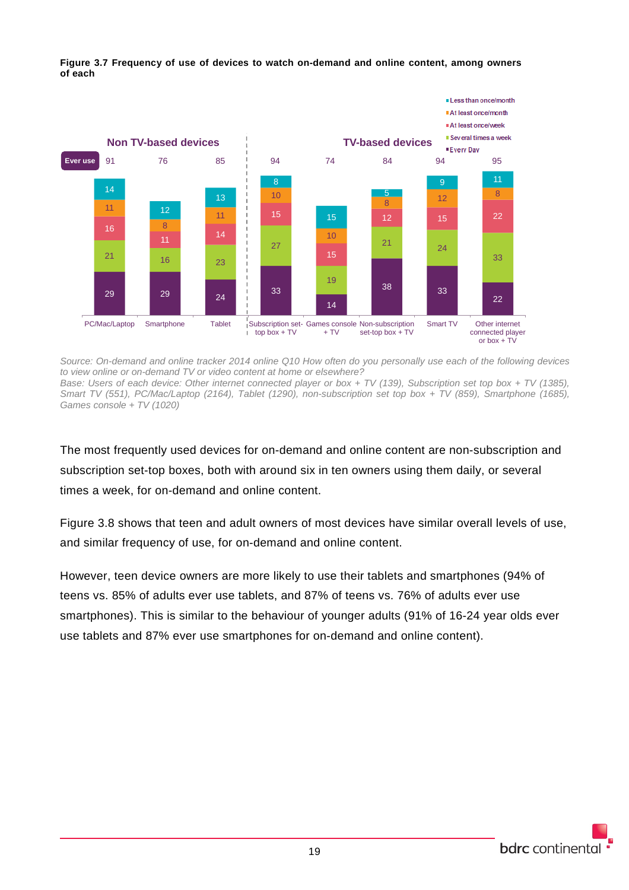**Figure 3.7 Frequency of use of devices to watch on-demand and online content, among owners of each**

| | PC/Mac/Laptop | Smartphone | Tablet | Subscription set-top box + TV | Games console + TV | Non-subscription set-top box + TV | Smart TV | Other internet connected player or box + TV |
|---|---|---|---|---|---|---|---|---|
| | Non TV-based devices | | | TV-based devices | | | | |
| Ever use | 91 | 76 | 85 | 94 | 74 | 84 | 94 | 95 |
| Less than once/month | 14 | 12 | 13 | 8 | 15 | 5 | 9 | 11 |
| At least once/month | 11 | 8 | 11 | 10 | 10 | 8 | 12 | 8 |
| At least once/week | 16 | 11 | 14 | 15 | 15 | 12 | 15 | 22 |
| Several times a week | 21 | 16 | 23 | 27 | 19 | 21 | 24 | 33 |
| Every Day | 29 | 29 | 24 | 33 | 14 | 38 | 33 | 22 |

*Source: On-demand and online tracker 2014 online Q10 How often do you personally use each of the following devices to view online or on-demand TV or video content at home or elsewhere?*
*Base: Users of each device: Other internet connected player or box + TV (139), Subscription set top box + TV (1385), Smart TV (551), PC/Mac/Laptop (2164), Tablet (1290), non-subscription set top box + TV (859), Smartphone (1685), Games console + TV (1020)*

The most frequently used devices for on-demand and online content are non-subscription and subscription set-top boxes, both with around six in ten owners using them daily, or several times a week, for on-demand and online content.

Figure 3.8 shows that teen and adult owners of most devices have similar overall levels of use, and similar frequency of use, for on-demand and online content.

However, teen device owners are more likely to use their tablets and smartphones (94% of teens vs. 85% of adults ever use tablets, and 87% of teens vs. 76% of adults ever use smartphones). This is similar to the behaviour of younger adults (91% of 16-24 year olds ever use tablets and 87% ever use smartphones for on-demand and online content).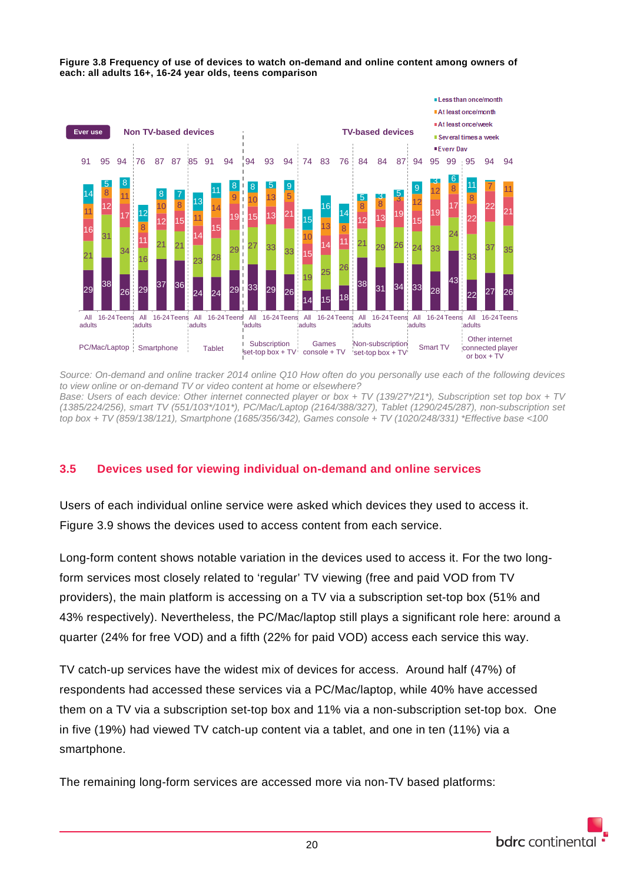**Figure 3.8 Frequency of use of devices to watch on-demand and online content among owners of each: all adults 16+, 16-24 year olds, teens comparison**

| Device type | Device | Group | Ever use | Every Day | Several times a week | At least once/week | At least once/month | Less than once/month |
|---|---|---|---|---|---|---|---|---|
| Non TV-based devices | PC/Mac/Laptop | All adults | 91 | 29 | 21 | 16 | 11 | 14 |
| | | 16-24 | 95 | 38 | 31 | 12 | 8 | 5 |
| | | Teens | 94 | 26 | 34 | 17 | 11 | 8 |
| | Smartphone | All adults | 76 | 29 | 16 | 11 | 8 | 12 |
| | | 16-24 | 87 | 37 | 21 | 12 | 10 | 8 |
| | | Teens | 87 | 36 | 21 | 15 | 8 | 7 |
| | Tablet | All adults | 85 | 24 | 23 | 14 | 11 | 13 |
| | | 16-24 | 91 | 24 | 28 | 15 | 14 | 11 |
| | | Teens | 94 | 29 | 29 | 19 | 9 | 8 |
| TV-based devices | Subscription set-top box + TV | All adults | 94 | 33 | 27 | 15 | 10 | 8 |
| | | 16-24 | 93 | 29 | 33 | 13 | 13 | 5 |
| | | Teens | 94 | 26 | 33 | 21 | 5 | 9 |
| | Games console + TV | All adults | 74 | 14 | 19 | 15 | 10 | 15 |
| | | 16-24 | 83 | 15 | 25 | 14 | 13 | 16 |
| | | Teens | 76 | 18 | 26 | 11 | 8 | 14 |
| | Non-subscription set-top box + TV | All adults | 84 | 38 | 21 | 12 | 8 | 5 |
| | | 16-24 | 84 | 31 | 29 | 13 | 8 | 3 |
| | | Teens | 87 | 34 | 26 | 19 | 3 | 5 |
| | Smart TV | All adults | 94 | 33 | 24 | 15 | 12 | 9 |
| | | 16-24 | 95 | 28 | 33 | 19 | 12 | 3 |
| | | Teens | 99 | 43 | 24 | 17 | 8 | 6 |
| | Other internet connected player or box + TV | All adults | 95 | 22 | 33 | 22 | 8 | 11 |
| | | 16-24 | 94 | 27 | 37 | 22 | 7 | |
| | | Teens | 94 | 26 | 35 | 21 | 11 | |

*Source: On-demand and online tracker 2014 online Q10 How often do you personally use each of the following devices to view online or on-demand TV or video content at home or elsewhere?*
*Base: Users of each device: Other internet connected player or box + TV (139/27\*/21\*), Subscription set top box + TV (1385/224/256), smart TV (551/103\*/101\*), PC/Mac/Laptop (2164/388/327), Tablet (1290/245/287), non-subscription set top box + TV (859/138/121), Smartphone (1685/356/342), Games console + TV (1020/248/331) \*Effective base <100*

## 3.5 Devices used for viewing individual on-demand and online services

Users of each individual online service were asked which devices they used to access it. Figure 3.9 shows the devices used to access content from each service.

Long-form content shows notable variation in the devices used to access it. For the two long-form services most closely related to 'regular' TV viewing (free and paid VOD from TV providers), the main platform is accessing on a TV via a subscription set-top box (51% and 43% respectively). Nevertheless, the PC/Mac/laptop still plays a significant role here: around a quarter (24% for free VOD) and a fifth (22% for paid VOD) access each service this way.

TV catch-up services have the widest mix of devices for access. Around half (47%) of respondents had accessed these services via a PC/Mac/laptop, while 40% have accessed them on a TV via a subscription set-top box and 11% via a non-subscription set-top box. One in five (19%) had viewed TV catch-up content via a tablet, and one in ten (11%) via a smartphone.

The remaining long-form services are accessed more via non-TV based platforms: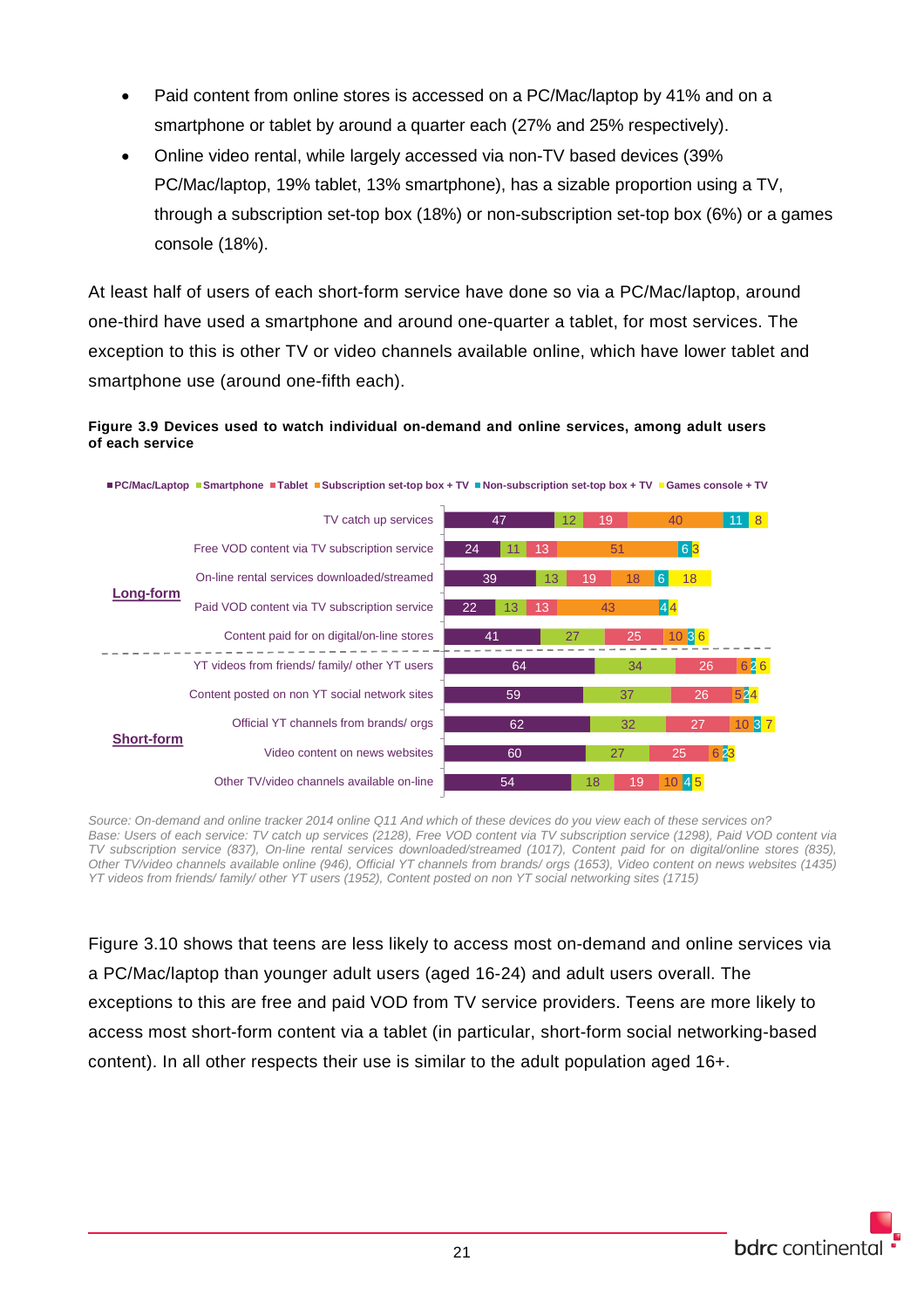- Paid content from online stores is accessed on a PC/Mac/laptop by 41% and on a smartphone or tablet by around a quarter each (27% and 25% respectively).
- Online video rental, while largely accessed via non-TV based devices (39% PC/Mac/laptop, 19% tablet, 13% smartphone), has a sizable proportion using a TV, through a subscription set-top box (18%) or non-subscription set-top box (6%) or a games console (18%).

At least half of users of each short-form service have done so via a PC/Mac/laptop, around one-third have used a smartphone and around one-quarter a tablet, for most services. The exception to this is other TV or video channels available online, which have lower tablet and smartphone use (around one-fifth each).

**Figure 3.9 Devices used to watch individual on-demand and online services, among adult users of each service**

| | Service | PC/Mac/Laptop | Smartphone | Tablet | Subscription set-top box + TV | Non-subscription set-top box + TV | Games console + TV |
|---|---|---|---|---|---|---|---|
| Long-form | TV catch up services | 47 | 12 | 19 | 40 | 11 | 8 |
| | Free VOD content via TV subscription service | 24 | 11 | 13 | 51 | 6 | 3 |
| | On-line rental services downloaded/streamed | 39 | 13 | 19 | 18 | 6 | 18 |
| | Paid VOD content via TV subscription service | 22 | 13 | 13 | 43 | 4 | 4 |
| | Content paid for on digital/on-line stores | 41 | 27 | 25 | 10 | 3 | 6 |
| Short-form | YT videos from friends/ family/ other YT users | 64 | 34 | 26 | 6 | 2 | 6 |
| | Content posted on non YT social network sites | 59 | 37 | 26 | 5 | 2 | 4 |
| | Official YT channels from brands/ orgs | 62 | 32 | 27 | 10 | 3 | 7 |
| | Video content on news websites | 60 | 27 | 25 | 6 | 2 | 3 |
| | Other TV/video channels available on-line | 54 | 18 | 19 | 10 | 4 | 5 |

*Source: On-demand and online tracker 2014 online Q11 And which of these devices do you view each of these services on?*
*Base: Users of each service: TV catch up services (2128), Free VOD content via TV subscription service (1298), Paid VOD content via TV subscription service (837), On-line rental services downloaded/streamed (1017), Content paid for on digital/online stores (835), Other TV/video channels available online (946), Official YT channels from brands/ orgs (1653), Video content on news websites (1435) YT videos from friends/ family/ other YT users (1952), Content posted on non YT social networking sites (1715)*

Figure 3.10 shows that teens are less likely to access most on-demand and online services via a PC/Mac/laptop than younger adult users (aged 16-24) and adult users overall. The exceptions to this are free and paid VOD from TV service providers. Teens are more likely to access most short-form content via a tablet (in particular, short-form social networking-based content). In all other respects their use is similar to the adult population aged 16+.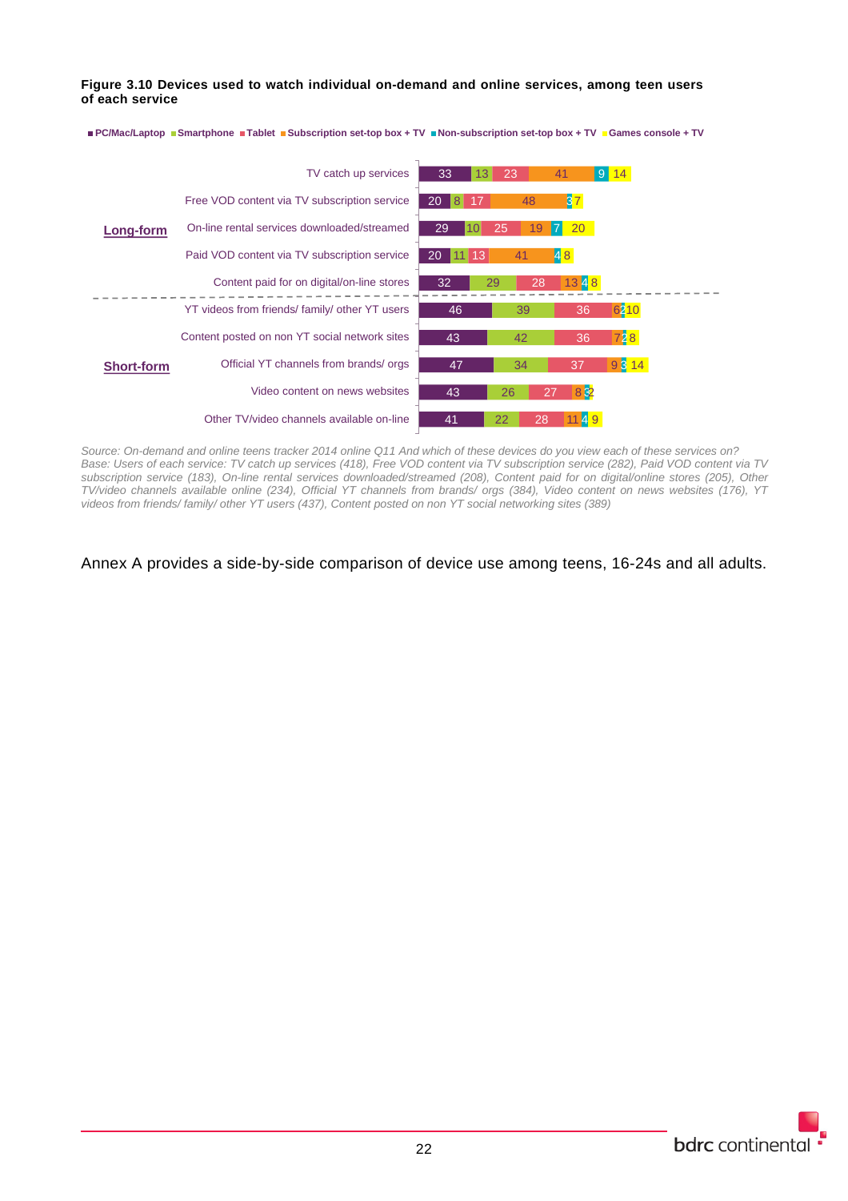**Figure 3.10 Devices used to watch individual on-demand and online services, among teen users of each service**

| | Service | PC/Mac/Laptop | Smartphone | Tablet | Subscription set-top box + TV | Non-subscription set-top box + TV | Games console + TV |
|---|---|---|---|---|---|---|---|
| **Long-form** | TV catch up services | 33 | 13 | 23 | 41 | 9 | 14 |
| | Free VOD content via TV subscription service | 20 | 8 | 17 | 48 | 3 | 7 |
| | On-line rental services downloaded/streamed | 29 | 10 | 25 | 19 | 7 | 20 |
| | Paid VOD content via TV subscription service | 20 | 11 | 13 | 41 | 4 | 8 |
| | Content paid for on digital/on-line stores | 32 | 29 | 28 | 13 | 4 | 8 |
| **Short-form** | YT videos from friends/ family/ other YT users | 46 | 39 | 36 | 6 | 2 | 10 |
| | Content posted on non YT social network sites | 43 | 42 | 36 | 7 | 2 | 8 |
| | Official YT channels from brands/ orgs | 47 | 34 | 37 | 9 | 3 | 14 |
| | Video content on news websites | 43 | 26 | 27 | 8 | 3 | 2 |
| | Other TV/video channels available on-line | 41 | 22 | 28 | 11 | 4 | 9 |

*Source: On-demand and online teens tracker 2014 online Q11 And which of these devices do you view each of these services on? Base: Users of each service: TV catch up services (418), Free VOD content via TV subscription service (282), Paid VOD content via TV subscription service (183), On-line rental services downloaded/streamed (208), Content paid for on digital/online stores (205), Other TV/video channels available online (234), Official YT channels from brands/ orgs (384), Video content on news websites (176), YT videos from friends/ family/ other YT users (437), Content posted on non YT social networking sites (389)*

Annex A provides a side-by-side comparison of device use among teens, 16-24s and all adults.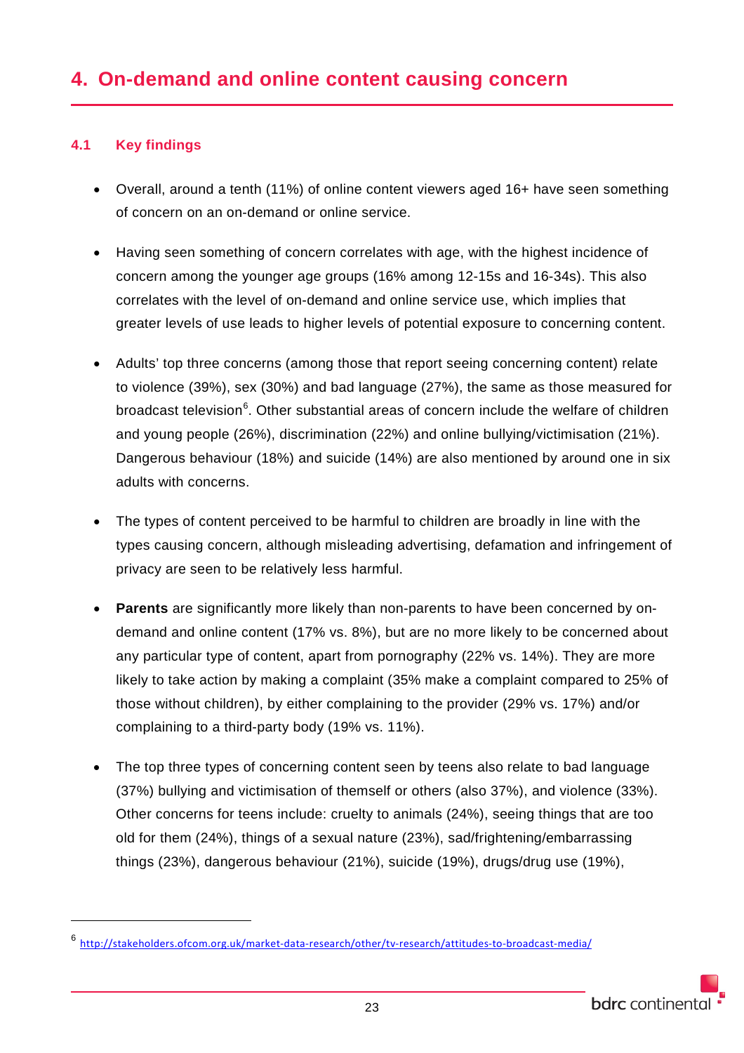# 4. On-demand and online content causing concern

## 4.1 Key findings

- Overall, around a tenth (11%) of online content viewers aged 16+ have seen something of concern on an on-demand or online service.
- Having seen something of concern correlates with age, with the highest incidence of concern among the younger age groups (16% among 12-15s and 16-34s). This also correlates with the level of on-demand and online service use, which implies that greater levels of use leads to higher levels of potential exposure to concerning content.
- Adults' top three concerns (among those that report seeing concerning content) relate to violence (39%), sex (30%) and bad language (27%), the same as those measured for broadcast television[6]. Other substantial areas of concern include the welfare of children and young people (26%), discrimination (22%) and online bullying/victimisation (21%). Dangerous behaviour (18%) and suicide (14%) are also mentioned by around one in six adults with concerns.
- The types of content perceived to be harmful to children are broadly in line with the types causing concern, although misleading advertising, defamation and infringement of privacy are seen to be relatively less harmful.
- **Parents** are significantly more likely than non-parents to have been concerned by on-demand and online content (17% vs. 8%), but are no more likely to be concerned about any particular type of content, apart from pornography (22% vs. 14%). They are more likely to take action by making a complaint (35% make a complaint compared to 25% of those without children), by either complaining to the provider (29% vs. 17%) and/or complaining to a third-party body (19% vs. 11%).
- The top three types of concerning content seen by teens also relate to bad language (37%) bullying and victimisation of themself or others (also 37%), and violence (33%). Other concerns for teens include: cruelty to animals (24%), seeing things that are too old for them (24%), things of a sexual nature (23%), sad/frightening/embarrassing things (23%), dangerous behaviour (21%), suicide (19%), drugs/drug use (19%),

[6] http://stakeholders.ofcom.org.uk/market-data-research/other/tv-research/attitudes-to-broadcast-media/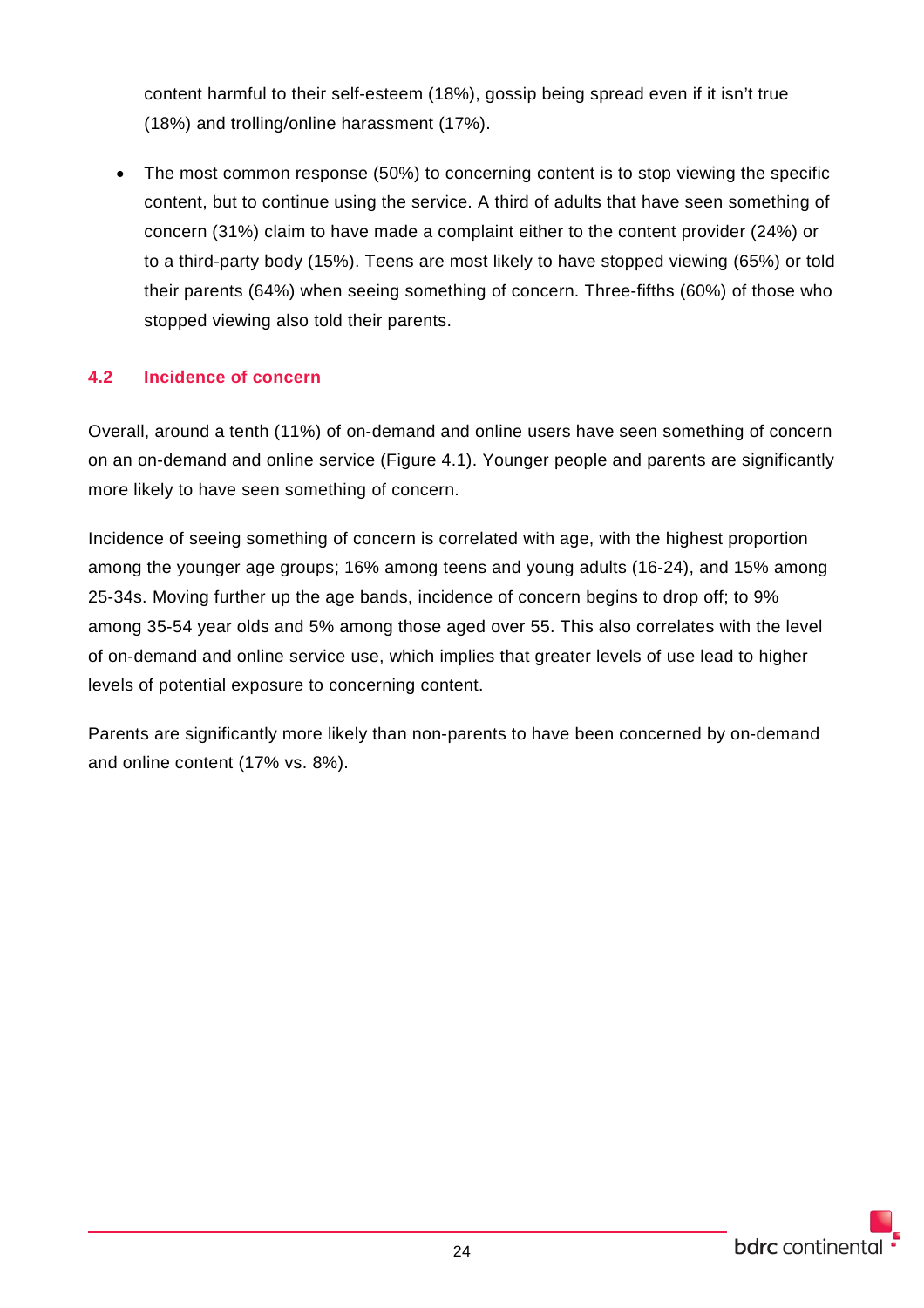content harmful to their self-esteem (18%), gossip being spread even if it isn't true (18%) and trolling/online harassment (17%).

- The most common response (50%) to concerning content is to stop viewing the specific content, but to continue using the service. A third of adults that have seen something of concern (31%) claim to have made a complaint either to the content provider (24%) or to a third-party body (15%). Teens are most likely to have stopped viewing (65%) or told their parents (64%) when seeing something of concern. Three-fifths (60%) of those who stopped viewing also told their parents.

### 4.2 Incidence of concern

Overall, around a tenth (11%) of on-demand and online users have seen something of concern on an on-demand and online service (Figure 4.1). Younger people and parents are significantly more likely to have seen something of concern.

Incidence of seeing something of concern is correlated with age, with the highest proportion among the younger age groups; 16% among teens and young adults (16-24), and 15% among 25-34s. Moving further up the age bands, incidence of concern begins to drop off; to 9% among 35-54 year olds and 5% among those aged over 55. This also correlates with the level of on-demand and online service use, which implies that greater levels of use lead to higher levels of potential exposure to concerning content.

Parents are significantly more likely than non-parents to have been concerned by on-demand and online content (17% vs. 8%).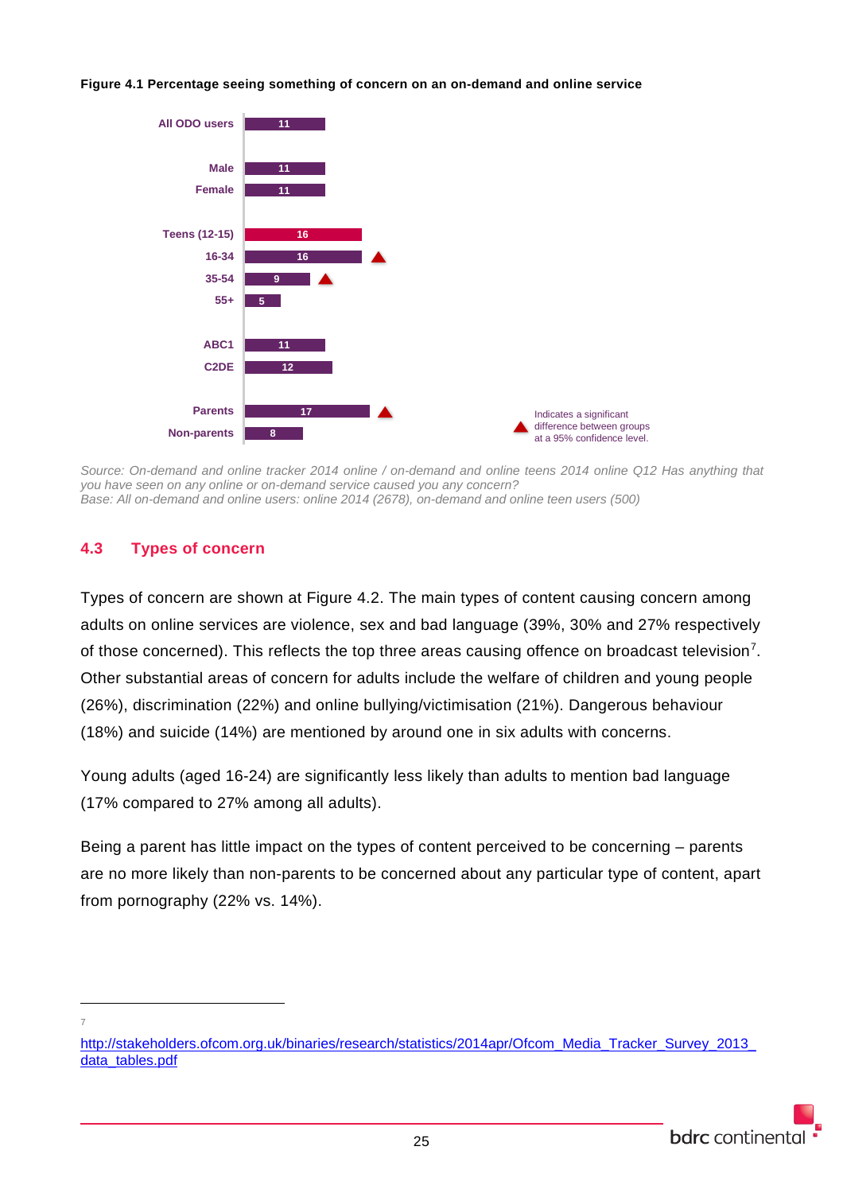**Figure 4.1 Percentage seeing something of concern on an on-demand and online service**

| Group | % |
|---|---|
| All ODO users | 11 |
| Male | 11 |
| Female | 11 |
| Teens (12-15) | 16 |
| 16-34 | 16 ▲ |
| 35-54 | 9 ▲ |
| 55+ | 5 |
| ABC1 | 11 |
| C2DE | 12 |
| Parents | 17 ▲ |
| Non-parents | 8 |

▲ Indicates a significant difference between groups at a 95% confidence level.

*Source: On-demand and online tracker 2014 online / on-demand and online teens 2014 online Q12 Has anything that you have seen on any online or on-demand service caused you any concern?*
*Base: All on-demand and online users: online 2014 (2678), on-demand and online teen users (500)*

## 4.3 Types of concern

Types of concern are shown at Figure 4.2. The main types of content causing concern among adults on online services are violence, sex and bad language (39%, 30% and 27% respectively of those concerned). This reflects the top three areas causing offence on broadcast television[7]. Other substantial areas of concern for adults include the welfare of children and young people (26%), discrimination (22%) and online bullying/victimisation (21%). Dangerous behaviour (18%) and suicide (14%) are mentioned by around one in six adults with concerns.

Young adults (aged 16-24) are significantly less likely than adults to mention bad language (17% compared to 27% among all adults).

Being a parent has little impact on the types of content perceived to be concerning – parents are no more likely than non-parents to be concerned about any particular type of content, apart from pornography (22% vs. 14%).

---

[7] http://stakeholders.ofcom.org.uk/binaries/research/statistics/2014apr/Ofcom_Media_Tracker_Survey_2013_data_tables.pdf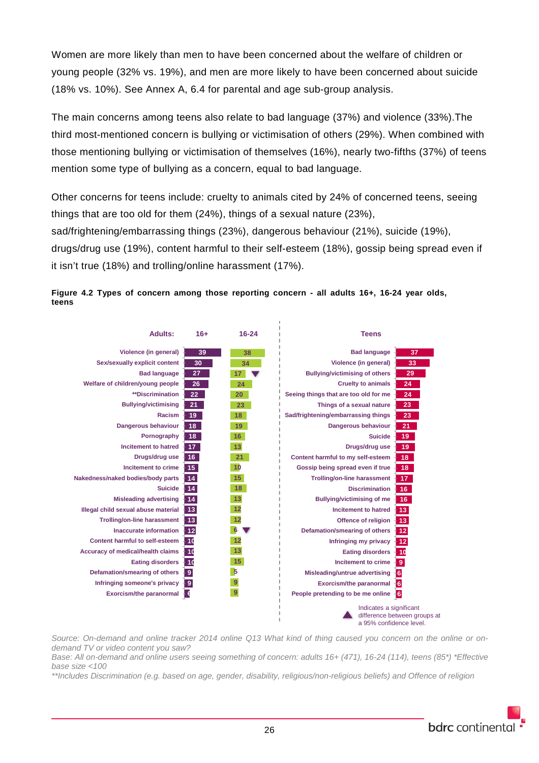Women are more likely than men to have been concerned about the welfare of children or young people (32% vs. 19%), and men are more likely to have been concerned about suicide (18% vs. 10%). See Annex A, 6.4 for parental and age sub-group analysis.

The main concerns among teens also relate to bad language (37%) and violence (33%).The third most-mentioned concern is bullying or victimisation of others (29%). When combined with those mentioning bullying or victimisation of themselves (16%), nearly two-fifths (37%) of teens mention some type of bullying as a concern, equal to bad language.

Other concerns for teens include: cruelty to animals cited by 24% of concerned teens, seeing things that are too old for them (24%), things of a sexual nature (23%), sad/frightening/embarrassing things (23%), dangerous behaviour (21%), suicide (19%), drugs/drug use (19%), content harmful to their self-esteem (18%), gossip being spread even if it isn't true (18%) and trolling/online harassment (17%).

**Figure 4.2 Types of concern among those reporting concern - all adults 16+, 16-24 year olds, teens**

| Adults: | 16+ | 16-24 |
|---|---|---|
| Violence (in general) | 39 | 38 |
| Sex/sexually explicit content | 30 | 34 |
| Bad language | 27 | 17 ▼ |
| Welfare of children/young people | 26 | 24 |
| **Discrimination | 22 | 20 |
| Bullying/victimising | 21 | 23 |
| Racism | 19 | 18 |
| Dangerous behaviour | 18 | 19 |
| Pornography | 18 | 16 |
| Incitement to hatred | 17 | 13 |
| Drugs/drug use | 16 | 21 |
| Incitement to crime | 15 | 10 |
| Nakedness/naked bodies/body parts | 14 | 15 |
| Suicide | 14 | 18 |
| Misleading advertising | 14 | 13 |
| Illegal child sexual abuse material | 13 | 12 |
| Trolling/on-line harassment | 13 | 12 |
| Inaccurate information | 12 | 6 ▼ |
| Content harmful to self-esteem | 10 | 12 |
| Accuracy of medical/health claims | 10 | 13 |
| Eating disorders | 10 | 15 |
| Defamation/smearing of others | 9 | 5 |
| Infringing someone's privacy | 9 | 9 |
| Exorcism/the paranormal | 6 | 9 |

| Teens | % |
|---|---|
| Bad language | 37 |
| Violence (in general) | 33 |
| Bullying/victimising of others | 29 |
| Cruelty to animals | 24 |
| Seeing things that are too old for me | 24 |
| Things of a sexual nature | 23 |
| Sad/frightening/embarrassing things | 23 |
| Dangerous behaviour | 21 |
| Suicide | 19 |
| Drugs/drug use | 19 |
| Content harmful to my self-esteem | 18 |
| Gossip being spread even if true | 18 |
| Trolling/on-line harassment | 17 |
| Discrimination | 16 |
| Bullying/victimising of me | 16 |
| Incitement to hatred | 13 |
| Offence of religion | 13 |
| Defamation/smearing of others | 12 |
| Infringing my privacy | 12 |
| Eating disorders | 10 |
| Incitement to crime | 9 |
| Misleading/untrue advertising | 6 |
| Exorcism/the paranormal | 6 |
| People pretending to be me online | 6 |

▲ Indicates a significant difference between groups at a 95% confidence level.

*Source: On-demand and online tracker 2014 online Q13 What kind of thing caused you concern on the online or on-demand TV or video content you saw?*
*Base: All on-demand and online users seeing something of concern: adults 16+ (471), 16-24 (114), teens (85*) *Effective base size <100*
*\*\*Includes Discrimination (e.g. based on age, gender, disability, religious/non-religious beliefs) and Offence of religion*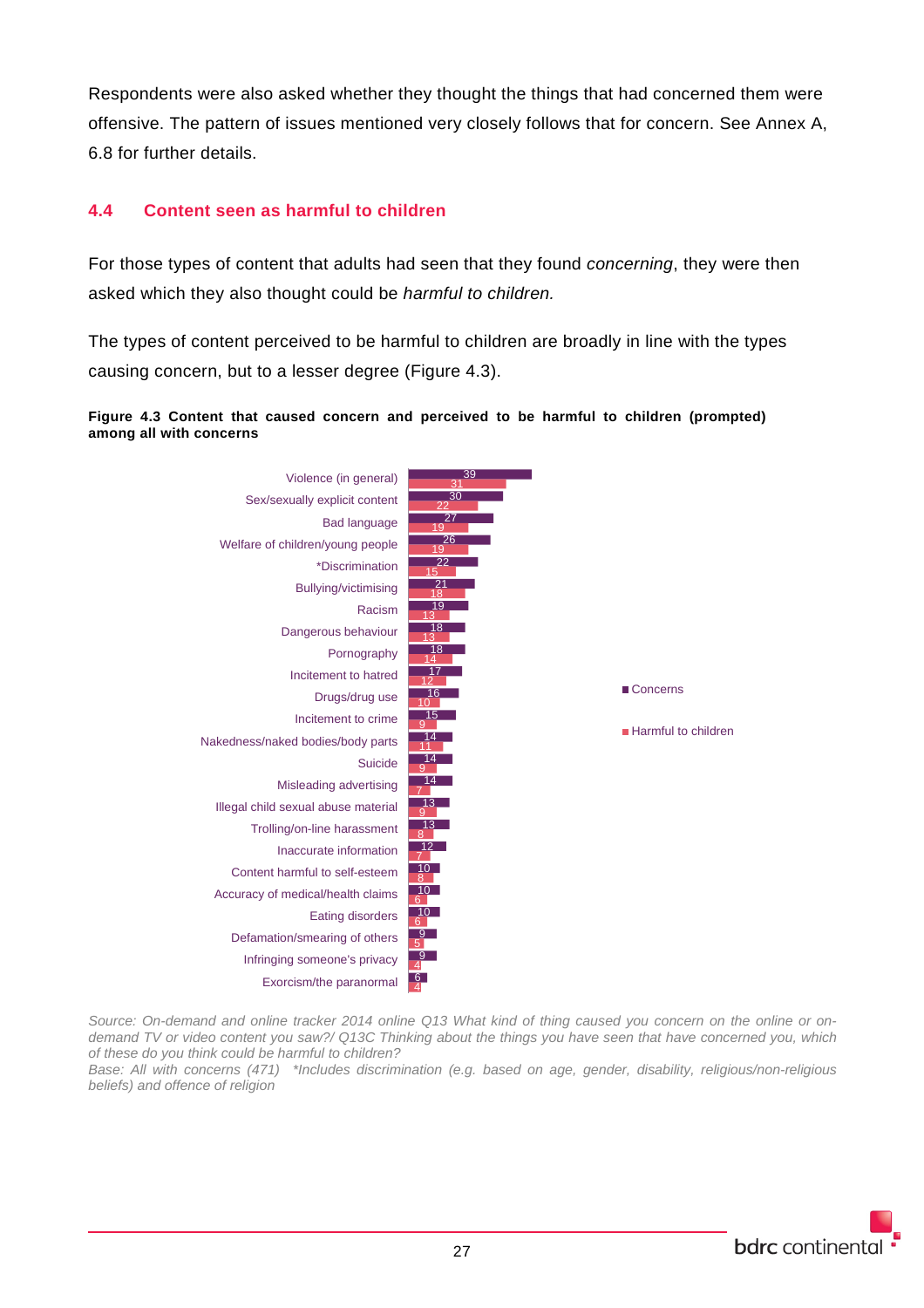Respondents were also asked whether they thought the things that had concerned them were offensive. The pattern of issues mentioned very closely follows that for concern. See Annex A, 6.8 for further details.

## 4.4 Content seen as harmful to children

For those types of content that adults had seen that they found *concerning*, they were then asked which they also thought could be *harmful to children.*

The types of content perceived to be harmful to children are broadly in line with the types causing concern, but to a lesser degree (Figure 4.3).

**Figure 4.3 Content that caused concern and perceived to be harmful to children (prompted) among all with concerns**

| | Concerns | Harmful to children |
|---|---|---|
| Violence (in general) | 39 | 31 |
| Sex/sexually explicit content | 30 | 22 |
| Bad language | 27 | 19 |
| Welfare of children/young people | 26 | 19 |
| *Discrimination | 22 | 15 |
| Bullying/victimising | 21 | 18 |
| Racism | 19 | 13 |
| Dangerous behaviour | 18 | 13 |
| Pornography | 18 | 14 |
| Incitement to hatred | 17 | 12 |
| Drugs/drug use | 16 | 10 |
| Incitement to crime | 15 | 9 |
| Nakedness/naked bodies/body parts | 14 | 11 |
| Suicide | 14 | 9 |
| Misleading advertising | 14 | 7 |
| Illegal child sexual abuse material | 13 | 9 |
| Trolling/on-line harassment | 13 | 8 |
| Inaccurate information | 12 | 7 |
| Content harmful to self-esteem | 10 | 8 |
| Accuracy of medical/health claims | 10 | 6 |
| Eating disorders | 10 | 6 |
| Defamation/smearing of others | 9 | 5 |
| Infringing someone's privacy | 9 | 4 |
| Exorcism/the paranormal | 6 | 4 |

*Source: On-demand and online tracker 2014 online Q13 What kind of thing caused you concern on the online or on-demand TV or video content you saw?/ Q13C Thinking about the things you have seen that have concerned you, which of these do you think could be harmful to children?*
*Base: All with concerns (471) \*Includes discrimination (e.g. based on age, gender, disability, religious/non-religious beliefs) and offence of religion*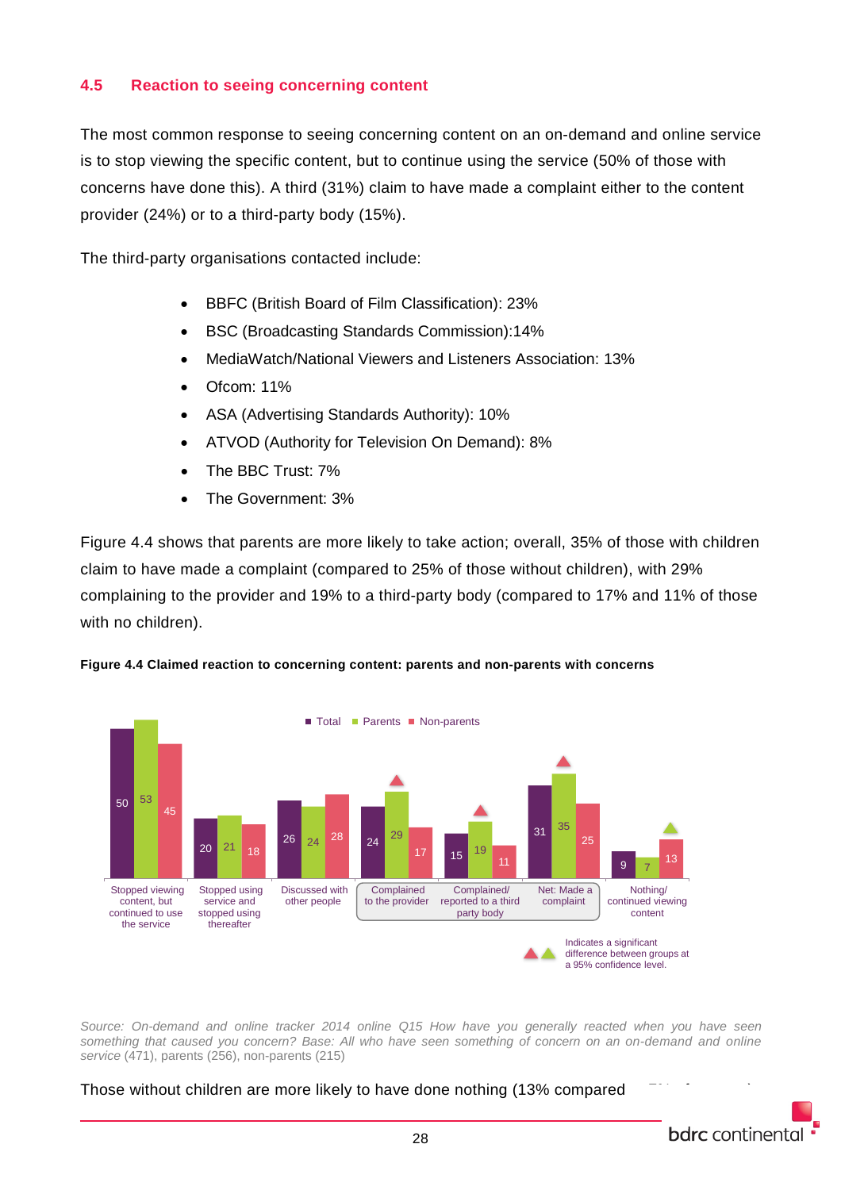## 4.5 Reaction to seeing concerning content

The most common response to seeing concerning content on an on-demand and online service is to stop viewing the specific content, but to continue using the service (50% of those with concerns have done this). A third (31%) claim to have made a complaint either to the content provider (24%) or to a third-party body (15%).

The third-party organisations contacted include:

- BBFC (British Board of Film Classification): 23%
- BSC (Broadcasting Standards Commission):14%
- MediaWatch/National Viewers and Listeners Association: 13%
- Ofcom: 11%
- ASA (Advertising Standards Authority): 10%
- ATVOD (Authority for Television On Demand): 8%
- The BBC Trust: 7%
- The Government: 3%

Figure 4.4 shows that parents are more likely to take action; overall, 35% of those with children claim to have made a complaint (compared to 25% of those without children), with 29% complaining to the provider and 19% to a third-party body (compared to 17% and 11% of those with no children).

**Figure 4.4 Claimed reaction to concerning content: parents and non-parents with concerns**

| | Total | Parents | Non-parents |
|---|---|---|---|
| Stopped viewing content, but continued to use the service | 50 | 53 | 45 |
| Stopped using service and stopped using thereafter | 20 | 21 | 18 |
| Discussed with other people | 26 | 24 | 28 |
| Complained to the provider | 24 | 29 ▲ | 17 |
| Complained/ reported to a third party body | 15 | 19 ▲ | 11 |
| Net: Made a complaint | 31 | 35 ▲ | 25 |
| Nothing/ continued viewing content | 9 | 7 | 13 ▲ |

▲ Indicates a significant difference between groups at a 95% confidence level.

*Source: On-demand and online tracker 2014 online Q15 How have you generally reacted when you have seen something that caused you concern? Base: All who have seen something of concern on an on-demand and online service* (471), parents (256), non-parents (215)

Those without children are more likely to have done nothing (13% compared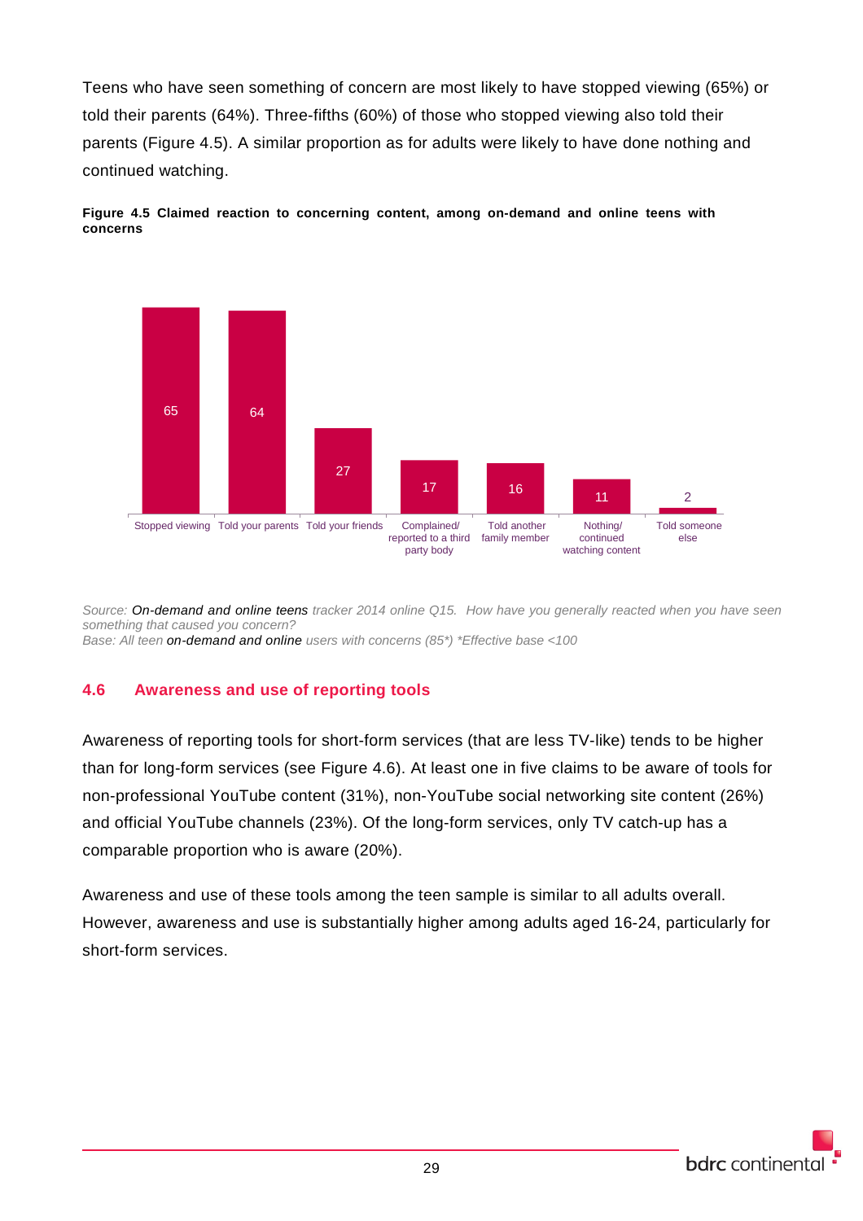Teens who have seen something of concern are most likely to have stopped viewing (65%) or told their parents (64%). Three-fifths (60%) of those who stopped viewing also told their parents (Figure 4.5). A similar proportion as for adults were likely to have done nothing and continued watching.

**Figure 4.5 Claimed reaction to concerning content, among on-demand and online teens with concerns**

| Reaction | % |
|---|---|
| Stopped viewing | 65 |
| Told your parents | 64 |
| Told your friends | 27 |
| Complained/ reported to a third party body | 17 |
| Told another family member | 16 |
| Nothing/ continued watching content | 11 |
| Told someone else | 2 |

*Source: **On-demand and online teens** tracker 2014 online Q15. How have you generally reacted when you have seen something that caused you concern?*
*Base: All teen **on-demand and online** users with concerns (85\*) \*Effective base <100*

## 4.6 Awareness and use of reporting tools

Awareness of reporting tools for short-form services (that are less TV-like) tends to be higher than for long-form services (see Figure 4.6). At least one in five claims to be aware of tools for non-professional YouTube content (31%), non-YouTube social networking site content (26%) and official YouTube channels (23%). Of the long-form services, only TV catch-up has a comparable proportion who is aware (20%).

Awareness and use of these tools among the teen sample is similar to all adults overall. However, awareness and use is substantially higher among adults aged 16-24, particularly for short-form services.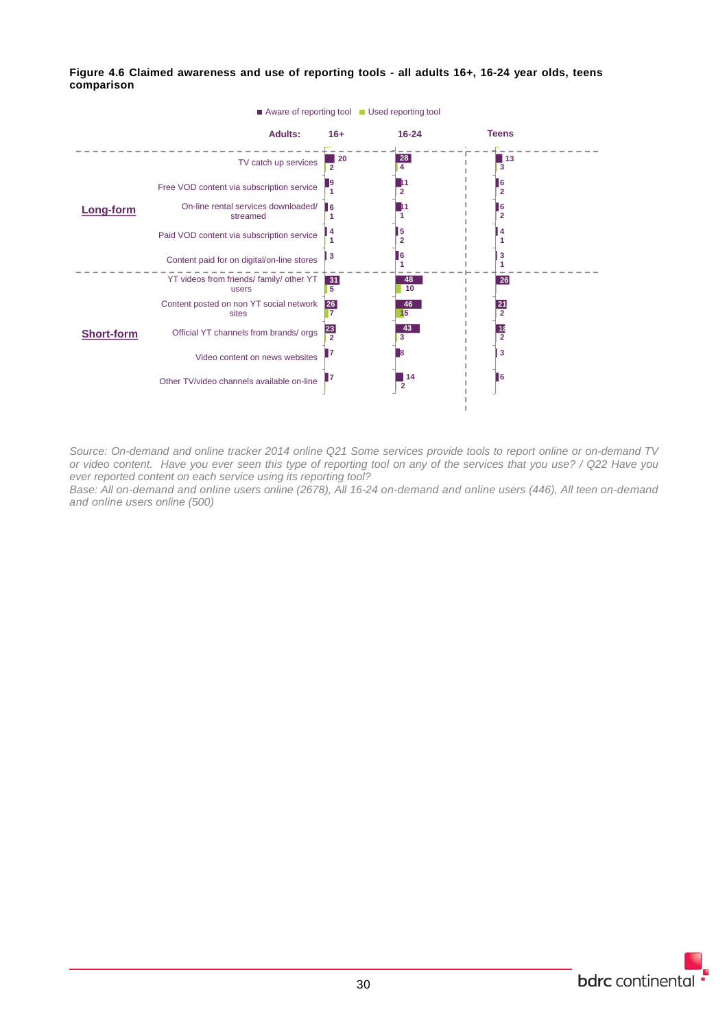**Figure 4.6 Claimed awareness and use of reporting tools - all adults 16+, 16-24 year olds, teens comparison**

| | | Adults: 16+ Aware | Adults: 16+ Used | 16-24 Aware | 16-24 Used | Teens Aware | Teens Used |
|---|---|---|---|---|---|---|---|
| Long-form | TV catch up services | 20 | 2 | 28 | 4 | 13 | 3 |
| | Free VOD content via subscription service | 9 | 1 | 11 | 2 | 6 | 2 |
| | On-line rental services downloaded/ streamed | 6 | 1 | 11 | 1 | 6 | 2 |
| | Paid VOD content via subscription service | 4 | 1 | 5 | 2 | 4 | 1 |
| | Content paid for on digital/on-line stores | 3 | | 6 | 1 | 3 | 1 |
| Short-form | YT videos from friends/ family/ other YT users | 31 | 5 | 48 | 10 | 26 | |
| | Content posted on non YT social network sites | 26 | 7 | 46 | 15 | 21 | 2 |
| | Official YT channels from brands/ orgs | 23 | 2 | 43 | 3 | 1? | 2 |
| | Video content on news websites | 7 | | 8 | | 3 | |
| | Other TV/video channels available on-line | 7 | | 14 | 2 | 6 | |

*Source: On-demand and online tracker 2014 online Q21 Some services provide tools to report online or on-demand TV or video content. Have you ever seen this type of reporting tool on any of the services that you use? / Q22 Have you ever reported content on each service using its reporting tool?*
*Base: All on-demand and online users online (2678), All 16-24 on-demand and online users (446), All teen on-demand and online users online (500)*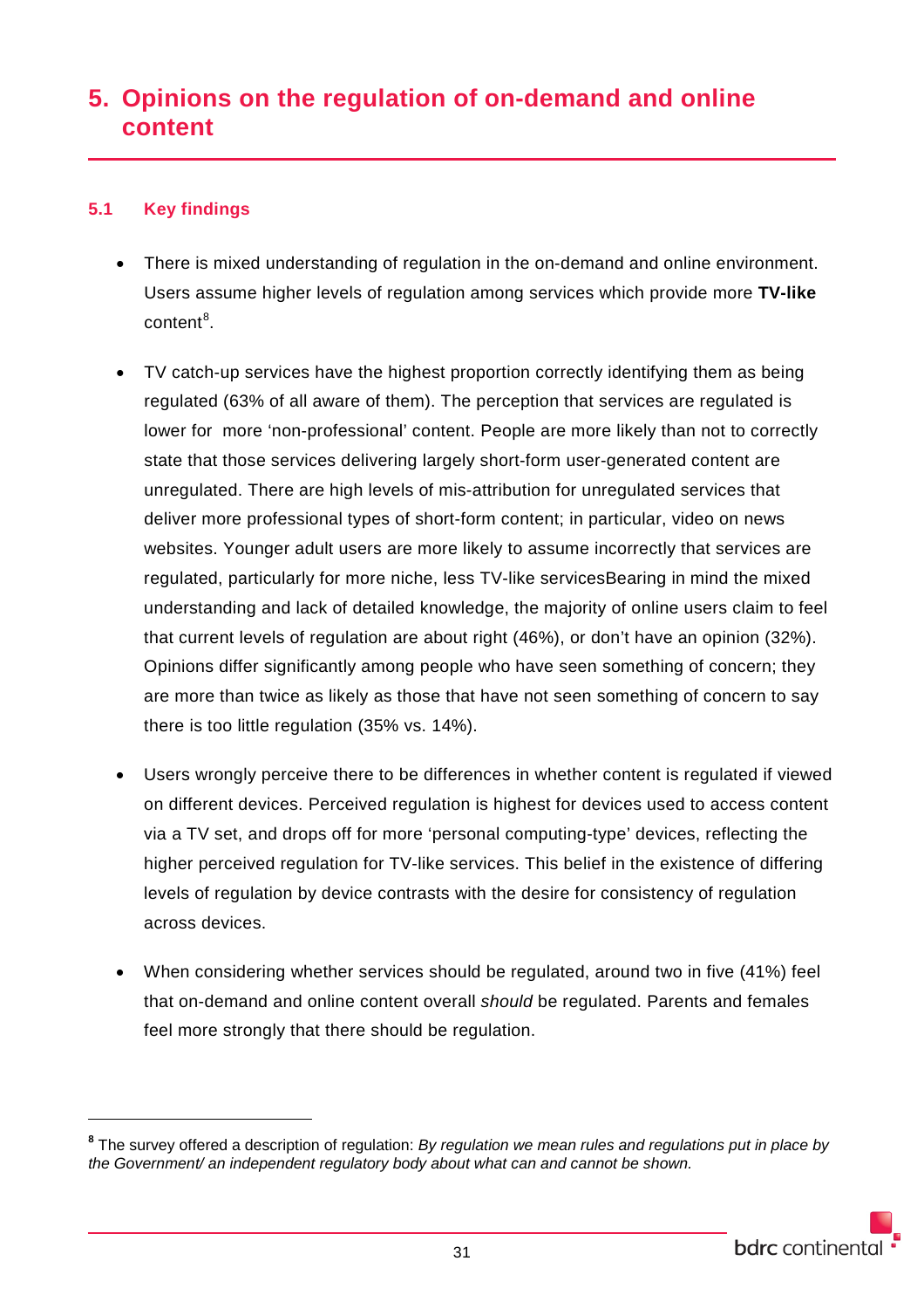# 5. Opinions on the regulation of on-demand and online content

## 5.1 Key findings

- There is mixed understanding of regulation in the on-demand and online environment. Users assume higher levels of regulation among services which provide more **TV-like** content[8].

- TV catch-up services have the highest proportion correctly identifying them as being regulated (63% of all aware of them). The perception that services are regulated is lower for more 'non-professional' content. People are more likely than not to correctly state that those services delivering largely short-form user-generated content are unregulated. There are high levels of mis-attribution for unregulated services that deliver more professional types of short-form content; in particular, video on news websites. Younger adult users are more likely to assume incorrectly that services are regulated, particularly for more niche, less TV-like servicesBearing in mind the mixed understanding and lack of detailed knowledge, the majority of online users claim to feel that current levels of regulation are about right (46%), or don't have an opinion (32%). Opinions differ significantly among people who have seen something of concern; they are more than twice as likely as those that have not seen something of concern to say there is too little regulation (35% vs. 14%).

- Users wrongly perceive there to be differences in whether content is regulated if viewed on different devices. Perceived regulation is highest for devices used to access content via a TV set, and drops off for more 'personal computing-type' devices, reflecting the higher perceived regulation for TV-like services. This belief in the existence of differing levels of regulation by device contrasts with the desire for consistency of regulation across devices.

- When considering whether services should be regulated, around two in five (41%) feel that on-demand and online content overall *should* be regulated. Parents and females feel more strongly that there should be regulation.

---

[8] The survey offered a description of regulation: *By regulation we mean rules and regulations put in place by the Government/ an independent regulatory body about what can and cannot be shown.*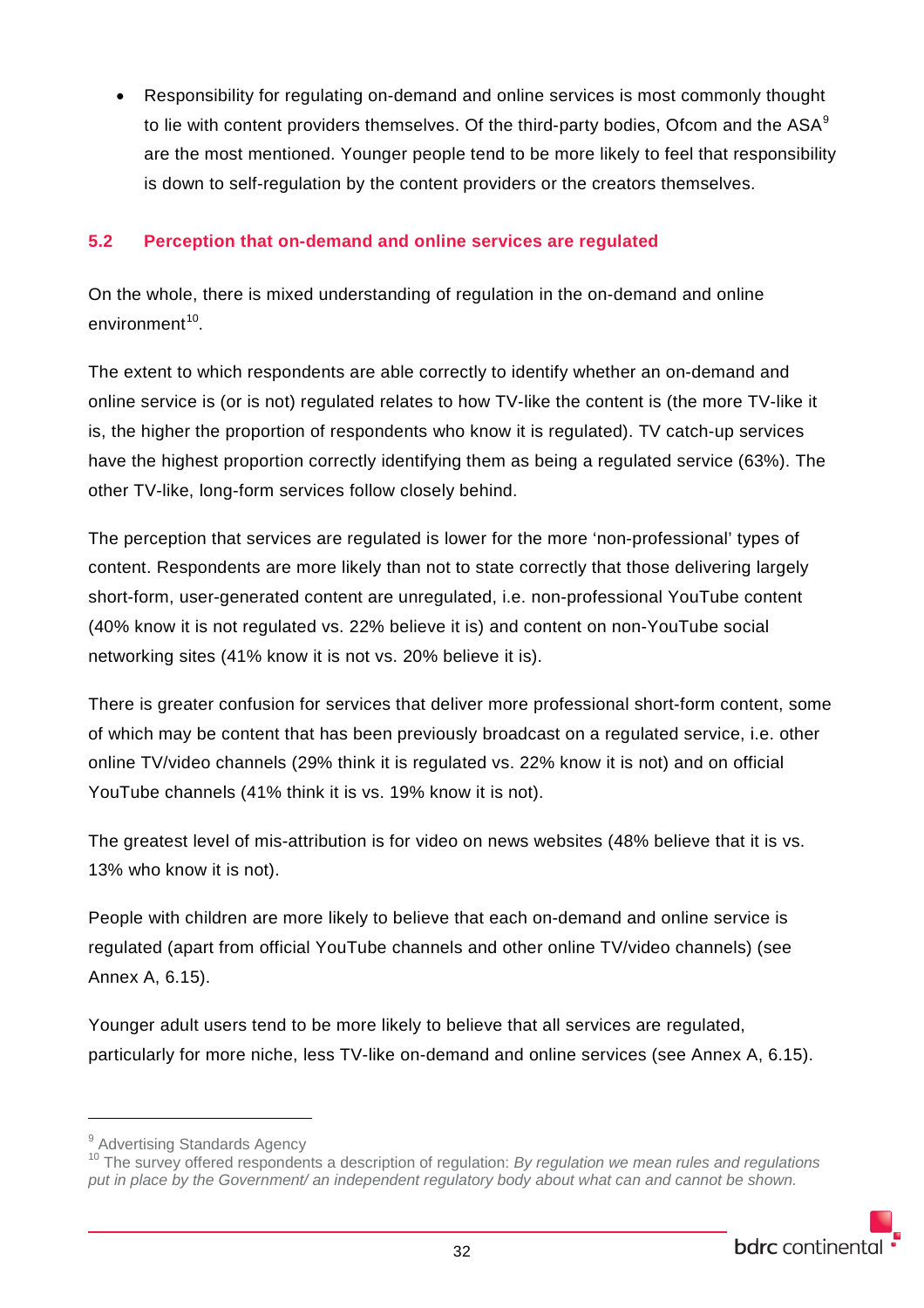- Responsibility for regulating on-demand and online services is most commonly thought to lie with content providers themselves. Of the third-party bodies, Ofcom and the ASA[9] are the most mentioned. Younger people tend to be more likely to feel that responsibility is down to self-regulation by the content providers or the creators themselves.

## 5.2 Perception that on-demand and online services are regulated

On the whole, there is mixed understanding of regulation in the on-demand and online environment[10].

The extent to which respondents are able correctly to identify whether an on-demand and online service is (or is not) regulated relates to how TV-like the content is (the more TV-like it is, the higher the proportion of respondents who know it is regulated). TV catch-up services have the highest proportion correctly identifying them as being a regulated service (63%). The other TV-like, long-form services follow closely behind.

The perception that services are regulated is lower for the more 'non-professional' types of content. Respondents are more likely than not to state correctly that those delivering largely short-form, user-generated content are unregulated, i.e. non-professional YouTube content (40% know it is not regulated vs. 22% believe it is) and content on non-YouTube social networking sites (41% know it is not vs. 20% believe it is).

There is greater confusion for services that deliver more professional short-form content, some of which may be content that has been previously broadcast on a regulated service, i.e. other online TV/video channels (29% think it is regulated vs. 22% know it is not) and on official YouTube channels (41% think it is vs. 19% know it is not).

The greatest level of mis-attribution is for video on news websites (48% believe that it is vs. 13% who know it is not).

People with children are more likely to believe that each on-demand and online service is regulated (apart from official YouTube channels and other online TV/video channels) (see Annex A, 6.15).

Younger adult users tend to be more likely to believe that all services are regulated, particularly for more niche, less TV-like on-demand and online services (see Annex A, 6.15).

---

[9] Advertising Standards Agency

[10] The survey offered respondents a description of regulation: *By regulation we mean rules and regulations put in place by the Government/ an independent regulatory body about what can and cannot be shown.*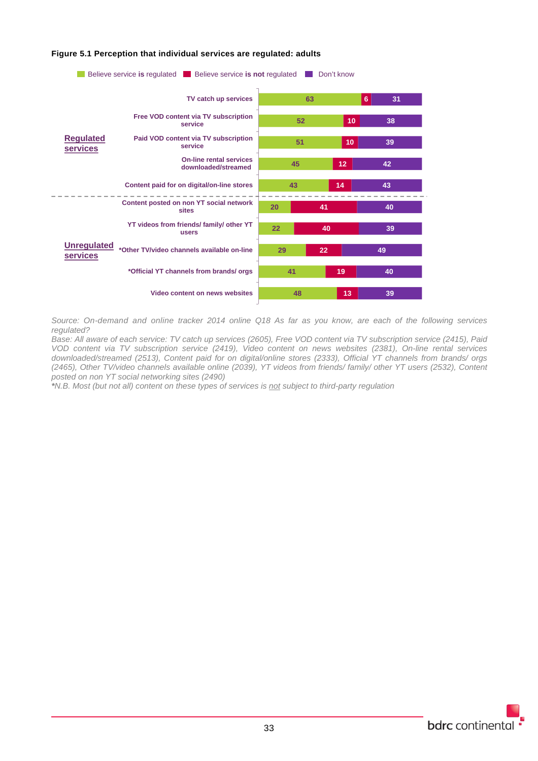**Figure 5.1 Perception that individual services are regulated: adults**

| Category | Service | Believe service **is** regulated | Believe service **is not** regulated | Don't know |
|---|---|---|---|---|
| Regulated services | TV catch up services | 63 | 6 | 31 |
| | Free VOD content via TV subscription service | 52 | 10 | 38 |
| | Paid VOD content via TV subscription service | 51 | 10 | 39 |
| | On-line rental services downloaded/streamed | 45 | 12 | 42 |
| | Content paid for on digital/on-line stores | 43 | 14 | 43 |
| Unregulated services | Content posted on non YT social network sites | 20 | 41 | 40 |
| | YT videos from friends/ family/ other YT users | 22 | 40 | 39 |
| | *Other TV/video channels available on-line | 29 | 22 | 49 |
| | *Official YT channels from brands/ orgs | 41 | 19 | 40 |
| | Video content on news websites | 48 | 13 | 39 |

*Source: On-demand and online tracker 2014 online Q18 As far as you know, are each of the following services regulated?*

*Base: All aware of each service: TV catch up services (2605), Free VOD content via TV subscription service (2415), Paid VOD content via TV subscription service (2419), Video content on news websites (2381), On-line rental services downloaded/streamed (2513), Content paid for on digital/online stores (2333), Official YT channels from brands/ orgs (2465), Other TV/video channels available online (2039), YT videos from friends/ family/ other YT users (2532), Content posted on non YT social networking sites (2490)*

*\*N.B. Most (but not all) content on these types of services is not subject to third-party regulation*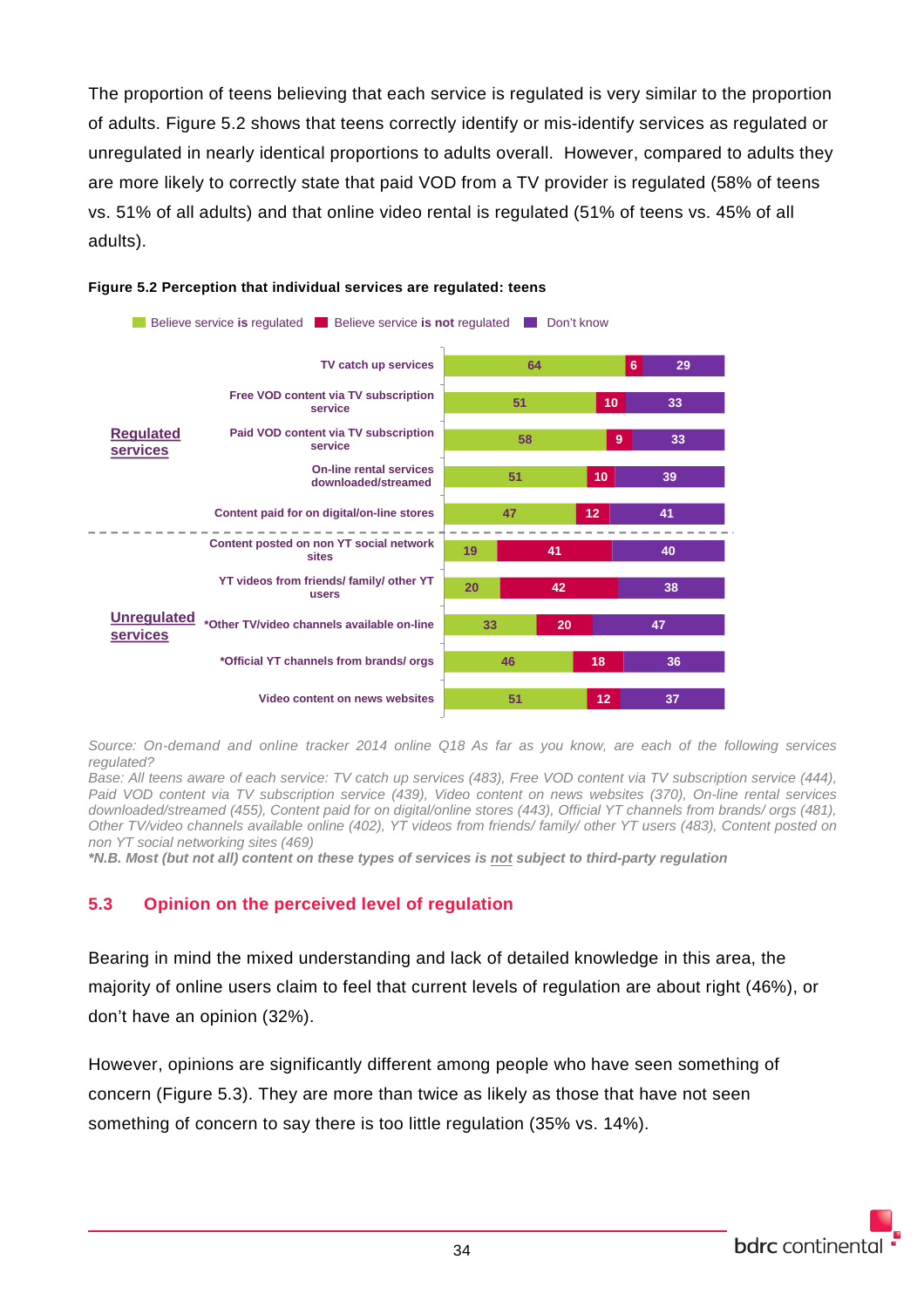The proportion of teens believing that each service is regulated is very similar to the proportion of adults. Figure 5.2 shows that teens correctly identify or mis-identify services as regulated or unregulated in nearly identical proportions to adults overall.  However, compared to adults they are more likely to correctly state that paid VOD from a TV provider is regulated (58% of teens vs. 51% of all adults) and that online video rental is regulated (51% of teens vs. 45% of all adults).

**Figure 5.2 Perception that individual services are regulated: teens**

| | Service | Believe service **is** regulated | Believe service **is not** regulated | Don't know |
|---|---|---|---|---|
| Regulated services | TV catch up services | 64 | 6 | 29 |
| | Free VOD content via TV subscription service | 51 | 10 | 33 |
| | Paid VOD content via TV subscription service | 58 | 9 | 33 |
| | On-line rental services downloaded/streamed | 51 | 10 | 39 |
| | Content paid for on digital/on-line stores | 47 | 12 | 41 |
| Unregulated services | Content posted on non YT social network sites | 19 | 41 | 40 |
| | YT videos from friends/ family/ other YT users | 20 | 42 | 38 |
| | *Other TV/video channels available on-line | 33 | 20 | 47 |
| | *Official YT channels from brands/ orgs | 46 | 18 | 36 |
| | Video content on news websites | 51 | 12 | 37 |

*Source: On-demand and online tracker 2014 online Q18 As far as you know, are each of the following services regulated?*
*Base: All teens aware of each service: TV catch up services (483), Free VOD content via TV subscription service (444), Paid VOD content via TV subscription service (439), Video content on news websites (370), On-line rental services downloaded/streamed (455), Content paid for on digital/online stores (443), Official YT channels from brands/ orgs (481), Other TV/video channels available online (402), YT videos from friends/ family/ other YT users (483), Content posted on non YT social networking sites (469)*
***\*N.B. Most (but not all) content on these types of services is not subject to third-party regulation***

## 5.3 Opinion on the perceived level of regulation

Bearing in mind the mixed understanding and lack of detailed knowledge in this area, the majority of online users claim to feel that current levels of regulation are about right (46%), or don't have an opinion (32%).

However, opinions are significantly different among people who have seen something of concern (Figure 5.3). They are more than twice as likely as those that have not seen something of concern to say there is too little regulation (35% vs. 14%).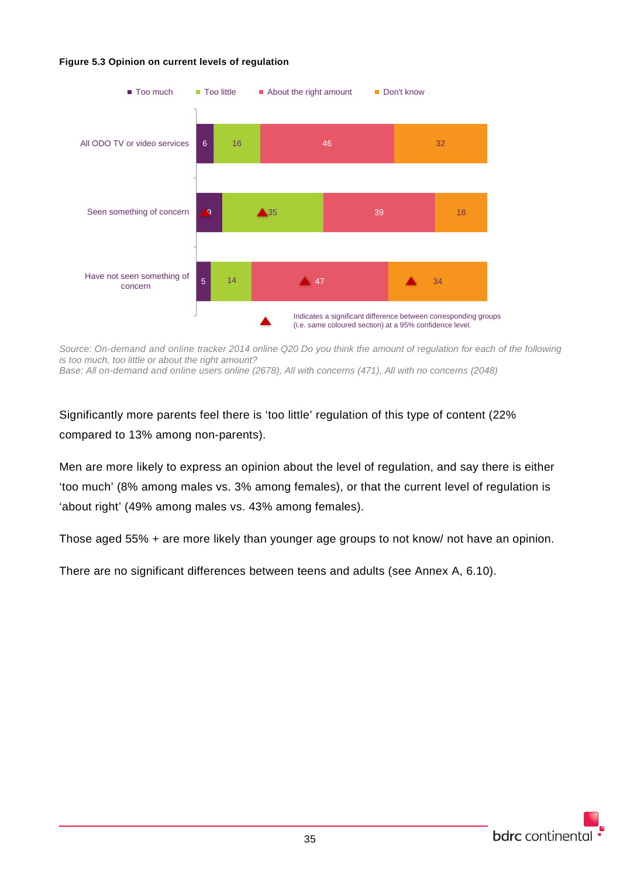**Figure 5.3 Opinion on current levels of regulation**

| | Too much | Too little | About the right amount | Don't know |
|---|---|---|---|---|
| All ODO TV or video services | 6 | 16 | 46 | 32 |
| Seen something of concern | ▲9 | ▲35 | 39 | 18 |
| Have not seen something of concern | 5 | 14 | ▲47 | ▲34 |

▲ Indicates a significant difference between corresponding groups (i.e. same coloured section) at a 95% confidence level.

*Source: On-demand and online tracker 2014 online Q20 Do you think the amount of regulation for each of the following is too much, too little or about the right amount?*
*Base: All on-demand and online users online (2678), All with concerns (471), All with no concerns (2048)*

Significantly more parents feel there is 'too little' regulation of this type of content (22% compared to 13% among non-parents).

Men are more likely to express an opinion about the level of regulation, and say there is either 'too much' (8% among males vs. 3% among females), or that the current level of regulation is 'about right' (49% among males vs. 43% among females).

Those aged 55% + are more likely than younger age groups to not know/ not have an opinion.

There are no significant differences between teens and adults (see Annex A, 6.10).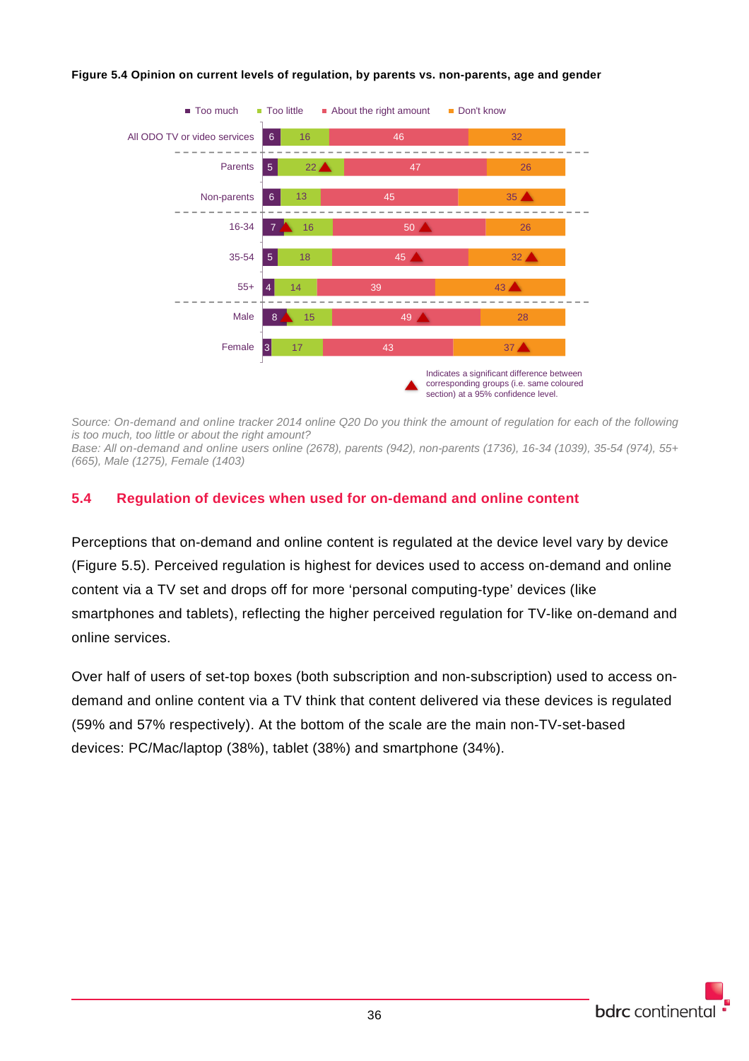**Figure 5.4 Opinion on current levels of regulation, by parents vs. non-parents, age and gender**

| | Too much | Too little | About the right amount | Don't know |
|---|---|---|---|---|
| All ODO TV or video services | 6 | 16 | 46 | 32 |
| Parents | 5 | 22 ▲ | 47 | 26 |
| Non-parents | 6 | 13 | 45 | 35 ▲ |
| 16-34 | 7 ▲ | 16 | 50 ▲ | 26 |
| 35-54 | 5 | 18 | 45 ▲ | 32 ▲ |
| 55+ | 4 | 14 | 39 | 43 ▲ |
| Male | 8 ▲ | 15 | 49 ▲ | 28 |
| Female | 3 | 17 | 43 | 37 ▲ |

▲ Indicates a significant difference between corresponding groups (i.e. same coloured section) at a 95% confidence level.

*Source: On-demand and online tracker 2014 online Q20 Do you think the amount of regulation for each of the following is too much, too little or about the right amount?*
*Base: All on-demand and online users online (2678), parents (942), non-parents (1736), 16-34 (1039), 35-54 (974), 55+ (665), Male (1275), Female (1403)*

## 5.4 Regulation of devices when used for on-demand and online content

Perceptions that on-demand and online content is regulated at the device level vary by device (Figure 5.5). Perceived regulation is highest for devices used to access on-demand and online content via a TV set and drops off for more 'personal computing-type' devices (like smartphones and tablets), reflecting the higher perceived regulation for TV-like on-demand and online services.

Over half of users of set-top boxes (both subscription and non-subscription) used to access on-demand and online content via a TV think that content delivered via these devices is regulated (59% and 57% respectively). At the bottom of the scale are the main non-TV-set-based devices: PC/Mac/laptop (38%), tablet (38%) and smartphone (34%).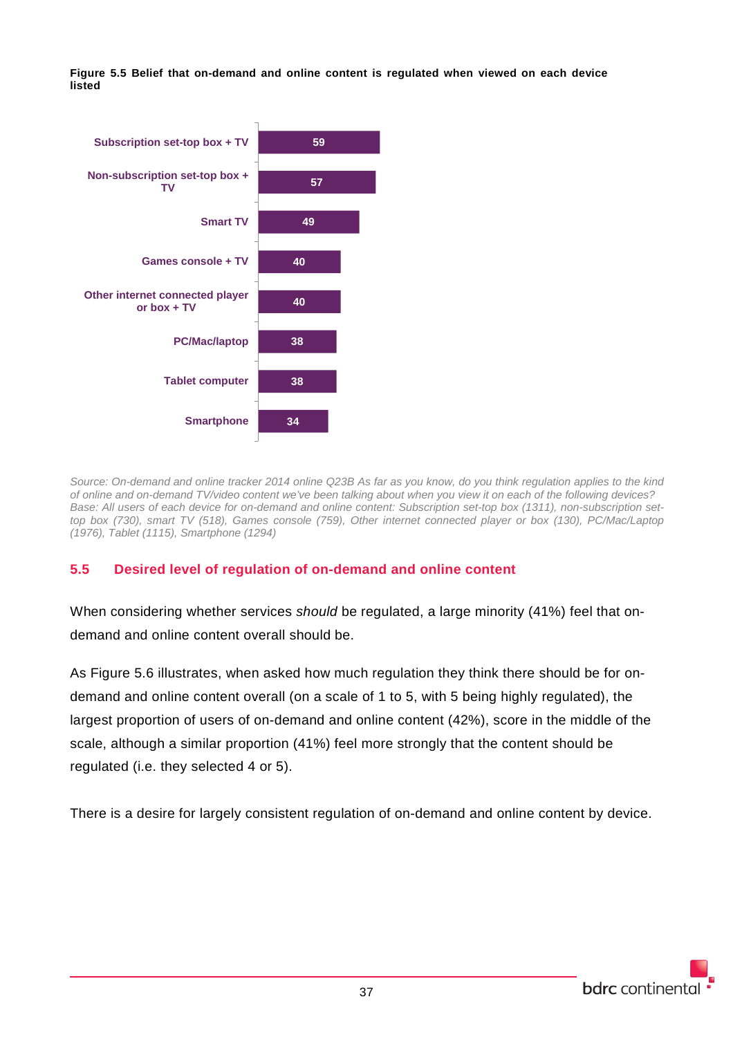**Figure 5.5 Belief that on-demand and online content is regulated when viewed on each device listed**

| Device | % |
|---|---|
| Subscription set-top box + TV | 59 |
| Non-subscription set-top box + TV | 57 |
| Smart TV | 49 |
| Games console + TV | 40 |
| Other internet connected player or box + TV | 40 |
| PC/Mac/laptop | 38 |
| Tablet computer | 38 |
| Smartphone | 34 |

*Source: On-demand and online tracker 2014 online Q23B As far as you know, do you think regulation applies to the kind of online and on-demand TV/video content we've been talking about when you view it on each of the following devices? Base: All users of each device for on-demand and online content: Subscription set-top box (1311), non-subscription set-top box (730), smart TV (518), Games console (759), Other internet connected player or box (130), PC/Mac/Laptop (1976), Tablet (1115), Smartphone (1294)*

## 5.5 Desired level of regulation of on-demand and online content

When considering whether services *should* be regulated, a large minority (41%) feel that on-demand and online content overall should be.

As Figure 5.6 illustrates, when asked how much regulation they think there should be for on-demand and online content overall (on a scale of 1 to 5, with 5 being highly regulated), the largest proportion of users of on-demand and online content (42%), score in the middle of the scale, although a similar proportion (41%) feel more strongly that the content should be regulated (i.e. they selected 4 or 5).

There is a desire for largely consistent regulation of on-demand and online content by device.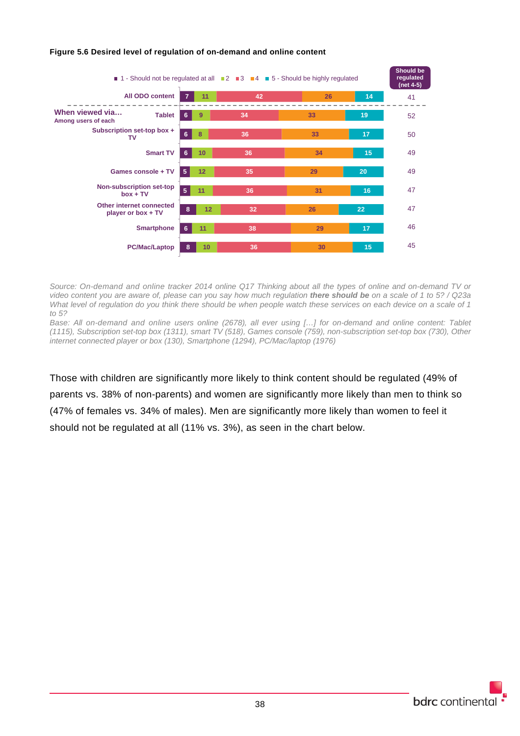**Figure 5.6 Desired level of regulation of on-demand and online content**

| | 1 - Should not be regulated at all | 2 | 3 | 4 | 5 - Should be highly regulated | Should be regulated (net 4-5) |
|---|---|---|---|---|---|---|
| All ODO content | 7 | 11 | 42 | 26 | 14 | 41 |
| **When viewed via… (Among users of each)** | | | | | | |
| Tablet | 6 | 9 | 34 | 33 | 19 | 52 |
| Subscription set-top box + TV | 6 | 8 | 36 | 33 | 17 | 50 |
| Smart TV | 6 | 10 | 36 | 34 | 15 | 49 |
| Games console + TV | 5 | 12 | 35 | 29 | 20 | 49 |
| Non-subscription set-top box + TV | 5 | 11 | 36 | 31 | 16 | 47 |
| Other internet connected player or box + TV | 8 | 12 | 32 | 26 | 22 | 47 |
| Smartphone | 6 | 11 | 38 | 29 | 17 | 46 |
| PC/Mac/Laptop | 8 | 10 | 36 | 30 | 15 | 45 |

*Source: On-demand and online tracker 2014 online Q17 Thinking about all the types of online and on-demand TV or video content you are aware of, please can you say how much regulation* ***there should be*** *on a scale of 1 to 5? / Q23a What level of regulation do you think there should be when people watch these services on each device on a scale of 1 to 5?*

*Base: All on-demand and online users online (2678), all ever using […] for on-demand and online content: Tablet (1115), Subscription set-top box (1311), smart TV (518), Games console (759), non-subscription set-top box (730), Other internet connected player or box (130), Smartphone (1294), PC/Mac/laptop (1976)*

Those with children are significantly more likely to think content should be regulated (49% of parents vs. 38% of non-parents) and women are significantly more likely than men to think so (47% of females vs. 34% of males). Men are significantly more likely than women to feel it should not be regulated at all (11% vs. 3%), as seen in the chart below.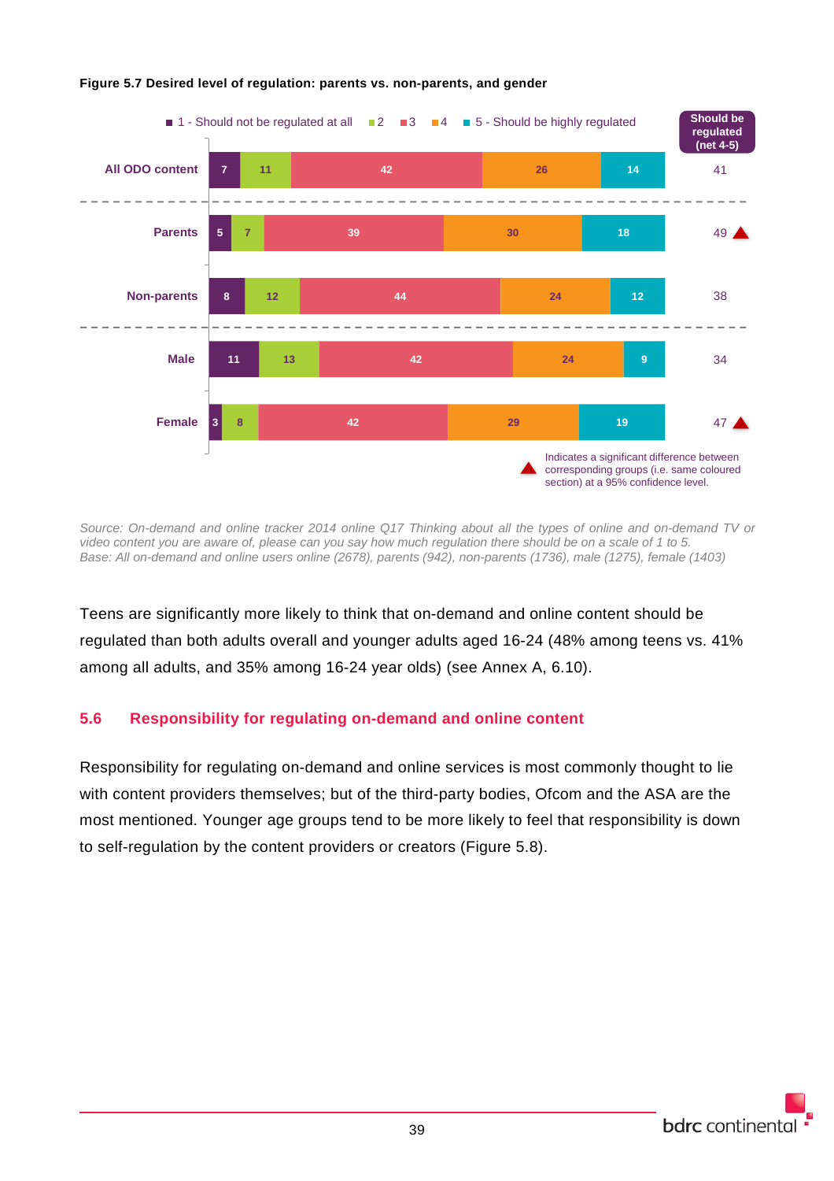**Figure 5.7 Desired level of regulation: parents vs. non-parents, and gender**

| | 1 - Should not be regulated at all | 2 | 3 | 4 | 5 - Should be highly regulated | Should be regulated (net 4-5) |
|---|---|---|---|---|---|---|
| All ODO content | 7 | 11 | 42 | 26 | 14 | 41 |
| Parents | 5 | 7 | 39 | 30 | 18 | 49 ▲ |
| Non-parents | 8 | 12 | 44 | 24 | 12 | 38 |
| Male | 11 | 13 | 42 | 24 | 9 | 34 |
| Female | 3 | 8 | 42 | 29 | 19 | 47 ▲ |

▲ Indicates a significant difference between corresponding groups (i.e. same coloured section) at a 95% confidence level.

*Source: On-demand and online tracker 2014 online Q17 Thinking about all the types of online and on-demand TV or video content you are aware of, please can you say how much regulation there should be on a scale of 1 to 5.*
*Base: All on-demand and online users online (2678), parents (942), non-parents (1736), male (1275), female (1403)*

Teens are significantly more likely to think that on-demand and online content should be regulated than both adults overall and younger adults aged 16-24 (48% among teens vs. 41% among all adults, and 35% among 16-24 year olds) (see Annex A, 6.10).

## 5.6 Responsibility for regulating on-demand and online content

Responsibility for regulating on-demand and online services is most commonly thought to lie with content providers themselves; but of the third-party bodies, Ofcom and the ASA are the most mentioned. Younger age groups tend to be more likely to feel that responsibility is down to self-regulation by the content providers or creators (Figure 5.8).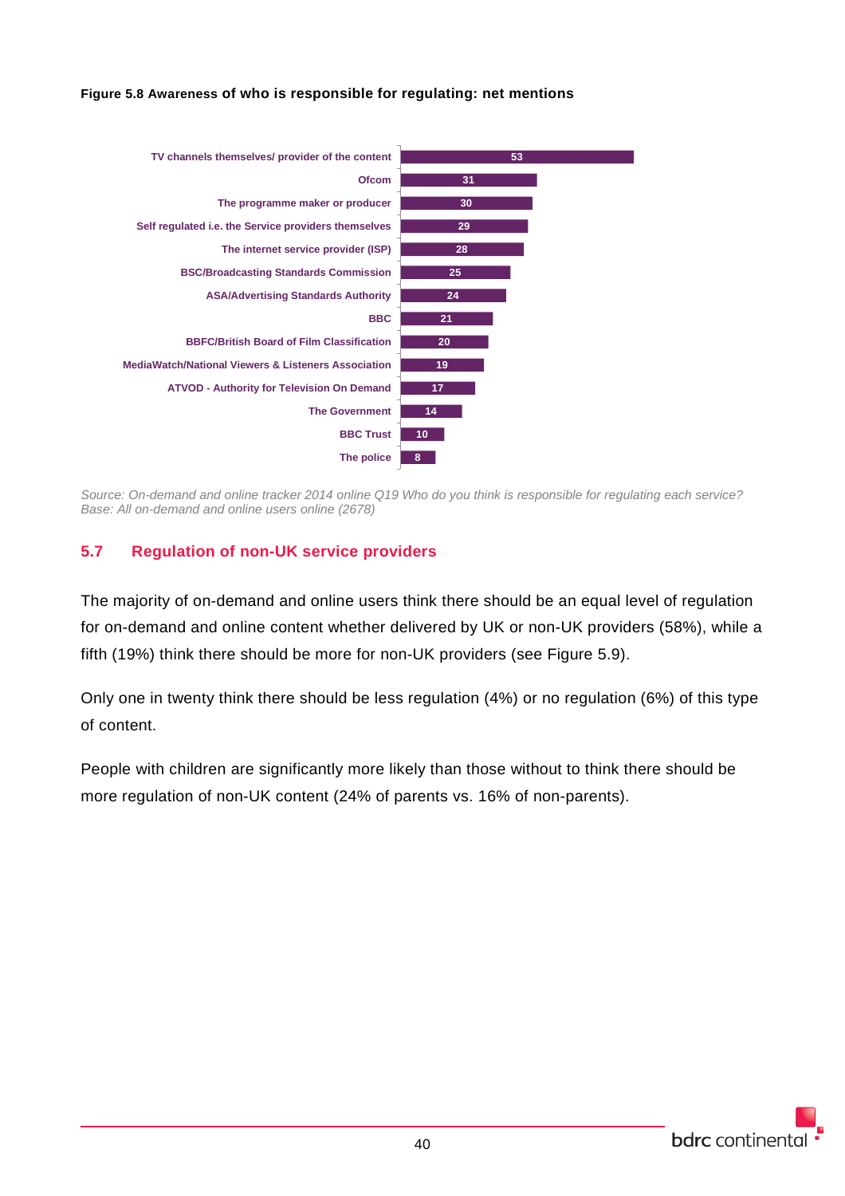**Figure 5.8 Awareness of who is responsible for regulating: net mentions**

| Regulator | % |
|---|---|
| TV channels themselves/ provider of the content | 53 |
| Ofcom | 31 |
| The programme maker or producer | 30 |
| Self regulated i.e. the Service providers themselves | 29 |
| The internet service provider (ISP) | 28 |
| BSC/Broadcasting Standards Commission | 25 |
| ASA/Advertising Standards Authority | 24 |
| BBC | 21 |
| BBFC/British Board of Film Classification | 20 |
| MediaWatch/National Viewers & Listeners Association | 19 |
| ATVOD - Authority for Television On Demand | 17 |
| The Government | 14 |
| BBC Trust | 10 |
| The police | 8 |

*Source: On-demand and online tracker 2014 online Q19 Who do you think is responsible for regulating each service?*
*Base: All on-demand and online users online (2678)*

## 5.7 Regulation of non-UK service providers

The majority of on-demand and online users think there should be an equal level of regulation for on-demand and online content whether delivered by UK or non-UK providers (58%), while a fifth (19%) think there should be more for non-UK providers (see Figure 5.9).

Only one in twenty think there should be less regulation (4%) or no regulation (6%) of this type of content.

People with children are significantly more likely than those without to think there should be more regulation of non-UK content (24% of parents vs. 16% of non-parents).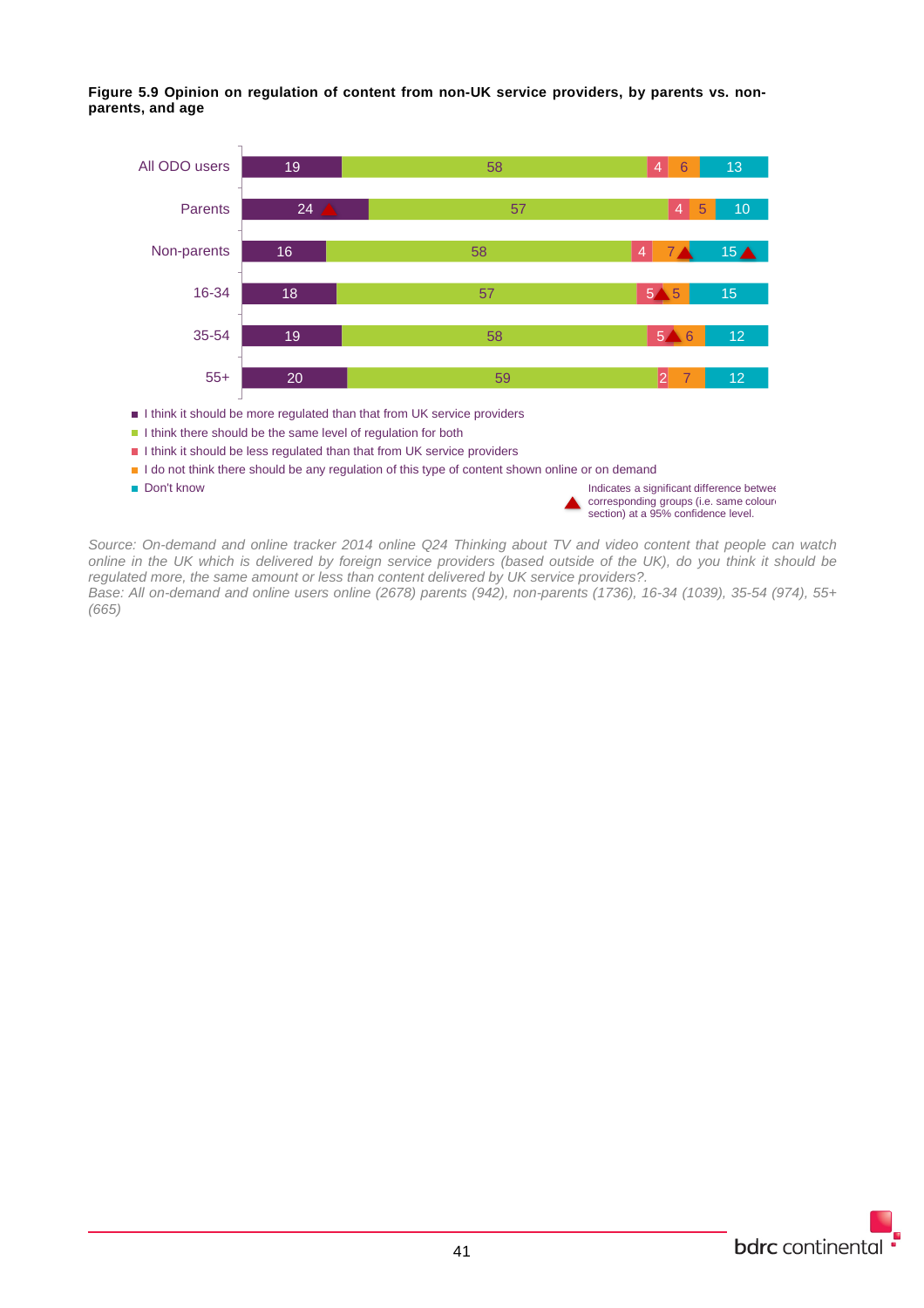**Figure 5.9 Opinion on regulation of content from non-UK service providers, by parents vs. non-parents, and age**

| | I think it should be more regulated than that from UK service providers | I think there should be the same level of regulation for both | I think it should be less regulated than that from UK service providers | I do not think there should be any regulation of this type of content shown online or on demand | Don't know |
|---|---|---|---|---|---|
| All ODO users | 19 | 58 | 4 | 6 | 13 |
| Parents | 24 ▲ | 57 | 4 | 5 | 10 |
| Non-parents | 16 | 58 | 4 | 7 ▲ | 15 ▲ |
| 16-34 | 18 | 57 | 5 ▲ | 5 | 15 |
| 35-54 | 19 | 58 | 5 ▲ | 6 | 12 |
| 55+ | 20 | 59 | 2 | 7 | 12 |

▲ Indicates a significant difference between corresponding groups (i.e. same colour section) at a 95% confidence level.

*Source: On-demand and online tracker 2014 online Q24 Thinking about TV and video content that people can watch online in the UK which is delivered by foreign service providers (based outside of the UK), do you think it should be regulated more, the same amount or less than content delivered by UK service providers?.*
*Base: All on-demand and online users online (2678) parents (942), non-parents (1736), 16-34 (1039), 35-54 (974), 55+ (665)*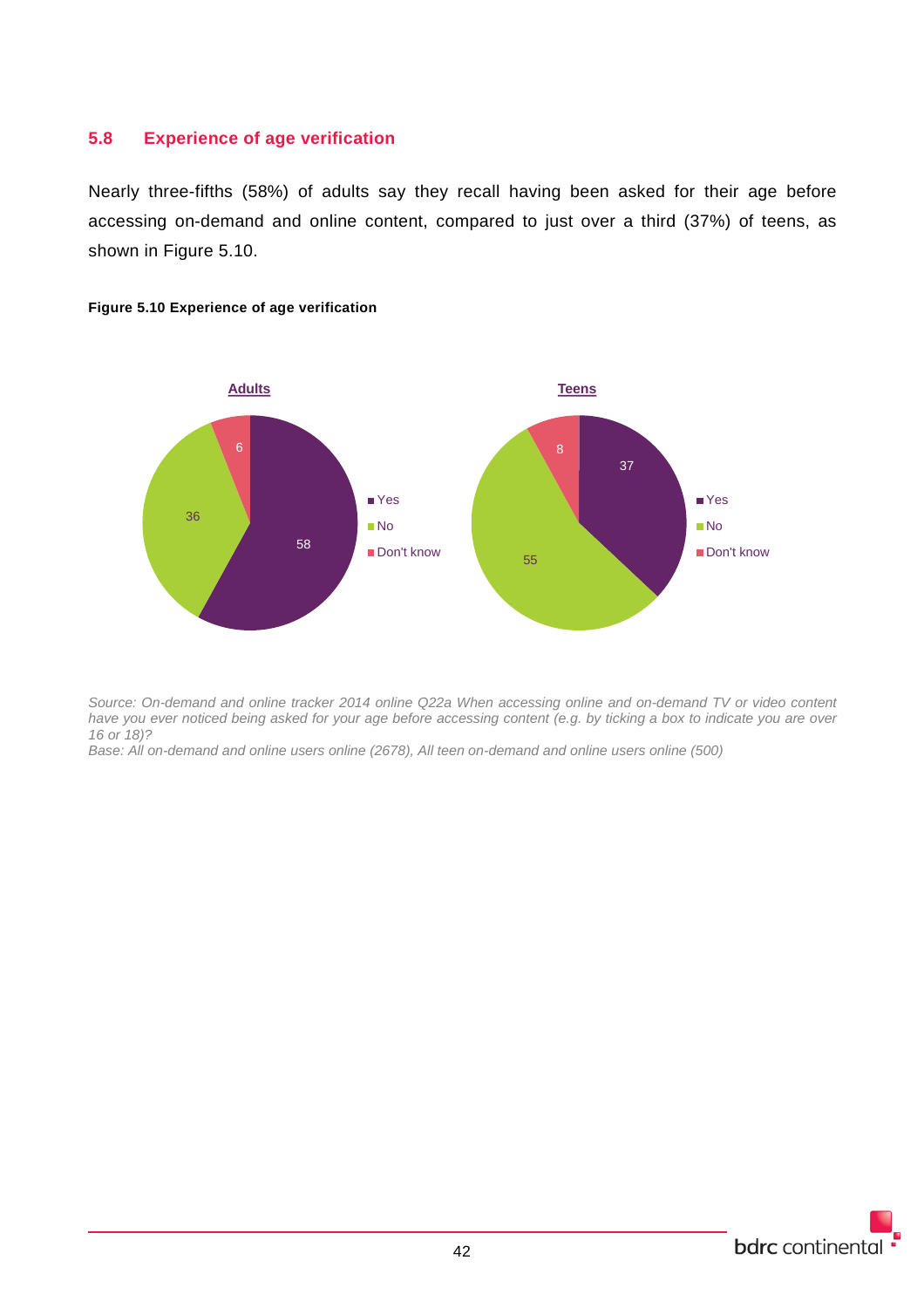## 5.8 Experience of age verification

Nearly three-fifths (58%) of adults say they recall having been asked for their age before accessing on-demand and online content, compared to just over a third (37%) of teens, as shown in Figure 5.10.

**Figure 5.10 Experience of age verification**

| | Adults | Teens |
|---|---|---|
| Yes | 58 | 37 |
| No | 36 | 55 |
| Don't know | 6 | 8 |

*Source: On-demand and online tracker 2014 online Q22a When accessing online and on-demand TV or video content have you ever noticed being asked for your age before accessing content (e.g. by ticking a box to indicate you are over 16 or 18)?*

*Base: All on-demand and online users online (2678), All teen on-demand and online users online (500)*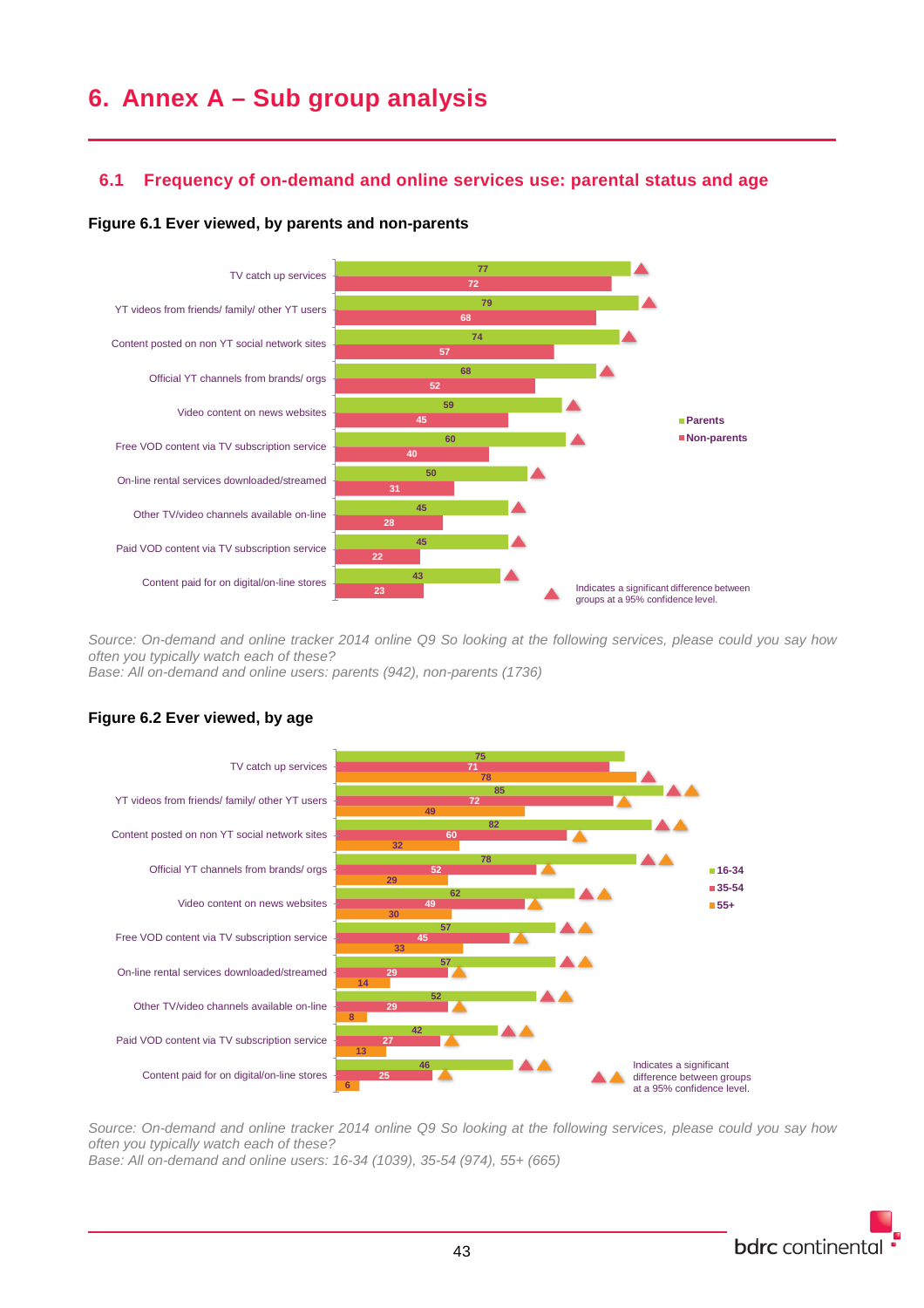# 6. Annex A – Sub group analysis

## 6.1 Frequency of on-demand and online services use: parental status and age

**Figure 6.1 Ever viewed, by parents and non-parents**

| | Parents | Non-parents |
|---|---|---|
| TV catch up services | 77 ▲ | 72 |
| YT videos from friends/ family/ other YT users | 79 ▲ | 68 |
| Content posted on non YT social network sites | 74 ▲ | 57 |
| Official YT channels from brands/ orgs | 68 ▲ | 52 |
| Video content on news websites | 59 ▲ | 45 |
| Free VOD content via TV subscription service | 60 ▲ | 40 |
| On-line rental services downloaded/streamed | 50 ▲ | 31 |
| Other TV/video channels available on-line | 45 ▲ | 28 |
| Paid VOD content via TV subscription service | 45 ▲ | 22 |
| Content paid for on digital/on-line stores | 43 ▲ | 23 |

▲ Indicates a significant difference between groups at a 95% confidence level.

*Source: On-demand and online tracker 2014 online Q9 So looking at the following services, please could you say how often you typically watch each of these?*
*Base: All on-demand and online users: parents (942), non-parents (1736)*

**Figure 6.2 Ever viewed, by age**

| | 16-34 | 35-54 | 55+ |
|---|---|---|---|
| TV catch up services | 75 | 71 | 78 ▲ |
| YT videos from friends/ family/ other YT users | 85 ▲▲ | 72 ▲ | 49 |
| Content posted on non YT social network sites | 82 ▲▲ | 60 ▲ | 32 |
| Official YT channels from brands/ orgs | 78 ▲▲ | 52 ▲ | 29 |
| Video content on news websites | 62 ▲▲ | 49 ▲ | 30 |
| Free VOD content via TV subscription service | 57 ▲▲ | 45 ▲ | 33 |
| On-line rental services downloaded/streamed | 57 ▲▲ | 29 ▲ | 14 |
| Other TV/video channels available on-line | 52 ▲▲ | 29 ▲ | 8 |
| Paid VOD content via TV subscription service | 42 ▲▲ | 27 ▲ | 13 |
| Content paid for on digital/on-line stores | 46 ▲▲ | 25 ▲ | 6 |

▲▲ Indicates a significant difference between groups at a 95% confidence level.

*Source: On-demand and online tracker 2014 online Q9 So looking at the following services, please could you say how often you typically watch each of these?*
*Base: All on-demand and online users: 16-34 (1039), 35-54 (974), 55+ (665)*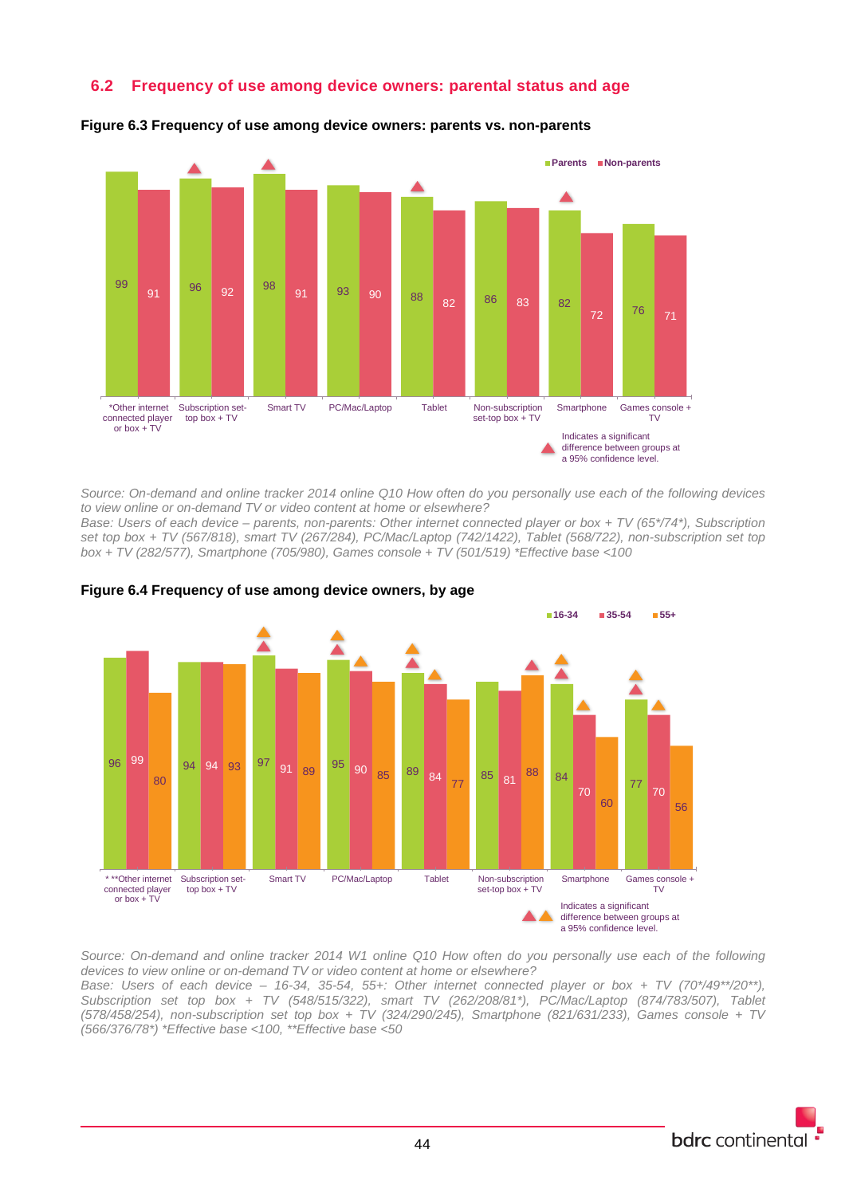## 6.2 Frequency of use among device owners: parental status and age

**Figure 6.3 Frequency of use among device owners: parents vs. non-parents**

| Device | Parents | Non-parents |
|---|---|---|
| *Other internet connected player or box + TV | 99 | 91 |
| Subscription set-top box + TV ▲ | 96 | 92 |
| Smart TV ▲ | 98 | 91 |
| PC/Mac/Laptop | 93 | 90 |
| Tablet ▲ | 88 | 82 |
| Non-subscription set-top box + TV | 86 | 83 |
| Smartphone ▲ | 82 | 72 |
| Games console + TV | 76 | 71 |

▲ Indicates a significant difference between groups at a 95% confidence level.

*Source: On-demand and online tracker 2014 online Q10 How often do you personally use each of the following devices to view online or on-demand TV or video content at home or elsewhere?*
*Base: Users of each device – parents, non-parents: Other internet connected player or box + TV (65*/74*), Subscription set top box + TV (567/818), smart TV (267/284), PC/Mac/Laptop (742/1422), Tablet (568/722), non-subscription set top box + TV (282/577), Smartphone (705/980), Games console + TV (501/519) *Effective base <100*

**Figure 6.4 Frequency of use among device owners, by age**

| Device | 16-34 | 35-54 | 55+ |
|---|---|---|---|
| * **Other internet connected player or box + TV | 96 | 99 | 80 |
| Subscription set-top box + TV | 94 | 94 | 93 |
| Smart TV | 97 | 91 | 89 |
| PC/Mac/Laptop | 95 | 90 | 85 |
| Tablet | 89 | 84 | 77 |
| Non-subscription set-top box + TV | 85 | 81 | 88 |
| Smartphone | 84 | 70 | 60 |
| Games console + TV | 77 | 70 | 56 |

▲▲ Indicates a significant difference between groups at a 95% confidence level.

*Source: On-demand and online tracker 2014 W1 online Q10 How often do you personally use each of the following devices to view online or on-demand TV or video content at home or elsewhere?*
*Base: Users of each device – 16-34, 35-54, 55+: Other internet connected player or box + TV (70*/49**/20**), Subscription set top box + TV (548/515/322), smart TV (262/208/81*), PC/Mac/Laptop (874/783/507), Tablet (578/458/254), non-subscription set top box + TV (324/290/245), Smartphone (821/631/233), Games console + TV (566/376/78*) *Effective base <100, **Effective base <50*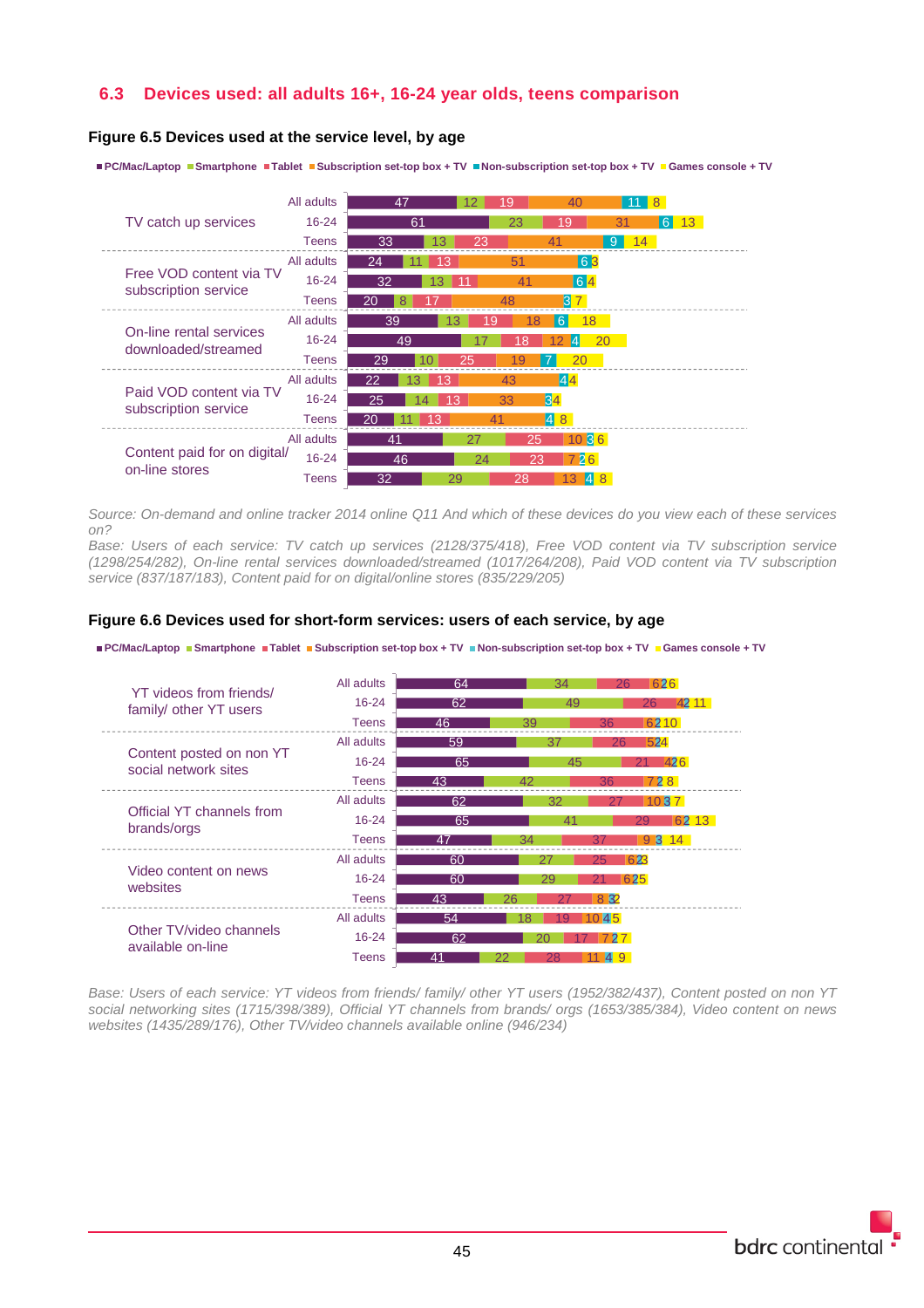## 6.3 Devices used: all adults 16+, 16-24 year olds, teens comparison

**Figure 6.5 Devices used at the service level, by age**

| Service | Age | PC/Mac/Laptop | Smartphone | Tablet | Subscription set-top box + TV | Non-subscription set-top box + TV | Games console + TV |
|---|---|---|---|---|---|---|---|
| TV catch up services | All adults | 47 | 12 | 19 | 40 | 11 | 8 |
| | 16-24 | 61 | 23 | 19 | 31 | 6 | 13 |
| | Teens | 33 | 13 | 23 | 41 | 9 | 14 |
| Free VOD content via TV subscription service | All adults | 24 | 11 | 13 | 51 | 6 | 3 |
| | 16-24 | 32 | 13 | 11 | 41 | 6 | 4 |
| | Teens | 20 | 8 | 17 | 48 | 3 | 7 |
| On-line rental services downloaded/streamed | All adults | 39 | 13 | 19 | 18 | 6 | 18 |
| | 16-24 | 49 | 17 | 18 | 12 | 4 | 20 |
| | Teens | 29 | 10 | 25 | 19 | 7 | 20 |
| Paid VOD content via TV subscription service | All adults | 22 | 13 | 13 | 43 | 4 | 4 |
| | 16-24 | 25 | 14 | 13 | 33 | 3 | 4 |
| | Teens | 20 | 11 | 13 | 41 | 4 | 8 |
| Content paid for on digital/ on-line stores | All adults | 41 | 27 | 25 | 10 | 3 | 6 |
| | 16-24 | 46 | 24 | 23 | 7 | 2 | 6 |
| | Teens | 32 | 29 | 28 | 13 | 4 | 8 |

*Source: On-demand and online tracker 2014 online Q11 And which of these devices do you view each of these services on?*
*Base: Users of each service: TV catch up services (2128/375/418), Free VOD content via TV subscription service (1298/254/282), On-line rental services downloaded/streamed (1017/264/208), Paid VOD content via TV subscription service (837/187/183), Content paid for on digital/online stores (835/229/205)*

**Figure 6.6 Devices used for short-form services: users of each service, by age**

| Service | Age | PC/Mac/Laptop | Smartphone | Tablet | Subscription set-top box + TV | Non-subscription set-top box + TV | Games console + TV |
|---|---|---|---|---|---|---|---|
| YT videos from friends/ family/ other YT users | All adults | 64 | 34 | 26 | 6 | 2 | 6 |
| | 16-24 | 62 | 49 | 26 | 4 | 2 | 11 |
| | Teens | 46 | 39 | 36 | 6 | 2 | 10 |
| Content posted on non YT social network sites | All adults | 59 | 37 | 26 | 5 | 2 | 4 |
| | 16-24 | 65 | 45 | 21 | 4 | 2 | 6 |
| | Teens | 43 | 42 | 36 | 7 | 2 | 8 |
| Official YT channels from brands/orgs | All adults | 62 | 32 | 27 | 10 | 3 | 7 |
| | 16-24 | 65 | 41 | 29 | 6 | 2 | 13 |
| | Teens | 47 | 34 | 37 | 9 | 3 | 14 |
| Video content on news websites | All adults | 60 | 27 | 25 | 6 | 2 | 3 |
| | 16-24 | 60 | 29 | 21 | 6 | 2 | 5 |
| | Teens | 43 | 26 | 27 | 8 | 3 | 2 |
| Other TV/video channels available on-line | All adults | 54 | 18 | 19 | 10 | 4 | 5 |
| | 16-24 | 62 | 20 | 17 | 7 | 2 | 7 |
| | Teens | 41 | 22 | 28 | 11 | 4 | 9 |

*Base: Users of each service: YT videos from friends/ family/ other YT users (1952/382/437), Content posted on non YT social networking sites (1715/398/389), Official YT channels from brands/ orgs (1653/385/384), Video content on news websites (1435/289/176), Other TV/video channels available online (946/234)*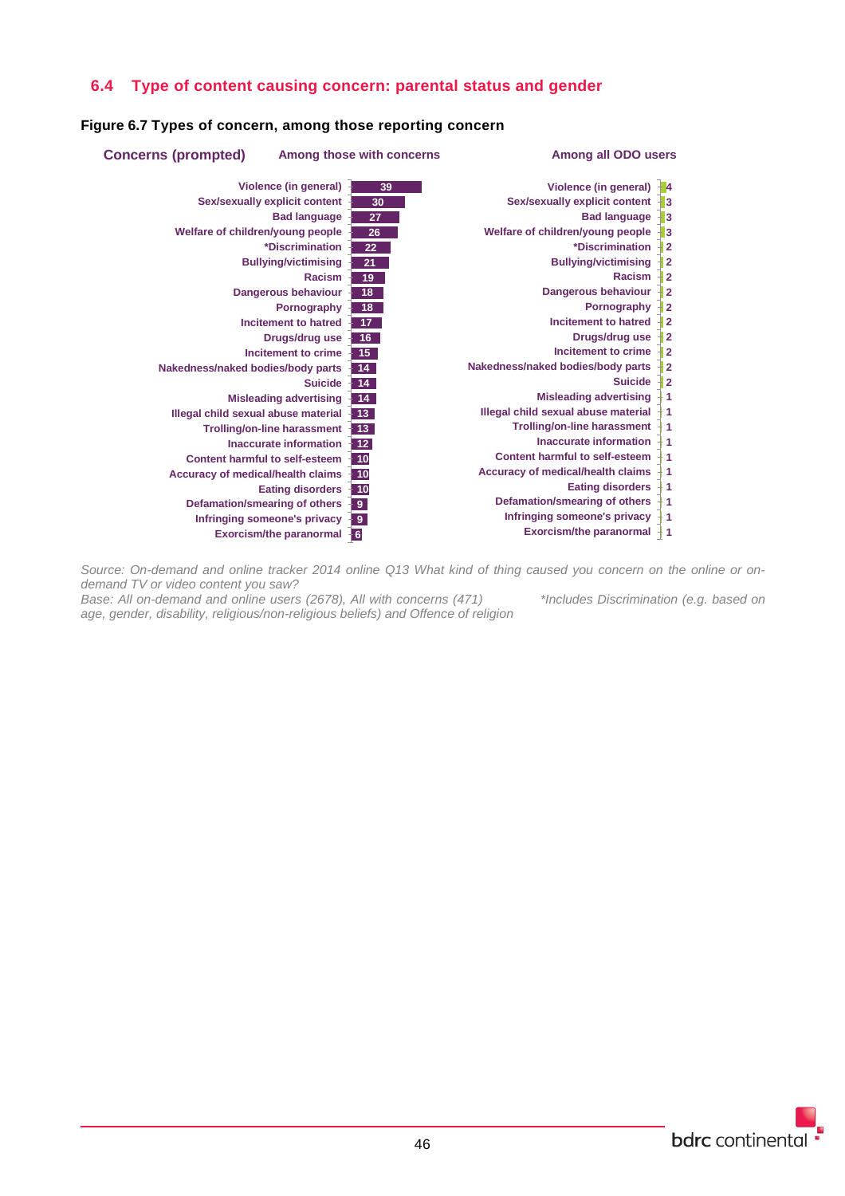## 6.4 Type of content causing concern: parental status and gender

**Figure 6.7 Types of concern, among those reporting concern**

| Concerns (prompted) | Among those with concerns | Among all ODO users |
|---|---|---|
| Violence (in general) | 39 | 4 |
| Sex/sexually explicit content | 30 | 3 |
| Bad language | 27 | 3 |
| Welfare of children/young people | 26 | 3 |
| *Discrimination | 22 | 2 |
| Bullying/victimising | 21 | 2 |
| Racism | 19 | 2 |
| Dangerous behaviour | 18 | 2 |
| Pornography | 18 | 2 |
| Incitement to hatred | 17 | 2 |
| Drugs/drug use | 16 | 2 |
| Incitement to crime | 15 | 2 |
| Nakedness/naked bodies/body parts | 14 | 2 |
| Suicide | 14 | 2 |
| Misleading advertising | 14 | 1 |
| Illegal child sexual abuse material | 13 | 1 |
| Trolling/on-line harassment | 13 | 1 |
| Inaccurate information | 12 | 1 |
| Content harmful to self-esteem | 10 | 1 |
| Accuracy of medical/health claims | 10 | 1 |
| Eating disorders | 10 | 1 |
| Defamation/smearing of others | 9 | 1 |
| Infringing someone's privacy | 9 | 1 |
| Exorcism/the paranormal | 6 | 1 |

*Source: On-demand and online tracker 2014 online Q13 What kind of thing caused you concern on the online or on-demand TV or video content you saw?*
*Base: All on-demand and online users (2678), All with concerns (471)* *\*Includes Discrimination (e.g. based on age, gender, disability, religious/non-religious beliefs) and Offence of religion*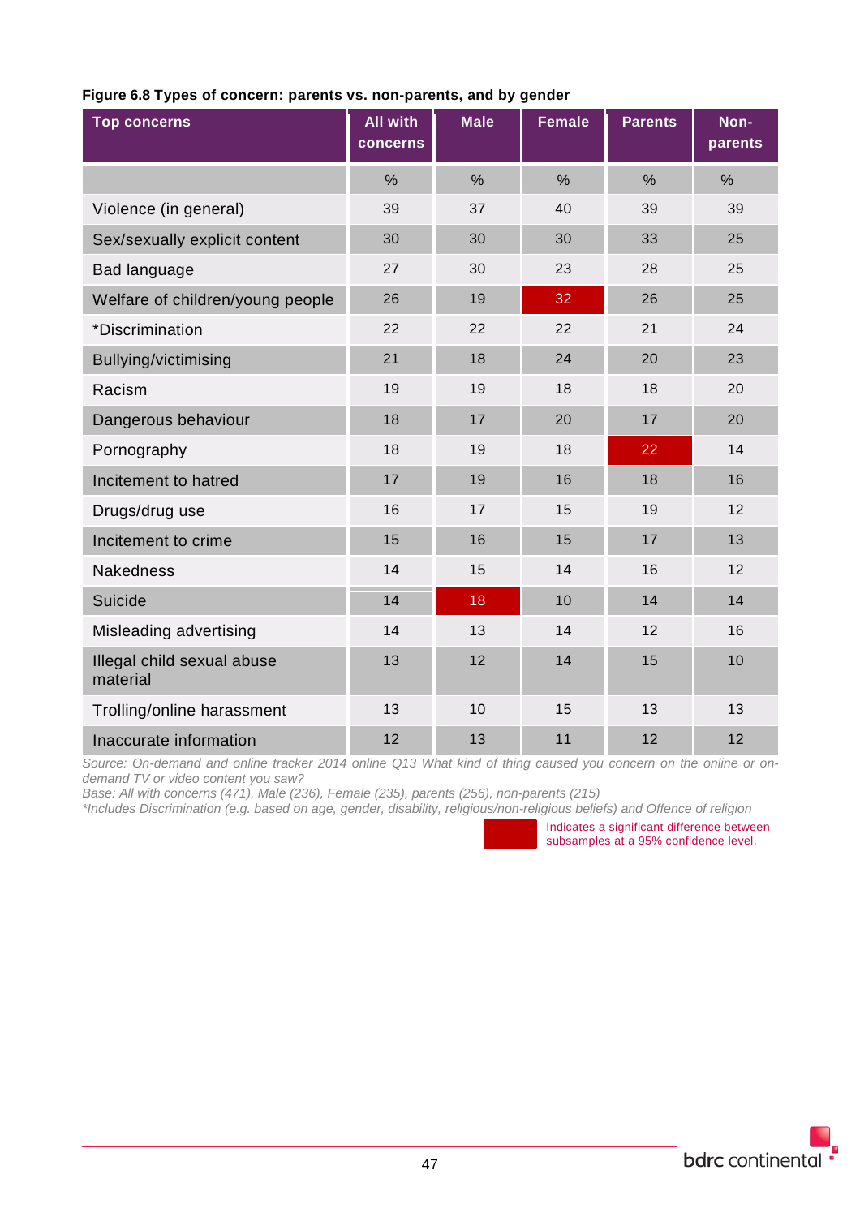**Figure 6.8 Types of concern: parents vs. non-parents, and by gender**

| Top concerns | All with concerns | Male | Female | Parents | Non-parents |
|---|---|---|---|---|---|
| | % | % | % | % | % |
| Violence (in general) | 39 | 37 | 40 | 39 | 39 |
| Sex/sexually explicit content | 30 | 30 | 30 | 33 | 25 |
| Bad language | 27 | 30 | 23 | 28 | 25 |
| Welfare of children/young people | 26 | 19 | **32** | 26 | 25 |
| *Discrimination | 22 | 22 | 22 | 21 | 24 |
| Bullying/victimising | 21 | 18 | 24 | 20 | 23 |
| Racism | 19 | 19 | 18 | 18 | 20 |
| Dangerous behaviour | 18 | 17 | 20 | 17 | 20 |
| Pornography | 18 | 19 | 18 | **22** | 14 |
| Incitement to hatred | 17 | 19 | 16 | 18 | 16 |
| Drugs/drug use | 16 | 17 | 15 | 19 | 12 |
| Incitement to crime | 15 | 16 | 15 | 17 | 13 |
| Nakedness | 14 | 15 | 14 | 16 | 12 |
| Suicide | 14 | **18** | 10 | 14 | 14 |
| Misleading advertising | 14 | 13 | 14 | 12 | 16 |
| Illegal child sexual abuse material | 13 | 12 | 14 | 15 | 10 |
| Trolling/online harassment | 13 | 10 | 15 | 13 | 13 |
| Inaccurate information | 12 | 13 | 11 | 12 | 12 |

*Source: On-demand and online tracker 2014 online Q13 What kind of thing caused you concern on the online or on-demand TV or video content you saw?*
*Base: All with concerns (471), Male (236), Female (235), parents (256), non-parents (215)*
*\*Includes Discrimination (e.g. based on age, gender, disability, religious/non-religious beliefs) and Offence of religion*

Indicates a significant difference between subsamples at a 95% confidence level.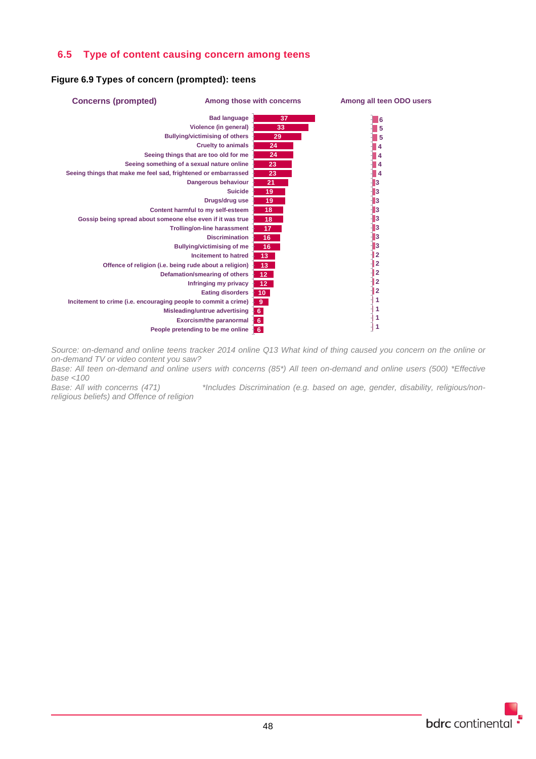## 6.5 Type of content causing concern among teens

**Figure 6.9 Types of concern (prompted): teens**

| Concerns (prompted) | Among those with concerns | Among all teen ODO users |
|---|---|---|
| Bad language | 37 | 6 |
| Violence (in general) | 33 | 5 |
| Bullying/victimising of others | 29 | 5 |
| Cruelty to animals | 24 | 4 |
| Seeing things that are too old for me | 24 | 4 |
| Seeing something of a sexual nature online | 23 | 4 |
| Seeing things that make me feel sad, frightened or embarrassed | 23 | 4 |
| Dangerous behaviour | 21 | 3 |
| Suicide | 19 | 3 |
| Drugs/drug use | 19 | 3 |
| Content harmful to my self-esteem | 18 | 3 |
| Gossip being spread about someone else even if it was true | 18 | 3 |
| Trolling/on-line harassment | 17 | 3 |
| Discrimination | 16 | 3 |
| Bullying/victimising of me | 16 | 3 |
| Incitement to hatred | 13 | 2 |
| Offence of religion (i.e. being rude about a religion) | 13 | 2 |
| Defamation/smearing of others | 12 | 2 |
| Infringing my privacy | 12 | 2 |
| Eating disorders | 10 | 2 |
| Incitement to crime (i.e. encouraging people to commit a crime) | 9 | 1 |
| Misleading/untrue advertising | 6 | 1 |
| Exorcism/the paranormal | 6 | 1 |
| People pretending to be me online | 6 | 1 |

*Source: on-demand and online teens tracker 2014 online Q13 What kind of thing caused you concern on the online or on-demand TV or video content you saw?*
*Base: All teen on-demand and online users with concerns (85\*) All teen on-demand and online users (500) \*Effective base <100*
*Base: All with concerns (471) \*Includes Discrimination (e.g. based on age, gender, disability, religious/non-religious beliefs) and Offence of religion*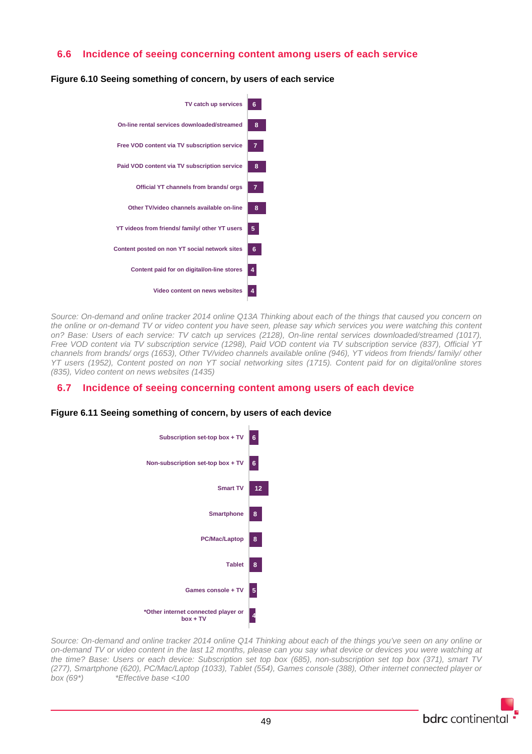## 6.6 Incidence of seeing concerning content among users of each service

**Figure 6.10 Seeing something of concern, by users of each service**

| Service | % |
|---|---|
| TV catch up services | 6 |
| On-line rental services downloaded/streamed | 8 |
| Free VOD content via TV subscription service | 7 |
| Paid VOD content via TV subscription service | 8 |
| Official YT channels from brands/ orgs | 7 |
| Other TV/video channels available on-line | 8 |
| YT videos from friends/ family/ other YT users | 5 |
| Content posted on non YT social network sites | 6 |
| Content paid for on digital/on-line stores | 4 |
| Video content on news websites | 4 |

*Source: On-demand and online tracker 2014 online Q13A Thinking about each of the things that caused you concern on the online or on-demand TV or video content you have seen, please say which services you were watching this content on? Base: Users of each service: TV catch up services (2128), On-line rental services downloaded/streamed (1017), Free VOD content via TV subscription service (1298), Paid VOD content via TV subscription service (837), Official YT channels from brands/ orgs (1653), Other TV/video channels available online (946), YT videos from friends/ family/ other YT users (1952), Content posted on non YT social networking sites (1715). Content paid for on digital/online stores (835), Video content on news websites (1435)*

## 6.7 Incidence of seeing concerning content among users of each device

**Figure 6.11 Seeing something of concern, by users of each device**

| Device | % |
|---|---|
| Subscription set-top box + TV | 6 |
| Non-subscription set-top box + TV | 6 |
| Smart TV | 12 |
| Smartphone | 8 |
| PC/Mac/Laptop | 8 |
| Tablet | 8 |
| Games console + TV | 5 |
| *Other internet connected player or box + TV | 4 |

*Source: On-demand and online tracker 2014 online Q14 Thinking about each of the things you've seen on any online or on-demand TV or video content in the last 12 months, please can you say what device or devices you were watching at the time? Base: Users or each device: Subscription set top box (685), non-subscription set top box (371), smart TV (277), Smartphone (620), PC/Mac/Laptop (1033), Tablet (554), Games console (388), Other internet connected player or box (69*) \*Effective base <100*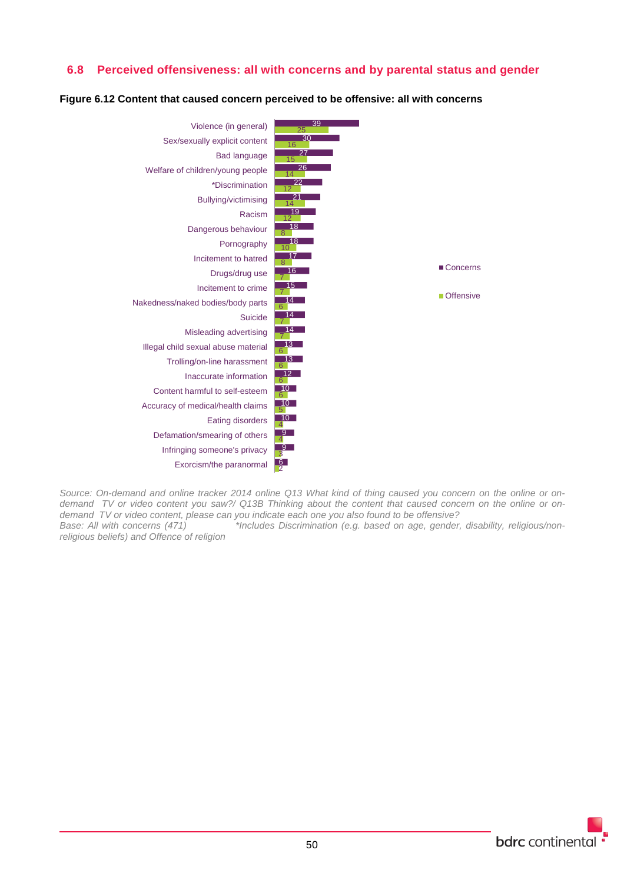## 6.8 Perceived offensiveness: all with concerns and by parental status and gender

**Figure 6.12 Content that caused concern perceived to be offensive: all with concerns**

| | Concerns | Offensive |
|---|---|---|
| Violence (in general) | 39 | 25 |
| Sex/sexually explicit content | 30 | 16 |
| Bad language | 27 | 15 |
| Welfare of children/young people | 26 | 14 |
| *Discrimination | 22 | 12 |
| Bullying/victimising | 21 | 14 |
| Racism | 19 | 12 |
| Dangerous behaviour | 18 | 8 |
| Pornography | 18 | 10 |
| Incitement to hatred | 17 | 8 |
| Drugs/drug use | 16 | 7 |
| Incitement to crime | 15 | 7 |
| Nakedness/naked bodies/body parts | 14 | 6 |
| Suicide | 14 | 7 |
| Misleading advertising | 14 | 7 |
| Illegal child sexual abuse material | 13 | 6 |
| Trolling/on-line harassment | 13 | 6 |
| Inaccurate information | 12 | 6 |
| Content harmful to self-esteem | 10 | 6 |
| Accuracy of medical/health claims | 10 | 5 |
| Eating disorders | 10 | 4 |
| Defamation/smearing of others | 9 | 4 |
| Infringing someone's privacy | 9 | 3 |
| Exorcism/the paranormal | 6 | 2 |

*Source: On-demand and online tracker 2014 online Q13 What kind of thing caused you concern on the online or on-demand TV or video content you saw?/ Q13B Thinking about the content that caused concern on the online or on-demand TV or video content, please can you indicate each one you also found to be offensive?*
*Base: All with concerns (471) \*Includes Discrimination (e.g. based on age, gender, disability, religious/non-religious beliefs) and Offence of religion*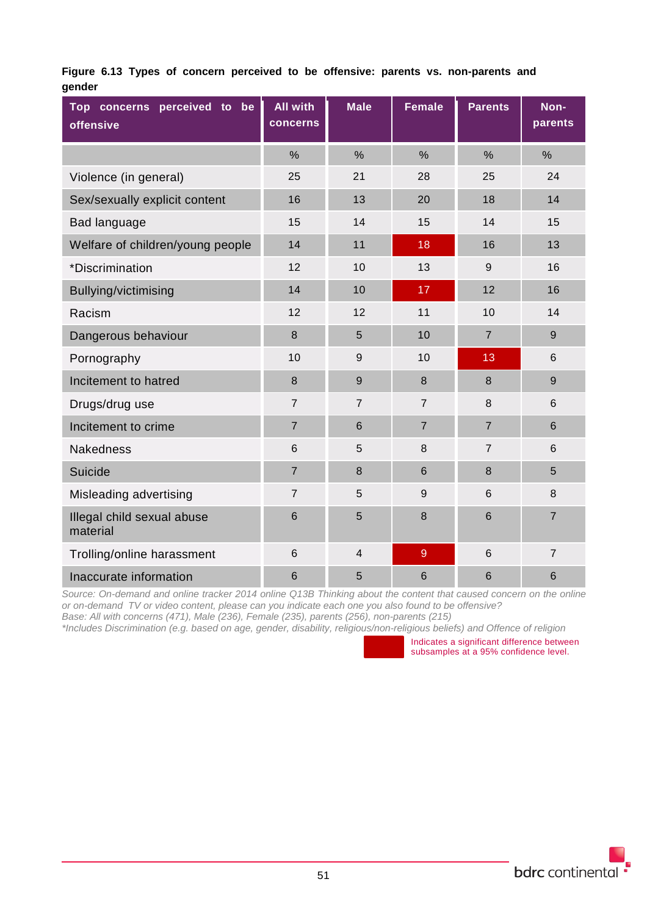**Figure 6.13 Types of concern perceived to be offensive: parents vs. non-parents and gender**

| Top concerns perceived to be offensive | All with concerns | Male | Female | Parents | Non-parents |
|---|---|---|---|---|---|
| | % | % | % | % | % |
| Violence (in general) | 25 | 21 | 28 | 25 | 24 |
| Sex/sexually explicit content | 16 | 13 | 20 | 18 | 14 |
| Bad language | 15 | 14 | 15 | 14 | 15 |
| Welfare of children/young people | 14 | 11 | 18 | 16 | 13 |
| *Discrimination | 12 | 10 | 13 | 9 | 16 |
| Bullying/victimising | 14 | 10 | 17 | 12 | 16 |
| Racism | 12 | 12 | 11 | 10 | 14 |
| Dangerous behaviour | 8 | 5 | 10 | 7 | 9 |
| Pornography | 10 | 9 | 10 | 13 | 6 |
| Incitement to hatred | 8 | 9 | 8 | 8 | 9 |
| Drugs/drug use | 7 | 7 | 7 | 8 | 6 |
| Incitement to crime | 7 | 6 | 7 | 7 | 6 |
| Nakedness | 6 | 5 | 8 | 7 | 6 |
| Suicide | 7 | 8 | 6 | 8 | 5 |
| Misleading advertising | 7 | 5 | 9 | 6 | 8 |
| Illegal child sexual abuse material | 6 | 5 | 8 | 6 | 7 |
| Trolling/online harassment | 6 | 4 | 9 | 6 | 7 |
| Inaccurate information | 6 | 5 | 6 | 6 | 6 |

*Source: On-demand and online tracker 2014 online Q13B Thinking about the content that caused concern on the online or on-demand TV or video content, please can you indicate each one you also found to be offensive?*
*Base: All with concerns (471), Male (236), Female (235), parents (256), non-parents (215)*
*\*Includes Discrimination (e.g. based on age, gender, disability, religious/non-religious beliefs) and Offence of religion*

Indicates a significant difference between subsamples at a 95% confidence level. (Highlighted: Female – Welfare of children/young people 18, Bullying/victimising 17, Trolling/online harassment 9; Parents – Pornography 13)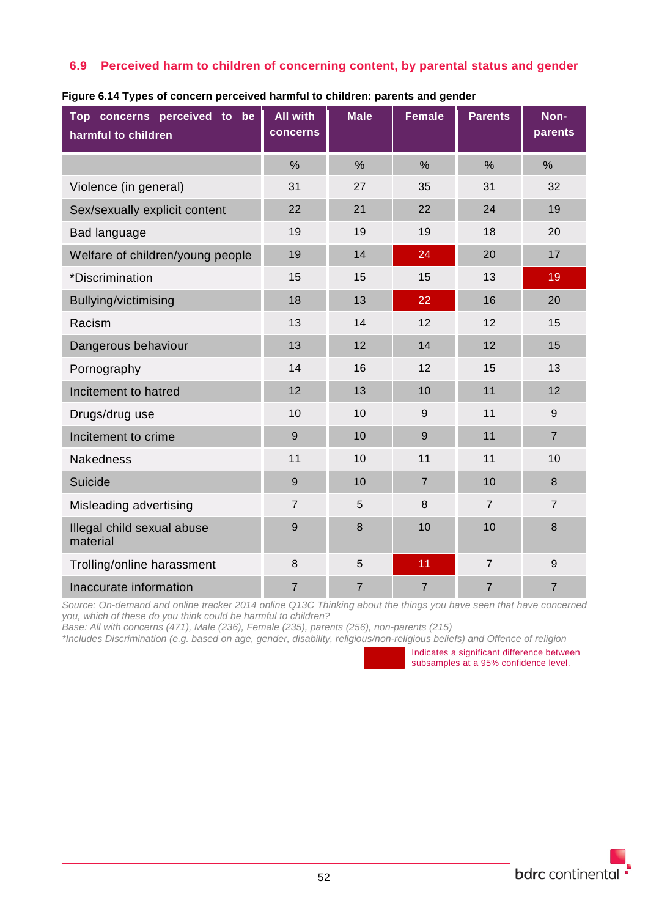### 6.9 Perceived harm to children of concerning content, by parental status and gender

**Figure 6.14 Types of concern perceived harmful to children: parents and gender**

| Top concerns perceived to be harmful to children | All with concerns | Male | Female | Parents | Non-parents |
|---|---|---|---|---|---|
| | % | % | % | % | % |
| Violence (in general) | 31 | 27 | 35 | 31 | 32 |
| Sex/sexually explicit content | 22 | 21 | 22 | 24 | 19 |
| Bad language | 19 | 19 | 19 | 18 | 20 |
| Welfare of children/young people | 19 | 14 | 24 | 20 | 17 |
| *Discrimination | 15 | 15 | 15 | 13 | 19 |
| Bullying/victimising | 18 | 13 | 22 | 16 | 20 |
| Racism | 13 | 14 | 12 | 12 | 15 |
| Dangerous behaviour | 13 | 12 | 14 | 12 | 15 |
| Pornography | 14 | 16 | 12 | 15 | 13 |
| Incitement to hatred | 12 | 13 | 10 | 11 | 12 |
| Drugs/drug use | 10 | 10 | 9 | 11 | 9 |
| Incitement to crime | 9 | 10 | 9 | 11 | 7 |
| Nakedness | 11 | 10 | 11 | 11 | 10 |
| Suicide | 9 | 10 | 7 | 10 | 8 |
| Misleading advertising | 7 | 5 | 8 | 7 | 7 |
| Illegal child sexual abuse material | 9 | 8 | 10 | 10 | 8 |
| Trolling/online harassment | 8 | 5 | 11 | 7 | 9 |
| Inaccurate information | 7 | 7 | 7 | 7 | 7 |

*Source: On-demand and online tracker 2014 online Q13C Thinking about the things you have seen that have concerned you, which of these do you think could be harmful to children?*
*Base: All with concerns (471), Male (236), Female (235), parents (256), non-parents (215)*
*\*Includes Discrimination (e.g. based on age, gender, disability, religious/non-religious beliefs) and Offence of religion*

Indicates a significant difference between subsamples at a 95% confidence level. (Highlighted: Female – Welfare of children/young people 24, Bullying/victimising 22, Trolling/online harassment 11; Non-parents – *Discrimination 19)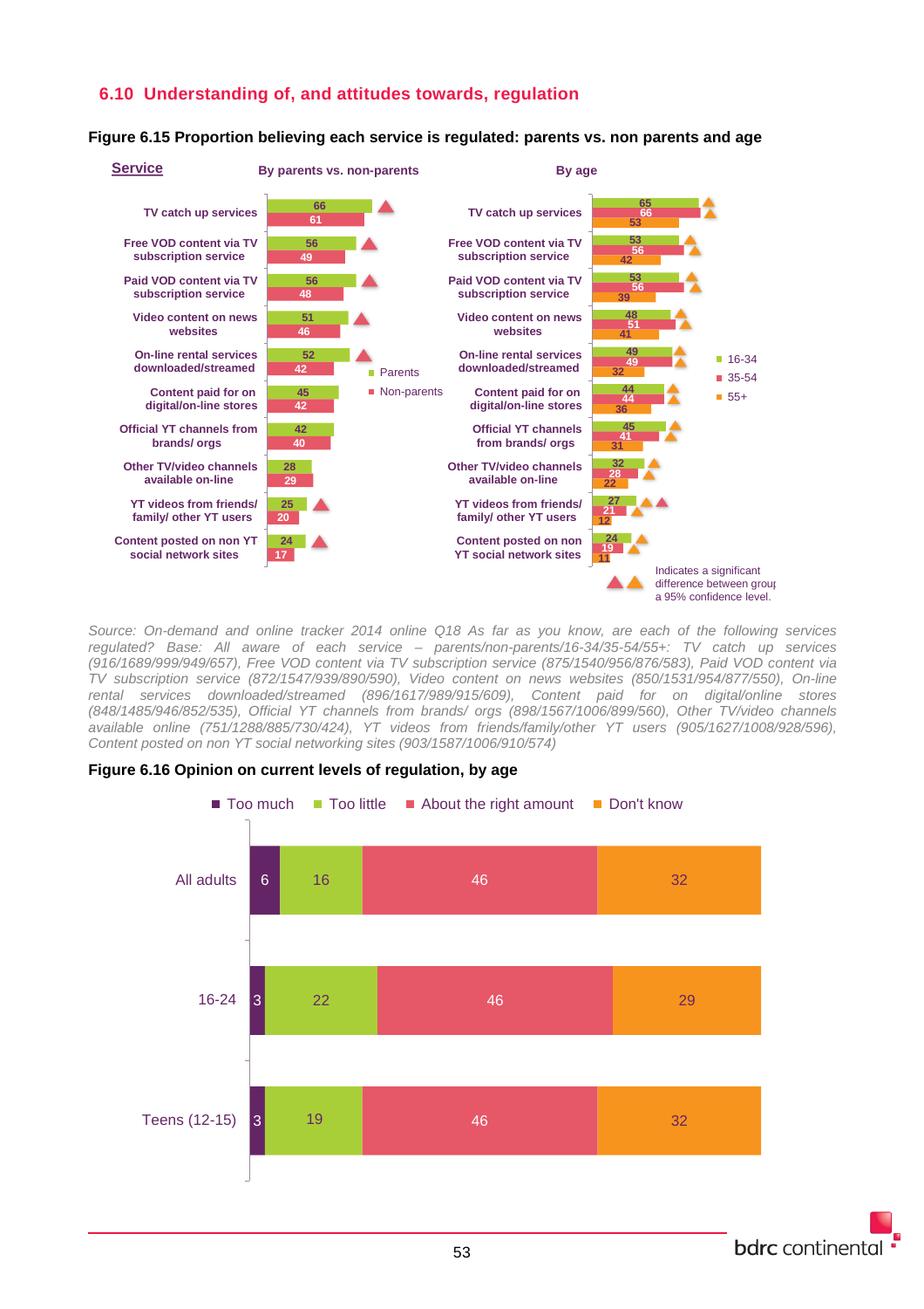## 6.10 Understanding of, and attitudes towards, regulation

**Figure 6.15 Proportion believing each service is regulated: parents vs. non parents and age**

| Service | Parents | Non-parents | 16-34 | 35-54 | 55+ |
|---|---|---|---|---|---|
| TV catch up services | 66 | 61 | 65 | 66 | 53 |
| Free VOD content via TV subscription service | 56 | 49 | 53 | 56 | 42 |
| Paid VOD content via TV subscription service | 56 | 48 | 53 | 56 | 39 |
| Video content on news websites | 51 | 46 | 48 | 51 | 41 |
| On-line rental services downloaded/streamed | 52 | 42 | 49 | 49 | 32 |
| Content paid for on digital/on-line stores | 45 | 42 | 44 | 44 | 36 |
| Official YT channels from brands/ orgs | 42 | 40 | 45 | 41 | 31 |
| Other TV/video channels available on-line | 28 | 29 | 32 | 28 | 22 |
| YT videos from friends/ family/ other YT users | 25 | 20 | 27 | 21 | 12 |
| Content posted on non YT social network sites | 24 | 17 | 24 | 19 | 11 |

▲▲ Indicates a significant difference between group at a 95% confidence level.

*Source: On-demand and online tracker 2014 online Q18 As far as you know, are each of the following services regulated? Base: All aware of each service – parents/non-parents/16-34/35-54/55+: TV catch up services (916/1689/999/949/657), Free VOD content via TV subscription service (875/1540/956/876/583), Paid VOD content via TV subscription service (872/1547/939/890/590), Video content on news websites (850/1531/954/877/550), On-line rental services downloaded/streamed (896/1617/989/915/609), Content paid for on digital/online stores (848/1485/946/852/535), Official YT channels from brands/ orgs (898/1567/1006/899/560), Other TV/video channels available online (751/1288/885/730/424), YT videos from friends/family/other YT users (905/1627/1008/928/596), Content posted on non YT social networking sites (903/1587/1006/910/574)*

**Figure 6.16 Opinion on current levels of regulation, by age**

| | Too much | Too little | About the right amount | Don't know |
|---|---|---|---|---|
| All adults | 6 | 16 | 46 | 32 |
| 16-24 | 3 | 22 | 46 | 29 |
| Teens (12-15) | 3 | 19 | 46 | 32 |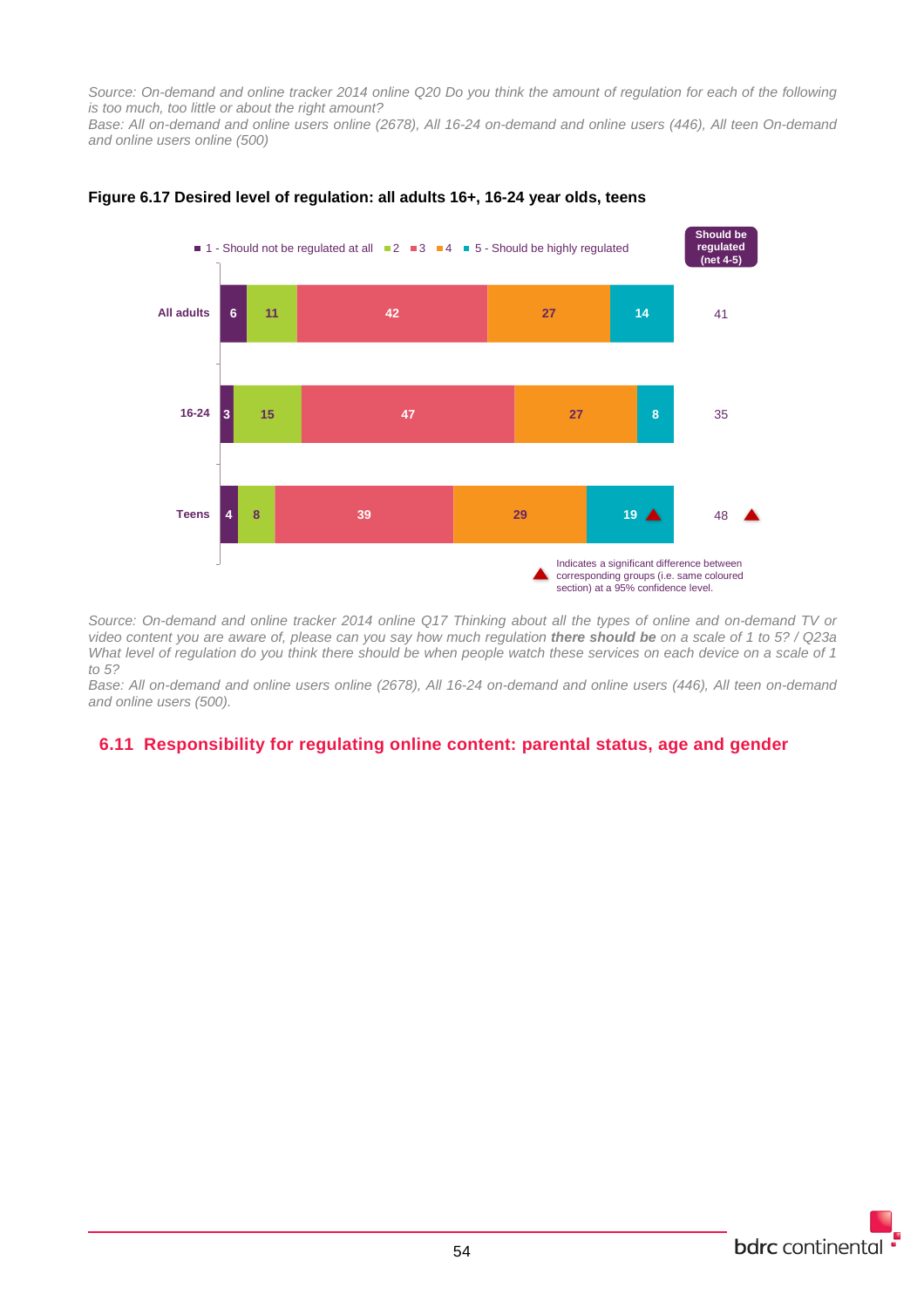*Source: On-demand and online tracker 2014 online Q20 Do you think the amount of regulation for each of the following is too much, too little or about the right amount?*
*Base: All on-demand and online users online (2678), All 16-24 on-demand and online users (446), All teen On-demand and online users online (500)*

**Figure 6.17 Desired level of regulation: all adults 16+, 16-24 year olds, teens**

| | 1 - Should not be regulated at all | 2 | 3 | 4 | 5 - Should be highly regulated | Should be regulated (net 4-5) |
|---|---|---|---|---|---|---|
| All adults | 6 | 11 | 42 | 27 | 14 | 41 |
| 16-24 | 3 | 15 | 47 | 27 | 8 | 35 |
| Teens | 4 | 8 | 39 | 29 | 19 ▲ | 48 ▲ |

▲ Indicates a significant difference between corresponding groups (i.e. same coloured section) at a 95% confidence level.

*Source: On-demand and online tracker 2014 online Q17 Thinking about all the types of online and on-demand TV or video content you are aware of, please can you say how much regulation* ***there should be*** *on a scale of 1 to 5? / Q23a What level of regulation do you think there should be when people watch these services on each device on a scale of 1 to 5?*
*Base: All on-demand and online users online (2678), All 16-24 on-demand and online users (446), All teen on-demand and online users (500).*

## 6.11 Responsibility for regulating online content: parental status, age and gender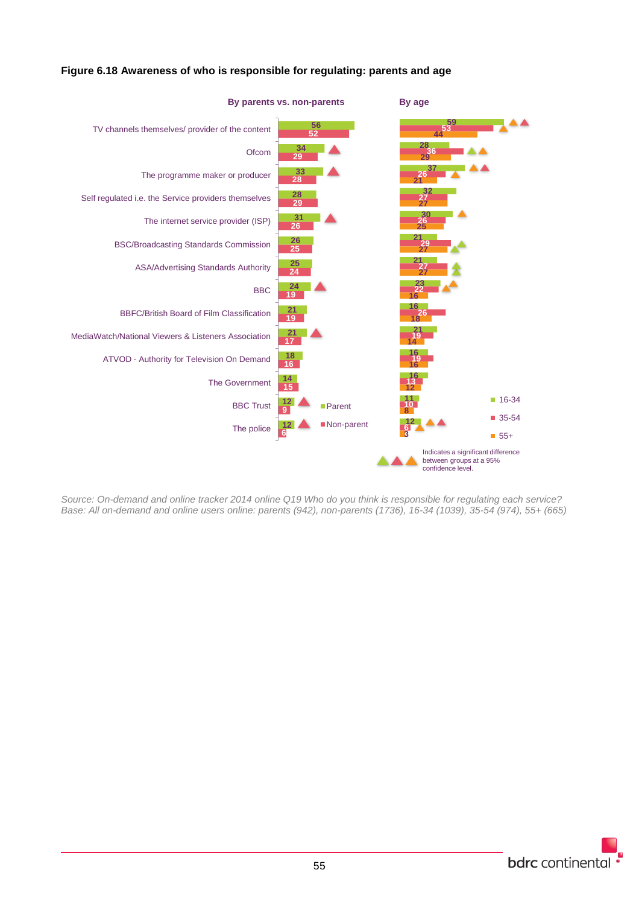**Figure 6.18 Awareness of who is responsible for regulating: parents and age**

| | By parents vs. non-parents | | By age | | |
|---|---|---|---|---|---|
| | Parent | Non-parent | 16-34 | 35-54 | 55+ |
| TV channels themselves/ provider of the content | 56 | 52 | 59 | 53 | 44 |
| Ofcom | 34 | 29 | 28 | 36 | 29 |
| The programme maker or producer | 33 | 28 | 37 | 26 | 21 |
| Self regulated i.e. the Service providers themselves | 28 | 29 | 32 | 27 | 27 |
| The internet service provider (ISP) | 31 | 26 | 30 | 26 | 25 |
| BSC/Broadcasting Standards Commission | 26 | 25 | 21 | 29 | 27 |
| ASA/Advertising Standards Authority | 25 | 24 | 21 | 27 | 27 |
| BBC | 24 | 19 | 23 | 22 | 16 |
| BBFC/British Board of Film Classification | 21 | 19 | 16 | 26 | 18 |
| MediaWatch/National Viewers & Listeners Association | 21 | 17 | 21 | 19 | 14 |
| ATVOD - Authority for Television On Demand | 18 | 16 | 16 | 19 | 16 |
| The Government | 14 | 15 | 16 | 13 | 12 |
| BBC Trust | 12 | 9 | 11 | 10 | 8 |
| The police | 12 | 6 | 12 | 6 | 3 |

▲▲▲ Indicates a significant difference between groups at a 95% confidence level.

*Source: On-demand and online tracker 2014 online Q19 Who do you think is responsible for regulating each service?*
*Base: All on-demand and online users online: parents (942), non-parents (1736), 16-34 (1039), 35-54 (974), 55+ (665)*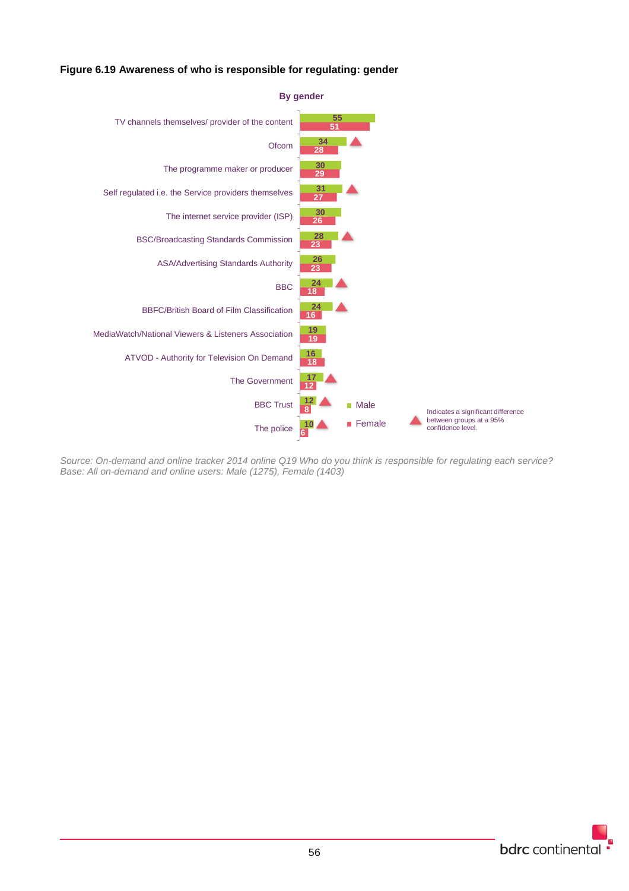**Figure 6.19 Awareness of who is responsible for regulating: gender**

**By gender**

| | Male | Female | Significant difference |
|---|---|---|---|
| TV channels themselves/ provider of the content | 55 | 51 | |
| Ofcom | 34 | 28 | ▲ |
| The programme maker or producer | 30 | 29 | |
| Self regulated i.e. the Service providers themselves | 31 | 27 | ▲ |
| The internet service provider (ISP) | 30 | 26 | |
| BSC/Broadcasting Standards Commission | 28 | 23 | ▲ |
| ASA/Advertising Standards Authority | 26 | 23 | |
| BBC | 24 | 18 | ▲ |
| BBFC/British Board of Film Classification | 24 | 16 | ▲ |
| MediaWatch/National Viewers & Listeners Association | 19 | 19 | |
| ATVOD - Authority for Television On Demand | 16 | 18 | |
| The Government | 17 | 12 | ▲ |
| BBC Trust | 12 | 8 | ▲ |
| The police | 10 | 6 | ▲ |

▲ Indicates a significant difference between groups at a 95% confidence level.

*Source: On-demand and online tracker 2014 online Q19 Who do you think is responsible for regulating each service?*
*Base: All on-demand and online users: Male (1275), Female (1403)*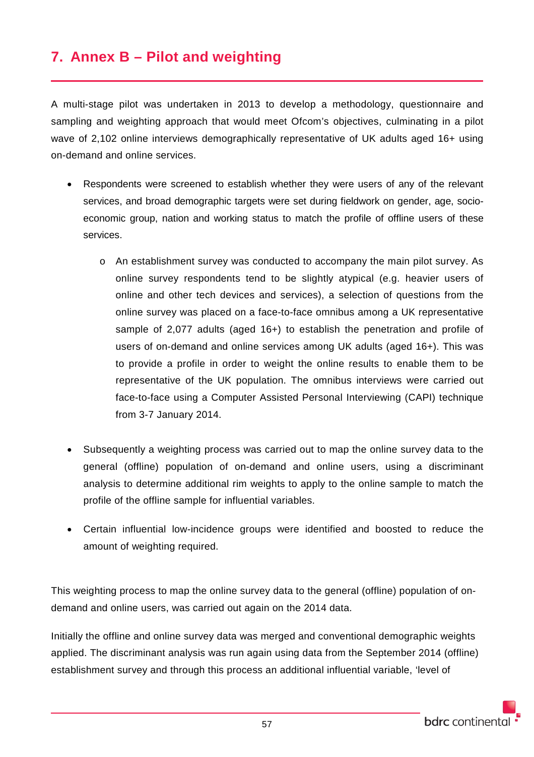# 7. Annex B – Pilot and weighting

A multi-stage pilot was undertaken in 2013 to develop a methodology, questionnaire and sampling and weighting approach that would meet Ofcom's objectives, culminating in a pilot wave of 2,102 online interviews demographically representative of UK adults aged 16+ using on-demand and online services.

- Respondents were screened to establish whether they were users of any of the relevant services, and broad demographic targets were set during fieldwork on gender, age, socio-economic group, nation and working status to match the profile of offline users of these services.
  - An establishment survey was conducted to accompany the main pilot survey. As online survey respondents tend to be slightly atypical (e.g. heavier users of online and other tech devices and services), a selection of questions from the online survey was placed on a face-to-face omnibus among a UK representative sample of 2,077 adults (aged 16+) to establish the penetration and profile of users of on-demand and online services among UK adults (aged 16+). This was to provide a profile in order to weight the online results to enable them to be representative of the UK population. The omnibus interviews were carried out face-to-face using a Computer Assisted Personal Interviewing (CAPI) technique from 3-7 January 2014.
- Subsequently a weighting process was carried out to map the online survey data to the general (offline) population of on-demand and online users, using a discriminant analysis to determine additional rim weights to apply to the online sample to match the profile of the offline sample for influential variables.
- Certain influential low-incidence groups were identified and boosted to reduce the amount of weighting required.

This weighting process to map the online survey data to the general (offline) population of on-demand and online users, was carried out again on the 2014 data.

Initially the offline and online survey data was merged and conventional demographic weights applied. The discriminant analysis was run again using data from the September 2014 (offline) establishment survey and through this process an additional influential variable, 'level of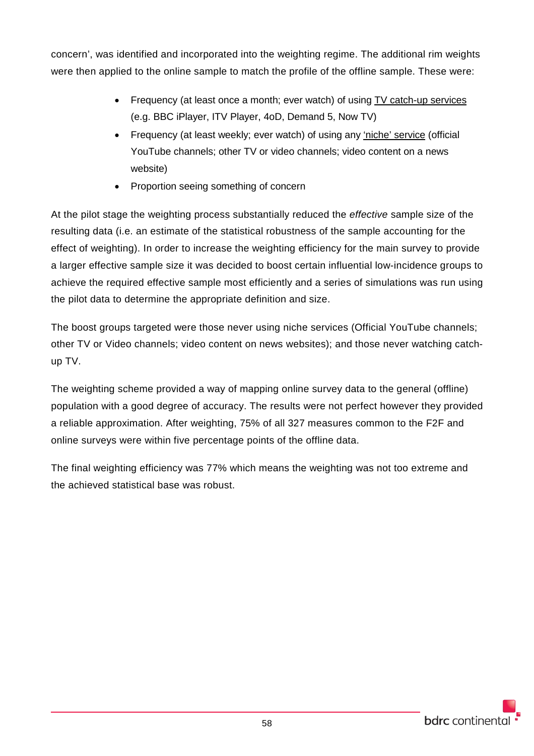concern', was identified and incorporated into the weighting regime. The additional rim weights were then applied to the online sample to match the profile of the offline sample. These were:

- Frequency (at least once a month; ever watch) of using TV catch-up services (e.g. BBC iPlayer, ITV Player, 4oD, Demand 5, Now TV)
- Frequency (at least weekly; ever watch) of using any 'niche' service (official YouTube channels; other TV or video channels; video content on a news website)
- Proportion seeing something of concern

At the pilot stage the weighting process substantially reduced the *effective* sample size of the resulting data (i.e. an estimate of the statistical robustness of the sample accounting for the effect of weighting). In order to increase the weighting efficiency for the main survey to provide a larger effective sample size it was decided to boost certain influential low-incidence groups to achieve the required effective sample most efficiently and a series of simulations was run using the pilot data to determine the appropriate definition and size.

The boost groups targeted were those never using niche services (Official YouTube channels; other TV or Video channels; video content on news websites); and those never watching catch-up TV.

The weighting scheme provided a way of mapping online survey data to the general (offline) population with a good degree of accuracy. The results were not perfect however they provided a reliable approximation. After weighting, 75% of all 327 measures common to the F2F and online surveys were within five percentage points of the offline data.

The final weighting efficiency was 77% which means the weighting was not too extreme and the achieved statistical base was robust.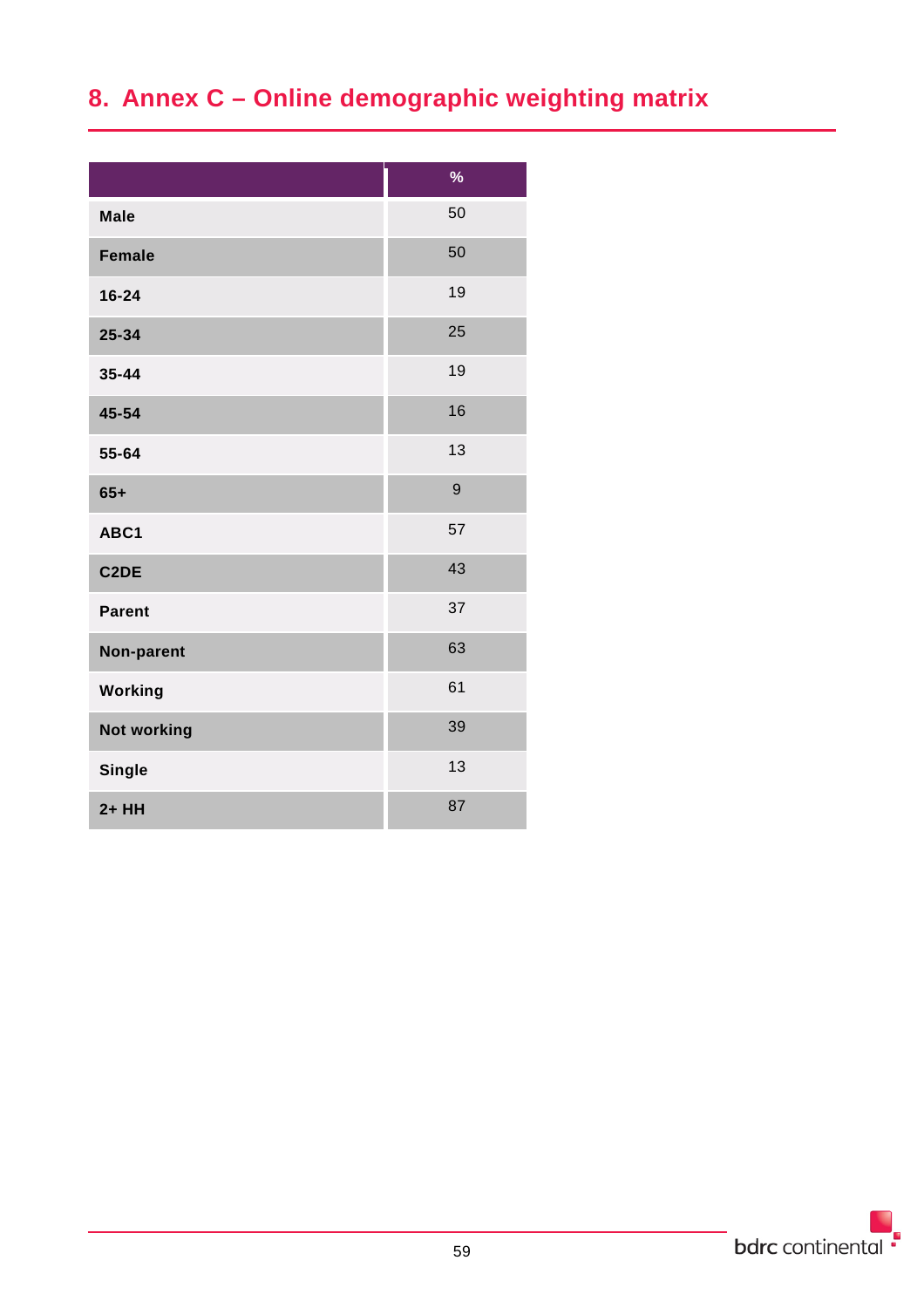# 8. Annex C – Online demographic weighting matrix

| | % |
|---|---|
| **Male** | 50 |
| **Female** | 50 |
| **16-24** | 19 |
| **25-34** | 25 |
| **35-44** | 19 |
| **45-54** | 16 |
| **55-64** | 13 |
| **65+** | 9 |
| **ABC1** | 57 |
| **C2DE** | 43 |
| **Parent** | 37 |
| **Non-parent** | 63 |
| **Working** | 61 |
| **Not working** | 39 |
| **Single** | 13 |
| **2+ HH** | 87 |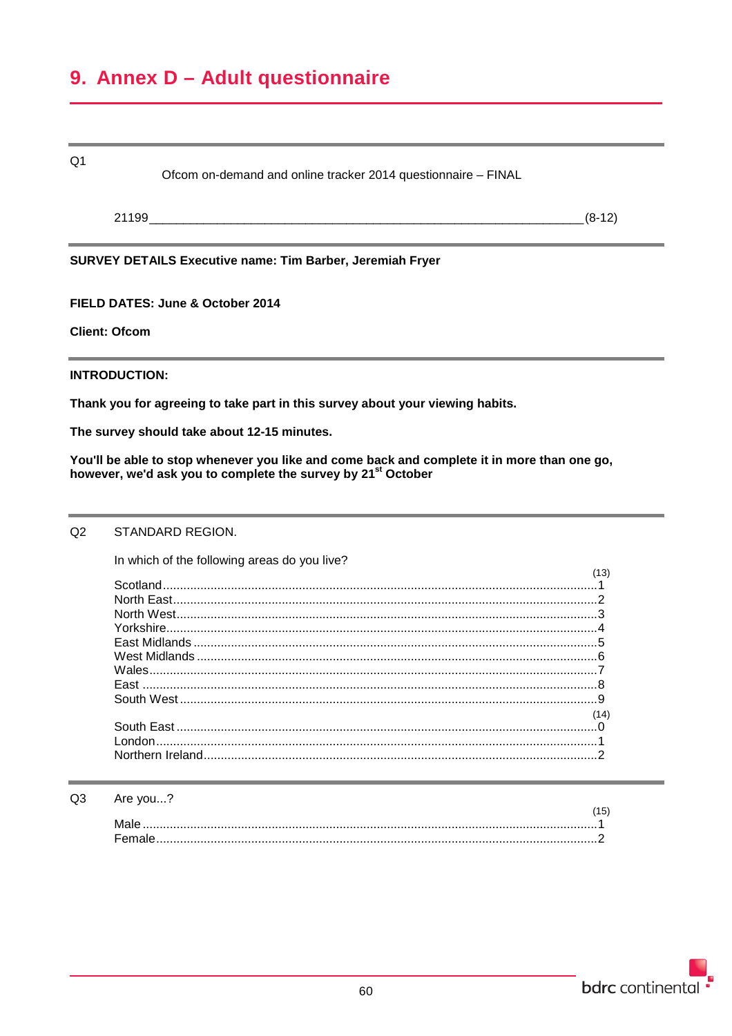# 9. Annex D – Adult questionnaire

Q1

Ofcom on-demand and online tracker 2014 questionnaire – FINAL

21199_______________________________________________________________(8-12)

**SURVEY DETAILS Executive name: Tim Barber, Jeremiah Fryer**

**FIELD DATES: June & October 2014**

**Client: Ofcom**

**INTRODUCTION:**

**Thank you for agreeing to take part in this survey about your viewing habits.**

**The survey should take about 12-15 minutes.**

**You'll be able to stop whenever you like and come back and complete it in more than one go, however, we'd ask you to complete the survey by 21st October**

Q2 STANDARD REGION.

In which of the following areas do you live?

(13)

Scotland....................................................1
North East..................................................2
North West.................................................3
Yorkshire....................................................4
East Midlands.............................................5
West Midlands............................................6
Wales.........................................................7
East...........................................................8
South West.................................................9

(14)

South East.................................................0
London.......................................................1
Northern Ireland..........................................2

Q3 Are you...?

(15)

Male...........................................................1
Female.......................................................2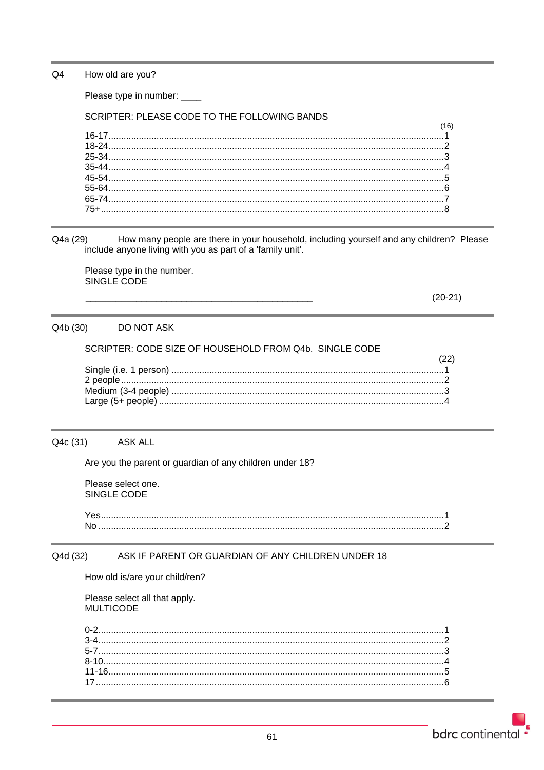Q4 How old are you?

Please type in number: ____

SCRIPTER: PLEASE CODE TO THE FOLLOWING BANDS

| | (16) |
|---|---|
| 16-17 | 1 |
| 18-24 | 2 |
| 25-34 | 3 |
| 35-44 | 4 |
| 45-54 | 5 |
| 55-64 | 6 |
| 65-74 | 7 |
| 75+ | 8 |

---

Q4a (29) How many people are there in your household, including yourself and any children? Please include anyone living with you as part of a 'family unit'.

Please type in the number.
SINGLE CODE

_______________________________________________ (20-21)

---

Q4b (30) DO NOT ASK

SCRIPTER: CODE SIZE OF HOUSEHOLD FROM Q4b. SINGLE CODE

| | (22) |
|---|---|
| Single (i.e. 1 person) | 1 |
| 2 people | 2 |
| Medium (3-4 people) | 3 |
| Large (5+ people) | 4 |

---

Q4c (31) ASK ALL

Are you the parent or guardian of any children under 18?

Please select one.
SINGLE CODE

| | |
|---|---|
| Yes | 1 |
| No | 2 |

---

Q4d (32) ASK IF PARENT OR GUARDIAN OF ANY CHILDREN UNDER 18

How old is/are your child/ren?

Please select all that apply.
MULTICODE

| | |
|---|---|
| 0-2 | 1 |
| 3-4 | 2 |
| 5-7 | 3 |
| 8-10 | 4 |
| 11-16 | 5 |
| 17 | 6 |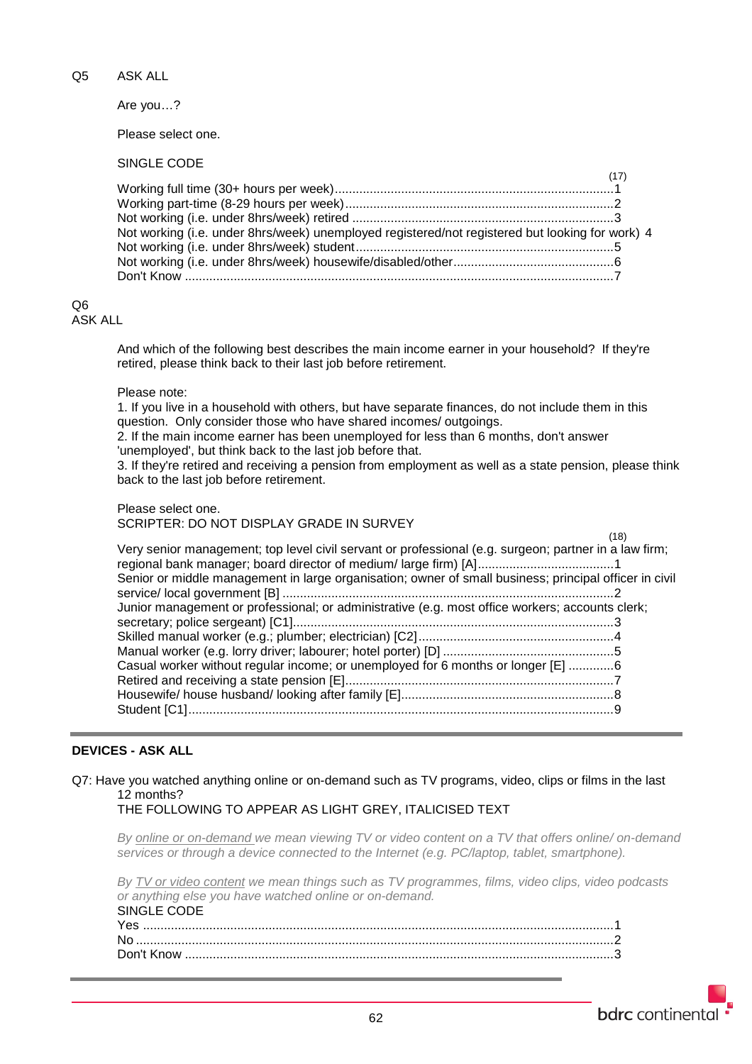Q5 ASK ALL

Are you…?

Please select one.

SINGLE CODE

(17)

Working full time (30+ hours per week)........................................................................1
Working part-time (8-29 hours per week).......................................................................2
Not working (i.e. under 8hrs/week) retired ....................................................................3
Not working (i.e. under 8hrs/week) unemployed registered/not registered but looking for work) 4
Not working (i.e. under 8hrs/week) student....................................................................5
Not working (i.e. under 8hrs/week) housewife/disabled/other..........................................6
Don't Know ......................................................................................................................7

Q6
ASK ALL

And which of the following best describes the main income earner in your household? If they're retired, please think back to their last job before retirement.

Please note:
1. If you live in a household with others, but have separate finances, do not include them in this question. Only consider those who have shared incomes/ outgoings.
2. If the main income earner has been unemployed for less than 6 months, don't answer 'unemployed', but think back to the last job before that.
3. If they're retired and receiving a pension from employment as well as a state pension, please think back to the last job before retirement.

Please select one.
SCRIPTER: DO NOT DISPLAY GRADE IN SURVEY

(18)

Very senior management; top level civil servant or professional (e.g. surgeon; partner in a law firm; regional bank manager; board director of medium/ large firm) [A].......................................1
Senior or middle management in large organisation; owner of small business; principal officer in civil service/ local government [B] ..............................................................................................2
Junior management or professional; or administrative (e.g. most office workers; accounts clerk; secretary; police sergeant) [C1]...........................................................................................3
Skilled manual worker (e.g.; plumber; electrician) [C2].......................................................4
Manual worker (e.g. lorry driver; labourer; hotel porter) [D] ................................................5
Casual worker without regular income; or unemployed for 6 months or longer [E] .............6
Retired and receiving a state pension [E]............................................................................7
Housewife/ house husband/ looking after family [E]............................................................8
Student [C1].........................................................................................................................9

**DEVICES - ASK ALL**

Q7: Have you watched anything online or on-demand such as TV programs, video, clips or films in the last 12 months?
THE FOLLOWING TO APPEAR AS LIGHT GREY, ITALICISED TEXT

*By online or on-demand we mean viewing TV or video content on a TV that offers online/ on-demand services or through a device connected to the Internet (e.g. PC/laptop, tablet, smartphone).*

*By TV or video content we mean things such as TV programmes, films, video clips, video podcasts or anything else you have watched online or on-demand.*

SINGLE CODE

Yes ......................................................................................................................................1
No ........................................................................................................................................2
Don't Know ..........................................................................................................................3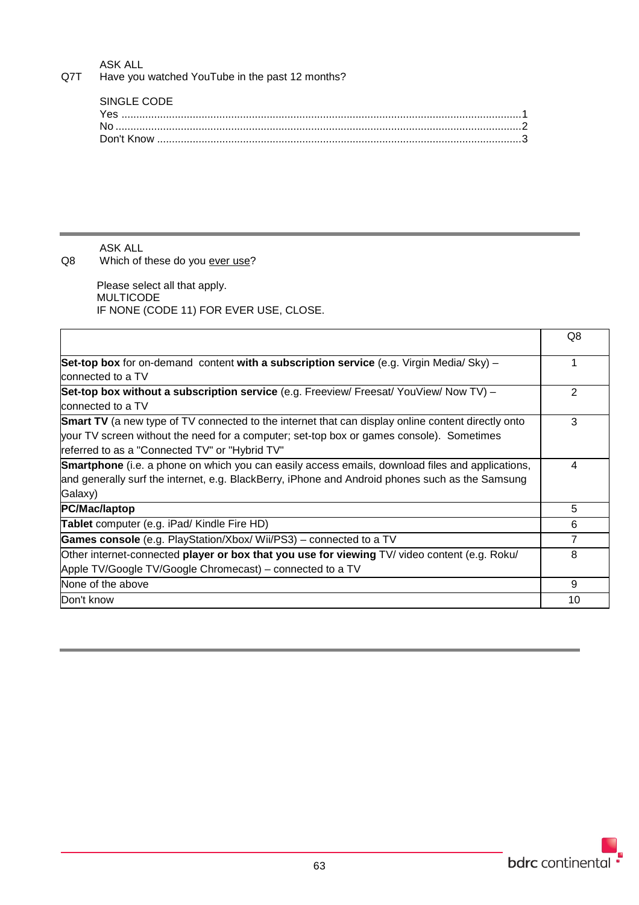ASK ALL

Q7T Have you watched YouTube in the past 12 months?

SINGLE CODE

Yes ....................................................................................................................................1
No .......................................................................................................................................2
Don't Know ..........................................................................................................................3

---

ASK ALL

Q8 Which of these do you ever use?

Please select all that apply.
MULTICODE
IF NONE (CODE 11) FOR EVER USE, CLOSE.

| | Q8 |
|---|---|
| **Set-top box** for on-demand content **with a subscription service** (e.g. Virgin Media/ Sky) – connected to a TV | 1 |
| **Set-top box without a subscription service** (e.g. Freeview/ Freesat/ YouView/ Now TV) – connected to a TV | 2 |
| **Smart TV** (a new type of TV connected to the internet that can display online content directly onto your TV screen without the need for a computer; set-top box or games console). Sometimes referred to as a "Connected TV" or "Hybrid TV" | 3 |
| **Smartphone** (i.e. a phone on which you can easily access emails, download files and applications, and generally surf the internet, e.g. BlackBerry, iPhone and Android phones such as the Samsung Galaxy) | 4 |
| **PC/Mac/laptop** | 5 |
| **Tablet** computer (e.g. iPad/ Kindle Fire HD) | 6 |
| **Games console** (e.g. PlayStation/Xbox/ Wii/PS3) – connected to a TV | 7 |
| Other internet-connected **player or box that you use for viewing** TV/ video content (e.g. Roku/ Apple TV/Google TV/Google Chromecast) – connected to a TV | 8 |
| None of the above | 9 |
| Don't know | 10 |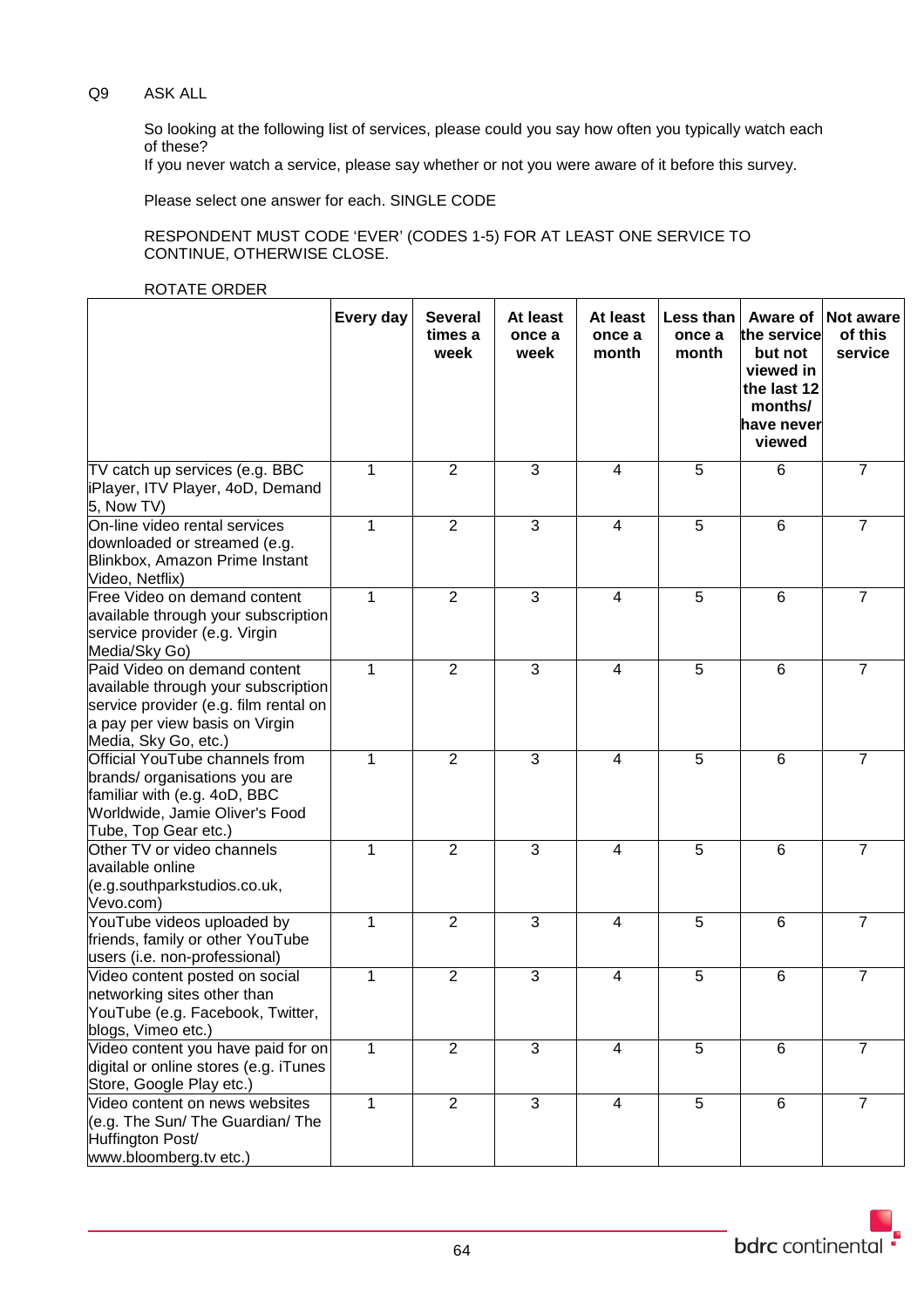Q9 ASK ALL

So looking at the following list of services, please could you say how often you typically watch each of these?
If you never watch a service, please say whether or not you were aware of it before this survey.

Please select one answer for each. SINGLE CODE

RESPONDENT MUST CODE 'EVER' (CODES 1-5) FOR AT LEAST ONE SERVICE TO CONTINUE, OTHERWISE CLOSE.

ROTATE ORDER

| | Every day | Several times a week | At least once a week | At least once a month | Less than once a month | Aware of the service but not viewed in the last 12 months/ have never viewed | Not aware of this service |
|---|---|---|---|---|---|---|---|
| TV catch up services (e.g. BBC iPlayer, ITV Player, 4oD, Demand 5, Now TV) | 1 | 2 | 3 | 4 | 5 | 6 | 7 |
| On-line video rental services downloaded or streamed (e.g. Blinkbox, Amazon Prime Instant Video, Netflix) | 1 | 2 | 3 | 4 | 5 | 6 | 7 |
| Free Video on demand content available through your subscription service provider (e.g. Virgin Media/Sky Go) | 1 | 2 | 3 | 4 | 5 | 6 | 7 |
| Paid Video on demand content available through your subscription service provider (e.g. film rental on a pay per view basis on Virgin Media, Sky Go, etc.) | 1 | 2 | 3 | 4 | 5 | 6 | 7 |
| Official YouTube channels from brands/ organisations you are familiar with (e.g. 4oD, BBC Worldwide, Jamie Oliver's Food Tube, Top Gear etc.) | 1 | 2 | 3 | 4 | 5 | 6 | 7 |
| Other TV or video channels available online (e.g.southparkstudios.co.uk, Vevo.com) | 1 | 2 | 3 | 4 | 5 | 6 | 7 |
| YouTube videos uploaded by friends, family or other YouTube users (i.e. non-professional) | 1 | 2 | 3 | 4 | 5 | 6 | 7 |
| Video content posted on social networking sites other than YouTube (e.g. Facebook, Twitter, blogs, Vimeo etc.) | 1 | 2 | 3 | 4 | 5 | 6 | 7 |
| Video content you have paid for on digital or online stores (e.g. iTunes Store, Google Play etc.) | 1 | 2 | 3 | 4 | 5 | 6 | 7 |
| Video content on news websites (e.g. The Sun/ The Guardian/ The Huffington Post/ www.bloomberg.tv etc.) | 1 | 2 | 3 | 4 | 5 | 6 | 7 |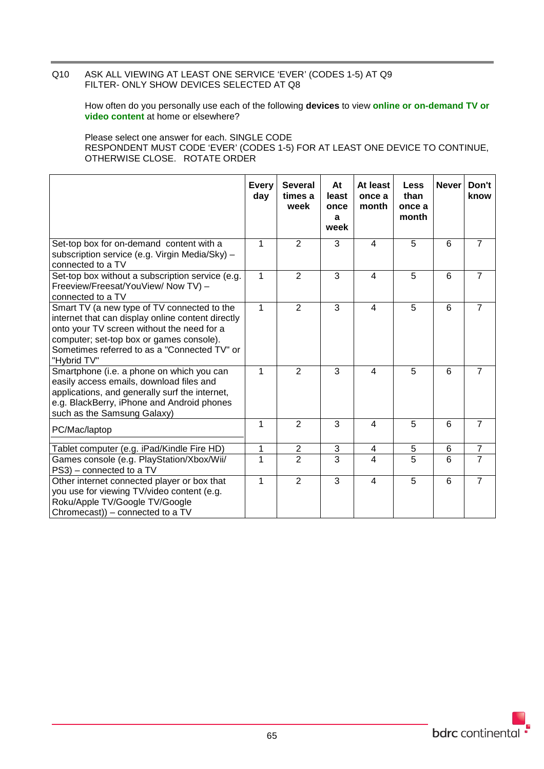Q10 ASK ALL VIEWING AT LEAST ONE SERVICE 'EVER' (CODES 1-5) AT Q9
FILTER- ONLY SHOW DEVICES SELECTED AT Q8

How often do you personally use each of the following **devices** to view **online or on-demand TV or video content** at home or elsewhere?

Please select one answer for each. SINGLE CODE
RESPONDENT MUST CODE 'EVER' (CODES 1-5) FOR AT LEAST ONE DEVICE TO CONTINUE, OTHERWISE CLOSE. ROTATE ORDER

| | Every day | Several times a week | At least once a week | At least once a month | Less than once a month | Never | Don't know |
|---|---|---|---|---|---|---|---|
| Set-top box for on-demand content with a subscription service (e.g. Virgin Media/Sky) – connected to a TV | 1 | 2 | 3 | 4 | 5 | 6 | 7 |
| Set-top box without a subscription service (e.g. Freeview/Freesat/YouView/ Now TV) – connected to a TV | 1 | 2 | 3 | 4 | 5 | 6 | 7 |
| Smart TV (a new type of TV connected to the internet that can display online content directly onto your TV screen without the need for a computer; set-top box or games console). Sometimes referred to as a "Connected TV" or "Hybrid TV" | 1 | 2 | 3 | 4 | 5 | 6 | 7 |
| Smartphone (i.e. a phone on which you can easily access emails, download files and applications, and generally surf the internet, e.g. BlackBerry, iPhone and Android phones such as the Samsung Galaxy) | 1 | 2 | 3 | 4 | 5 | 6 | 7 |
| PC/Mac/laptop | 1 | 2 | 3 | 4 | 5 | 6 | 7 |
| Tablet computer (e.g. iPad/Kindle Fire HD) | 1 | 2 | 3 | 4 | 5 | 6 | 7 |
| Games console (e.g. PlayStation/Xbox/Wii/ PS3) – connected to a TV | 1 | 2 | 3 | 4 | 5 | 6 | 7 |
| Other internet connected player or box that you use for viewing TV/video content (e.g. Roku/Apple TV/Google TV/Google Chromecast)) – connected to a TV | 1 | 2 | 3 | 4 | 5 | 6 | 7 |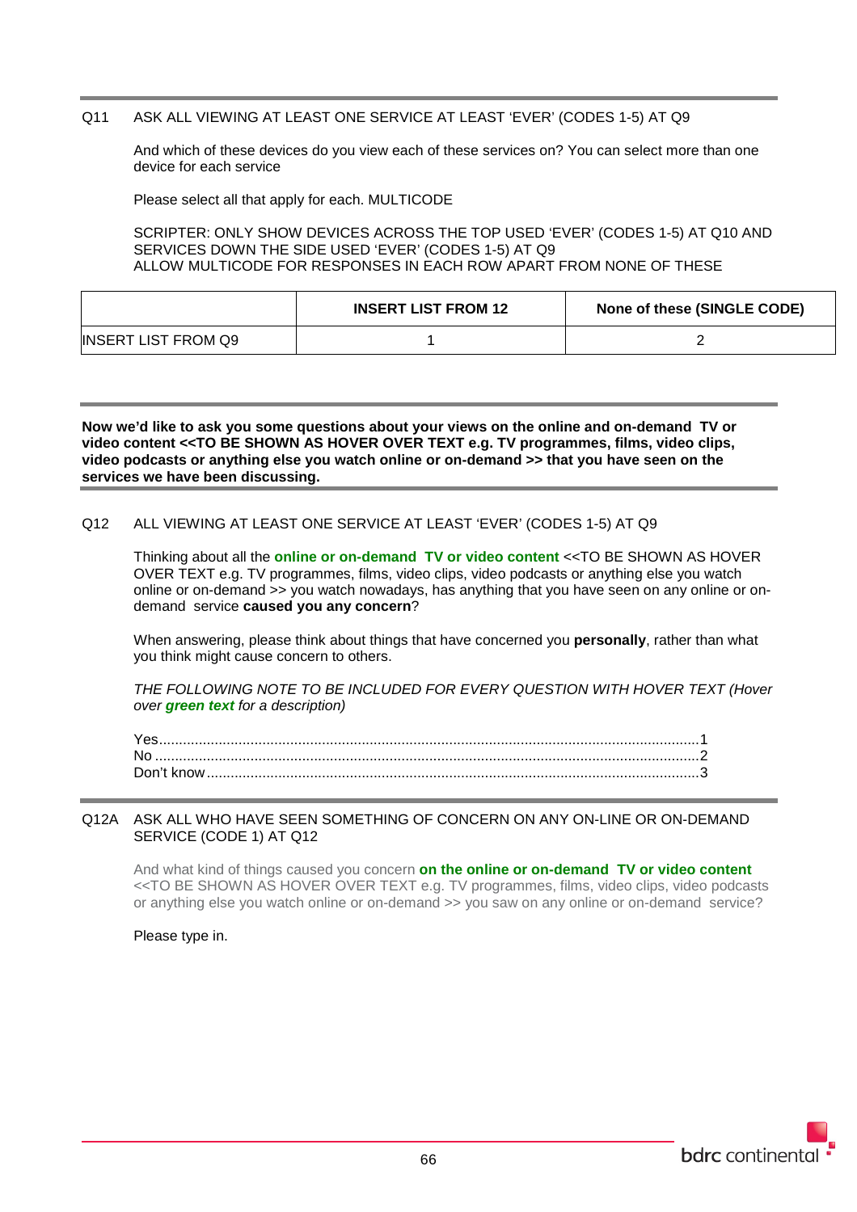Q11 ASK ALL VIEWING AT LEAST ONE SERVICE AT LEAST 'EVER' (CODES 1-5) AT Q9

And which of these devices do you view each of these services on? You can select more than one device for each service

Please select all that apply for each. MULTICODE

SCRIPTER: ONLY SHOW DEVICES ACROSS THE TOP USED 'EVER' (CODES 1-5) AT Q10 AND SERVICES DOWN THE SIDE USED 'EVER' (CODES 1-5) AT Q9
ALLOW MULTICODE FOR RESPONSES IN EACH ROW APART FROM NONE OF THESE

| | **INSERT LIST FROM 12** | **None of these (SINGLE CODE)** |
|---|---|---|
| INSERT LIST FROM Q9 | 1 | 2 |

**Now we'd like to ask you some questions about your views on the online and on-demand TV or video content <<TO BE SHOWN AS HOVER OVER TEXT e.g. TV programmes, films, video clips, video podcasts or anything else you watch online or on-demand >> that you have seen on the services we have been discussing.**

Q12 ALL VIEWING AT LEAST ONE SERVICE AT LEAST 'EVER' (CODES 1-5) AT Q9

Thinking about all the **online or on-demand TV or video content** <<TO BE SHOWN AS HOVER OVER TEXT e.g. TV programmes, films, video clips, video podcasts or anything else you watch online or on-demand >> you watch nowadays, has anything that you have seen on any online or on-demand service **caused you any concern**?

When answering, please think about things that have concerned you **personally**, rather than what you think might cause concern to others.

*THE FOLLOWING NOTE TO BE INCLUDED FOR EVERY QUESTION WITH HOVER TEXT (Hover over **green text** for a description)*

Yes....................1
No....................2
Don't know....................3

Q12A ASK ALL WHO HAVE SEEN SOMETHING OF CONCERN ON ANY ON-LINE OR ON-DEMAND SERVICE (CODE 1) AT Q12

And what kind of things caused you concern **on the online or on-demand TV or video content** <<TO BE SHOWN AS HOVER OVER TEXT e.g. TV programmes, films, video clips, video podcasts or anything else you watch online or on-demand >> you saw on any online or on-demand service?

Please type in.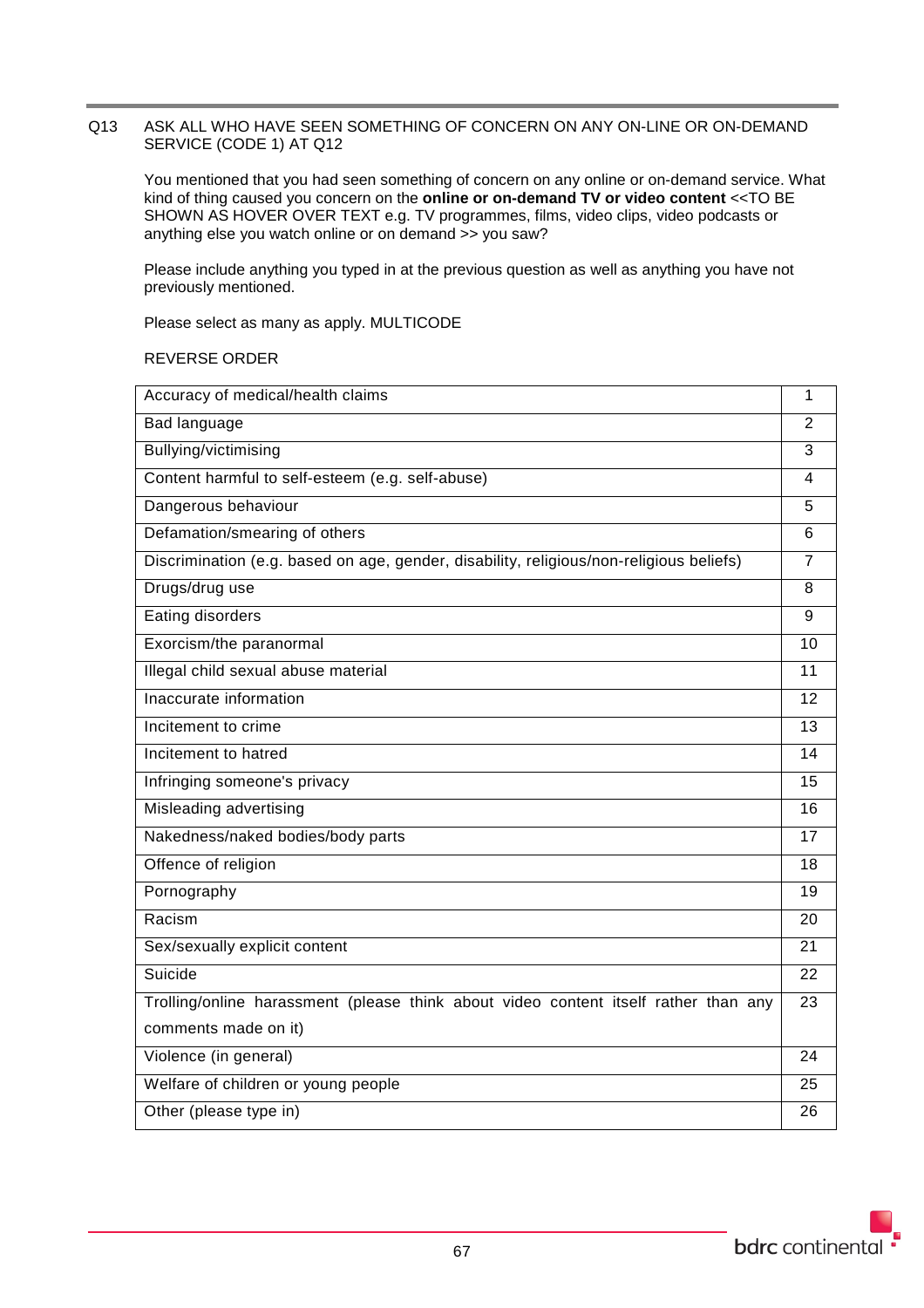Q13 ASK ALL WHO HAVE SEEN SOMETHING OF CONCERN ON ANY ON-LINE OR ON-DEMAND SERVICE (CODE 1) AT Q12

You mentioned that you had seen something of concern on any online or on-demand service. What kind of thing caused you concern on the **online or on-demand TV or video content** <<TO BE SHOWN AS HOVER OVER TEXT e.g. TV programmes, films, video clips, video podcasts or anything else you watch online or on demand >> you saw?

Please include anything you typed in at the previous question as well as anything you have not previously mentioned.

Please select as many as apply. MULTICODE

REVERSE ORDER

| | |
|---|---|
| Accuracy of medical/health claims | 1 |
| Bad language | 2 |
| Bullying/victimising | 3 |
| Content harmful to self-esteem (e.g. self-abuse) | 4 |
| Dangerous behaviour | 5 |
| Defamation/smearing of others | 6 |
| Discrimination (e.g. based on age, gender, disability, religious/non-religious beliefs) | 7 |
| Drugs/drug use | 8 |
| Eating disorders | 9 |
| Exorcism/the paranormal | 10 |
| Illegal child sexual abuse material | 11 |
| Inaccurate information | 12 |
| Incitement to crime | 13 |
| Incitement to hatred | 14 |
| Infringing someone's privacy | 15 |
| Misleading advertising | 16 |
| Nakedness/naked bodies/body parts | 17 |
| Offence of religion | 18 |
| Pornography | 19 |
| Racism | 20 |
| Sex/sexually explicit content | 21 |
| Suicide | 22 |
| Trolling/online harassment (please think about video content itself rather than any comments made on it) | 23 |
| Violence (in general) | 24 |
| Welfare of children or young people | 25 |
| Other (please type in) | 26 |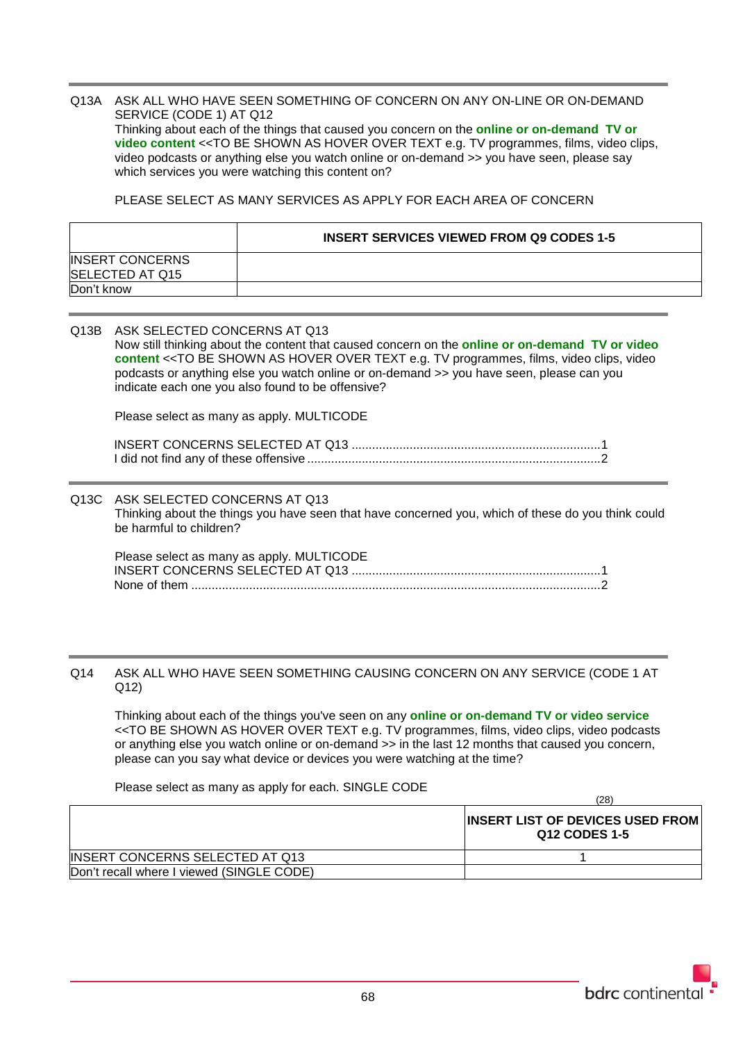Q13A ASK ALL WHO HAVE SEEN SOMETHING OF CONCERN ON ANY ON-LINE OR ON-DEMAND SERVICE (CODE 1) AT Q12

Thinking about each of the things that caused you concern on the **online or on-demand TV or video content** <<TO BE SHOWN AS HOVER OVER TEXT e.g. TV programmes, films, video clips, video podcasts or anything else you watch online or on-demand >> you have seen, please say which services you were watching this content on?

PLEASE SELECT AS MANY SERVICES AS APPLY FOR EACH AREA OF CONCERN

| | **INSERT SERVICES VIEWED FROM Q9 CODES 1-5** |
|---|---|
| INSERT CONCERNS SELECTED AT Q15 | |
| Don't know | |

Q13B ASK SELECTED CONCERNS AT Q13

Now still thinking about the content that caused concern on the **online or on-demand TV or video content** <<TO BE SHOWN AS HOVER OVER TEXT e.g. TV programmes, films, video clips, video podcasts or anything else you watch online or on-demand >> you have seen, please can you indicate each one you also found to be offensive?

Please select as many as apply. MULTICODE

INSERT CONCERNS SELECTED AT Q13 ........................................................................1
I did not find any of these offensive .....................................................................................2

Q13C ASK SELECTED CONCERNS AT Q13

Thinking about the things you have seen that have concerned you, which of these do you think could be harmful to children?

Please select as many as apply. MULTICODE
INSERT CONCERNS SELECTED AT Q13 ........................................................................1
None of them .......................................................................................................................2

Q14 ASK ALL WHO HAVE SEEN SOMETHING CAUSING CONCERN ON ANY SERVICE (CODE 1 AT Q12)

Thinking about each of the things you've seen on any **online or on-demand TV or video service** <<TO BE SHOWN AS HOVER OVER TEXT e.g. TV programmes, films, video clips, video podcasts or anything else you watch online or on-demand >> in the last 12 months that caused you concern, please can you say what device or devices you were watching at the time?

Please select as many as apply for each. SINGLE CODE

(28)

| | **INSERT LIST OF DEVICES USED FROM Q12 CODES 1-5** |
|---|---|
| INSERT CONCERNS SELECTED AT Q13 | 1 |
| Don't recall where I viewed (SINGLE CODE) | |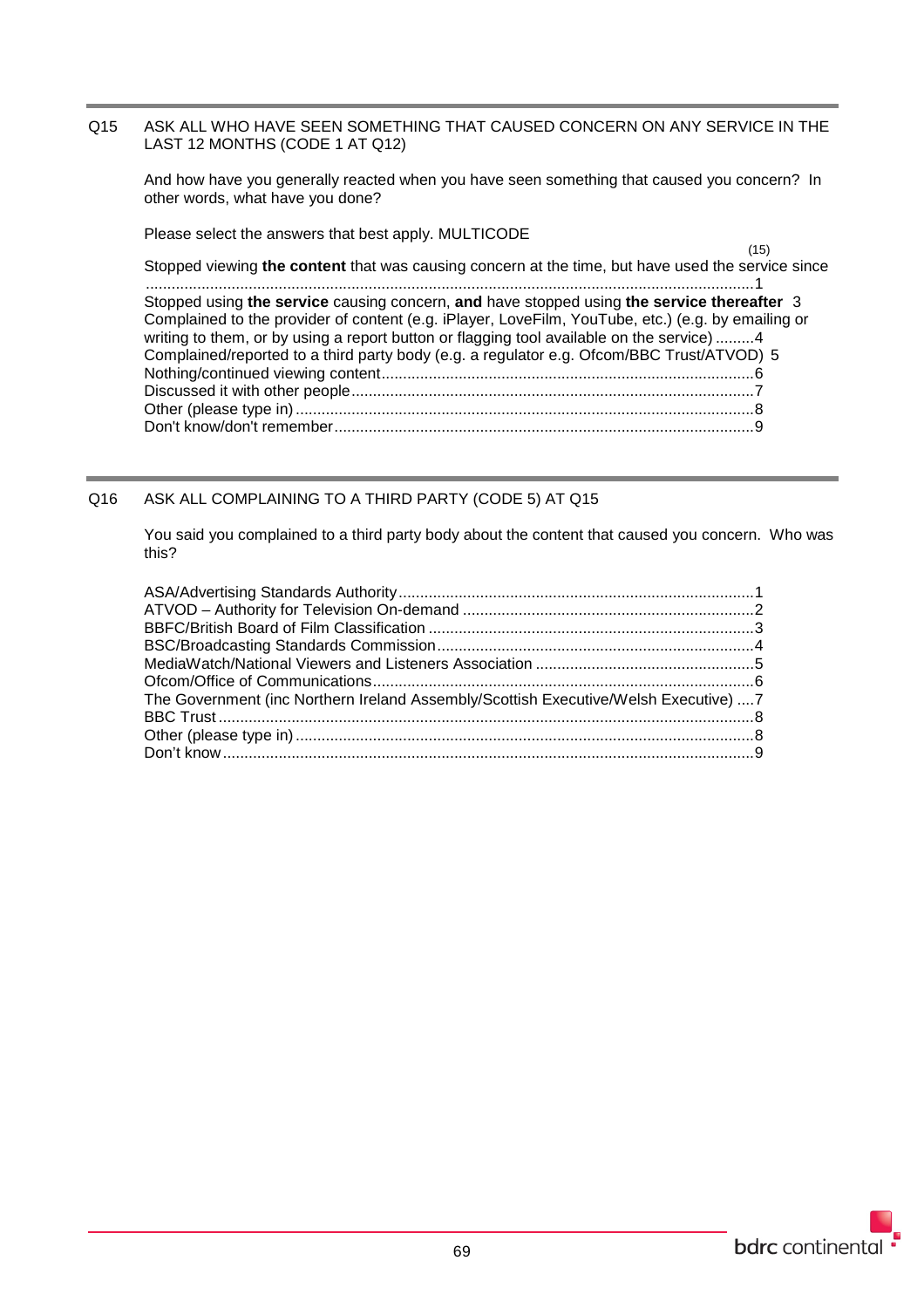Q15 ASK ALL WHO HAVE SEEN SOMETHING THAT CAUSED CONCERN ON ANY SERVICE IN THE LAST 12 MONTHS (CODE 1 AT Q12)

And how have you generally reacted when you have seen something that caused you concern? In other words, what have you done?

Please select the answers that best apply. MULTICODE

(15)

Stopped viewing **the content** that was causing concern at the time, but have used the service since ...........................................................................................................................................1
Stopped using **the service** causing concern, **and** have stopped using **the service thereafter** 3
Complained to the provider of content (e.g. iPlayer, LoveFilm, YouTube, etc.) (e.g. by emailing or writing to them, or by using a report button or flagging tool available on the service) .........4
Complained/reported to a third party body (e.g. a regulator e.g. Ofcom/BBC Trust/ATVOD) 5
Nothing/continued viewing content......................................................................................6
Discussed it with other people.............................................................................................7
Other (please type in)..........................................................................................................8
Don't know/don't remember.................................................................................................9

Q16 ASK ALL COMPLAINING TO A THIRD PARTY (CODE 5) AT Q15

You said you complained to a third party body about the content that caused you concern. Who was this?

ASA/Advertising Standards Authority..................................................................................1
ATVOD – Authority for Television On-demand ...................................................................2
BBFC/British Board of Film Classification ...........................................................................3
BSC/Broadcasting Standards Commission.........................................................................4
MediaWatch/National Viewers and Listeners Association ..................................................5
Ofcom/Office of Communications........................................................................................6
The Government (inc Northern Ireland Assembly/Scottish Executive/Welsh Executive) ....7
BBC Trust............................................................................................................................8
Other (please type in)..........................................................................................................8
Don't know...........................................................................................................................9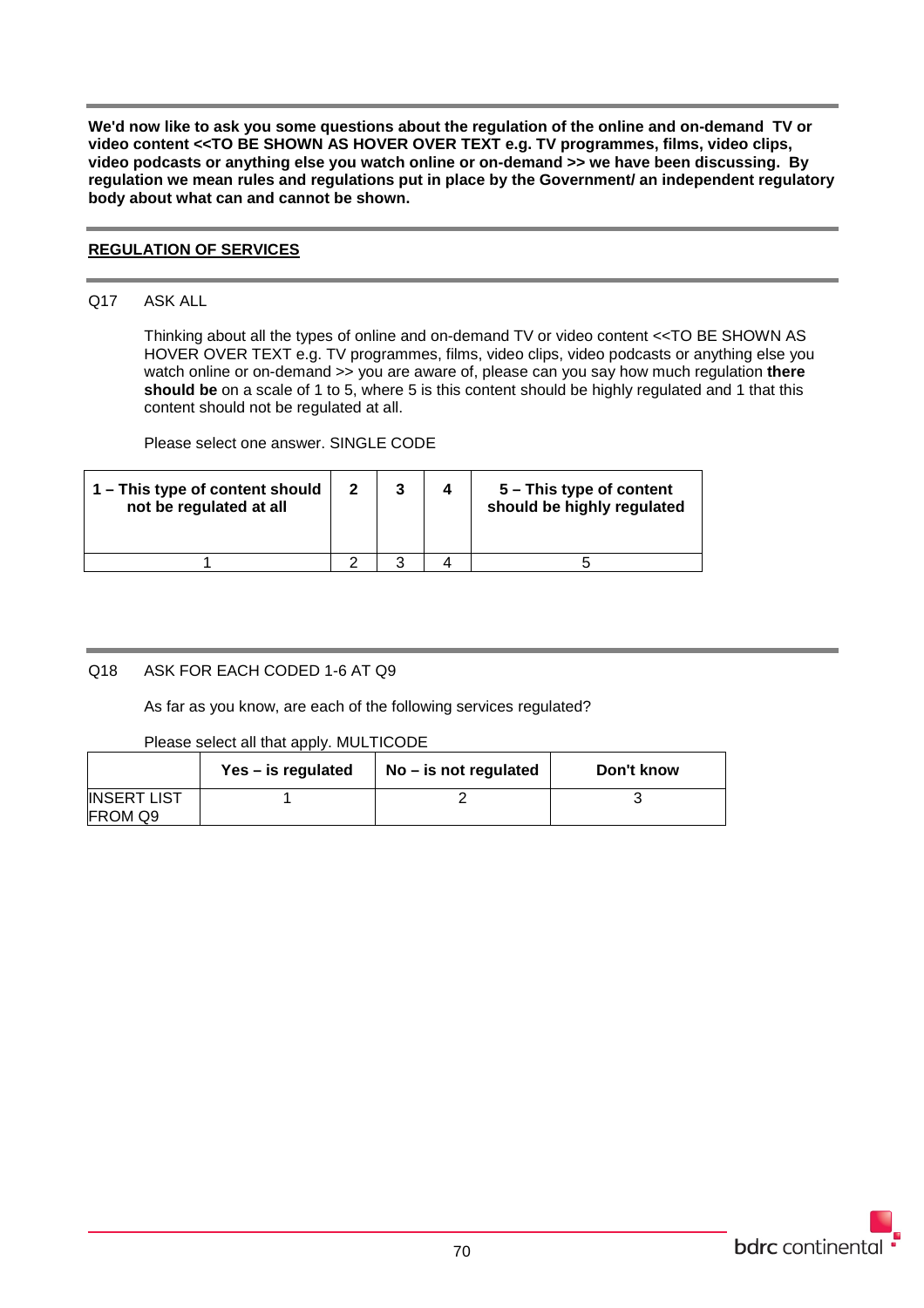**We'd now like to ask you some questions about the regulation of the online and on-demand TV or video content <<TO BE SHOWN AS HOVER OVER TEXT e.g. TV programmes, films, video clips, video podcasts or anything else you watch online or on-demand >> we have been discussing. By regulation we mean rules and regulations put in place by the Government/ an independent regulatory body about what can and cannot be shown.**

## REGULATION OF SERVICES

Q17 ASK ALL

Thinking about all the types of online and on-demand TV or video content <<TO BE SHOWN AS HOVER OVER TEXT e.g. TV programmes, films, video clips, video podcasts or anything else you watch online or on-demand >> you are aware of, please can you say how much regulation **there should be** on a scale of 1 to 5, where 5 is this content should be highly regulated and 1 that this content should not be regulated at all.

Please select one answer. SINGLE CODE

| 1 – This type of content should not be regulated at all | 2 | 3 | 4 | 5 – This type of content should be highly regulated |
|---|---|---|---|---|
| 1 | 2 | 3 | 4 | 5 |

Q18 ASK FOR EACH CODED 1-6 AT Q9

As far as you know, are each of the following services regulated?

Please select all that apply. MULTICODE

| | Yes – is regulated | No – is not regulated | Don't know |
|---|---|---|---|
| INSERT LIST FROM Q9 | 1 | 2 | 3 |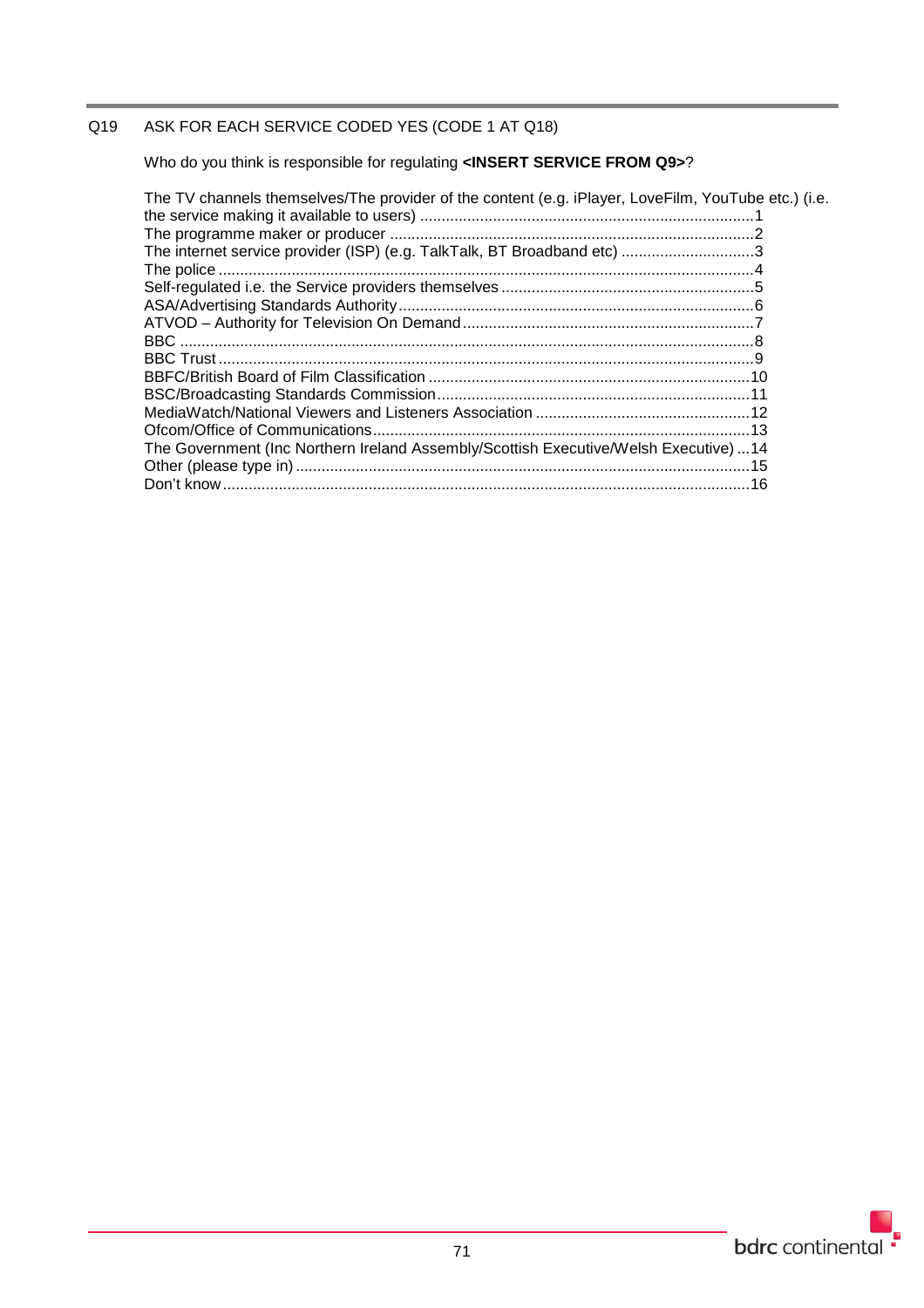Q19 ASK FOR EACH SERVICE CODED YES (CODE 1 AT Q18)

Who do you think is responsible for regulating **<INSERT SERVICE FROM Q9>**?

The TV channels themselves/The provider of the content (e.g. iPlayer, LoveFilm, YouTube etc.) (i.e. the service making it available to users) ....................1
The programme maker or producer ....................2
The internet service provider (ISP) (e.g. TalkTalk, BT Broadband etc) ....................3
The police ....................4
Self-regulated i.e. the Service providers themselves ....................5
ASA/Advertising Standards Authority ....................6
ATVOD – Authority for Television On Demand ....................7
BBC ....................8
BBC Trust ....................9
BBFC/British Board of Film Classification ....................10
BSC/Broadcasting Standards Commission ....................11
MediaWatch/National Viewers and Listeners Association ....................12
Ofcom/Office of Communications ....................13
The Government (Inc Northern Ireland Assembly/Scottish Executive/Welsh Executive) ...14
Other (please type in) ....................15
Don't know ....................16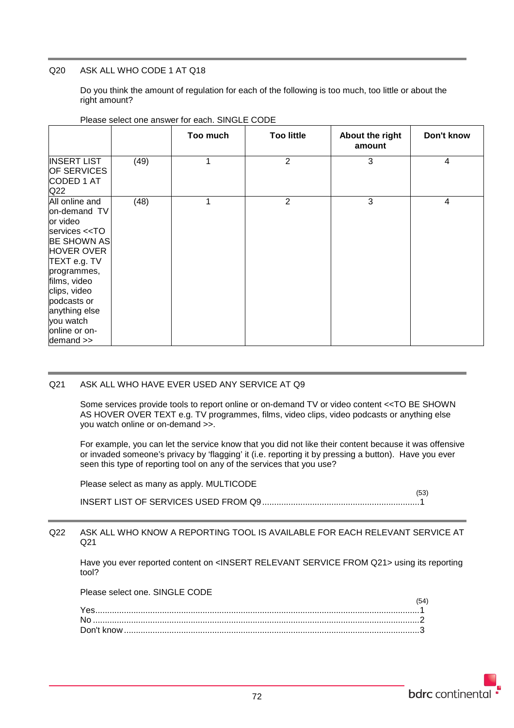Q20 ASK ALL WHO CODE 1 AT Q18

Do you think the amount of regulation for each of the following is too much, too little or about the right amount?

Please select one answer for each. SINGLE CODE

| | | Too much | Too little | About the right amount | Don't know |
|---|---|---|---|---|---|
| INSERT LIST OF SERVICES CODED 1 AT Q22 | (49) | 1 | 2 | 3 | 4 |
| All online and on-demand TV or video services <<TO BE SHOWN AS HOVER OVER TEXT e.g. TV programmes, films, video clips, video podcasts or anything else you watch online or on-demand >> | (48) | 1 | 2 | 3 | 4 |

Q21 ASK ALL WHO HAVE EVER USED ANY SERVICE AT Q9

Some services provide tools to report online or on-demand TV or video content <<TO BE SHOWN AS HOVER OVER TEXT e.g. TV programmes, films, video clips, video podcasts or anything else you watch online or on-demand >>.

For example, you can let the service know that you did not like their content because it was offensive or invaded someone's privacy by 'flagging' it (i.e. reporting it by pressing a button). Have you ever seen this type of reporting tool on any of the services that you use?

Please select as many as apply. MULTICODE

(53)

INSERT LIST OF SERVICES USED FROM Q9 ............ 1

Q22 ASK ALL WHO KNOW A REPORTING TOOL IS AVAILABLE FOR EACH RELEVANT SERVICE AT Q21

Have you ever reported content on <INSERT RELEVANT SERVICE FROM Q21> using its reporting tool?

Please select one. SINGLE CODE

(54)

Yes ............ 1
No ............ 2
Don't know ............ 3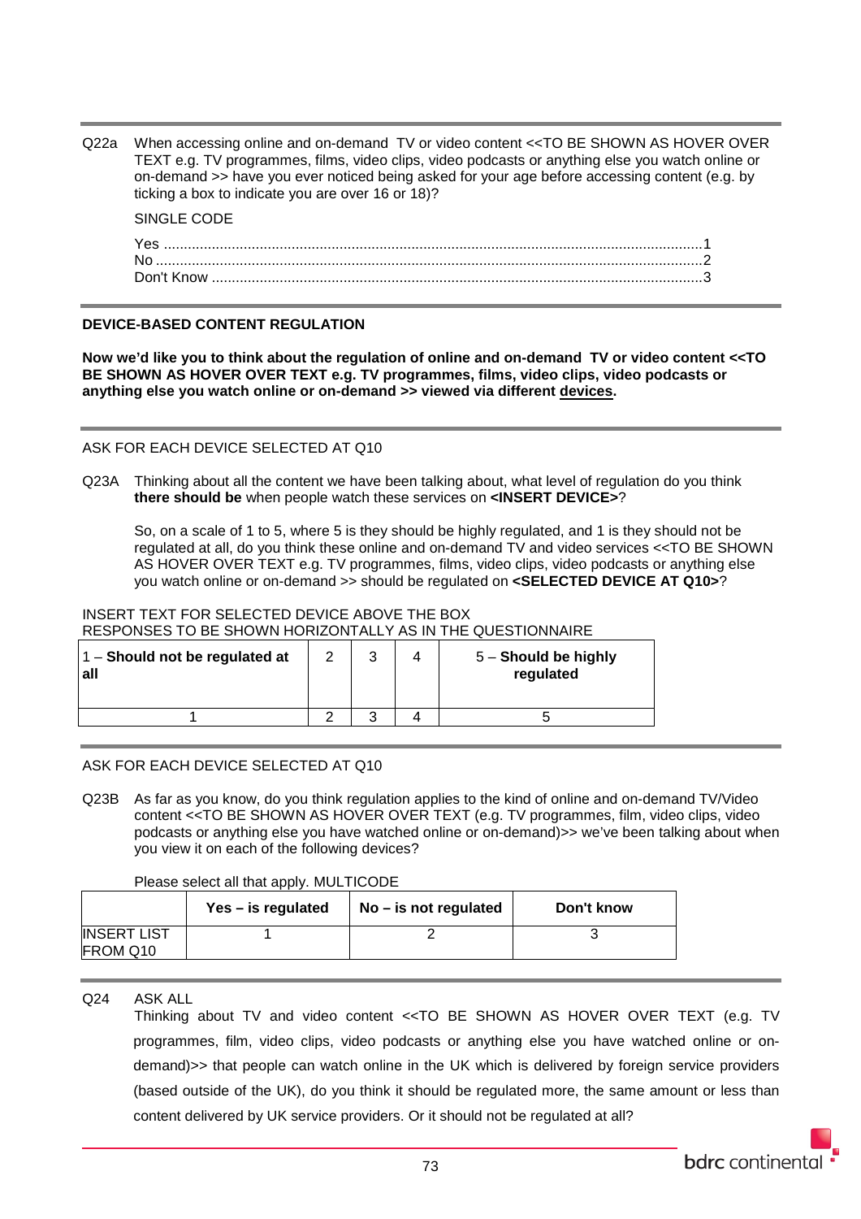Q22a When accessing online and on-demand TV or video content <<TO BE SHOWN AS HOVER OVER TEXT e.g. TV programmes, films, video clips, video podcasts or anything else you watch online or on-demand >> have you ever noticed being asked for your age before accessing content (e.g. by ticking a box to indicate you are over 16 or 18)?

SINGLE CODE

Yes ....................................................................................................................................1
No ......................................................................................................................................2
Don't Know ........................................................................................................................3

**DEVICE-BASED CONTENT REGULATION**

**Now we'd like you to think about the regulation of online and on-demand TV or video content <<TO BE SHOWN AS HOVER OVER TEXT e.g. TV programmes, films, video clips, video podcasts or anything else you watch online or on-demand >> viewed via different devices.**

ASK FOR EACH DEVICE SELECTED AT Q10

Q23A Thinking about all the content we have been talking about, what level of regulation do you think **there should be** when people watch these services on **<INSERT DEVICE>**?

So, on a scale of 1 to 5, where 5 is they should be highly regulated, and 1 is they should not be regulated at all, do you think these online and on-demand TV and video services <<TO BE SHOWN AS HOVER OVER TEXT e.g. TV programmes, films, video clips, video podcasts or anything else you watch online or on-demand >> should be regulated on **<SELECTED DEVICE AT Q10>**?

INSERT TEXT FOR SELECTED DEVICE ABOVE THE BOX
RESPONSES TO BE SHOWN HORIZONTALLY AS IN THE QUESTIONNAIRE

| 1 – **Should not be regulated at all** | 2 | 3 | 4 | 5 – **Should be highly regulated** |
|---|---|---|---|---|
| 1 | 2 | 3 | 4 | 5 |

ASK FOR EACH DEVICE SELECTED AT Q10

Q23B As far as you know, do you think regulation applies to the kind of online and on-demand TV/Video content <<TO BE SHOWN AS HOVER OVER TEXT (e.g. TV programmes, film, video clips, video podcasts or anything else you have watched online or on-demand)>> we've been talking about when you view it on each of the following devices?

Please select all that apply. MULTICODE

| | **Yes – is regulated** | **No – is not regulated** | **Don't know** |
|---|---|---|---|
| INSERT LIST FROM Q10 | 1 | 2 | 3 |

Q24 ASK ALL

Thinking about TV and video content <<TO BE SHOWN AS HOVER OVER TEXT (e.g. TV programmes, film, video clips, video podcasts or anything else you have watched online or on-demand)>> that people can watch online in the UK which is delivered by foreign service providers (based outside of the UK), do you think it should be regulated more, the same amount or less than content delivered by UK service providers. Or it should not be regulated at all?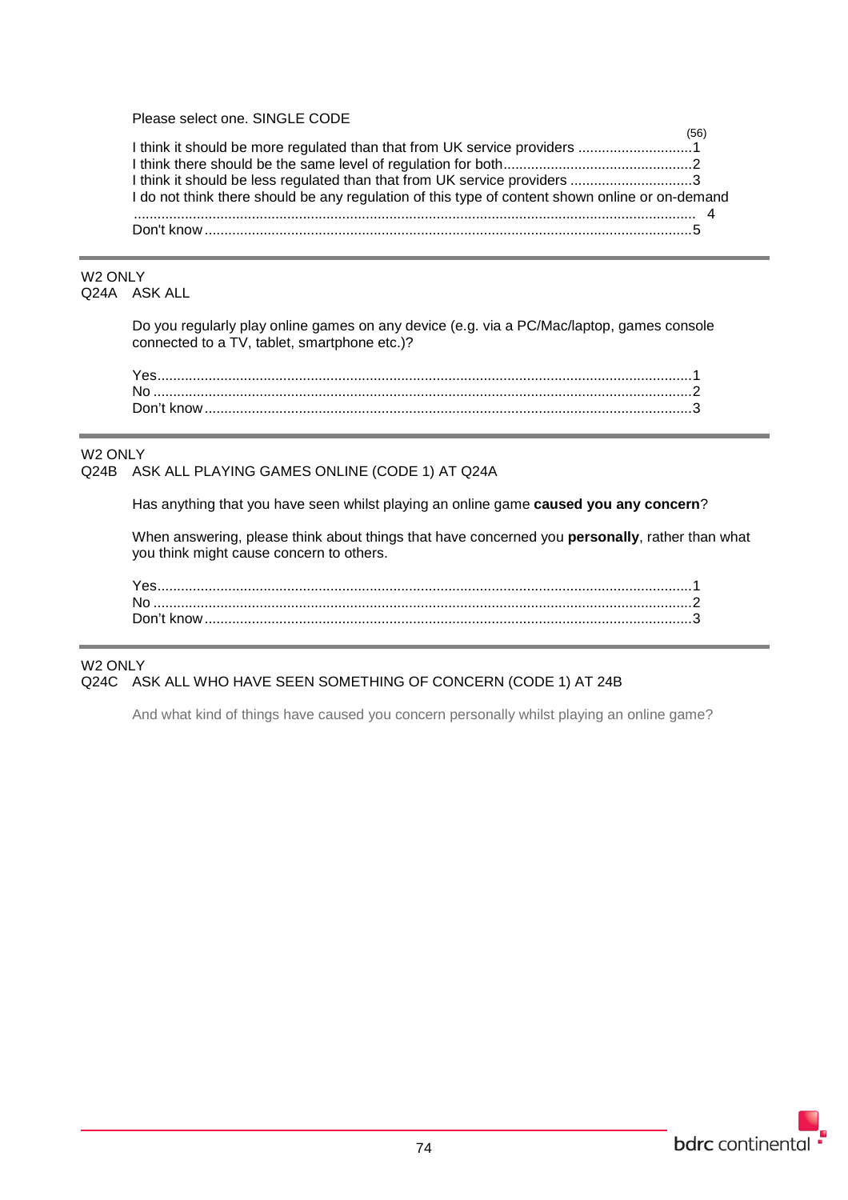Please select one. SINGLE CODE

(56)

I think it should be more regulated than that from UK service providers ............................1
I think there should be the same level of regulation for both...............................................2
I think it should be less regulated than that from UK service providers ..............................3
I do not think there should be any regulation of this type of content shown online or on-demand ............................................................................................................................ 4
Don't know..........................................................................................................................5

---

W2 ONLY
Q24A ASK ALL

Do you regularly play online games on any device (e.g. via a PC/Mac/laptop, games console connected to a TV, tablet, smartphone etc.)?

Yes.....................................................................................................................................1
No ......................................................................................................................................2
Don't know..........................................................................................................................3

---

W2 ONLY
Q24B ASK ALL PLAYING GAMES ONLINE (CODE 1) AT Q24A

Has anything that you have seen whilst playing an online game **caused you any concern**?

When answering, please think about things that have concerned you **personally**, rather than what you think might cause concern to others.

Yes.....................................................................................................................................1
No ......................................................................................................................................2
Don't know..........................................................................................................................3

---

W2 ONLY
Q24C ASK ALL WHO HAVE SEEN SOMETHING OF CONCERN (CODE 1) AT 24B

And what kind of things have caused you concern personally whilst playing an online game?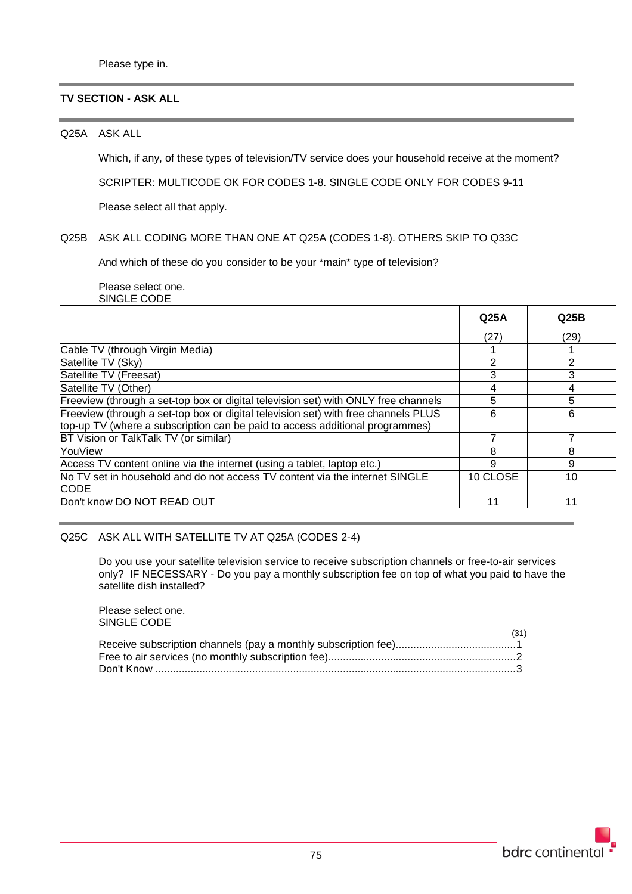Please type in.

**TV SECTION - ASK ALL**

Q25A ASK ALL

Which, if any, of these types of television/TV service does your household receive at the moment?

SCRIPTER: MULTICODE OK FOR CODES 1-8. SINGLE CODE ONLY FOR CODES 9-11

Please select all that apply.

Q25B ASK ALL CODING MORE THAN ONE AT Q25A (CODES 1-8). OTHERS SKIP TO Q33C

And which of these do you consider to be your *main* type of television?

Please select one.
SINGLE CODE

| | Q25A | Q25B |
|---|---|---|
| | (27) | (29) |
| Cable TV (through Virgin Media) | 1 | 1 |
| Satellite TV (Sky) | 2 | 2 |
| Satellite TV (Freesat) | 3 | 3 |
| Satellite TV (Other) | 4 | 4 |
| Freeview (through a set-top box or digital television set) with ONLY free channels | 5 | 5 |
| Freeview (through a set-top box or digital television set) with free channels PLUS top-up TV (where a subscription can be paid to access additional programmes) | 6 | 6 |
| BT Vision or TalkTalk TV (or similar) | 7 | 7 |
| YouView | 8 | 8 |
| Access TV content online via the internet (using a tablet, laptop etc.) | 9 | 9 |
| No TV set in household and do not access TV content via the internet SINGLE CODE | 10 CLOSE | 10 |
| Don't know DO NOT READ OUT | 11 | 11 |

Q25C ASK ALL WITH SATELLITE TV AT Q25A (CODES 2-4)

Do you use your satellite television service to receive subscription channels or free-to-air services only? IF NECESSARY - Do you pay a monthly subscription fee on top of what you paid to have the satellite dish installed?

Please select one.
SINGLE CODE

(31)

Receive subscription channels (pay a monthly subscription fee)........................................1
Free to air services (no monthly subscription fee)...............................................................2
Don't Know ..........................................................................................................................3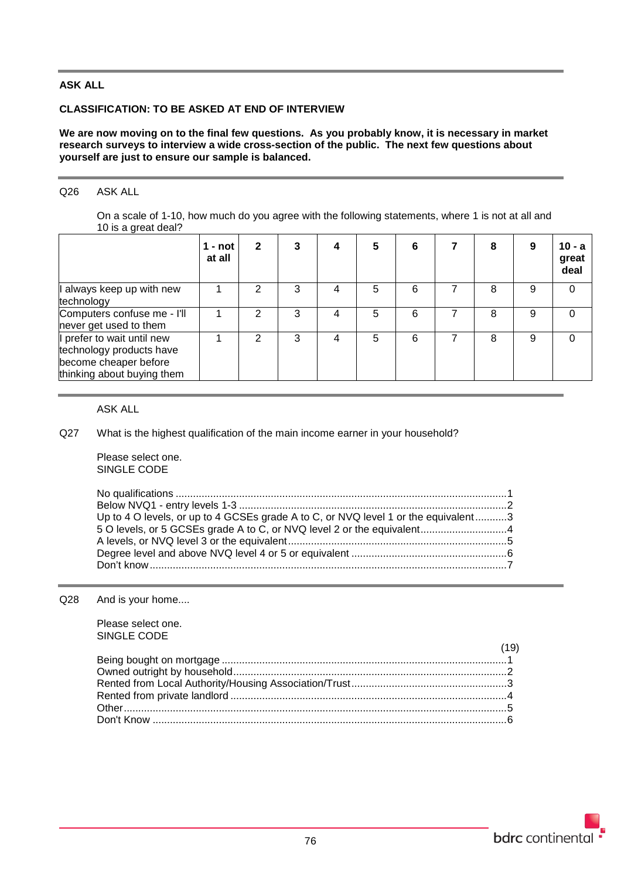**ASK ALL**

**CLASSIFICATION: TO BE ASKED AT END OF INTERVIEW**

**We are now moving on to the final few questions. As you probably know, it is necessary in market research surveys to interview a wide cross-section of the public. The next few questions about yourself are just to ensure our sample is balanced.**

Q26 ASK ALL

On a scale of 1-10, how much do you agree with the following statements, where 1 is not at all and 10 is a great deal?

| | **1 - not at all** | **2** | **3** | **4** | **5** | **6** | **7** | **8** | **9** | **10 - a great deal** |
|---|---|---|---|---|---|---|---|---|---|---|
| I always keep up with new technology | 1 | 2 | 3 | 4 | 5 | 6 | 7 | 8 | 9 | 0 |
| Computers confuse me - I'll never get used to them | 1 | 2 | 3 | 4 | 5 | 6 | 7 | 8 | 9 | 0 |
| I prefer to wait until new technology products have become cheaper before thinking about buying them | 1 | 2 | 3 | 4 | 5 | 6 | 7 | 8 | 9 | 0 |

ASK ALL

Q27 What is the highest qualification of the main income earner in your household?

Please select one.
SINGLE CODE

No qualifications ....................................................................................................1
Below NVQ1 - entry levels 1-3 ...............................................................................2
Up to 4 O levels, or up to 4 GCSEs grade A to C, or NVQ level 1 or the equivalent...........3
5 O levels, or 5 GCSEs grade A to C, or NVQ level 2 or the equivalent..............................4
A levels, or NVQ level 3 or the equivalent...............................................................5
Degree level and above NVQ level 4 or 5 or equivalent ..........................................6
Don't know..............................................................................................................7

Q28 And is your home....

Please select one.
SINGLE CODE

(19)

Being bought on mortgage .....................................................................................1
Owned outright by household.................................................................................2
Rented from Local Authority/Housing Association/Trust..........................................3
Rented from private landlord ..................................................................................4
Other.......................................................................................................................5
Don't Know .............................................................................................................6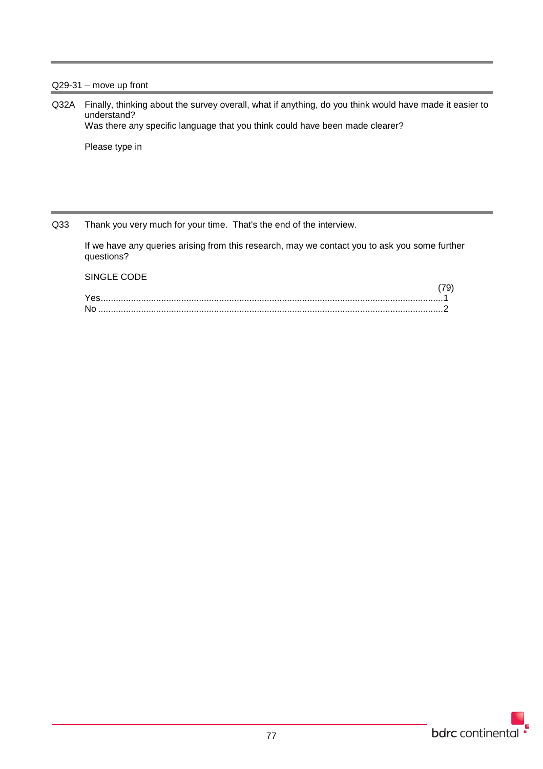Q29-31 – move up front

Q32A Finally, thinking about the survey overall, what if anything, do you think would have made it easier to understand?
Was there any specific language that you think could have been made clearer?

Please type in

---

Q33 Thank you very much for your time. That's the end of the interview.

If we have any queries arising from this research, may we contact you to ask you some further questions?

SINGLE CODE

| | (79) |
|---|---|
| Yes | 1 |
| No | 2 |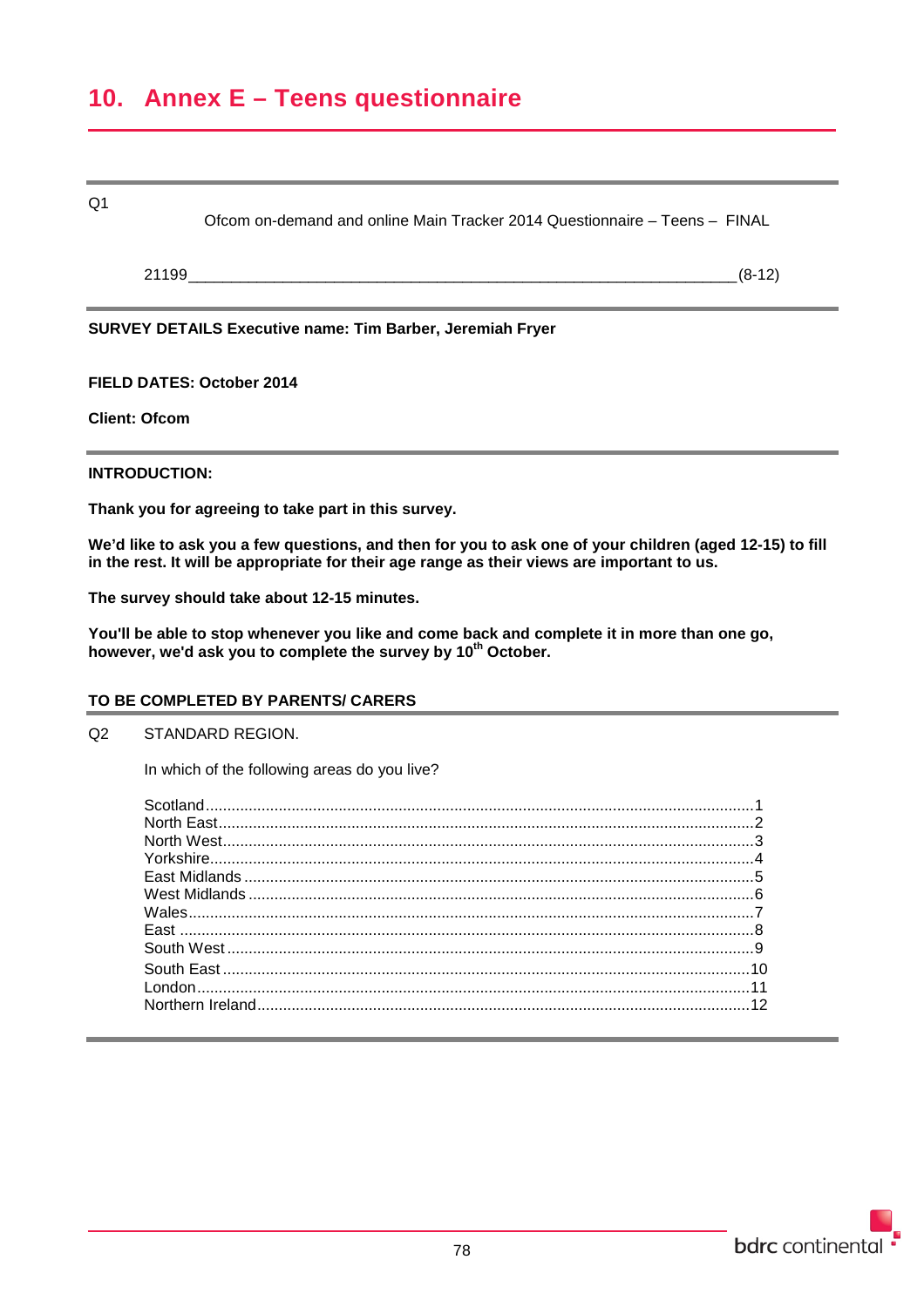# 10. Annex E – Teens questionnaire

Q1

Ofcom on-demand and online Main Tracker 2014 Questionnaire – Teens – FINAL

21199___________________________________________________________________(8-12)

**SURVEY DETAILS Executive name: Tim Barber, Jeremiah Fryer**

**FIELD DATES: October 2014**

**Client: Ofcom**

**INTRODUCTION:**

**Thank you for agreeing to take part in this survey.**

**We'd like to ask you a few questions, and then for you to ask one of your children (aged 12-15) to fill in the rest. It will be appropriate for their age range as their views are important to us.**

**The survey should take about 12-15 minutes.**

**You'll be able to stop whenever you like and come back and complete it in more than one go, however, we'd ask you to complete the survey by 10th October.**

**TO BE COMPLETED BY PARENTS/ CARERS**

Q2 STANDARD REGION.

In which of the following areas do you live?

Scotland.....................................................................................................................1
North East...................................................................................................................2
North West...................................................................................................................3
Yorkshire.....................................................................................................................4
East Midlands .............................................................................................................5
West Midlands ............................................................................................................6
Wales..........................................................................................................................7
East ............................................................................................................................8
South West .................................................................................................................9
South East .................................................................................................................10
London......................................................................................................................11
Northern Ireland........................................................................................................12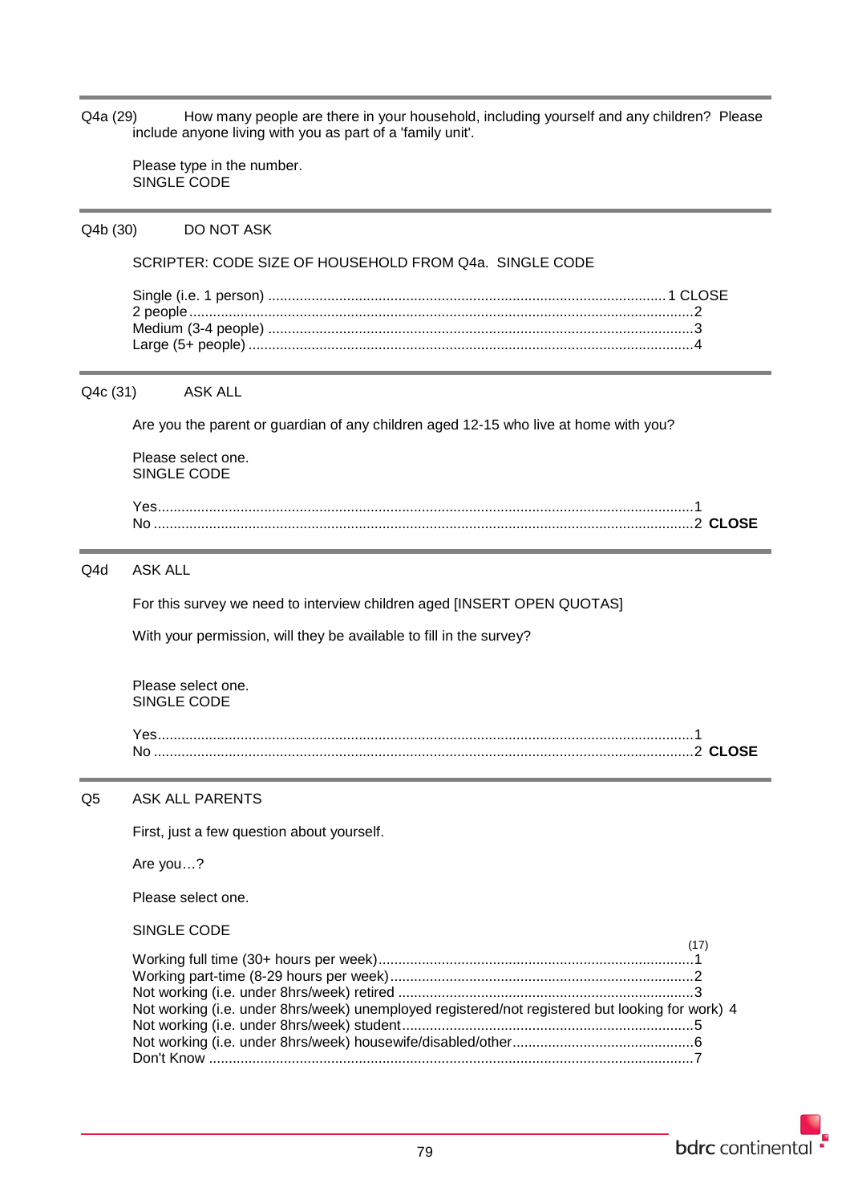Q4a (29) How many people are there in your household, including yourself and any children? Please include anyone living with you as part of a 'family unit'.

Please type in the number.
SINGLE CODE

---

Q4b (30) DO NOT ASK

SCRIPTER: CODE SIZE OF HOUSEHOLD FROM Q4a. SINGLE CODE

Single (i.e. 1 person) .................................................................................................... 1 CLOSE
2 people.............................................................................................................................2
Medium (3-4 people) ..........................................................................................................3
Large (5+ people) ...............................................................................................................4

---

Q4c (31) ASK ALL

Are you the parent or guardian of any children aged 12-15 who live at home with you?

Please select one.
SINGLE CODE

Yes.....................................................................................................................................1
No ......................................................................................................................................2 **CLOSE**

---

Q4d ASK ALL

For this survey we need to interview children aged [INSERT OPEN QUOTAS]

With your permission, will they be available to fill in the survey?

Please select one.
SINGLE CODE

Yes.....................................................................................................................................1
No ......................................................................................................................................2 **CLOSE**

---

Q5 ASK ALL PARENTS

First, just a few question about yourself.

Are you…?

Please select one.

SINGLE CODE

(17)

Working full time (30+ hours per week)..............................................................................1
Working part-time (8-29 hours per week)...........................................................................2
Not working (i.e. under 8hrs/week) retired ..........................................................................3
Not working (i.e. under 8hrs/week) unemployed registered/not registered but looking for work) 4
Not working (i.e. under 8hrs/week) student.........................................................................5
Not working (i.e. under 8hrs/week) housewife/disabled/other.............................................6
Don't Know ........................................................................................................................7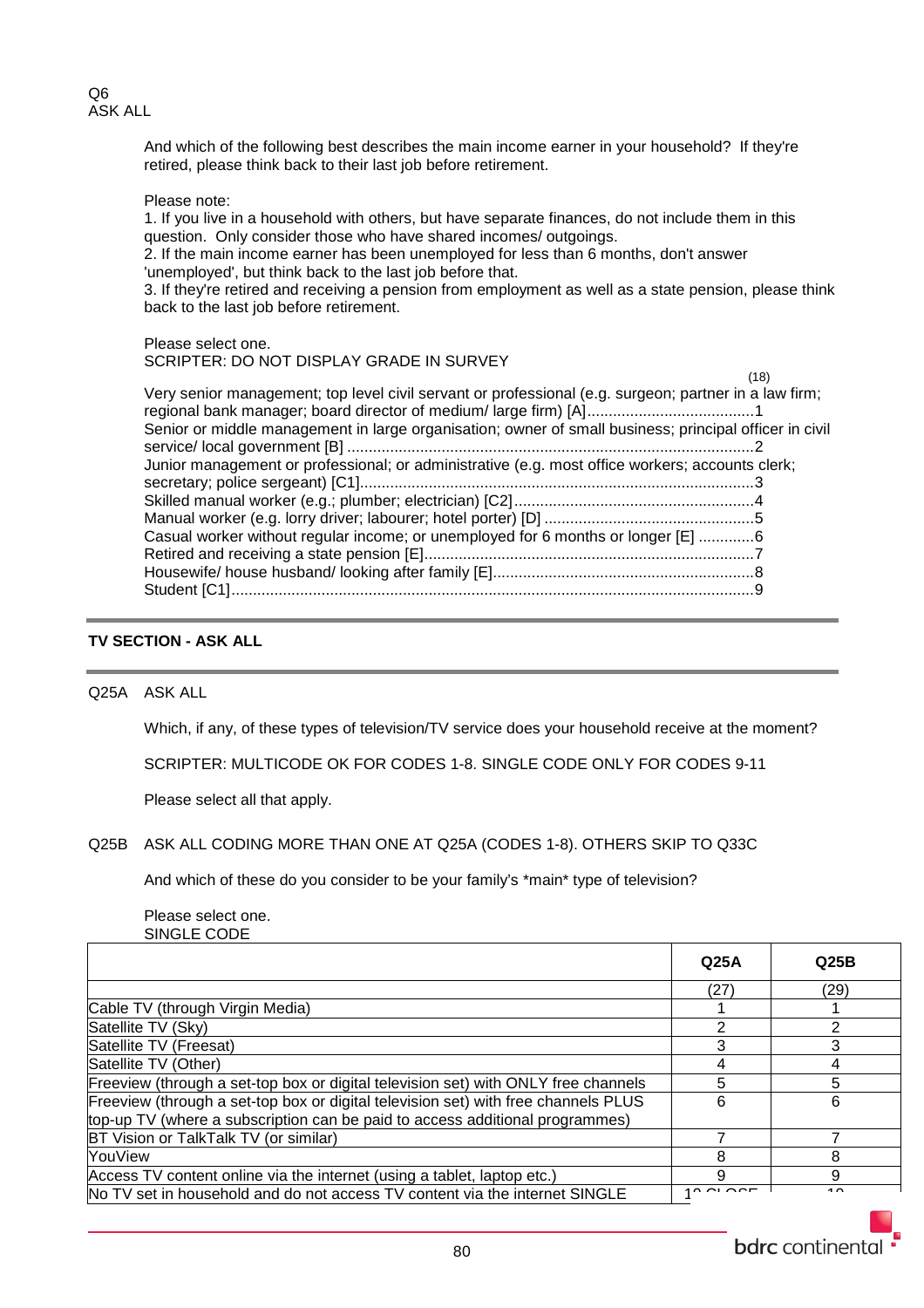Q6
ASK ALL

And which of the following best describes the main income earner in your household? If they're retired, please think back to their last job before retirement.

Please note:
1. If you live in a household with others, but have separate finances, do not include them in this question. Only consider those who have shared incomes/ outgoings.
2. If the main income earner has been unemployed for less than 6 months, don't answer 'unemployed', but think back to the last job before that.
3. If they're retired and receiving a pension from employment as well as a state pension, please think back to the last job before retirement.

Please select one.
SCRIPTER: DO NOT DISPLAY GRADE IN SURVEY

(18)

Very senior management; top level civil servant or professional (e.g. surgeon; partner in a law firm; regional bank manager; board director of medium/ large firm) [A].......................................1
Senior or middle management in large organisation; owner of small business; principal officer in civil service/ local government [B] ..............................................................................2
Junior management or professional; or administrative (e.g. most office workers; accounts clerk; secretary; police sergeant) [C1]...........................................................................................3
Skilled manual worker (e.g.; plumber; electrician) [C2]........................................................4
Manual worker (e.g. lorry driver; labourer; hotel porter) [D] .................................................5
Casual worker without regular income; or unemployed for 6 months or longer [E] .............6
Retired and receiving a state pension [E]............................................................................7
Housewife/ house husband/ looking after family [E]............................................................8
Student [C1].........................................................................................................................9

## TV SECTION - ASK ALL

Q25A ASK ALL

Which, if any, of these types of television/TV service does your household receive at the moment?

SCRIPTER: MULTICODE OK FOR CODES 1-8. SINGLE CODE ONLY FOR CODES 9-11

Please select all that apply.

Q25B ASK ALL CODING MORE THAN ONE AT Q25A (CODES 1-8). OTHERS SKIP TO Q33C

And which of these do you consider to be your family's *main* type of television?

Please select one.
SINGLE CODE

| | Q25A | Q25B |
|---|---|---|
| | (27) | (29) |
| Cable TV (through Virgin Media) | 1 | 1 |
| Satellite TV (Sky) | 2 | 2 |
| Satellite TV (Freesat) | 3 | 3 |
| Satellite TV (Other) | 4 | 4 |
| Freeview (through a set-top box or digital television set) with ONLY free channels | 5 | 5 |
| Freeview (through a set-top box or digital television set) with free channels PLUS top-up TV (where a subscription can be paid to access additional programmes) | 6 | 6 |
| BT Vision or TalkTalk TV (or similar) | 7 | 7 |
| YouView | 8 | 8 |
| Access TV content online via the internet (using a tablet, laptop etc.) | 9 | 9 |
| No TV set in household and do not access TV content via the internet SINGLE | 10 CLOSE | 10 |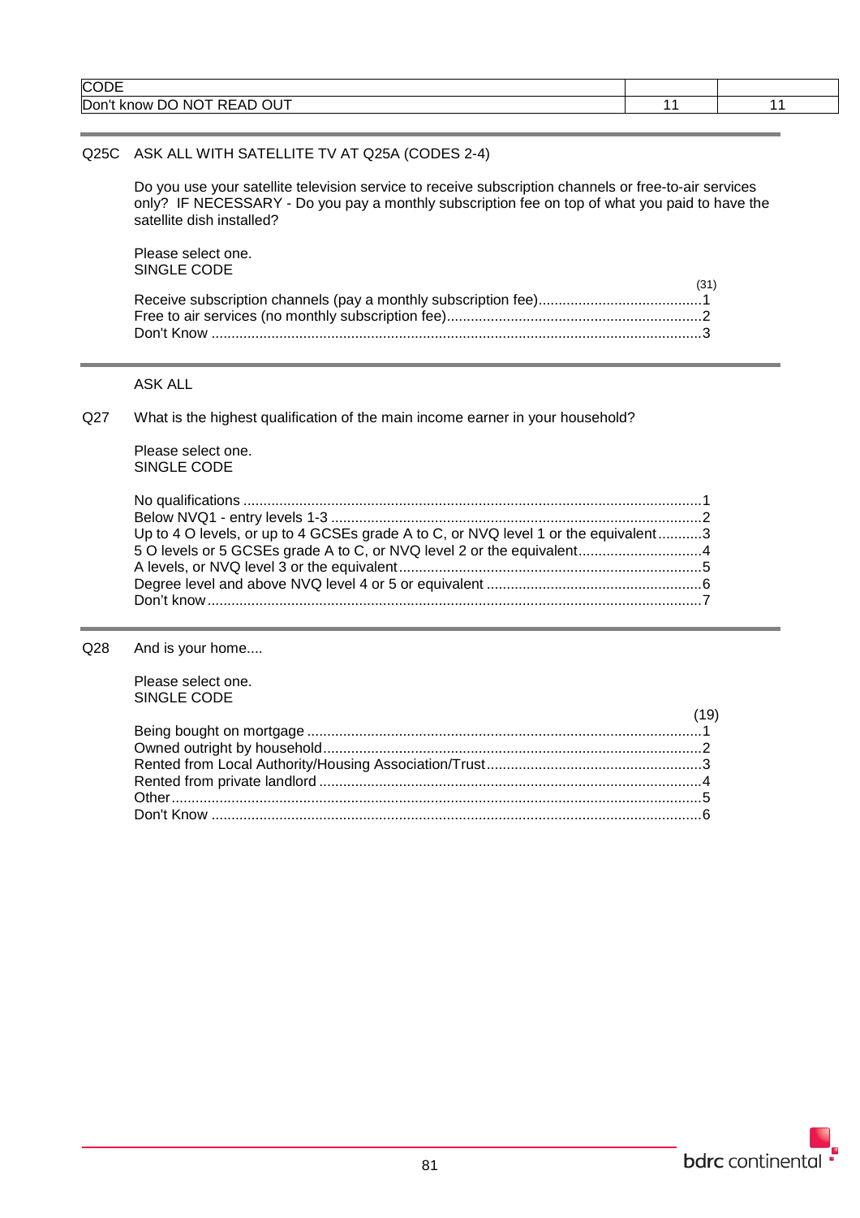| CODE | | |
|---|---|---|
| Don't know DO NOT READ OUT | 11 | 11 |

Q25C ASK ALL WITH SATELLITE TV AT Q25A (CODES 2-4)

Do you use your satellite television service to receive subscription channels or free-to-air services only? IF NECESSARY - Do you pay a monthly subscription fee on top of what you paid to have the satellite dish installed?

Please select one.
SINGLE CODE

(31)

Receive subscription channels (pay a monthly subscription fee)........................................1
Free to air services (no monthly subscription fee)...............................................................2
Don't Know ..........................................................................................................................3

ASK ALL

Q27 What is the highest qualification of the main income earner in your household?

Please select one.
SINGLE CODE

No qualifications ..................................................................................................................1
Below NVQ1 - entry levels 1-3 ............................................................................................2
Up to 4 O levels, or up to 4 GCSEs grade A to C, or NVQ level 1 or the equivalent...........3
5 O levels or 5 GCSEs grade A to C, or NVQ level 2 or the equivalent...............................4
A levels, or NVQ level 3 or the equivalent...........................................................................5
Degree level and above NVQ level 4 or 5 or equivalent .....................................................6
Don't know...........................................................................................................................7

Q28 And is your home....

Please select one.
SINGLE CODE

(19)

Being bought on mortgage ..................................................................................................1
Owned outright by household..............................................................................................2
Rented from Local Authority/Housing Association/Trust......................................................3
Rented from private landlord ...............................................................................................4
Other....................................................................................................................................5
Don't Know ..........................................................................................................................6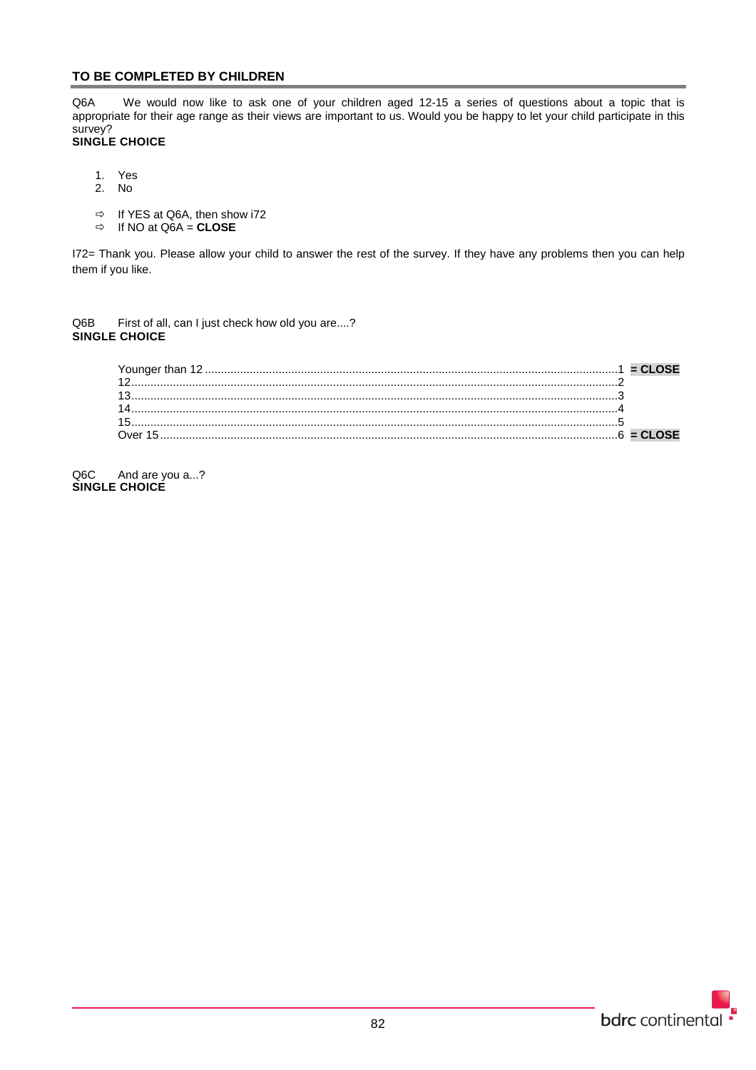**TO BE COMPLETED BY CHILDREN**

Q6A We would now like to ask one of your children aged 12-15 a series of questions about a topic that is appropriate for their age range as their views are important to us. Would you be happy to let your child participate in this survey?
**SINGLE CHOICE**

1. Yes
2. No

- ⇨ If YES at Q6A, then show i72
- ⇨ If NO at Q6A = **CLOSE**

I72= Thank you. Please allow your child to answer the rest of the survey. If they have any problems then you can help them if you like.

Q6B First of all, can I just check how old you are....?
**SINGLE CHOICE**

| | | |
|---|---|---|
| Younger than 12 | 1 | **= CLOSE** |
| 12 | 2 | |
| 13 | 3 | |
| 14 | 4 | |
| 15 | 5 | |
| Over 15 | 6 | **= CLOSE** |

Q6C And are you a...?
**SINGLE CHOICE**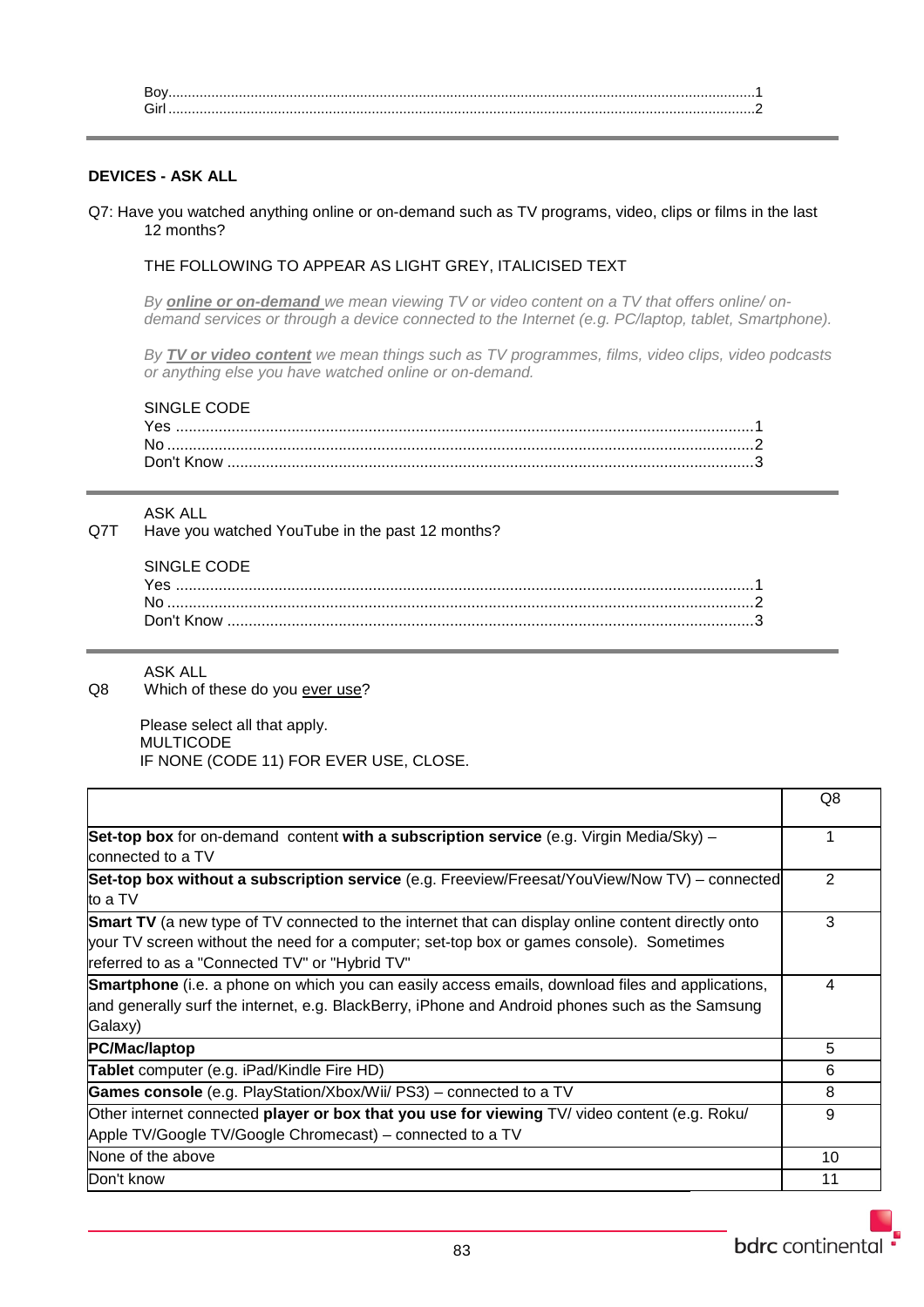Boy..........1
Girl..........2

---

**DEVICES - ASK ALL**

Q7: Have you watched anything online or on-demand such as TV programs, video, clips or films in the last 12 months?

THE FOLLOWING TO APPEAR AS LIGHT GREY, ITALICISED TEXT

*By **online or on-demand** we mean viewing TV or video content on a TV that offers online/ on-demand services or through a device connected to the Internet (e.g. PC/laptop, tablet, Smartphone).*

*By **TV or video content** we mean things such as TV programmes, films, video clips, video podcasts or anything else you have watched online or on-demand.*

SINGLE CODE

Yes..........1
No..........2
Don't Know..........3

---

ASK ALL

Q7T Have you watched YouTube in the past 12 months?

SINGLE CODE

Yes..........1
No..........2
Don't Know..........3

---

ASK ALL

Q8 Which of these do you ever use?

Please select all that apply.
MULTICODE
IF NONE (CODE 11) FOR EVER USE, CLOSE.

| | Q8 |
|---|---|
| **Set-top box** for on-demand content **with a subscription service** (e.g. Virgin Media/Sky) – connected to a TV | 1 |
| **Set-top box without a subscription service** (e.g. Freeview/Freesat/YouView/Now TV) – connected to a TV | 2 |
| **Smart TV** (a new type of TV connected to the internet that can display online content directly onto your TV screen without the need for a computer; set-top box or games console). Sometimes referred to as a "Connected TV" or "Hybrid TV" | 3 |
| **Smartphone** (i.e. a phone on which you can easily access emails, download files and applications, and generally surf the internet, e.g. BlackBerry, iPhone and Android phones such as the Samsung Galaxy) | 4 |
| **PC/Mac/laptop** | 5 |
| **Tablet** computer (e.g. iPad/Kindle Fire HD) | 6 |
| **Games console** (e.g. PlayStation/Xbox/Wii/ PS3) – connected to a TV | 8 |
| Other internet connected **player or box that you use for viewing** TV/ video content (e.g. Roku/ Apple TV/Google TV/Google Chromecast) – connected to a TV | 9 |
| None of the above | 10 |
| Don't know | 11 |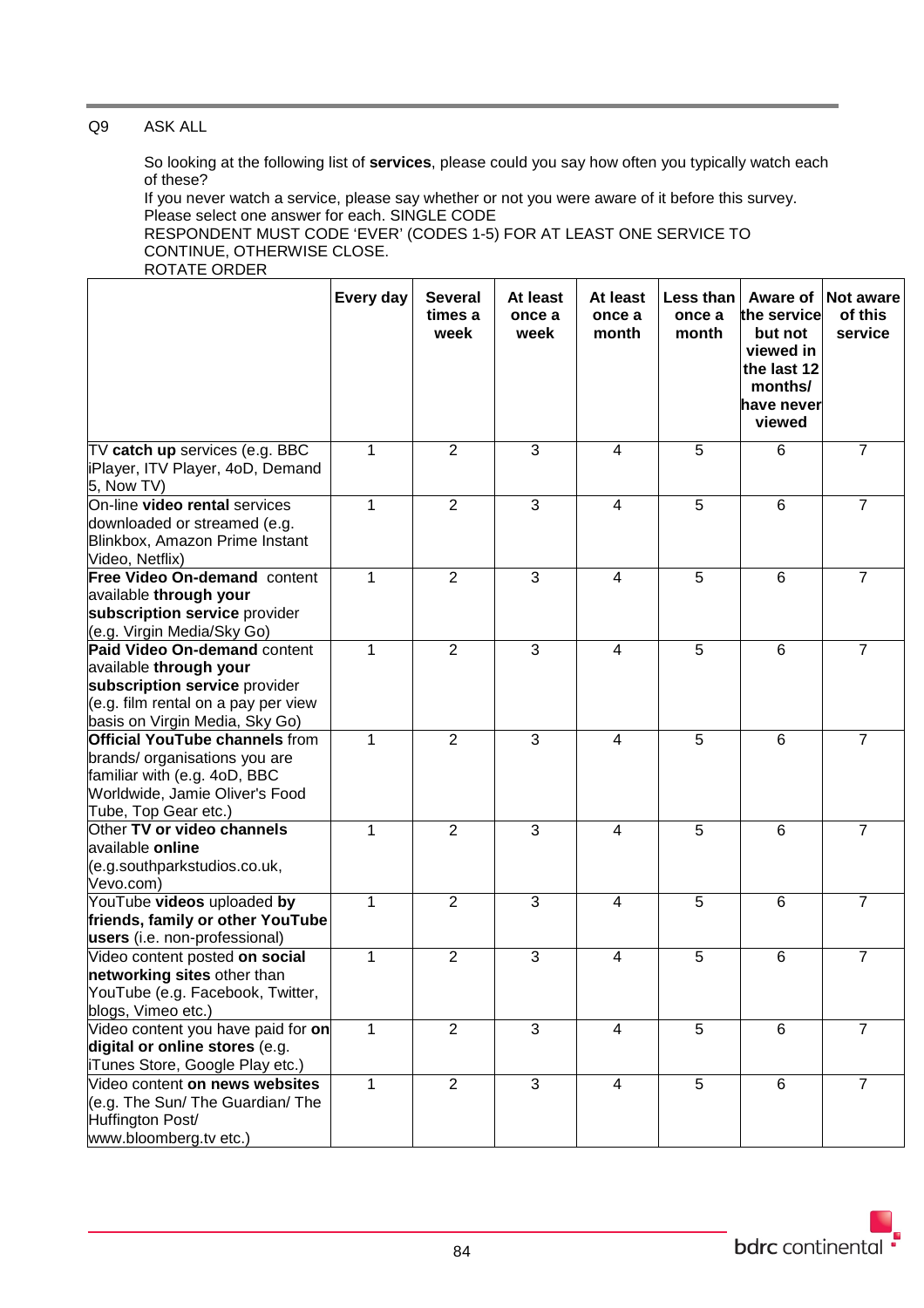Q9 ASK ALL

So looking at the following list of **services**, please could you say how often you typically watch each of these?
If you never watch a service, please say whether or not you were aware of it before this survey.
Please select one answer for each. SINGLE CODE
RESPONDENT MUST CODE 'EVER' (CODES 1-5) FOR AT LEAST ONE SERVICE TO CONTINUE, OTHERWISE CLOSE.
ROTATE ORDER

| | **Every day** | **Several times a week** | **At least once a week** | **At least once a month** | **Less than once a month** | **Aware of the service but not viewed in the last 12 months/ have never viewed** | **Not aware of this service** |
|---|---|---|---|---|---|---|---|
| TV **catch up** services (e.g. BBC iPlayer, ITV Player, 4oD, Demand 5, Now TV) | 1 | 2 | 3 | 4 | 5 | 6 | 7 |
| On-line **video rental** services downloaded or streamed (e.g. Blinkbox, Amazon Prime Instant Video, Netflix) | 1 | 2 | 3 | 4 | 5 | 6 | 7 |
| **Free Video On-demand** content available **through your subscription service** provider (e.g. Virgin Media/Sky Go) | 1 | 2 | 3 | 4 | 5 | 6 | 7 |
| **Paid Video On-demand** content available **through your subscription service** provider (e.g. film rental on a pay per view basis on Virgin Media, Sky Go) | 1 | 2 | 3 | 4 | 5 | 6 | 7 |
| **Official YouTube channels** from brands/ organisations you are familiar with (e.g. 4oD, BBC Worldwide, Jamie Oliver's Food Tube, Top Gear etc.) | 1 | 2 | 3 | 4 | 5 | 6 | 7 |
| Other **TV or video channels** available **online** (e.g.southparkstudios.co.uk, Vevo.com) | 1 | 2 | 3 | 4 | 5 | 6 | 7 |
| YouTube **videos** uploaded **by friends, family or other YouTube users** (i.e. non-professional) | 1 | 2 | 3 | 4 | 5 | 6 | 7 |
| Video content posted **on social networking sites** other than YouTube (e.g. Facebook, Twitter, blogs, Vimeo etc.) | 1 | 2 | 3 | 4 | 5 | 6 | 7 |
| Video content you have paid for **on digital or online stores** (e.g. iTunes Store, Google Play etc.) | 1 | 2 | 3 | 4 | 5 | 6 | 7 |
| Video content **on news websites** (e.g. The Sun/ The Guardian/ The Huffington Post/ www.bloomberg.tv etc.) | 1 | 2 | 3 | 4 | 5 | 6 | 7 |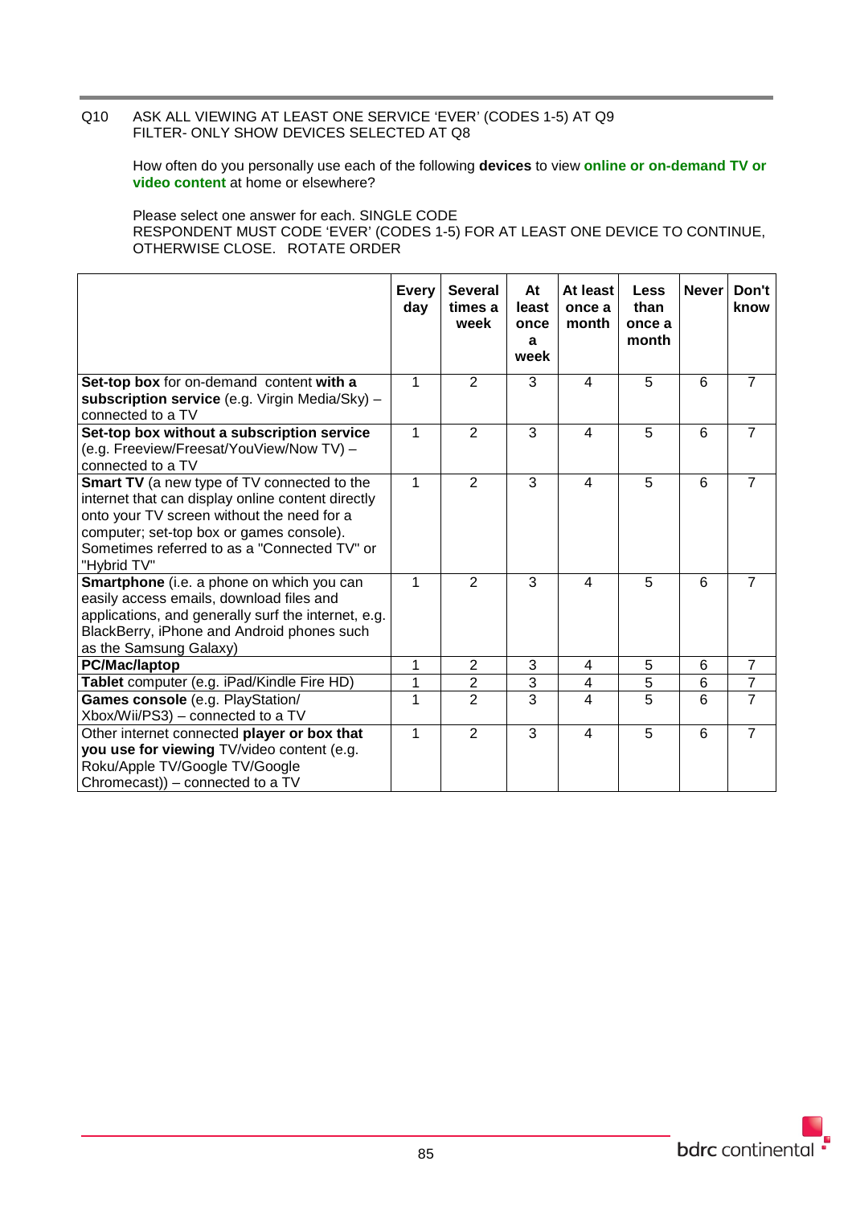Q10 ASK ALL VIEWING AT LEAST ONE SERVICE 'EVER' (CODES 1-5) AT Q9
FILTER- ONLY SHOW DEVICES SELECTED AT Q8

How often do you personally use each of the following **devices** to view **online or on-demand TV or video content** at home or elsewhere?

Please select one answer for each. SINGLE CODE
RESPONDENT MUST CODE 'EVER' (CODES 1-5) FOR AT LEAST ONE DEVICE TO CONTINUE, OTHERWISE CLOSE. ROTATE ORDER

| | Every day | Several times a week | At least once a week | At least once a month | Less than once a month | Never | Don't know |
|---|---|---|---|---|---|---|---|
| **Set-top box** for on-demand content **with a subscription service** (e.g. Virgin Media/Sky) – connected to a TV | 1 | 2 | 3 | 4 | 5 | 6 | 7 |
| **Set-top box without a subscription service** (e.g. Freeview/Freesat/YouView/Now TV) – connected to a TV | 1 | 2 | 3 | 4 | 5 | 6 | 7 |
| **Smart TV** (a new type of TV connected to the internet that can display online content directly onto your TV screen without the need for a computer; set-top box or games console). Sometimes referred to as a "Connected TV" or "Hybrid TV" | 1 | 2 | 3 | 4 | 5 | 6 | 7 |
| **Smartphone** (i.e. a phone on which you can easily access emails, download files and applications, and generally surf the internet, e.g. BlackBerry, iPhone and Android phones such as the Samsung Galaxy) | 1 | 2 | 3 | 4 | 5 | 6 | 7 |
| **PC/Mac/laptop** | 1 | 2 | 3 | 4 | 5 | 6 | 7 |
| **Tablet** computer (e.g. iPad/Kindle Fire HD) | 1 | 2 | 3 | 4 | 5 | 6 | 7 |
| **Games console** (e.g. PlayStation/ Xbox/Wii/PS3) – connected to a TV | 1 | 2 | 3 | 4 | 5 | 6 | 7 |
| Other internet connected **player or box that you use for viewing** TV/video content (e.g. Roku/Apple TV/Google TV/Google Chromecast)) – connected to a TV | 1 | 2 | 3 | 4 | 5 | 6 | 7 |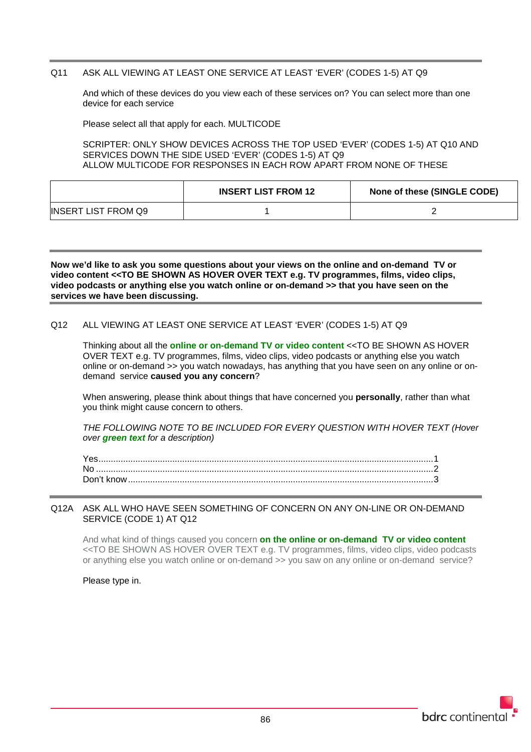Q11 ASK ALL VIEWING AT LEAST ONE SERVICE AT LEAST 'EVER' (CODES 1-5) AT Q9

And which of these devices do you view each of these services on? You can select more than one device for each service

Please select all that apply for each. MULTICODE

SCRIPTER: ONLY SHOW DEVICES ACROSS THE TOP USED 'EVER' (CODES 1-5) AT Q10 AND SERVICES DOWN THE SIDE USED 'EVER' (CODES 1-5) AT Q9
ALLOW MULTICODE FOR RESPONSES IN EACH ROW APART FROM NONE OF THESE

| | **INSERT LIST FROM 12** | **None of these (SINGLE CODE)** |
|---|---|---|
| INSERT LIST FROM Q9 | 1 | 2 |

**Now we'd like to ask you some questions about your views on the online and on-demand TV or video content <<TO BE SHOWN AS HOVER OVER TEXT e.g. TV programmes, films, video clips, video podcasts or anything else you watch online or on-demand >> that you have seen on the services we have been discussing.**

Q12 ALL VIEWING AT LEAST ONE SERVICE AT LEAST 'EVER' (CODES 1-5) AT Q9

Thinking about all the **online or on-demand TV or video content** <<TO BE SHOWN AS HOVER OVER TEXT e.g. TV programmes, films, video clips, video podcasts or anything else you watch online or on-demand >> you watch nowadays, has anything that you have seen on any online or on-demand service **caused you any concern**?

When answering, please think about things that have concerned you **personally**, rather than what you think might cause concern to others.

*THE FOLLOWING NOTE TO BE INCLUDED FOR EVERY QUESTION WITH HOVER TEXT (Hover over **green text** for a description)*

Yes....................................................1
No.....................................................2
Don't know.........................................3

Q12A ASK ALL WHO HAVE SEEN SOMETHING OF CONCERN ON ANY ON-LINE OR ON-DEMAND SERVICE (CODE 1) AT Q12

And what kind of things caused you concern **on the online or on-demand TV or video content** <<TO BE SHOWN AS HOVER OVER TEXT e.g. TV programmes, films, video clips, video podcasts or anything else you watch online or on-demand >> you saw on any online or on-demand service?

Please type in.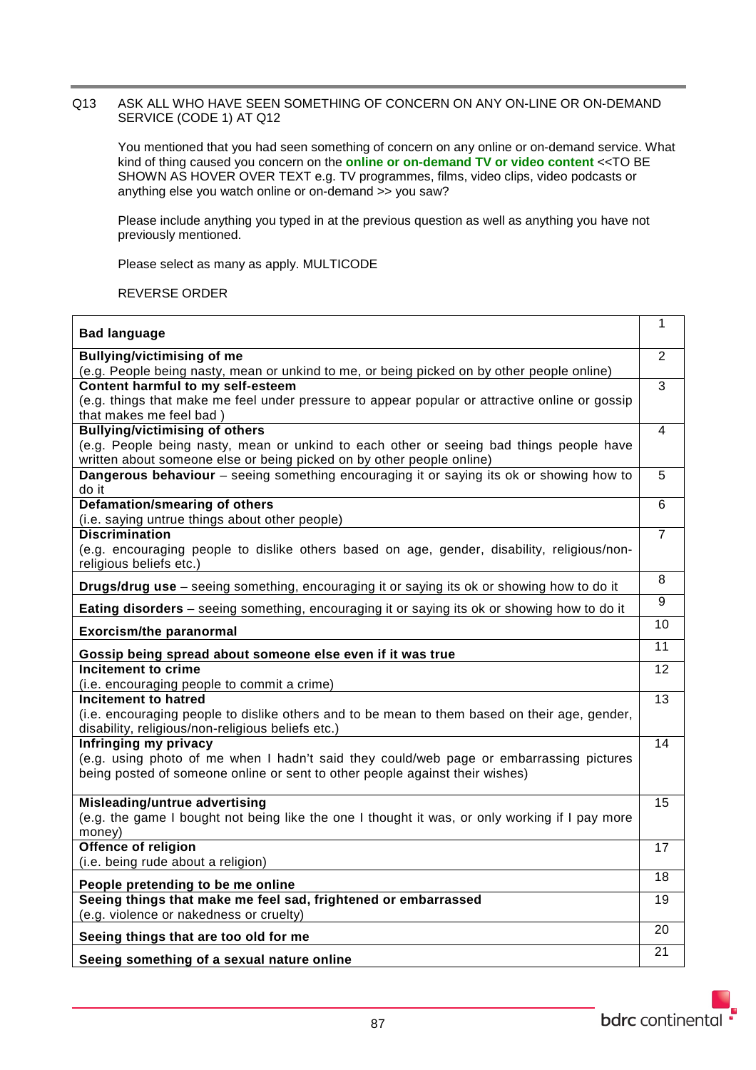Q13 ASK ALL WHO HAVE SEEN SOMETHING OF CONCERN ON ANY ON-LINE OR ON-DEMAND SERVICE (CODE 1) AT Q12

You mentioned that you had seen something of concern on any online or on-demand service. What kind of thing caused you concern on the **online or on-demand TV or video content** <<TO BE SHOWN AS HOVER OVER TEXT e.g. TV programmes, films, video clips, video podcasts or anything else you watch online or on-demand >> you saw?

Please include anything you typed in at the previous question as well as anything you have not previously mentioned.

Please select as many as apply. MULTICODE

REVERSE ORDER

| | |
|---|---|
| **Bad language** | 1 |
| **Bullying/victimising of me** (e.g. People being nasty, mean or unkind to me, or being picked on by other people online) | 2 |
| **Content harmful to my self-esteem** (e.g. things that make me feel under pressure to appear popular or attractive online or gossip that makes me feel bad ) | 3 |
| **Bullying/victimising of others** (e.g. People being nasty, mean or unkind to each other or seeing bad things people have written about someone else or being picked on by other people online) | 4 |
| **Dangerous behaviour** – seeing something encouraging it or saying its ok or showing how to do it | 5 |
| **Defamation/smearing of others** (i.e. saying untrue things about other people) | 6 |
| **Discrimination** (e.g. encouraging people to dislike others based on age, gender, disability, religious/non-religious beliefs etc.) | 7 |
| **Drugs/drug use** – seeing something, encouraging it or saying its ok or showing how to do it | 8 |
| **Eating disorders** – seeing something, encouraging it or saying its ok or showing how to do it | 9 |
| **Exorcism/the paranormal** | 10 |
| **Gossip being spread about someone else even if it was true** | 11 |
| **Incitement to crime** (i.e. encouraging people to commit a crime) | 12 |
| **Incitement to hatred** (i.e. encouraging people to dislike others and to be mean to them based on their age, gender, disability, religious/non-religious beliefs etc.) | 13 |
| **Infringing my privacy** (e.g. using photo of me when I hadn't said they could/web page or embarrassing pictures being posted of someone online or sent to other people against their wishes) | 14 |
| **Misleading/untrue advertising** (e.g. the game I bought not being like the one I thought it was, or only working if I pay more money) | 15 |
| **Offence of religion** (i.e. being rude about a religion) | 17 |
| **People pretending to be me online** | 18 |
| **Seeing things that make me feel sad, frightened or embarrassed** (e.g. violence or nakedness or cruelty) | 19 |
| **Seeing things that are too old for me** | 20 |
| **Seeing something of a sexual nature online** | 21 |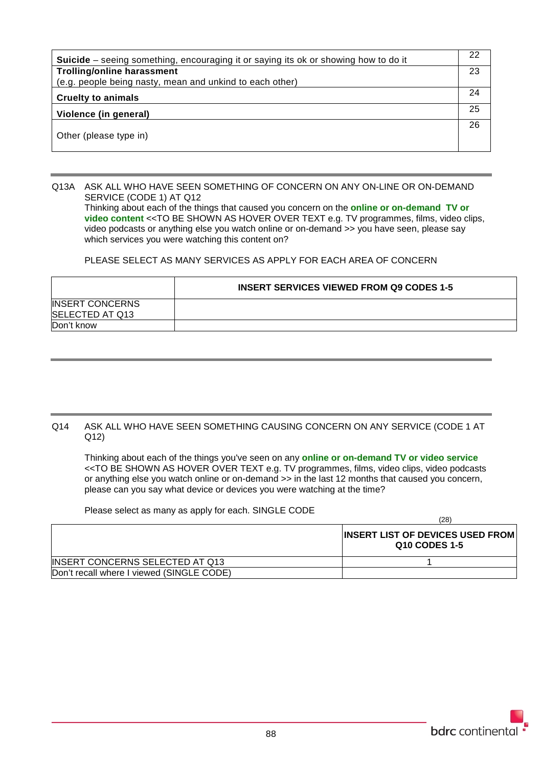| | |
|---|---|
| **Suicide** – seeing something, encouraging it or saying its ok or showing how to do it | 22 |
| **Trolling/online harassment**<br>(e.g. people being nasty, mean and unkind to each other) | 23 |
| **Cruelty to animals** | 24 |
| **Violence (in general)** | 25 |
| Other (please type in) | 26 |

Q13A ASK ALL WHO HAVE SEEN SOMETHING OF CONCERN ON ANY ON-LINE OR ON-DEMAND SERVICE (CODE 1) AT Q12

Thinking about each of the things that caused you concern on the **online or on-demand TV or video content** <<TO BE SHOWN AS HOVER OVER TEXT e.g. TV programmes, films, video clips, video podcasts or anything else you watch online or on-demand >> you have seen, please say which services you were watching this content on?

PLEASE SELECT AS MANY SERVICES AS APPLY FOR EACH AREA OF CONCERN

| | **INSERT SERVICES VIEWED FROM Q9 CODES 1-5** |
|---|---|
| INSERT CONCERNS SELECTED AT Q13 | |
| Don't know | |

Q14 ASK ALL WHO HAVE SEEN SOMETHING CAUSING CONCERN ON ANY SERVICE (CODE 1 AT Q12)

Thinking about each of the things you've seen on any **online or on-demand TV or video service** <<TO BE SHOWN AS HOVER OVER TEXT e.g. TV programmes, films, video clips, video podcasts or anything else you watch online or on-demand >> in the last 12 months that caused you concern, please can you say what device or devices you were watching at the time?

Please select as many as apply for each. SINGLE CODE

(28)

| | **INSERT LIST OF DEVICES USED FROM Q10 CODES 1-5** |
|---|---|
| INSERT CONCERNS SELECTED AT Q13 | 1 |
| Don't recall where I viewed (SINGLE CODE) | |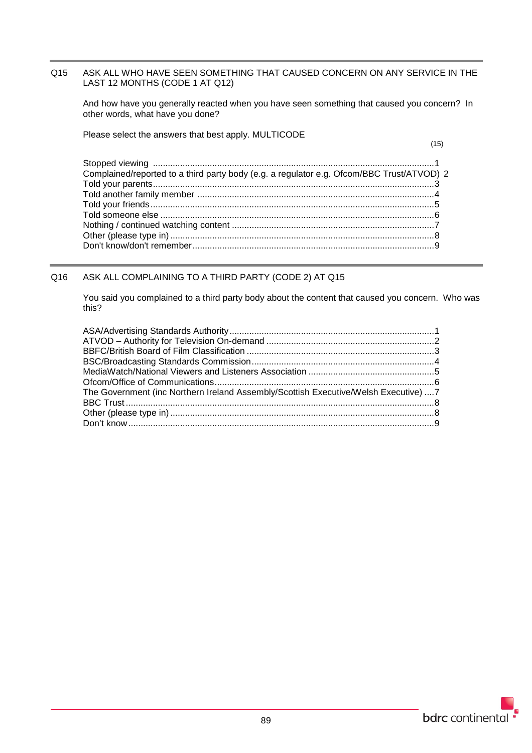Q15 ASK ALL WHO HAVE SEEN SOMETHING THAT CAUSED CONCERN ON ANY SERVICE IN THE LAST 12 MONTHS (CODE 1 AT Q12)

And how have you generally reacted when you have seen something that caused you concern? In other words, what have you done?

Please select the answers that best apply. MULTICODE

(15)

| | |
|---|---|
| Stopped viewing | 1 |
| Complained/reported to a third party body (e.g. a regulator e.g. Ofcom/BBC Trust/ATVOD) | 2 |
| Told your parents | 3 |
| Told another family member | 4 |
| Told your friends | 5 |
| Told someone else | 6 |
| Nothing / continued watching content | 7 |
| Other (please type in) | 8 |
| Don't know/don't remember | 9 |

Q16 ASK ALL COMPLAINING TO A THIRD PARTY (CODE 2) AT Q15

You said you complained to a third party body about the content that caused you concern. Who was this?

| | |
|---|---|
| ASA/Advertising Standards Authority | 1 |
| ATVOD – Authority for Television On-demand | 2 |
| BBFC/British Board of Film Classification | 3 |
| BSC/Broadcasting Standards Commission | 4 |
| MediaWatch/National Viewers and Listeners Association | 5 |
| Ofcom/Office of Communications | 6 |
| The Government (inc Northern Ireland Assembly/Scottish Executive/Welsh Executive) | 7 |
| BBC Trust | 8 |
| Other (please type in) | 8 |
| Don't know | 9 |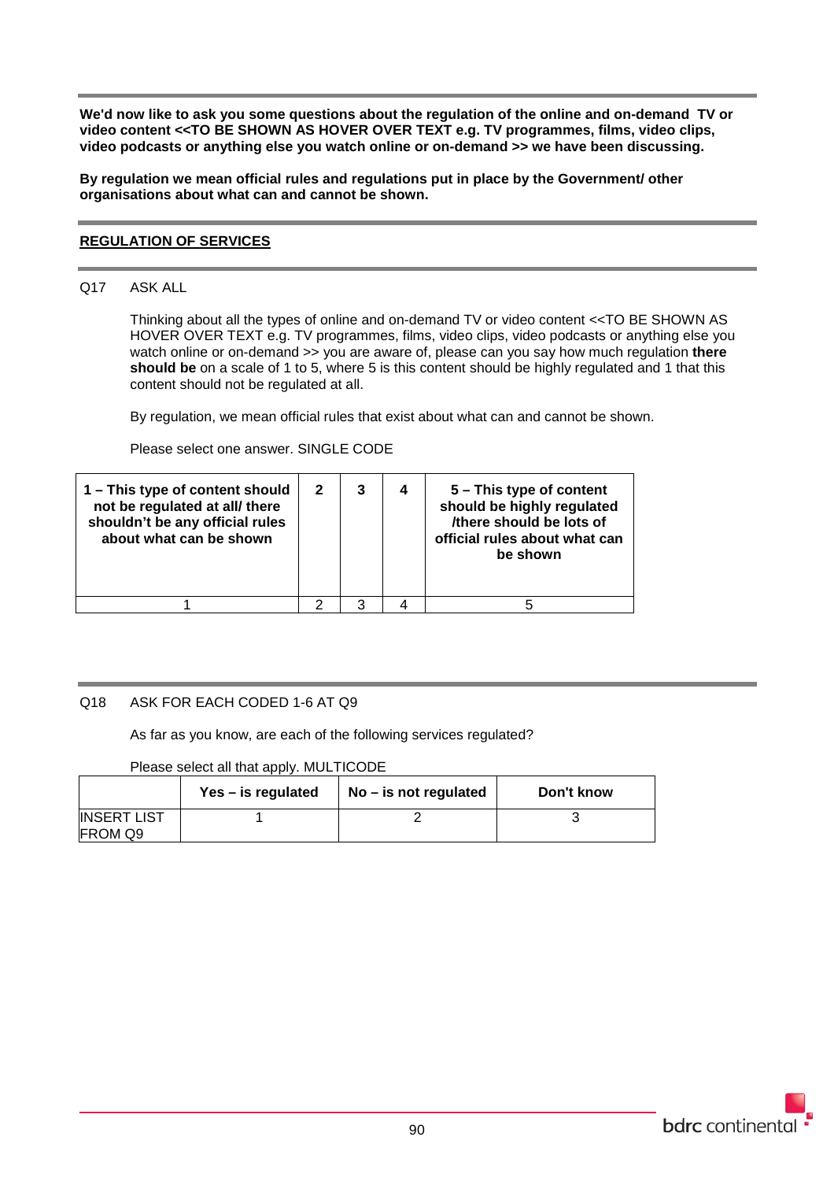**We'd now like to ask you some questions about the regulation of the online and on-demand TV or video content <<TO BE SHOWN AS HOVER OVER TEXT e.g. TV programmes, films, video clips, video podcasts or anything else you watch online or on-demand >> we have been discussing.**

**By regulation we mean official rules and regulations put in place by the Government/ other organisations about what can and cannot be shown.**

**REGULATION OF SERVICES**

Q17 ASK ALL

Thinking about all the types of online and on-demand TV or video content <<TO BE SHOWN AS HOVER OVER TEXT e.g. TV programmes, films, video clips, video podcasts or anything else you watch online or on-demand >> you are aware of, please can you say how much regulation **there should be** on a scale of 1 to 5, where 5 is this content should be highly regulated and 1 that this content should not be regulated at all.

By regulation, we mean official rules that exist about what can and cannot be shown.

Please select one answer. SINGLE CODE

| 1 – This type of content should not be regulated at all/ there shouldn't be any official rules about what can be shown | 2 | 3 | 4 | 5 – This type of content should be highly regulated /there should be lots of official rules about what can be shown |
|---|---|---|---|---|
| 1 | 2 | 3 | 4 | 5 |

Q18 ASK FOR EACH CODED 1-6 AT Q9

As far as you know, are each of the following services regulated?

Please select all that apply. MULTICODE

| | Yes – is regulated | No – is not regulated | Don't know |
|---|---|---|---|
| INSERT LIST FROM Q9 | 1 | 2 | 3 |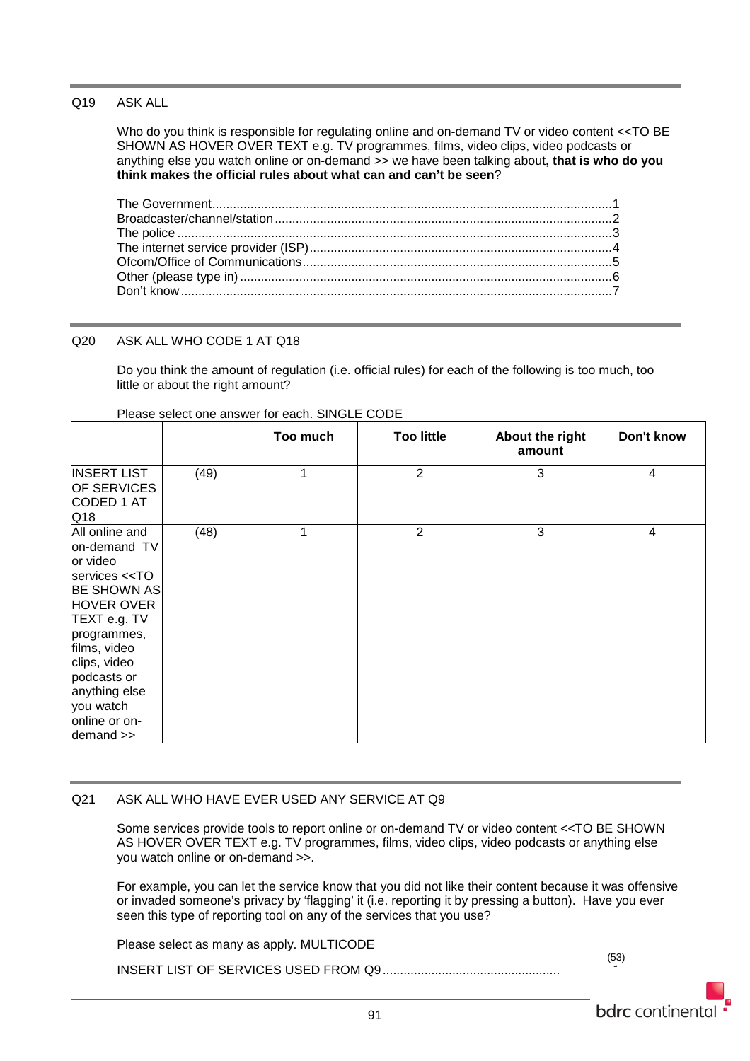Q19 ASK ALL

Who do you think is responsible for regulating online and on-demand TV or video content <<TO BE SHOWN AS HOVER OVER TEXT e.g. TV programmes, films, video clips, video podcasts or anything else you watch online or on-demand >> we have been talking about**, that is who do you think makes the official rules about what can and can't be seen**?

The Government....................................................................................................................1
Broadcaster/channel/station.................................................................................................2
The police .............................................................................................................................3
The internet service provider (ISP).......................................................................................4
Ofcom/Office of Communications.........................................................................................5
Other (please type in) ...........................................................................................................6
Don't know.............................................................................................................................7

Q20 ASK ALL WHO CODE 1 AT Q18

Do you think the amount of regulation (i.e. official rules) for each of the following is too much, too little or about the right amount?

Please select one answer for each. SINGLE CODE

| | | Too much | Too little | About the right amount | Don't know |
|---|---|---|---|---|---|
| INSERT LIST OF SERVICES CODED 1 AT Q18 | (49) | 1 | 2 | 3 | 4 |
| All online and on-demand TV or video services <<TO BE SHOWN AS HOVER OVER TEXT e.g. TV programmes, films, video clips, video podcasts or anything else you watch online or on-demand >> | (48) | 1 | 2 | 3 | 4 |

Q21 ASK ALL WHO HAVE EVER USED ANY SERVICE AT Q9

Some services provide tools to report online or on-demand TV or video content <<TO BE SHOWN AS HOVER OVER TEXT e.g. TV programmes, films, video clips, video podcasts or anything else you watch online or on-demand >>.

For example, you can let the service know that you did not like their content because it was offensive or invaded someone's privacy by 'flagging' it (i.e. reporting it by pressing a button). Have you ever seen this type of reporting tool on any of the services that you use?

Please select as many as apply. MULTICODE

(53)

INSERT LIST OF SERVICES USED FROM Q9..................................................1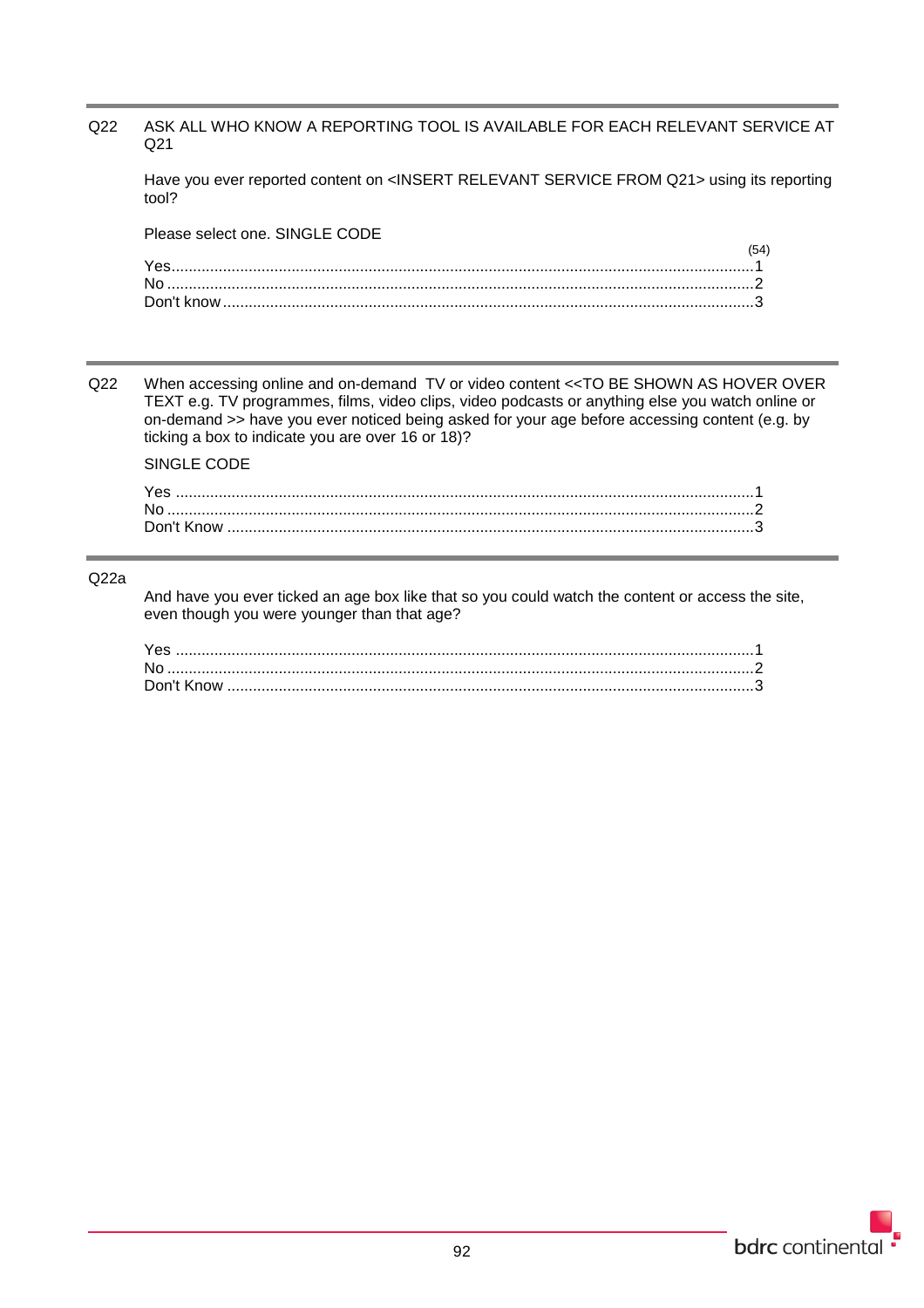Q22 ASK ALL WHO KNOW A REPORTING TOOL IS AVAILABLE FOR EACH RELEVANT SERVICE AT Q21

Have you ever reported content on <INSERT RELEVANT SERVICE FROM Q21> using its reporting tool?

Please select one. SINGLE CODE

(54)

Yes....................................................................................................................................1
No .....................................................................................................................................2
Don't know ........................................................................................................................3

---

Q22 When accessing online and on-demand TV or video content <<TO BE SHOWN AS HOVER OVER TEXT e.g. TV programmes, films, video clips, video podcasts or anything else you watch online or on-demand >> have you ever noticed being asked for your age before accessing content (e.g. by ticking a box to indicate you are over 16 or 18)?

SINGLE CODE

Yes ...................................................................................................................................1
No .....................................................................................................................................2
Don't Know .......................................................................................................................3

---

Q22a

And have you ever ticked an age box like that so you could watch the content or access the site, even though you were younger than that age?

Yes ...................................................................................................................................1
No .....................................................................................................................................2
Don't Know .......................................................................................................................3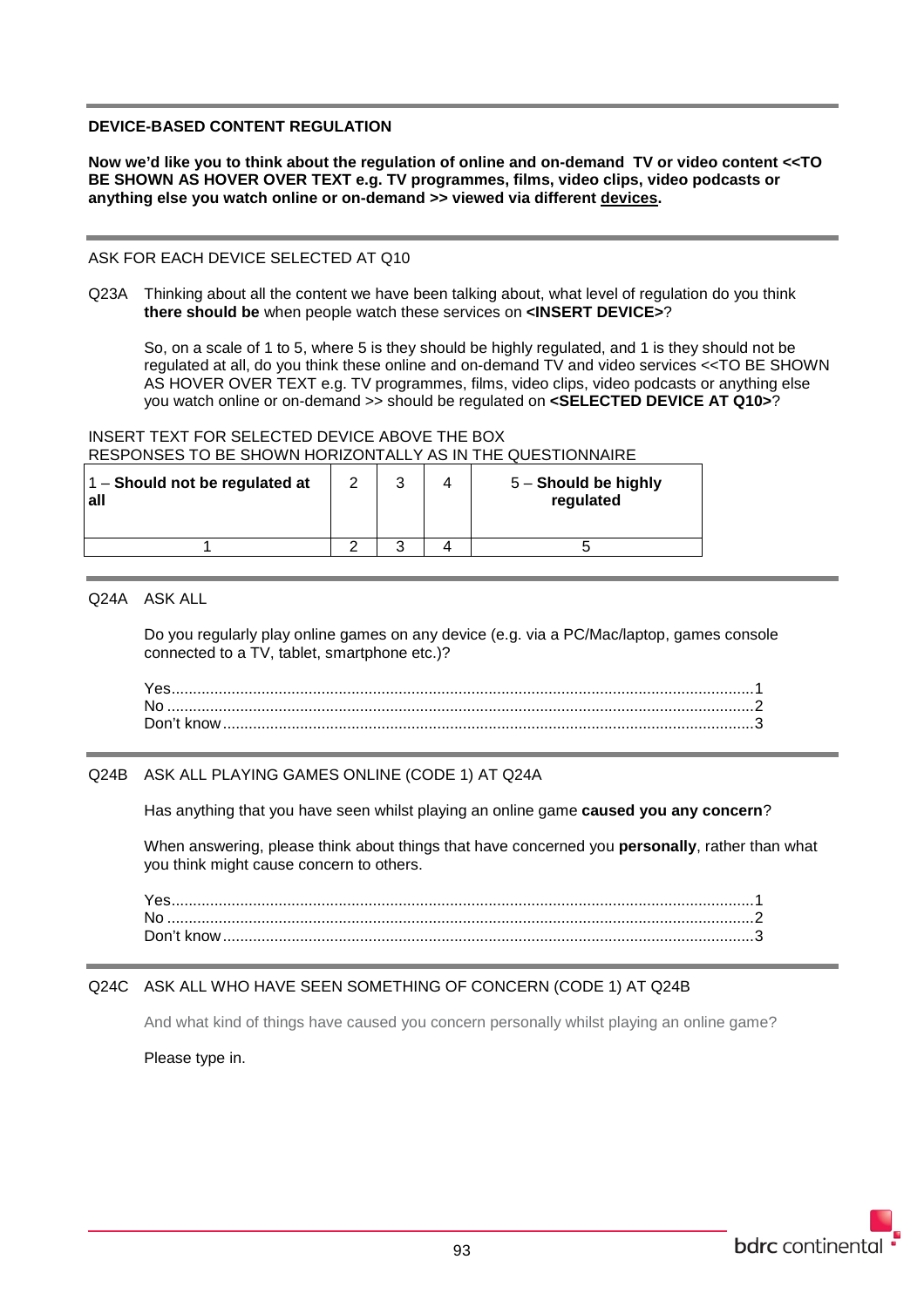**DEVICE-BASED CONTENT REGULATION**

**Now we'd like you to think about the regulation of online and on-demand TV or video content <<TO BE SHOWN AS HOVER OVER TEXT e.g. TV programmes, films, video clips, video podcasts or anything else you watch online or on-demand >> viewed via different devices.**

ASK FOR EACH DEVICE SELECTED AT Q10

Q23A Thinking about all the content we have been talking about, what level of regulation do you think **there should be** when people watch these services on **<INSERT DEVICE>**?

So, on a scale of 1 to 5, where 5 is they should be highly regulated, and 1 is they should not be regulated at all, do you think these online and on-demand TV and video services <<TO BE SHOWN AS HOVER OVER TEXT e.g. TV programmes, films, video clips, video podcasts or anything else you watch online or on-demand >> should be regulated on **<SELECTED DEVICE AT Q10>**?

INSERT TEXT FOR SELECTED DEVICE ABOVE THE BOX
RESPONSES TO BE SHOWN HORIZONTALLY AS IN THE QUESTIONNAIRE

| 1 – **Should not be regulated at all** | 2 | 3 | 4 | 5 – **Should be highly regulated** |
|---|---|---|---|---|
| 1 | 2 | 3 | 4 | 5 |

Q24A ASK ALL

Do you regularly play online games on any device (e.g. via a PC/Mac/laptop, games console connected to a TV, tablet, smartphone etc.)?

Yes........................................1
No..........................................2
Don't know..............................3

Q24B ASK ALL PLAYING GAMES ONLINE (CODE 1) AT Q24A

Has anything that you have seen whilst playing an online game **caused you any concern**?

When answering, please think about things that have concerned you **personally**, rather than what you think might cause concern to others.

Yes........................................1
No..........................................2
Don't know..............................3

Q24C ASK ALL WHO HAVE SEEN SOMETHING OF CONCERN (CODE 1) AT Q24B

And what kind of things have caused you concern personally whilst playing an online game?

Please type in.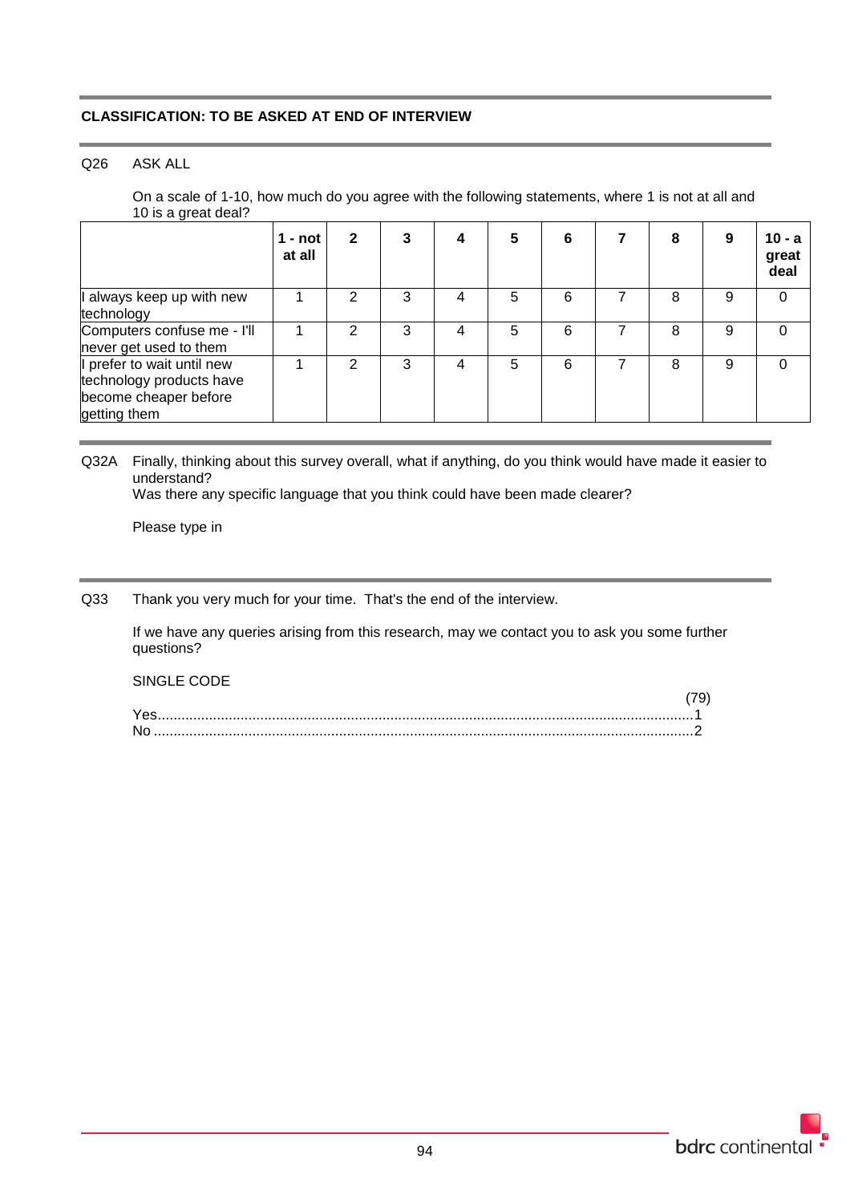**CLASSIFICATION: TO BE ASKED AT END OF INTERVIEW**

Q26 ASK ALL

On a scale of 1-10, how much do you agree with the following statements, where 1 is not at all and 10 is a great deal?

| | **1 - not at all** | **2** | **3** | **4** | **5** | **6** | **7** | **8** | **9** | **10 - a great deal** |
|---|---|---|---|---|---|---|---|---|---|---|
| I always keep up with new technology | 1 | 2 | 3 | 4 | 5 | 6 | 7 | 8 | 9 | 0 |
| Computers confuse me - I'll never get used to them | 1 | 2 | 3 | 4 | 5 | 6 | 7 | 8 | 9 | 0 |
| I prefer to wait until new technology products have become cheaper before getting them | 1 | 2 | 3 | 4 | 5 | 6 | 7 | 8 | 9 | 0 |

Q32A Finally, thinking about this survey overall, what if anything, do you think would have made it easier to understand?
Was there any specific language that you think could have been made clearer?

Please type in

Q33 Thank you very much for your time. That's the end of the interview.

If we have any queries arising from this research, may we contact you to ask you some further questions?

SINGLE CODE

(79)
Yes........................................................................................................................................1
No ........................................................................................................................................2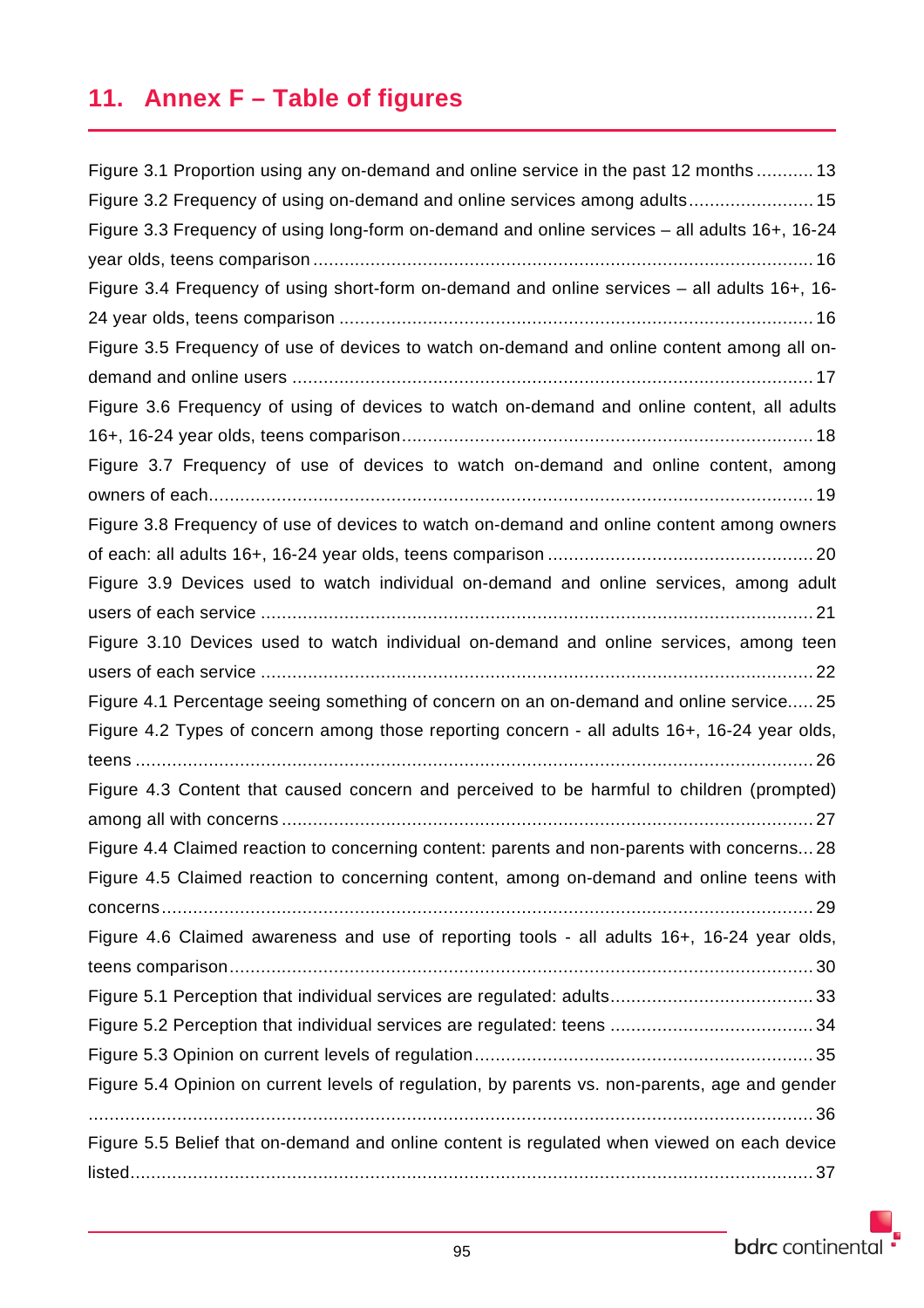# 11. Annex F – Table of figures

Figure 3.1 Proportion using any on-demand and online service in the past 12 months ........... 13

Figure 3.2 Frequency of using on-demand and online services among adults ........................ 15

Figure 3.3 Frequency of using long-form on-demand and online services – all adults 16+, 16-24 year olds, teens comparison ................................................................................................ 16

Figure 3.4 Frequency of using short-form on-demand and online services – all adults 16+, 16-24 year olds, teens comparison .......................................................................................... 16

Figure 3.5 Frequency of use of devices to watch on-demand and online content among all on-demand and online users ................................................................................................... 17

Figure 3.6 Frequency of using of devices to watch on-demand and online content, all adults 16+, 16-24 year olds, teens comparison .............................................................................. 18

Figure 3.7 Frequency of use of devices to watch on-demand and online content, among owners of each.................................................................................................................... 19

Figure 3.8 Frequency of use of devices to watch on-demand and online content among owners of each: all adults 16+, 16-24 year olds, teens comparison .................................................. 20

Figure 3.9 Devices used to watch individual on-demand and online services, among adult users of each service ......................................................................................................... 21

Figure 3.10 Devices used to watch individual on-demand and online services, among teen users of each service ......................................................................................................... 22

Figure 4.1 Percentage seeing something of concern on an on-demand and online service..... 25

Figure 4.2 Types of concern among those reporting concern - all adults 16+, 16-24 year olds, teens .................................................................................................................................. 26

Figure 4.3 Content that caused concern and perceived to be harmful to children (prompted) among all with concerns ..................................................................................................... 27

Figure 4.4 Claimed reaction to concerning content: parents and non-parents with concerns... 28

Figure 4.5 Claimed reaction to concerning content, among on-demand and online teens with concerns............................................................................................................................. 29

Figure 4.6 Claimed awareness and use of reporting tools - all adults 16+, 16-24 year olds, teens comparison ............................................................................................................... 30

Figure 5.1 Perception that individual services are regulated: adults....................................... 33

Figure 5.2 Perception that individual services are regulated: teens ....................................... 34

Figure 5.3 Opinion on current levels of regulation................................................................. 35

Figure 5.4 Opinion on current levels of regulation, by parents vs. non-parents, age and gender ........................................................................................................................................... 36

Figure 5.5 Belief that on-demand and online content is regulated when viewed on each device listed................................................................................................................................... 37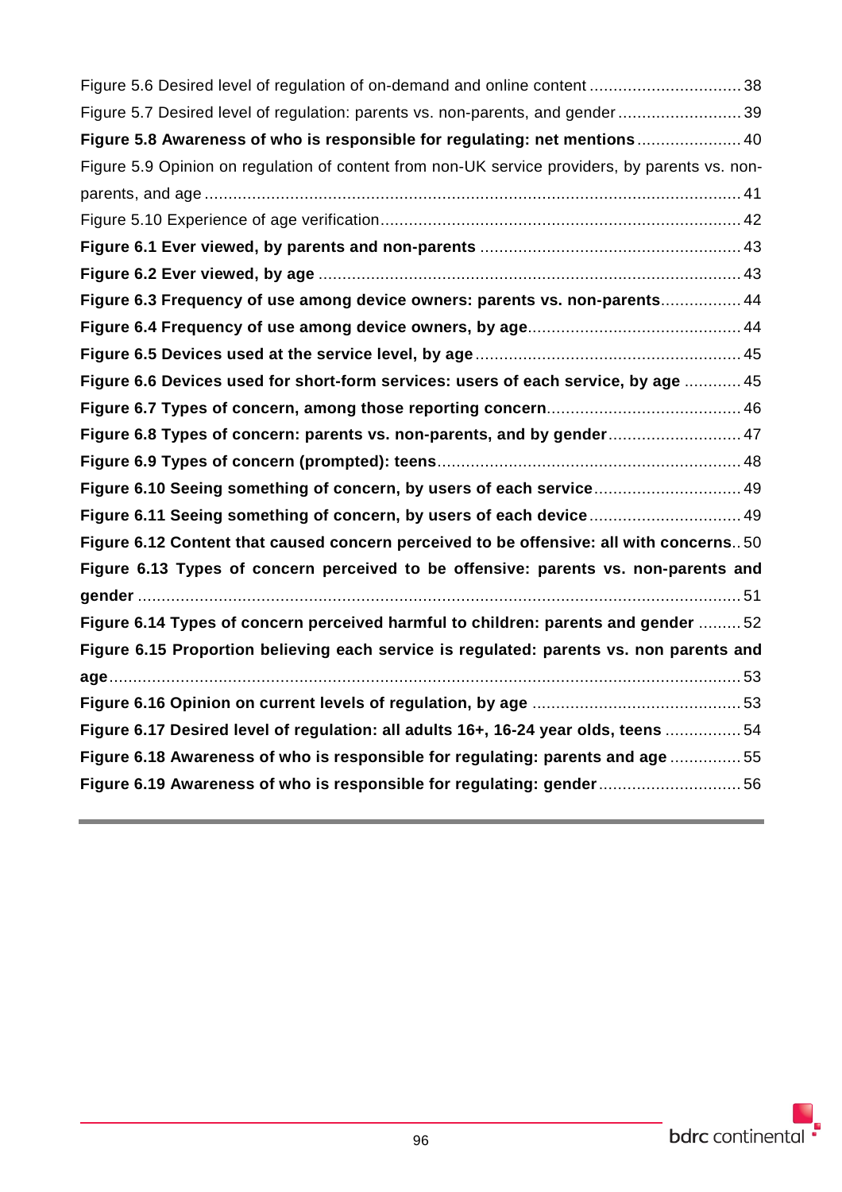Figure 5.6 Desired level of regulation of on-demand and online content ................................ 38

Figure 5.7 Desired level of regulation: parents vs. non-parents, and gender .......................... 39

**Figure 5.8 Awareness of who is responsible for regulating: net mentions** ...................... 40

Figure 5.9 Opinion on regulation of content from non-UK service providers, by parents vs. non-parents, and age ................................................................................................................. 41

Figure 5.10 Experience of age verification ............................................................................ 42

**Figure 6.1 Ever viewed, by parents and non-parents** ....................................................... 43

**Figure 6.2 Ever viewed, by age** ......................................................................................... 43

**Figure 6.3 Frequency of use among device owners: parents vs. non-parents** ................. 44

**Figure 6.4 Frequency of use among device owners, by age** ............................................. 44

**Figure 6.5 Devices used at the service level, by age** ........................................................ 45

**Figure 6.6 Devices used for short-form services: users of each service, by age** ............ 45

**Figure 6.7 Types of concern, among those reporting concern** ......................................... 46

**Figure 6.8 Types of concern: parents vs. non-parents, and by gender** ............................ 47

**Figure 6.9 Types of concern (prompted): teens** ................................................................ 48

**Figure 6.10 Seeing something of concern, by users of each service** ............................... 49

**Figure 6.11 Seeing something of concern, by users of each device** ................................ 49

**Figure 6.12 Content that caused concern perceived to be offensive: all with concerns** .. 50

**Figure 6.13 Types of concern perceived to be offensive: parents vs. non-parents and gender** ............................................................................................................................... 51

**Figure 6.14 Types of concern perceived harmful to children: parents and gender** ......... 52

**Figure 6.15 Proportion believing each service is regulated: parents vs. non parents and age** ..................................................................................................................................... 53

**Figure 6.16 Opinion on current levels of regulation, by age** ............................................ 53

**Figure 6.17 Desired level of regulation: all adults 16+, 16-24 year olds, teens** ................ 54

**Figure 6.18 Awareness of who is responsible for regulating: parents and age** ............... 55

**Figure 6.19 Awareness of who is responsible for regulating: gender** .............................. 56